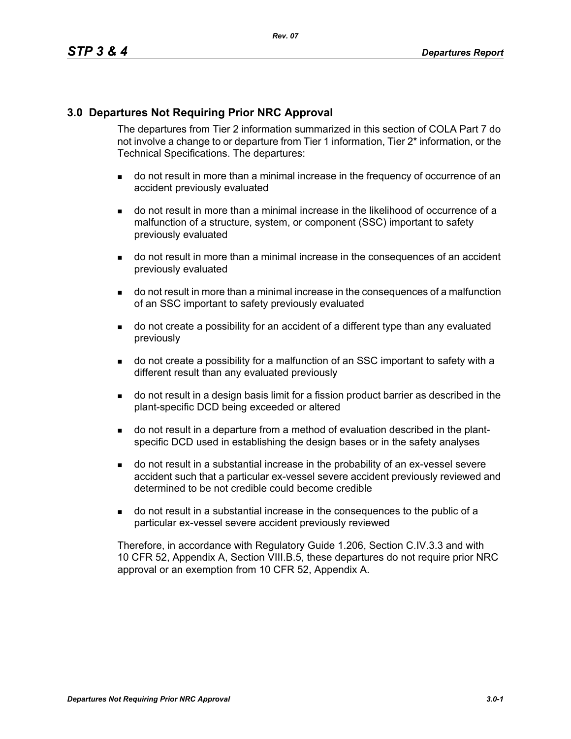## 3.0 Departures Not Requiring Prior NRC Approval

The departures from Tier 2 information summarized in this section of COLA Part 7 do not involve a change to or departure from Tier 1 information, Tier 2* information, or the Technical Specifications. The departures:

- do not result in more than a minimal increase in the frequency of occurrence of an accident previously evaluated
- do not result in more than a minimal increase in the likelihood of occurrence of a malfunction of a structure, system, or component (SSC) important to safety previously evaluated
- do not result in more than a minimal increase in the consequences of an accident previously evaluated
- do not result in more than a minimal increase in the consequences of a malfunction of an SSC important to safety previously evaluated
- do not create a possibility for an accident of a different type than any evaluated previously
- do not create a possibility for a malfunction of an SSC important to safety with a different result than any evaluated previously
- do not result in a design basis limit for a fission product barrier as described in the plant-specific DCD being exceeded or altered
- do not result in a departure from a method of evaluation described in the plant-specific DCD used in establishing the design bases or in the safety analyses
- do not result in a substantial increase in the probability of an ex-vessel severe accident such that a particular ex-vessel severe accident previously reviewed and determined to be not credible could become credible
- do not result in a substantial increase in the consequences to the public of a particular ex-vessel severe accident previously reviewed

Therefore, in accordance with Regulatory Guide 1.206, Section C.IV.3.3 and with 10 CFR 52, Appendix A, Section VIII.B.5, these departures do not require prior NRC approval or an exemption from 10 CFR 52, Appendix A.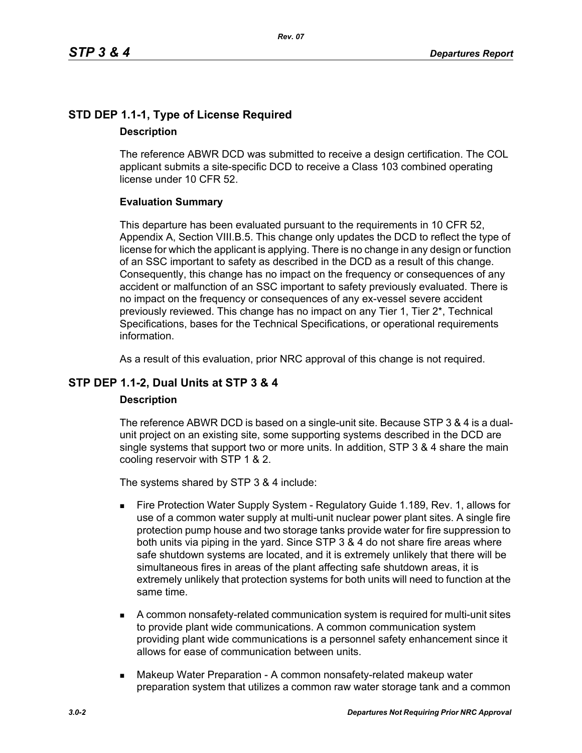## STD DEP 1.1-1, Type of License Required

### Description

The reference ABWR DCD was submitted to receive a design certification. The COL applicant submits a site-specific DCD to receive a Class 103 combined operating license under 10 CFR 52.

### Evaluation Summary

This departure has been evaluated pursuant to the requirements in 10 CFR 52, Appendix A, Section VIII.B.5. This change only updates the DCD to reflect the type of license for which the applicant is applying. There is no change in any design or function of an SSC important to safety as described in the DCD as a result of this change. Consequently, this change has no impact on the frequency or consequences of any accident or malfunction of an SSC important to safety previously evaluated. There is no impact on the frequency or consequences of any ex-vessel severe accident previously reviewed. This change has no impact on any Tier 1, Tier 2*, Technical Specifications, bases for the Technical Specifications, or operational requirements information.

As a result of this evaluation, prior NRC approval of this change is not required.

## STP DEP 1.1-2, Dual Units at STP 3 & 4

### Description

The reference ABWR DCD is based on a single-unit site. Because STP 3 & 4 is a dual-unit project on an existing site, some supporting systems described in the DCD are single systems that support two or more units. In addition, STP 3 & 4 share the main cooling reservoir with STP 1 & 2.

The systems shared by STP 3 & 4 include:

- Fire Protection Water Supply System - Regulatory Guide 1.189, Rev. 1, allows for use of a common water supply at multi-unit nuclear power plant sites. A single fire protection pump house and two storage tanks provide water for fire suppression to both units via piping in the yard. Since STP 3 & 4 do not share fire areas where safe shutdown systems are located, and it is extremely unlikely that there will be simultaneous fires in areas of the plant affecting safe shutdown areas, it is extremely unlikely that protection systems for both units will need to function at the same time.
- A common nonsafety-related communication system is required for multi-unit sites to provide plant wide communications. A common communication system providing plant wide communications is a personnel safety enhancement since it allows for ease of communication between units.
- Makeup Water Preparation - A common nonsafety-related makeup water preparation system that utilizes a common raw water storage tank and a common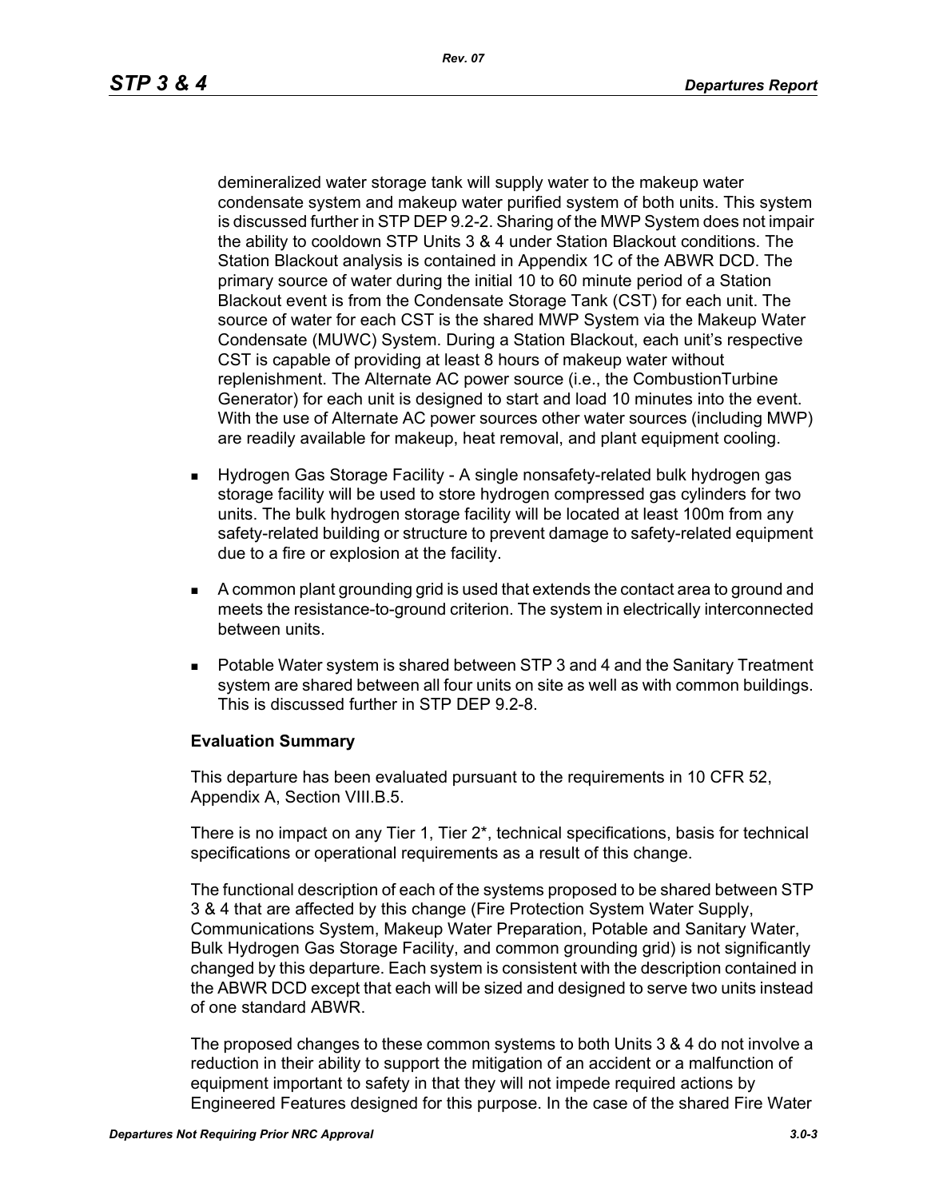demineralized water storage tank will supply water to the makeup water condensate system and makeup water purified system of both units. This system is discussed further in STP DEP 9.2-2. Sharing of the MWP System does not impair the ability to cooldown STP Units 3 & 4 under Station Blackout conditions. The Station Blackout analysis is contained in Appendix 1C of the ABWR DCD. The primary source of water during the initial 10 to 60 minute period of a Station Blackout event is from the Condensate Storage Tank (CST) for each unit. The source of water for each CST is the shared MWP System via the Makeup Water Condensate (MUWC) System. During a Station Blackout, each unit's respective CST is capable of providing at least 8 hours of makeup water without replenishment. The Alternate AC power source (i.e., the CombustionTurbine Generator) for each unit is designed to start and load 10 minutes into the event. With the use of Alternate AC power sources other water sources (including MWP) are readily available for makeup, heat removal, and plant equipment cooling.

- Hydrogen Gas Storage Facility - A single nonsafety-related bulk hydrogen gas storage facility will be used to store hydrogen compressed gas cylinders for two units. The bulk hydrogen storage facility will be located at least 100m from any safety-related building or structure to prevent damage to safety-related equipment due to a fire or explosion at the facility.
- A common plant grounding grid is used that extends the contact area to ground and meets the resistance-to-ground criterion. The system in electrically interconnected between units.
- Potable Water system is shared between STP 3 and 4 and the Sanitary Treatment system are shared between all four units on site as well as with common buildings. This is discussed further in STP DEP 9.2-8.

**Evaluation Summary**

This departure has been evaluated pursuant to the requirements in 10 CFR 52, Appendix A, Section VIII.B.5.

There is no impact on any Tier 1, Tier 2*, technical specifications, basis for technical specifications or operational requirements as a result of this change.

The functional description of each of the systems proposed to be shared between STP 3 & 4 that are affected by this change (Fire Protection System Water Supply, Communications System, Makeup Water Preparation, Potable and Sanitary Water, Bulk Hydrogen Gas Storage Facility, and common grounding grid) is not significantly changed by this departure. Each system is consistent with the description contained in the ABWR DCD except that each will be sized and designed to serve two units instead of one standard ABWR.

The proposed changes to these common systems to both Units 3 & 4 do not involve a reduction in their ability to support the mitigation of an accident or a malfunction of equipment important to safety in that they will not impede required actions by Engineered Features designed for this purpose. In the case of the shared Fire Water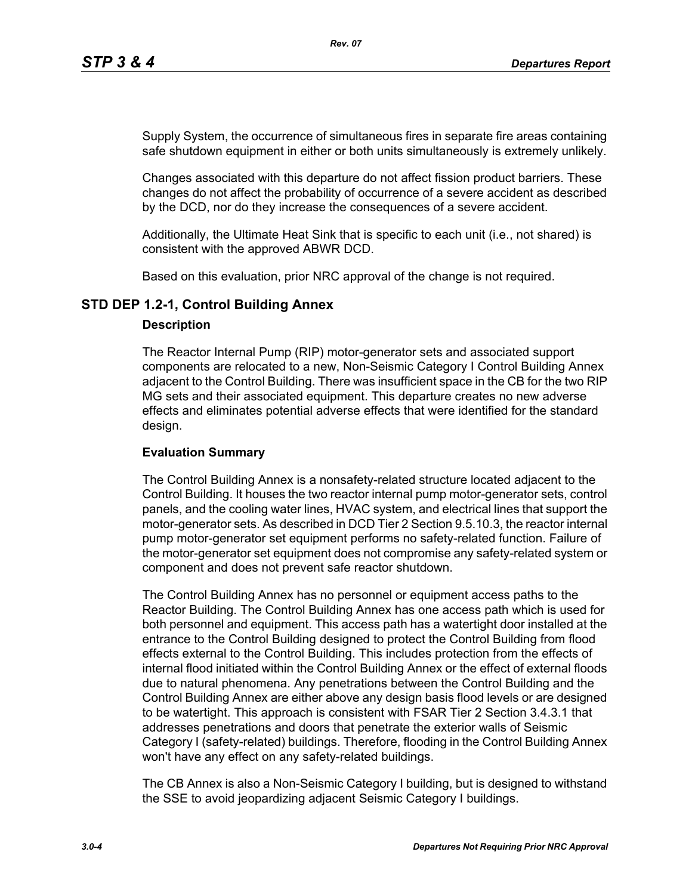Supply System, the occurrence of simultaneous fires in separate fire areas containing safe shutdown equipment in either or both units simultaneously is extremely unlikely.

Changes associated with this departure do not affect fission product barriers. These changes do not affect the probability of occurrence of a severe accident as described by the DCD, nor do they increase the consequences of a severe accident.

Additionally, the Ultimate Heat Sink that is specific to each unit (i.e., not shared) is consistent with the approved ABWR DCD.

Based on this evaluation, prior NRC approval of the change is not required.

## STD DEP 1.2-1, Control Building Annex

### Description

The Reactor Internal Pump (RIP) motor-generator sets and associated support components are relocated to a new, Non-Seismic Category I Control Building Annex adjacent to the Control Building. There was insufficient space in the CB for the two RIP MG sets and their associated equipment. This departure creates no new adverse effects and eliminates potential adverse effects that were identified for the standard design.

### Evaluation Summary

The Control Building Annex is a nonsafety-related structure located adjacent to the Control Building. It houses the two reactor internal pump motor-generator sets, control panels, and the cooling water lines, HVAC system, and electrical lines that support the motor-generator sets. As described in DCD Tier 2 Section 9.5.10.3, the reactor internal pump motor-generator set equipment performs no safety-related function. Failure of the motor-generator set equipment does not compromise any safety-related system or component and does not prevent safe reactor shutdown.

The Control Building Annex has no personnel or equipment access paths to the Reactor Building. The Control Building Annex has one access path which is used for both personnel and equipment. This access path has a watertight door installed at the entrance to the Control Building designed to protect the Control Building from flood effects external to the Control Building. This includes protection from the effects of internal flood initiated within the Control Building Annex or the effect of external floods due to natural phenomena. Any penetrations between the Control Building and the Control Building Annex are either above any design basis flood levels or are designed to be watertight. This approach is consistent with FSAR Tier 2 Section 3.4.3.1 that addresses penetrations and doors that penetrate the exterior walls of Seismic Category I (safety-related) buildings. Therefore, flooding in the Control Building Annex won't have any effect on any safety-related buildings.

The CB Annex is also a Non-Seismic Category I building, but is designed to withstand the SSE to avoid jeopardizing adjacent Seismic Category I buildings.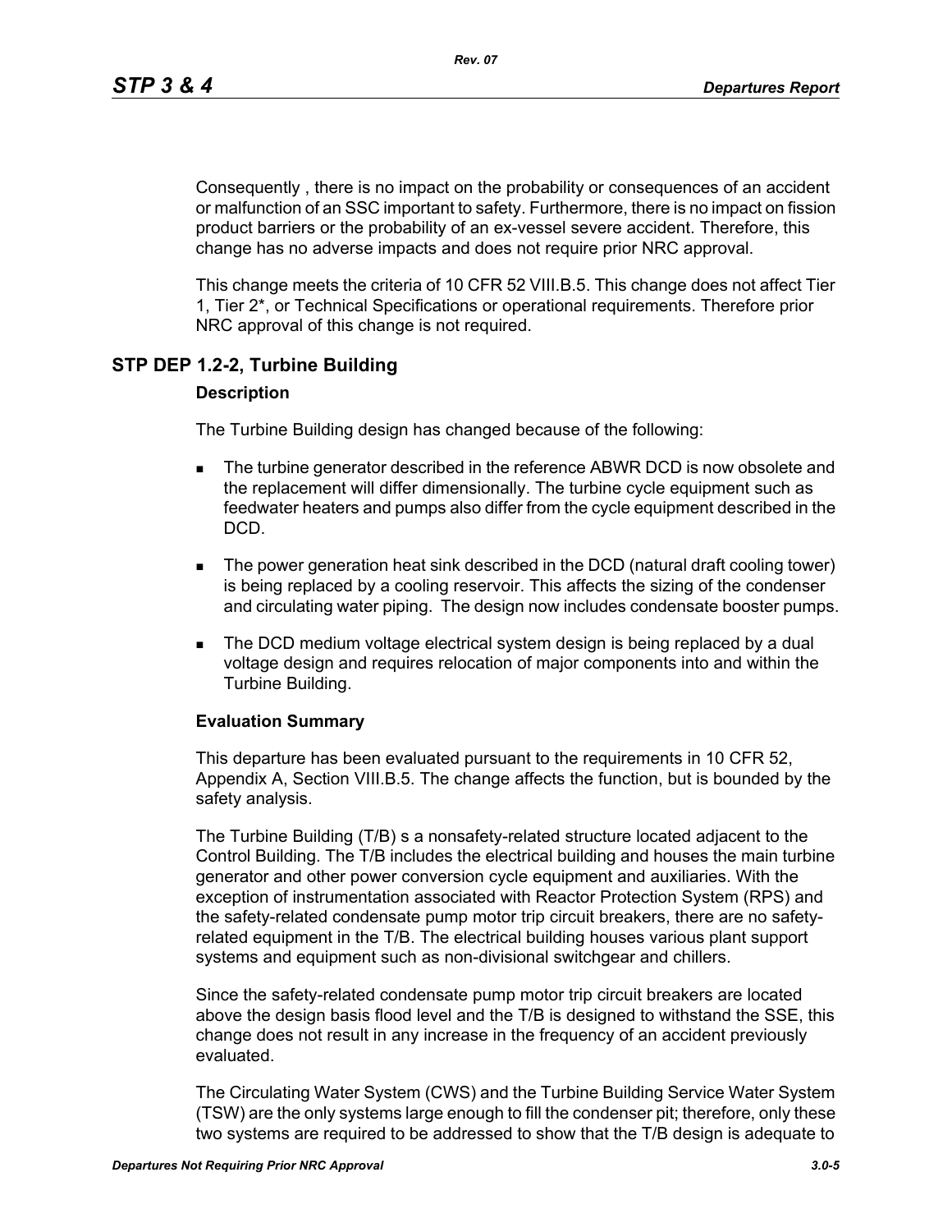Consequently , there is no impact on the probability or consequences of an accident or malfunction of an SSC important to safety. Furthermore, there is no impact on fission product barriers or the probability of an ex-vessel severe accident. Therefore, this change has no adverse impacts and does not require prior NRC approval.

This change meets the criteria of 10 CFR 52 VIII.B.5. This change does not affect Tier 1, Tier 2*, or Technical Specifications or operational requirements. Therefore prior NRC approval of this change is not required.

## STP DEP 1.2-2, Turbine Building

### Description

The Turbine Building design has changed because of the following:

- The turbine generator described in the reference ABWR DCD is now obsolete and the replacement will differ dimensionally. The turbine cycle equipment such as feedwater heaters and pumps also differ from the cycle equipment described in the DCD.
- The power generation heat sink described in the DCD (natural draft cooling tower) is being replaced by a cooling reservoir. This affects the sizing of the condenser and circulating water piping. The design now includes condensate booster pumps.
- The DCD medium voltage electrical system design is being replaced by a dual voltage design and requires relocation of major components into and within the Turbine Building.

### Evaluation Summary

This departure has been evaluated pursuant to the requirements in 10 CFR 52, Appendix A, Section VIII.B.5. The change affects the function, but is bounded by the safety analysis.

The Turbine Building (T/B) s a nonsafety-related structure located adjacent to the Control Building. The T/B includes the electrical building and houses the main turbine generator and other power conversion cycle equipment and auxiliaries. With the exception of instrumentation associated with Reactor Protection System (RPS) and the safety-related condensate pump motor trip circuit breakers, there are no safety-related equipment in the T/B. The electrical building houses various plant support systems and equipment such as non-divisional switchgear and chillers.

Since the safety-related condensate pump motor trip circuit breakers are located above the design basis flood level and the T/B is designed to withstand the SSE, this change does not result in any increase in the frequency of an accident previously evaluated.

The Circulating Water System (CWS) and the Turbine Building Service Water System (TSW) are the only systems large enough to fill the condenser pit; therefore, only these two systems are required to be addressed to show that the T/B design is adequate to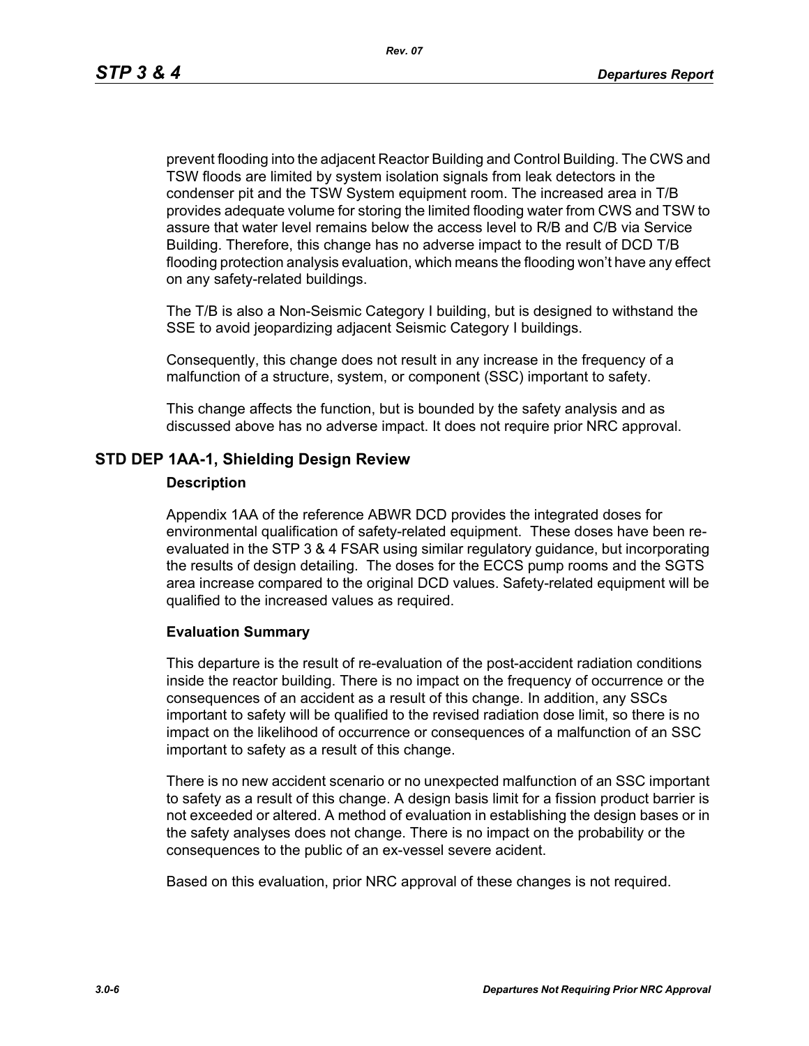prevent flooding into the adjacent Reactor Building and Control Building. The CWS and TSW floods are limited by system isolation signals from leak detectors in the condenser pit and the TSW System equipment room. The increased area in T/B provides adequate volume for storing the limited flooding water from CWS and TSW to assure that water level remains below the access level to R/B and C/B via Service Building. Therefore, this change has no adverse impact to the result of DCD T/B flooding protection analysis evaluation, which means the flooding won't have any effect on any safety-related buildings.

The T/B is also a Non-Seismic Category I building, but is designed to withstand the SSE to avoid jeopardizing adjacent Seismic Category I buildings.

Consequently, this change does not result in any increase in the frequency of a malfunction of a structure, system, or component (SSC) important to safety.

This change affects the function, but is bounded by the safety analysis and as discussed above has no adverse impact. It does not require prior NRC approval.

## STD DEP 1AA-1, Shielding Design Review

### Description

Appendix 1AA of the reference ABWR DCD provides the integrated doses for environmental qualification of safety-related equipment. These doses have been re-evaluated in the STP 3 & 4 FSAR using similar regulatory guidance, but incorporating the results of design detailing. The doses for the ECCS pump rooms and the SGTS area increase compared to the original DCD values. Safety-related equipment will be qualified to the increased values as required.

### Evaluation Summary

This departure is the result of re-evaluation of the post-accident radiation conditions inside the reactor building. There is no impact on the frequency of occurrence or the consequences of an accident as a result of this change. In addition, any SSCs important to safety will be qualified to the revised radiation dose limit, so there is no impact on the likelihood of occurrence or consequences of a malfunction of an SSC important to safety as a result of this change.

There is no new accident scenario or no unexpected malfunction of an SSC important to safety as a result of this change. A design basis limit for a fission product barrier is not exceeded or altered. A method of evaluation in establishing the design bases or in the safety analyses does not change. There is no impact on the probability or the consequences to the public of an ex-vessel severe acident.

Based on this evaluation, prior NRC approval of these changes is not required.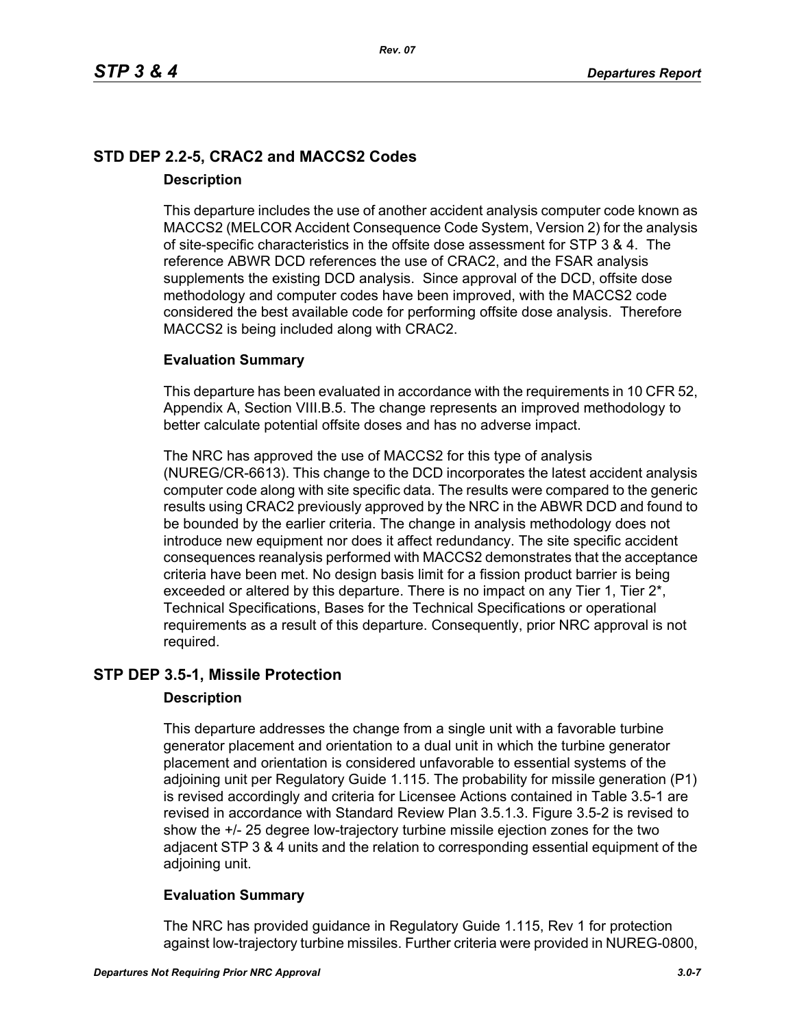## STD DEP 2.2-5, CRAC2 and MACCS2 Codes

### Description

This departure includes the use of another accident analysis computer code known as MACCS2 (MELCOR Accident Consequence Code System, Version 2) for the analysis of site-specific characteristics in the offsite dose assessment for STP 3 & 4. The reference ABWR DCD references the use of CRAC2, and the FSAR analysis supplements the existing DCD analysis. Since approval of the DCD, offsite dose methodology and computer codes have been improved, with the MACCS2 code considered the best available code for performing offsite dose analysis. Therefore MACCS2 is being included along with CRAC2.

### Evaluation Summary

This departure has been evaluated in accordance with the requirements in 10 CFR 52, Appendix A, Section VIII.B.5. The change represents an improved methodology to better calculate potential offsite doses and has no adverse impact.

The NRC has approved the use of MACCS2 for this type of analysis (NUREG/CR-6613). This change to the DCD incorporates the latest accident analysis computer code along with site specific data. The results were compared to the generic results using CRAC2 previously approved by the NRC in the ABWR DCD and found to be bounded by the earlier criteria. The change in analysis methodology does not introduce new equipment nor does it affect redundancy. The site specific accident consequences reanalysis performed with MACCS2 demonstrates that the acceptance criteria have been met. No design basis limit for a fission product barrier is being exceeded or altered by this departure. There is no impact on any Tier 1, Tier 2*, Technical Specifications, Bases for the Technical Specifications or operational requirements as a result of this departure. Consequently, prior NRC approval is not required.

## STP DEP 3.5-1, Missile Protection

### Description

This departure addresses the change from a single unit with a favorable turbine generator placement and orientation to a dual unit in which the turbine generator placement and orientation is considered unfavorable to essential systems of the adjoining unit per Regulatory Guide 1.115. The probability for missile generation (P1) is revised accordingly and criteria for Licensee Actions contained in Table 3.5-1 are revised in accordance with Standard Review Plan 3.5.1.3. Figure 3.5-2 is revised to show the +/- 25 degree low-trajectory turbine missile ejection zones for the two adjacent STP 3 & 4 units and the relation to corresponding essential equipment of the adjoining unit.

### Evaluation Summary

The NRC has provided guidance in Regulatory Guide 1.115, Rev 1 for protection against low-trajectory turbine missiles. Further criteria were provided in NUREG-0800,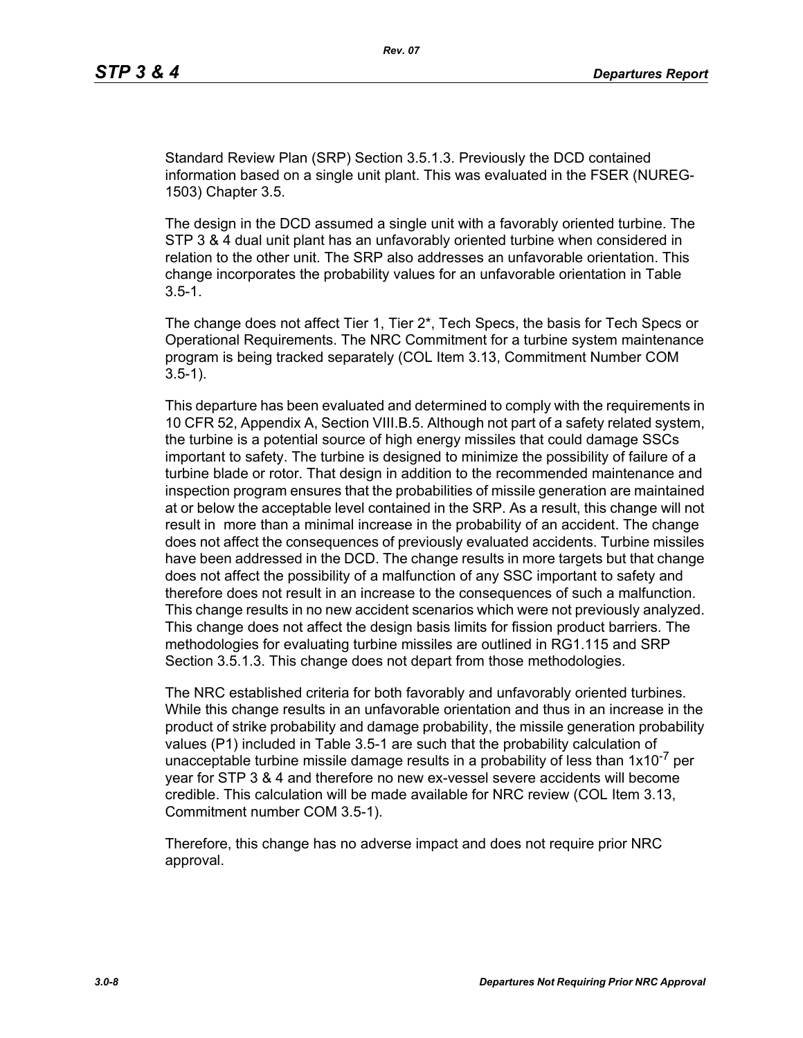Standard Review Plan (SRP) Section 3.5.1.3. Previously the DCD contained information based on a single unit plant. This was evaluated in the FSER (NUREG-1503) Chapter 3.5.

The design in the DCD assumed a single unit with a favorably oriented turbine. The STP 3 & 4 dual unit plant has an unfavorably oriented turbine when considered in relation to the other unit. The SRP also addresses an unfavorable orientation. This change incorporates the probability values for an unfavorable orientation in Table 3.5-1.

The change does not affect Tier 1, Tier 2*, Tech Specs, the basis for Tech Specs or Operational Requirements. The NRC Commitment for a turbine system maintenance program is being tracked separately (COL Item 3.13, Commitment Number COM 3.5-1).

This departure has been evaluated and determined to comply with the requirements in 10 CFR 52, Appendix A, Section VIII.B.5. Although not part of a safety related system, the turbine is a potential source of high energy missiles that could damage SSCs important to safety. The turbine is designed to minimize the possibility of failure of a turbine blade or rotor. That design in addition to the recommended maintenance and inspection program ensures that the probabilities of missile generation are maintained at or below the acceptable level contained in the SRP. As a result, this change will not result in more than a minimal increase in the probability of an accident. The change does not affect the consequences of previously evaluated accidents. Turbine missiles have been addressed in the DCD. The change results in more targets but that change does not affect the possibility of a malfunction of any SSC important to safety and therefore does not result in an increase to the consequences of such a malfunction. This change results in no new accident scenarios which were not previously analyzed. This change does not affect the design basis limits for fission product barriers. The methodologies for evaluating turbine missiles are outlined in RG1.115 and SRP Section 3.5.1.3. This change does not depart from those methodologies.

The NRC established criteria for both favorably and unfavorably oriented turbines. While this change results in an unfavorable orientation and thus in an increase in the product of strike probability and damage probability, the missile generation probability values (P1) included in Table 3.5-1 are such that the probability calculation of unacceptable turbine missile damage results in a probability of less than $1 \times 10^{-7}$ per year for STP 3 & 4 and therefore no new ex-vessel severe accidents will become credible. This calculation will be made available for NRC review (COL Item 3.13, Commitment number COM 3.5-1).

Therefore, this change has no adverse impact and does not require prior NRC approval.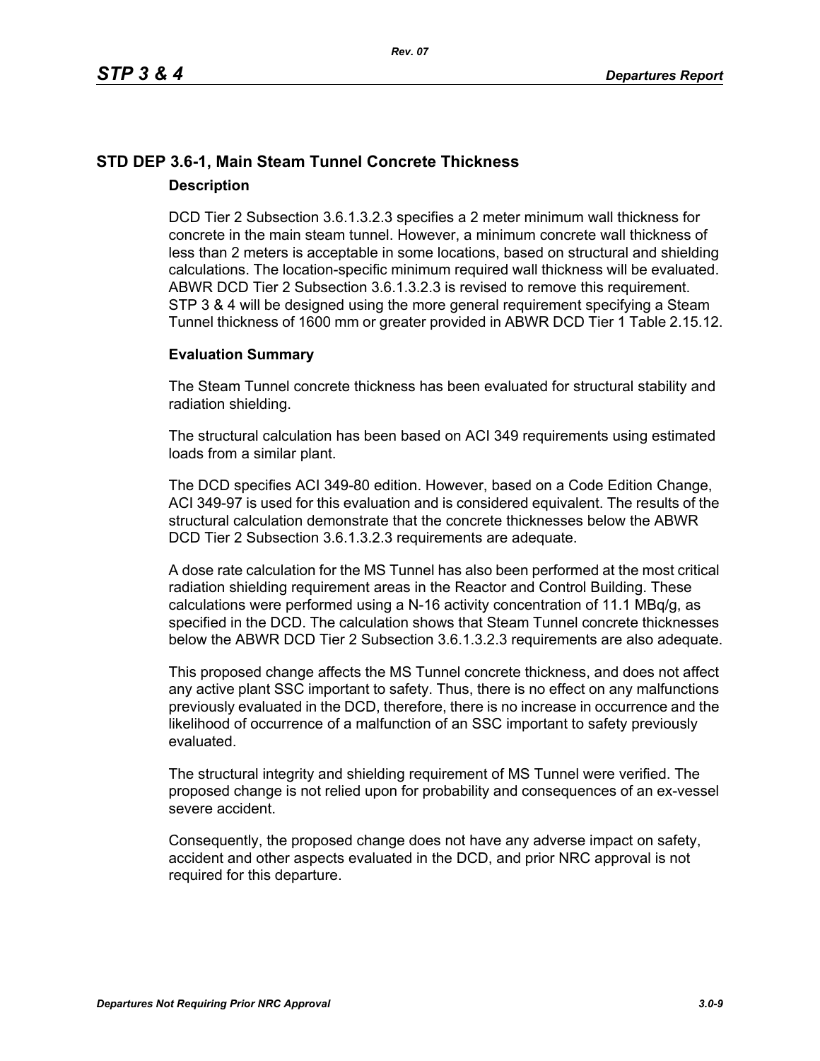## STD DEP 3.6-1, Main Steam Tunnel Concrete Thickness

### Description

DCD Tier 2 Subsection 3.6.1.3.2.3 specifies a 2 meter minimum wall thickness for concrete in the main steam tunnel. However, a minimum concrete wall thickness of less than 2 meters is acceptable in some locations, based on structural and shielding calculations. The location-specific minimum required wall thickness will be evaluated. ABWR DCD Tier 2 Subsection 3.6.1.3.2.3 is revised to remove this requirement. STP 3 & 4 will be designed using the more general requirement specifying a Steam Tunnel thickness of 1600 mm or greater provided in ABWR DCD Tier 1 Table 2.15.12.

### Evaluation Summary

The Steam Tunnel concrete thickness has been evaluated for structural stability and radiation shielding.

The structural calculation has been based on ACI 349 requirements using estimated loads from a similar plant.

The DCD specifies ACI 349-80 edition. However, based on a Code Edition Change, ACI 349-97 is used for this evaluation and is considered equivalent. The results of the structural calculation demonstrate that the concrete thicknesses below the ABWR DCD Tier 2 Subsection 3.6.1.3.2.3 requirements are adequate.

A dose rate calculation for the MS Tunnel has also been performed at the most critical radiation shielding requirement areas in the Reactor and Control Building. These calculations were performed using a N-16 activity concentration of 11.1 MBq/g, as specified in the DCD. The calculation shows that Steam Tunnel concrete thicknesses below the ABWR DCD Tier 2 Subsection 3.6.1.3.2.3 requirements are also adequate.

This proposed change affects the MS Tunnel concrete thickness, and does not affect any active plant SSC important to safety. Thus, there is no effect on any malfunctions previously evaluated in the DCD, therefore, there is no increase in occurrence and the likelihood of occurrence of a malfunction of an SSC important to safety previously evaluated.

The structural integrity and shielding requirement of MS Tunnel were verified. The proposed change is not relied upon for probability and consequences of an ex-vessel severe accident.

Consequently, the proposed change does not have any adverse impact on safety, accident and other aspects evaluated in the DCD, and prior NRC approval is not required for this departure.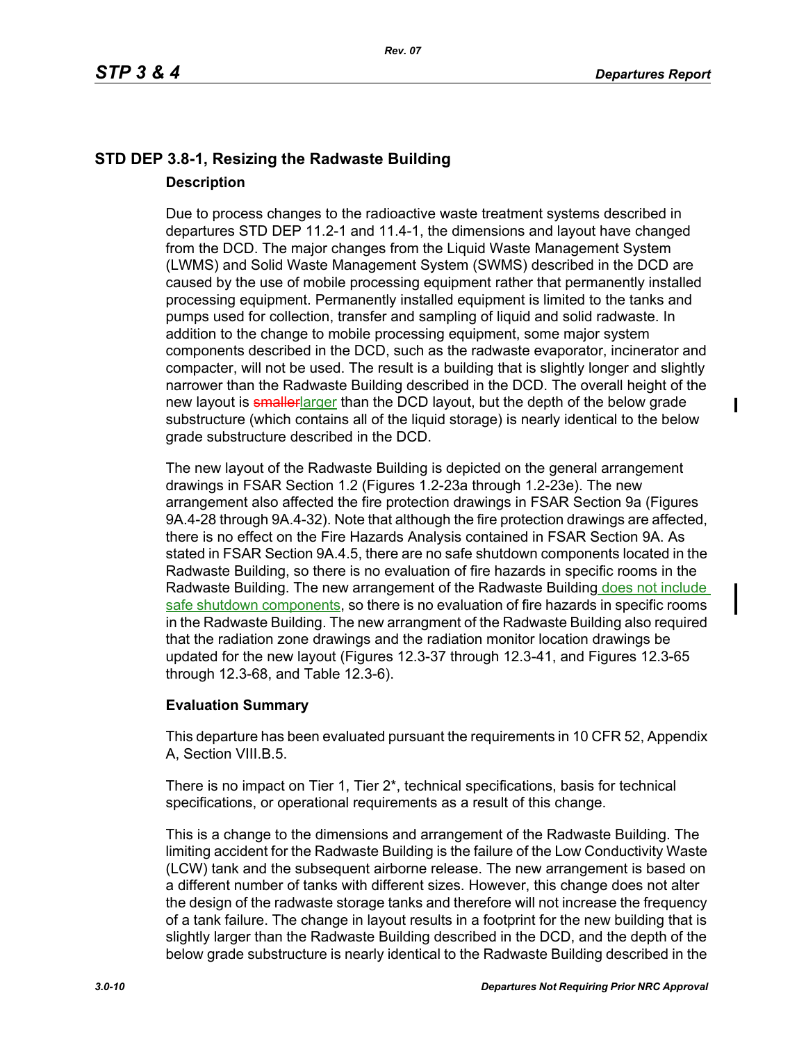## STD DEP 3.8-1, Resizing the Radwaste Building

### Description

Due to process changes to the radioactive waste treatment systems described in departures STD DEP 11.2-1 and 11.4-1, the dimensions and layout have changed from the DCD. The major changes from the Liquid Waste Management System (LWMS) and Solid Waste Management System (SWMS) described in the DCD are caused by the use of mobile processing equipment rather that permanently installed processing equipment. Permanently installed equipment is limited to the tanks and pumps used for collection, transfer and sampling of liquid and solid radwaste. In addition to the change to mobile processing equipment, some major system components described in the DCD, such as the radwaste evaporator, incinerator and compacter, will not be used. The result is a building that is slightly longer and slightly narrower than the Radwaste Building described in the DCD. The overall height of the new layout is ~~smaller~~larger than the DCD layout, but the depth of the below grade substructure (which contains all of the liquid storage) is nearly identical to the below grade substructure described in the DCD.

The new layout of the Radwaste Building is depicted on the general arrangement drawings in FSAR Section 1.2 (Figures 1.2-23a through 1.2-23e). The new arrangement also affected the fire protection drawings in FSAR Section 9a (Figures 9A.4-28 through 9A.4-32). Note that although the fire protection drawings are affected, there is no effect on the Fire Hazards Analysis contained in FSAR Section 9A. As stated in FSAR Section 9A.4.5, there are no safe shutdown components located in the Radwaste Building, so there is no evaluation of fire hazards in specific rooms in the Radwaste Building. The new arrangement of the Radwaste Building does not include safe shutdown components, so there is no evaluation of fire hazards in specific rooms in the Radwaste Building. The new arrangment of the Radwaste Building also required that the radiation zone drawings and the radiation monitor location drawings be updated for the new layout (Figures 12.3-37 through 12.3-41, and Figures 12.3-65 through 12.3-68, and Table 12.3-6).

### Evaluation Summary

This departure has been evaluated pursuant the requirements in 10 CFR 52, Appendix A, Section VIII.B.5.

There is no impact on Tier 1, Tier 2*, technical specifications, basis for technical specifications, or operational requirements as a result of this change.

This is a change to the dimensions and arrangement of the Radwaste Building. The limiting accident for the Radwaste Building is the failure of the Low Conductivity Waste (LCW) tank and the subsequent airborne release. The new arrangement is based on a different number of tanks with different sizes. However, this change does not alter the design of the radwaste storage tanks and therefore will not increase the frequency of a tank failure. The change in layout results in a footprint for the new building that is slightly larger than the Radwaste Building described in the DCD, and the depth of the below grade substructure is nearly identical to the Radwaste Building described in the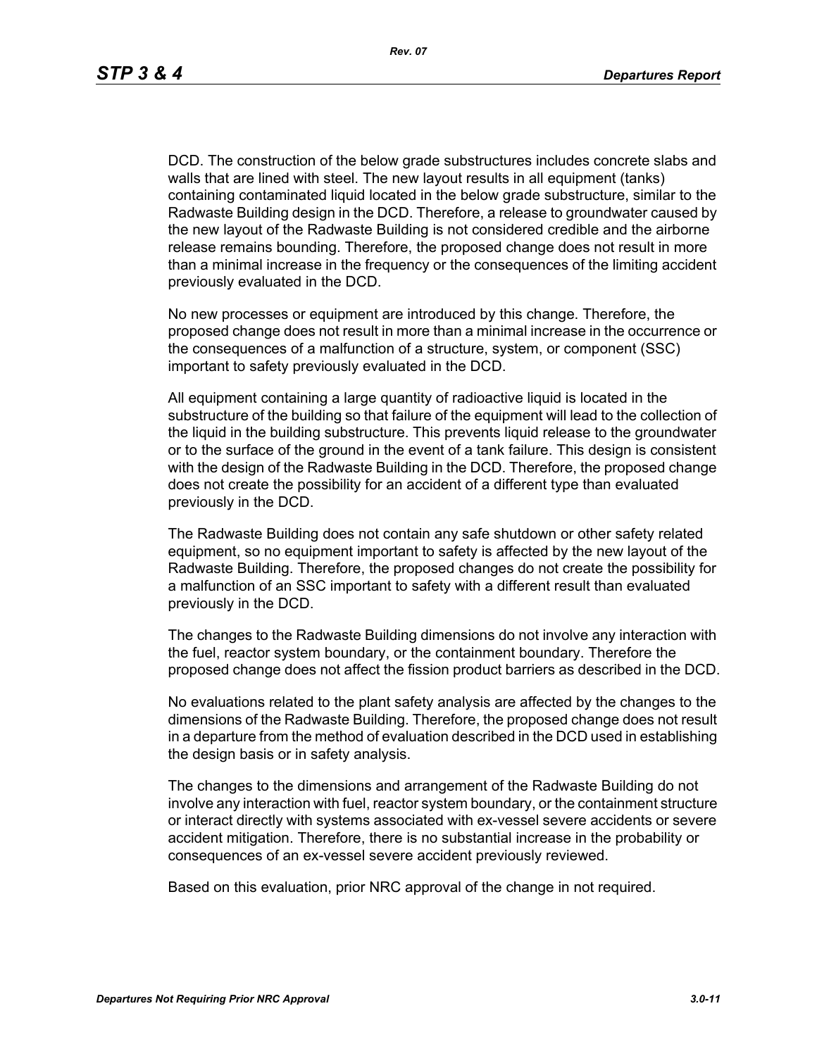DCD. The construction of the below grade substructures includes concrete slabs and walls that are lined with steel. The new layout results in all equipment (tanks) containing contaminated liquid located in the below grade substructure, similar to the Radwaste Building design in the DCD. Therefore, a release to groundwater caused by the new layout of the Radwaste Building is not considered credible and the airborne release remains bounding. Therefore, the proposed change does not result in more than a minimal increase in the frequency or the consequences of the limiting accident previously evaluated in the DCD.

No new processes or equipment are introduced by this change. Therefore, the proposed change does not result in more than a minimal increase in the occurrence or the consequences of a malfunction of a structure, system, or component (SSC) important to safety previously evaluated in the DCD.

All equipment containing a large quantity of radioactive liquid is located in the substructure of the building so that failure of the equipment will lead to the collection of the liquid in the building substructure. This prevents liquid release to the groundwater or to the surface of the ground in the event of a tank failure. This design is consistent with the design of the Radwaste Building in the DCD. Therefore, the proposed change does not create the possibility for an accident of a different type than evaluated previously in the DCD.

The Radwaste Building does not contain any safe shutdown or other safety related equipment, so no equipment important to safety is affected by the new layout of the Radwaste Building. Therefore, the proposed changes do not create the possibility for a malfunction of an SSC important to safety with a different result than evaluated previously in the DCD.

The changes to the Radwaste Building dimensions do not involve any interaction with the fuel, reactor system boundary, or the containment boundary. Therefore the proposed change does not affect the fission product barriers as described in the DCD.

No evaluations related to the plant safety analysis are affected by the changes to the dimensions of the Radwaste Building. Therefore, the proposed change does not result in a departure from the method of evaluation described in the DCD used in establishing the design basis or in safety analysis.

The changes to the dimensions and arrangement of the Radwaste Building do not involve any interaction with fuel, reactor system boundary, or the containment structure or interact directly with systems associated with ex-vessel severe accidents or severe accident mitigation. Therefore, there is no substantial increase in the probability or consequences of an ex-vessel severe accident previously reviewed.

Based on this evaluation, prior NRC approval of the change in not required.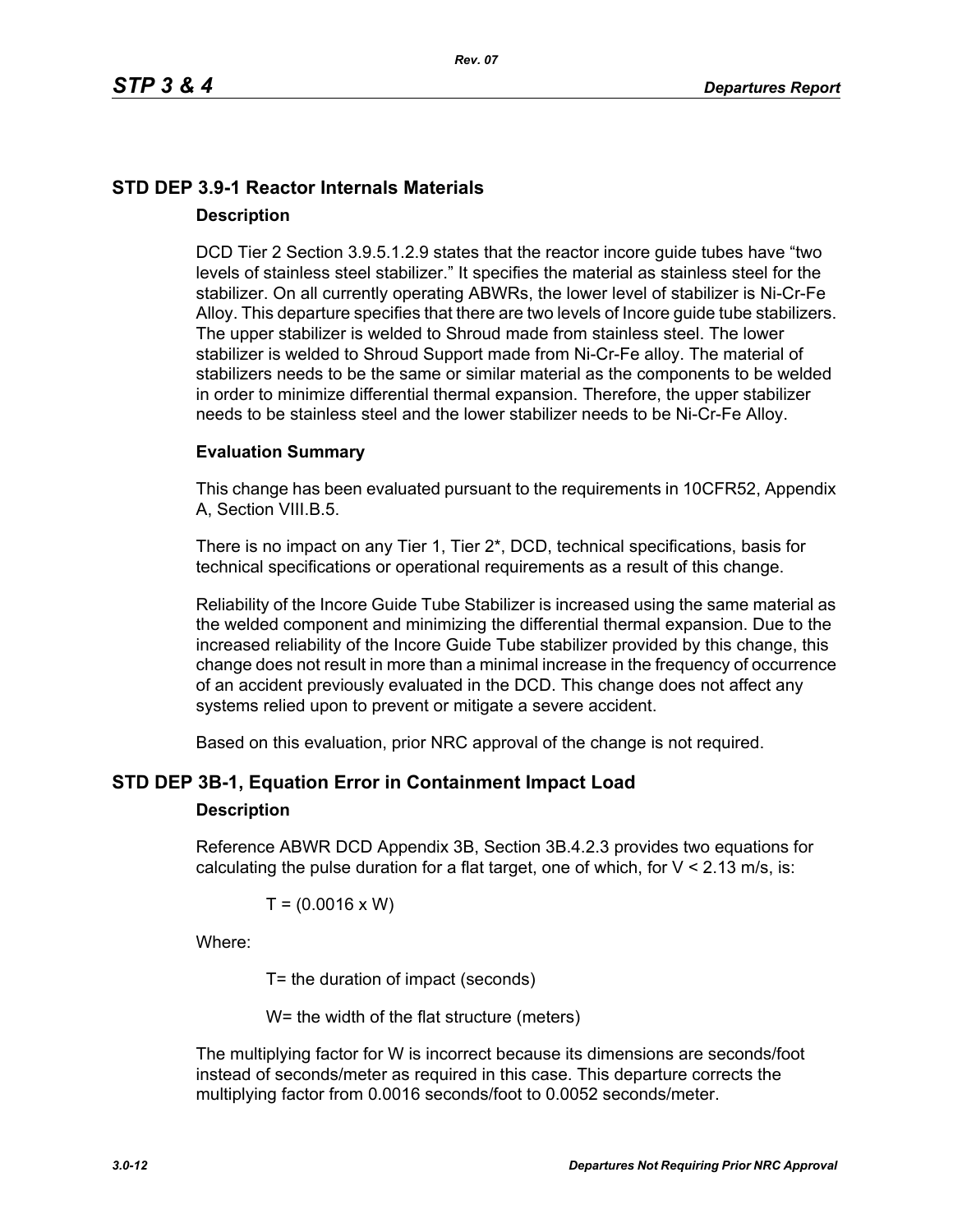## STD DEP 3.9-1 Reactor Internals Materials

### Description

DCD Tier 2 Section 3.9.5.1.2.9 states that the reactor incore guide tubes have "two levels of stainless steel stabilizer." It specifies the material as stainless steel for the stabilizer. On all currently operating ABWRs, the lower level of stabilizer is Ni-Cr-Fe Alloy. This departure specifies that there are two levels of Incore guide tube stabilizers. The upper stabilizer is welded to Shroud made from stainless steel. The lower stabilizer is welded to Shroud Support made from Ni-Cr-Fe alloy. The material of stabilizers needs to be the same or similar material as the components to be welded in order to minimize differential thermal expansion. Therefore, the upper stabilizer needs to be stainless steel and the lower stabilizer needs to be Ni-Cr-Fe Alloy.

### Evaluation Summary

This change has been evaluated pursuant to the requirements in 10CFR52, Appendix A, Section VIII.B.5.

There is no impact on any Tier 1, Tier 2*, DCD, technical specifications, basis for technical specifications or operational requirements as a result of this change.

Reliability of the Incore Guide Tube Stabilizer is increased using the same material as the welded component and minimizing the differential thermal expansion. Due to the increased reliability of the Incore Guide Tube stabilizer provided by this change, this change does not result in more than a minimal increase in the frequency of occurrence of an accident previously evaluated in the DCD. This change does not affect any systems relied upon to prevent or mitigate a severe accident.

Based on this evaluation, prior NRC approval of the change is not required.

## STD DEP 3B-1, Equation Error in Containment Impact Load

### Description

Reference ABWR DCD Appendix 3B, Section 3B.4.2.3 provides two equations for calculating the pulse duration for a flat target, one of which, for $V < 2.13$ m/s, is:

$$T = (0.0016 \times W)$$

Where:

T= the duration of impact (seconds)

W= the width of the flat structure (meters)

The multiplying factor for W is incorrect because its dimensions are seconds/foot instead of seconds/meter as required in this case. This departure corrects the multiplying factor from 0.0016 seconds/foot to 0.0052 seconds/meter.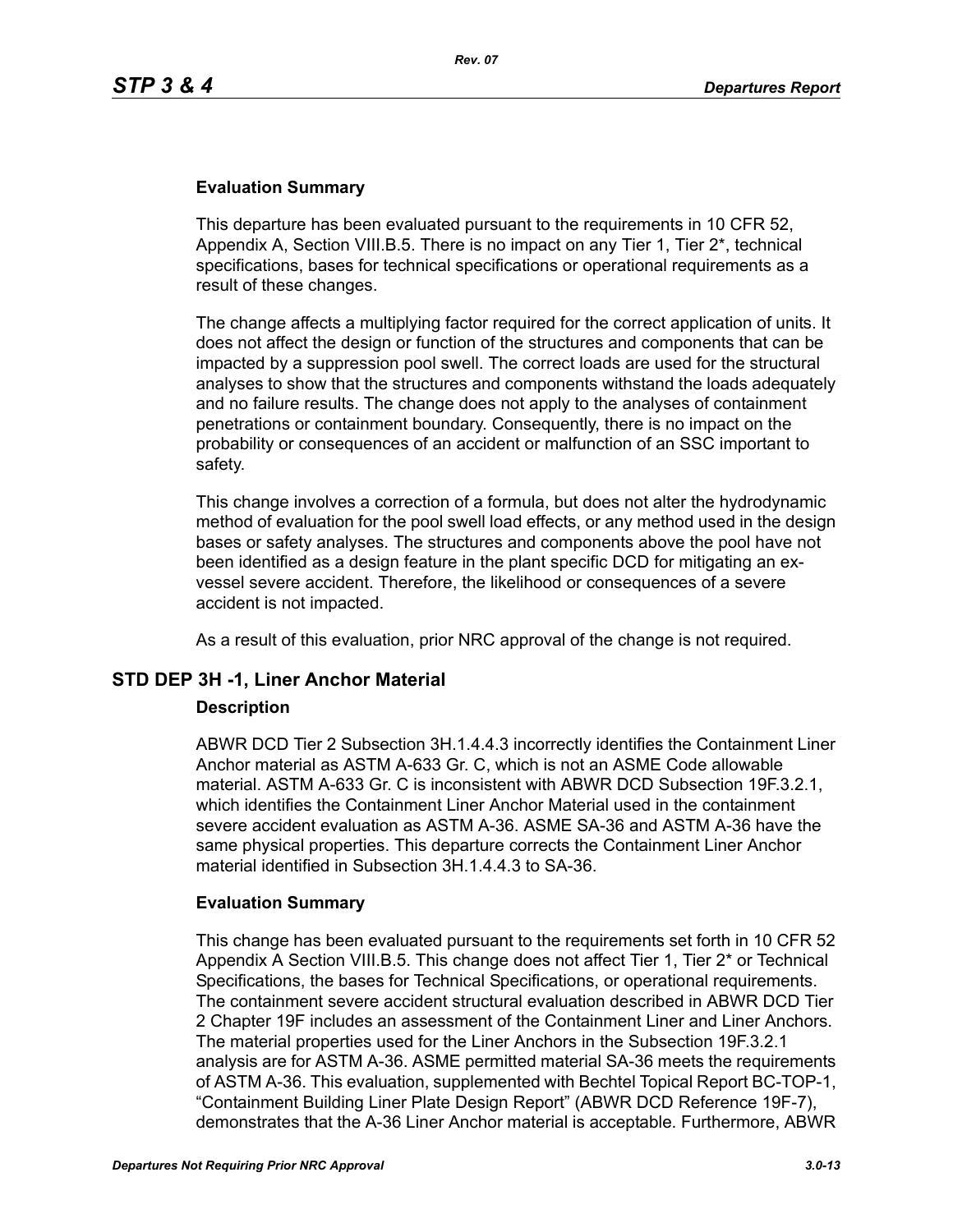### Evaluation Summary

This departure has been evaluated pursuant to the requirements in 10 CFR 52, Appendix A, Section VIII.B.5. There is no impact on any Tier 1, Tier 2*, technical specifications, bases for technical specifications or operational requirements as a result of these changes.

The change affects a multiplying factor required for the correct application of units. It does not affect the design or function of the structures and components that can be impacted by a suppression pool swell. The correct loads are used for the structural analyses to show that the structures and components withstand the loads adequately and no failure results. The change does not apply to the analyses of containment penetrations or containment boundary. Consequently, there is no impact on the probability or consequences of an accident or malfunction of an SSC important to safety.

This change involves a correction of a formula, but does not alter the hydrodynamic method of evaluation for the pool swell load effects, or any method used in the design bases or safety analyses. The structures and components above the pool have not been identified as a design feature in the plant specific DCD for mitigating an ex-vessel severe accident. Therefore, the likelihood or consequences of a severe accident is not impacted.

As a result of this evaluation, prior NRC approval of the change is not required.

## STD DEP 3H -1, Liner Anchor Material

### Description

ABWR DCD Tier 2 Subsection 3H.1.4.4.3 incorrectly identifies the Containment Liner Anchor material as ASTM A-633 Gr. C, which is not an ASME Code allowable material. ASTM A-633 Gr. C is inconsistent with ABWR DCD Subsection 19F.3.2.1, which identifies the Containment Liner Anchor Material used in the containment severe accident evaluation as ASTM A-36. ASME SA-36 and ASTM A-36 have the same physical properties. This departure corrects the Containment Liner Anchor material identified in Subsection 3H.1.4.4.3 to SA-36.

### Evaluation Summary

This change has been evaluated pursuant to the requirements set forth in 10 CFR 52 Appendix A Section VIII.B.5. This change does not affect Tier 1, Tier 2* or Technical Specifications, the bases for Technical Specifications, or operational requirements. The containment severe accident structural evaluation described in ABWR DCD Tier 2 Chapter 19F includes an assessment of the Containment Liner and Liner Anchors. The material properties used for the Liner Anchors in the Subsection 19F.3.2.1 analysis are for ASTM A-36. ASME permitted material SA-36 meets the requirements of ASTM A-36. This evaluation, supplemented with Bechtel Topical Report BC-TOP-1, “Containment Building Liner Plate Design Report” (ABWR DCD Reference 19F-7), demonstrates that the A-36 Liner Anchor material is acceptable. Furthermore, ABWR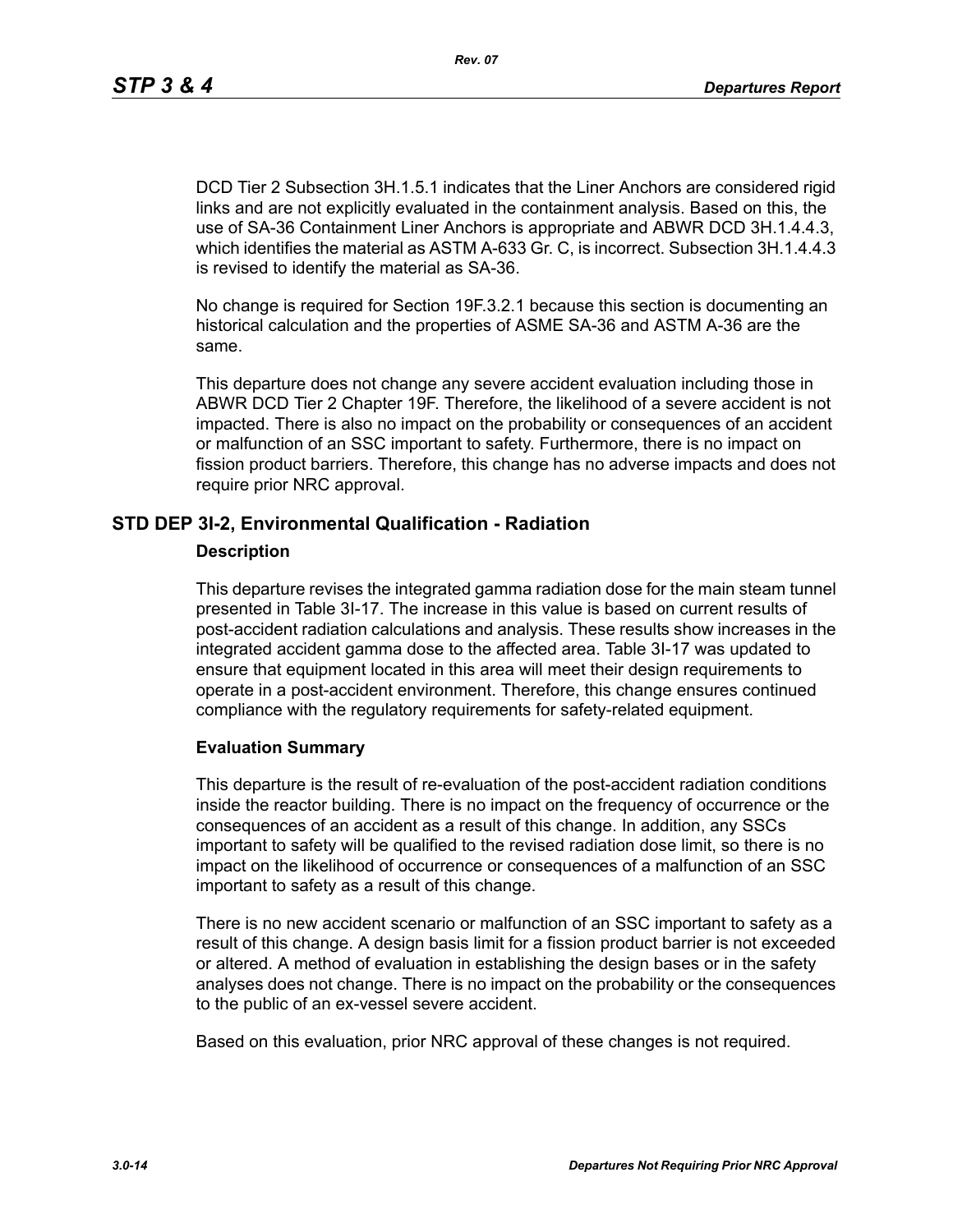DCD Tier 2 Subsection 3H.1.5.1 indicates that the Liner Anchors are considered rigid links and are not explicitly evaluated in the containment analysis. Based on this, the use of SA-36 Containment Liner Anchors is appropriate and ABWR DCD 3H.1.4.4.3, which identifies the material as ASTM A-633 Gr. C, is incorrect. Subsection 3H.1.4.4.3 is revised to identify the material as SA-36.

No change is required for Section 19F.3.2.1 because this section is documenting an historical calculation and the properties of ASME SA-36 and ASTM A-36 are the same.

This departure does not change any severe accident evaluation including those in ABWR DCD Tier 2 Chapter 19F. Therefore, the likelihood of a severe accident is not impacted. There is also no impact on the probability or consequences of an accident or malfunction of an SSC important to safety. Furthermore, there is no impact on fission product barriers. Therefore, this change has no adverse impacts and does not require prior NRC approval.

## STD DEP 3I-2, Environmental Qualification - Radiation

### Description

This departure revises the integrated gamma radiation dose for the main steam tunnel presented in Table 3I-17. The increase in this value is based on current results of post-accident radiation calculations and analysis. These results show increases in the integrated accident gamma dose to the affected area. Table 3I-17 was updated to ensure that equipment located in this area will meet their design requirements to operate in a post-accident environment. Therefore, this change ensures continued compliance with the regulatory requirements for safety-related equipment.

### Evaluation Summary

This departure is the result of re-evaluation of the post-accident radiation conditions inside the reactor building. There is no impact on the frequency of occurrence or the consequences of an accident as a result of this change. In addition, any SSCs important to safety will be qualified to the revised radiation dose limit, so there is no impact on the likelihood of occurrence or consequences of a malfunction of an SSC important to safety as a result of this change.

There is no new accident scenario or malfunction of an SSC important to safety as a result of this change. A design basis limit for a fission product barrier is not exceeded or altered. A method of evaluation in establishing the design bases or in the safety analyses does not change. There is no impact on the probability or the consequences to the public of an ex-vessel severe accident.

Based on this evaluation, prior NRC approval of these changes is not required.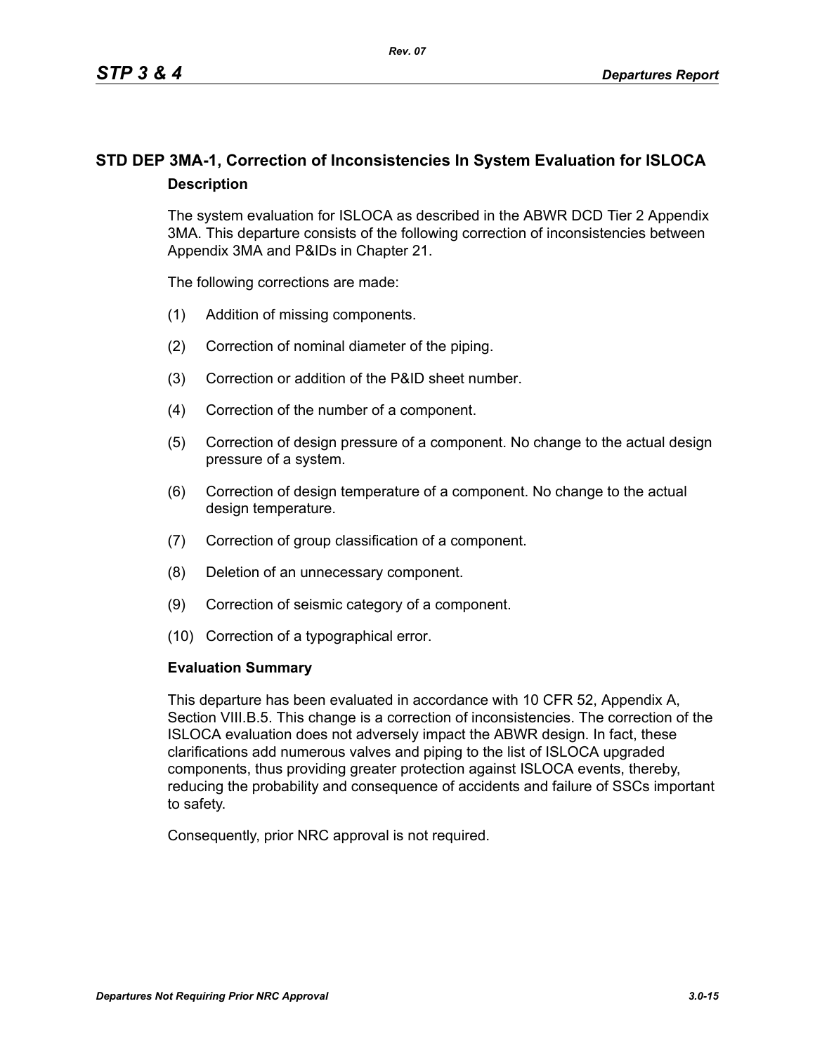## STD DEP 3MA-1, Correction of Inconsistencies In System Evaluation for ISLOCA

### Description

The system evaluation for ISLOCA as described in the ABWR DCD Tier 2 Appendix 3MA. This departure consists of the following correction of inconsistencies between Appendix 3MA and P&IDs in Chapter 21.

The following corrections are made:

(1) Addition of missing components.

(2) Correction of nominal diameter of the piping.

(3) Correction or addition of the P&ID sheet number.

(4) Correction of the number of a component.

(5) Correction of design pressure of a component. No change to the actual design pressure of a system.

(6) Correction of design temperature of a component. No change to the actual design temperature.

(7) Correction of group classification of a component.

(8) Deletion of an unnecessary component.

(9) Correction of seismic category of a component.

(10) Correction of a typographical error.

### Evaluation Summary

This departure has been evaluated in accordance with 10 CFR 52, Appendix A, Section VIII.B.5. This change is a correction of inconsistencies. The correction of the ISLOCA evaluation does not adversely impact the ABWR design. In fact, these clarifications add numerous valves and piping to the list of ISLOCA upgraded components, thus providing greater protection against ISLOCA events, thereby, reducing the probability and consequence of accidents and failure of SSCs important to safety.

Consequently, prior NRC approval is not required.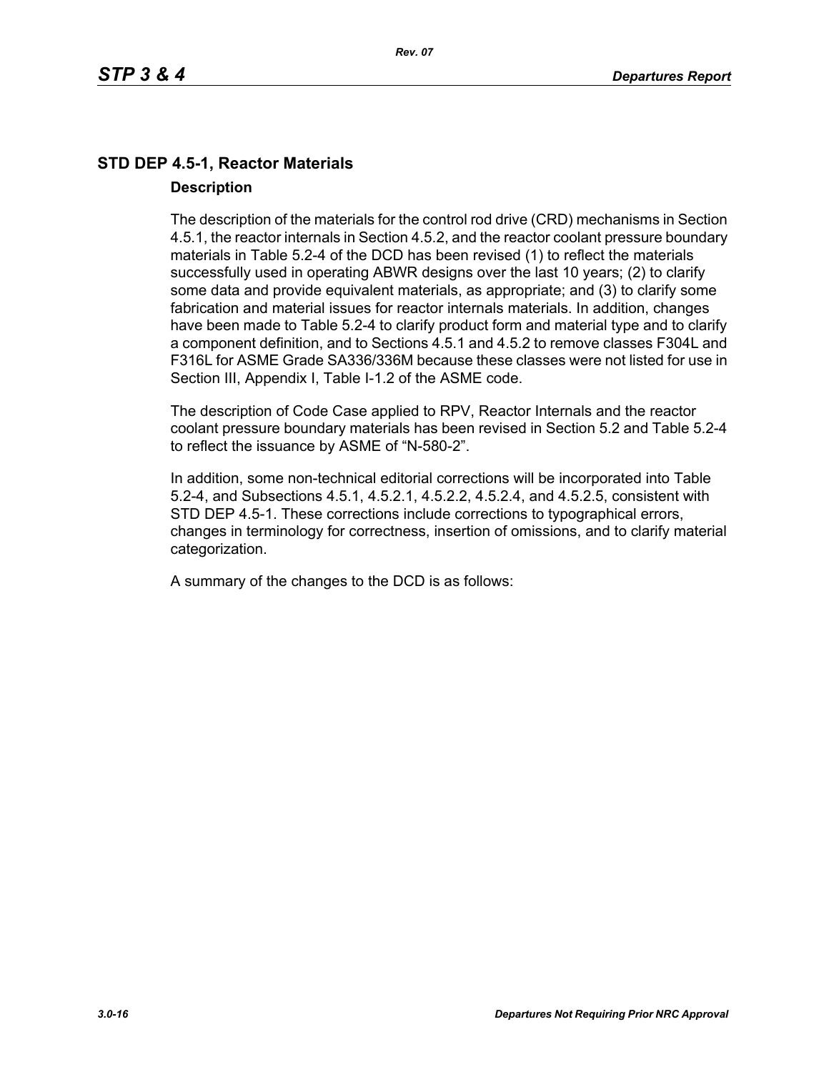## STD DEP 4.5-1, Reactor Materials

### Description

The description of the materials for the control rod drive (CRD) mechanisms in Section 4.5.1, the reactor internals in Section 4.5.2, and the reactor coolant pressure boundary materials in Table 5.2-4 of the DCD has been revised (1) to reflect the materials successfully used in operating ABWR designs over the last 10 years; (2) to clarify some data and provide equivalent materials, as appropriate; and (3) to clarify some fabrication and material issues for reactor internals materials. In addition, changes have been made to Table 5.2-4 to clarify product form and material type and to clarify a component definition, and to Sections 4.5.1 and 4.5.2 to remove classes F304L and F316L for ASME Grade SA336/336M because these classes were not listed for use in Section III, Appendix I, Table I-1.2 of the ASME code.

The description of Code Case applied to RPV, Reactor Internals and the reactor coolant pressure boundary materials has been revised in Section 5.2 and Table 5.2-4 to reflect the issuance by ASME of "N-580-2".

In addition, some non-technical editorial corrections will be incorporated into Table 5.2-4, and Subsections 4.5.1, 4.5.2.1, 4.5.2.2, 4.5.2.4, and 4.5.2.5, consistent with STD DEP 4.5-1. These corrections include corrections to typographical errors, changes in terminology for correctness, insertion of omissions, and to clarify material categorization.

A summary of the changes to the DCD is as follows: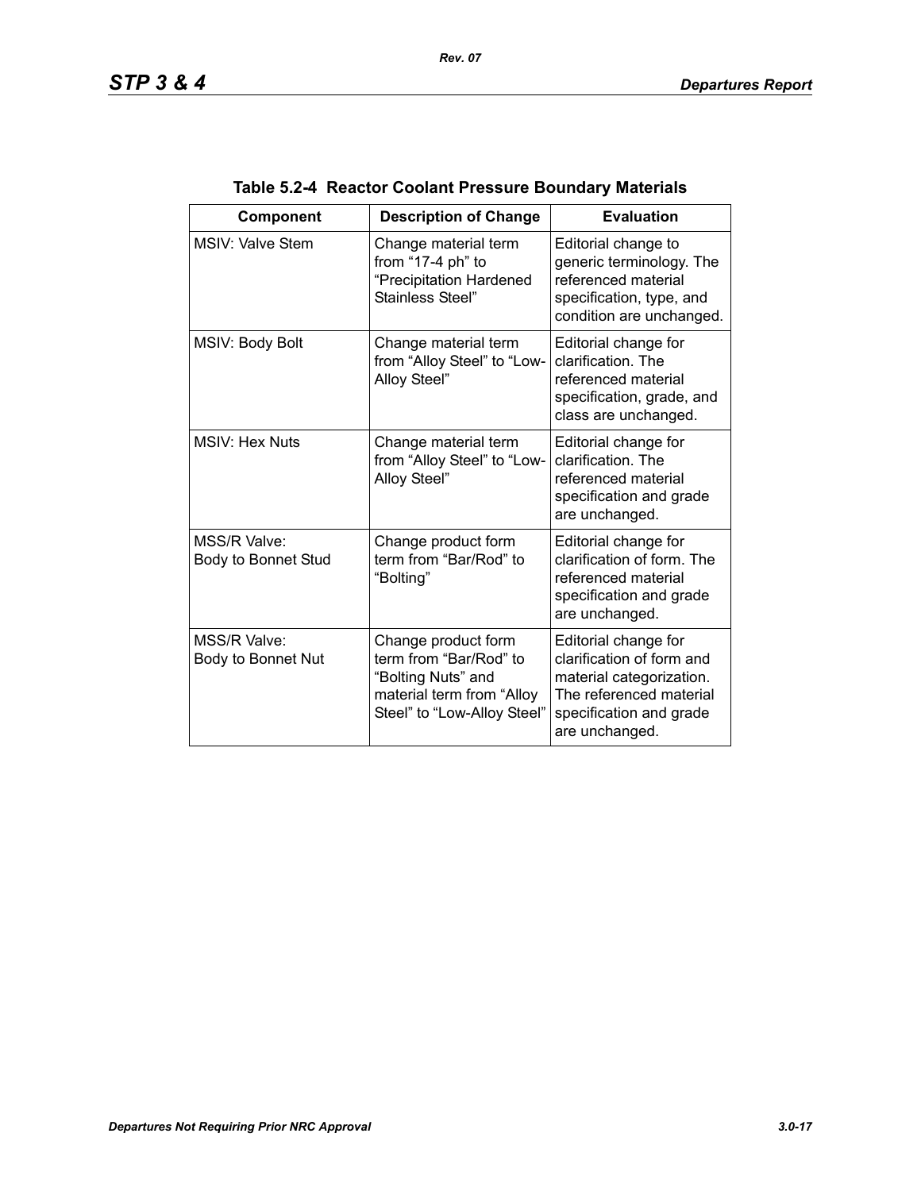**Table 5.2-4 Reactor Coolant Pressure Boundary Materials**

| Component | Description of Change | Evaluation |
|---|---|---|
| MSIV: Valve Stem | Change material term from “17-4 ph” to “Precipitation Hardened Stainless Steel” | Editorial change to generic terminology. The referenced material specification, type, and condition are unchanged. |
| MSIV: Body Bolt | Change material term from “Alloy Steel” to “Low-Alloy Steel” | Editorial change for clarification. The referenced material specification, grade, and class are unchanged. |
| MSIV: Hex Nuts | Change material term from “Alloy Steel” to “Low-Alloy Steel” | Editorial change for clarification. The referenced material specification and grade are unchanged. |
| MSS/R Valve: Body to Bonnet Stud | Change product form term from “Bar/Rod” to “Bolting” | Editorial change for clarification of form. The referenced material specification and grade are unchanged. |
| MSS/R Valve: Body to Bonnet Nut | Change product form term from “Bar/Rod” to “Bolting Nuts” and material term from “Alloy Steel” to “Low-Alloy Steel” | Editorial change for clarification of form and material categorization. The referenced material specification and grade are unchanged. |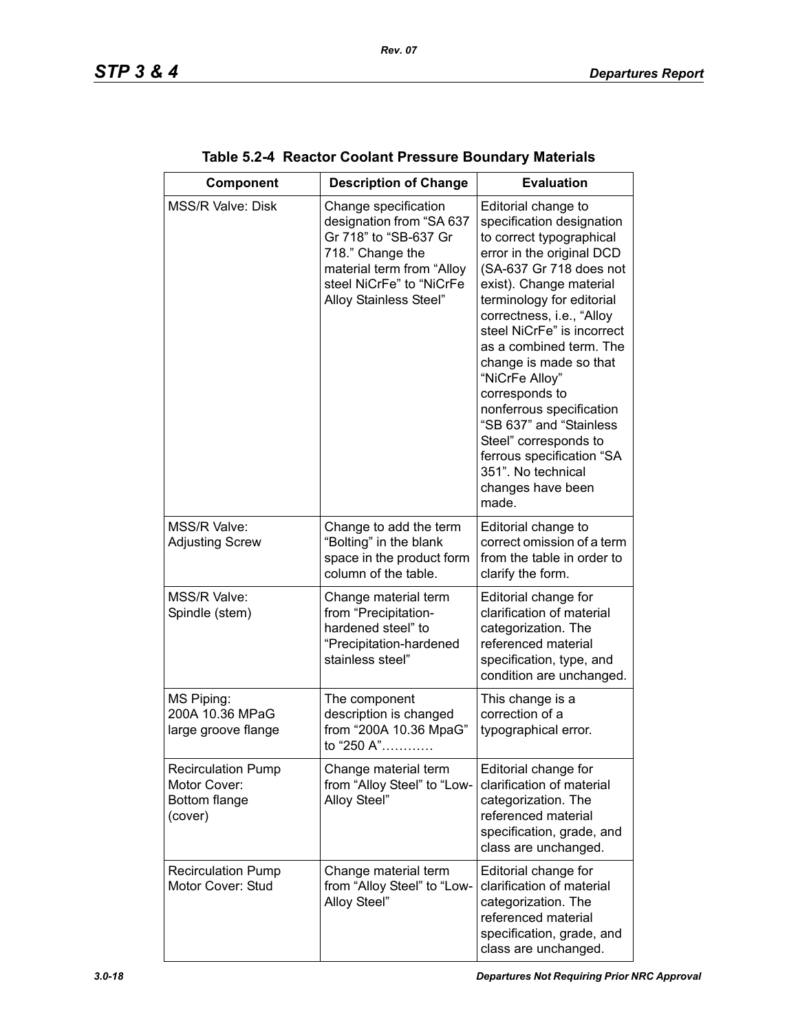**Table 5.2-4 Reactor Coolant Pressure Boundary Materials**

| Component | Description of Change | Evaluation |
|---|---|---|
| MSS/R Valve: Disk | Change specification designation from "SA 637 Gr 718" to "SB-637 Gr 718." Change the material term from "Alloy steel NiCrFe" to "NiCrFe Alloy Stainless Steel" | Editorial change to specification designation to correct typographical error in the original DCD (SA-637 Gr 718 does not exist). Change material terminology for editorial correctness, i.e., "Alloy steel NiCrFe" is incorrect as a combined term. The change is made so that "NiCrFe Alloy" corresponds to nonferrous specification "SB 637" and "Stainless Steel" corresponds to ferrous specification "SA 351". No technical changes have been made. |
| MSS/R Valve: Adjusting Screw | Change to add the term "Bolting" in the blank space in the product form column of the table. | Editorial change to correct omission of a term from the table in order to clarify the form. |
| MSS/R Valve: Spindle (stem) | Change material term from "Precipitation-hardened steel" to "Precipitation-hardened stainless steel" | Editorial change for clarification of material categorization. The referenced material specification, type, and condition are unchanged. |
| MS Piping: 200A 10.36 MPaG large groove flange | The component description is changed from "200A 10.36 MpaG" to "250 A"………… | This change is a correction of a typographical error. |
| Recirculation Pump Motor Cover: Bottom flange (cover) | Change material term from "Alloy Steel" to "Low-Alloy Steel" | Editorial change for clarification of material categorization. The referenced material specification, grade, and class are unchanged. |
| Recirculation Pump Motor Cover: Stud | Change material term from "Alloy Steel" to "Low-Alloy Steel" | Editorial change for clarification of material categorization. The referenced material specification, grade, and class are unchanged. |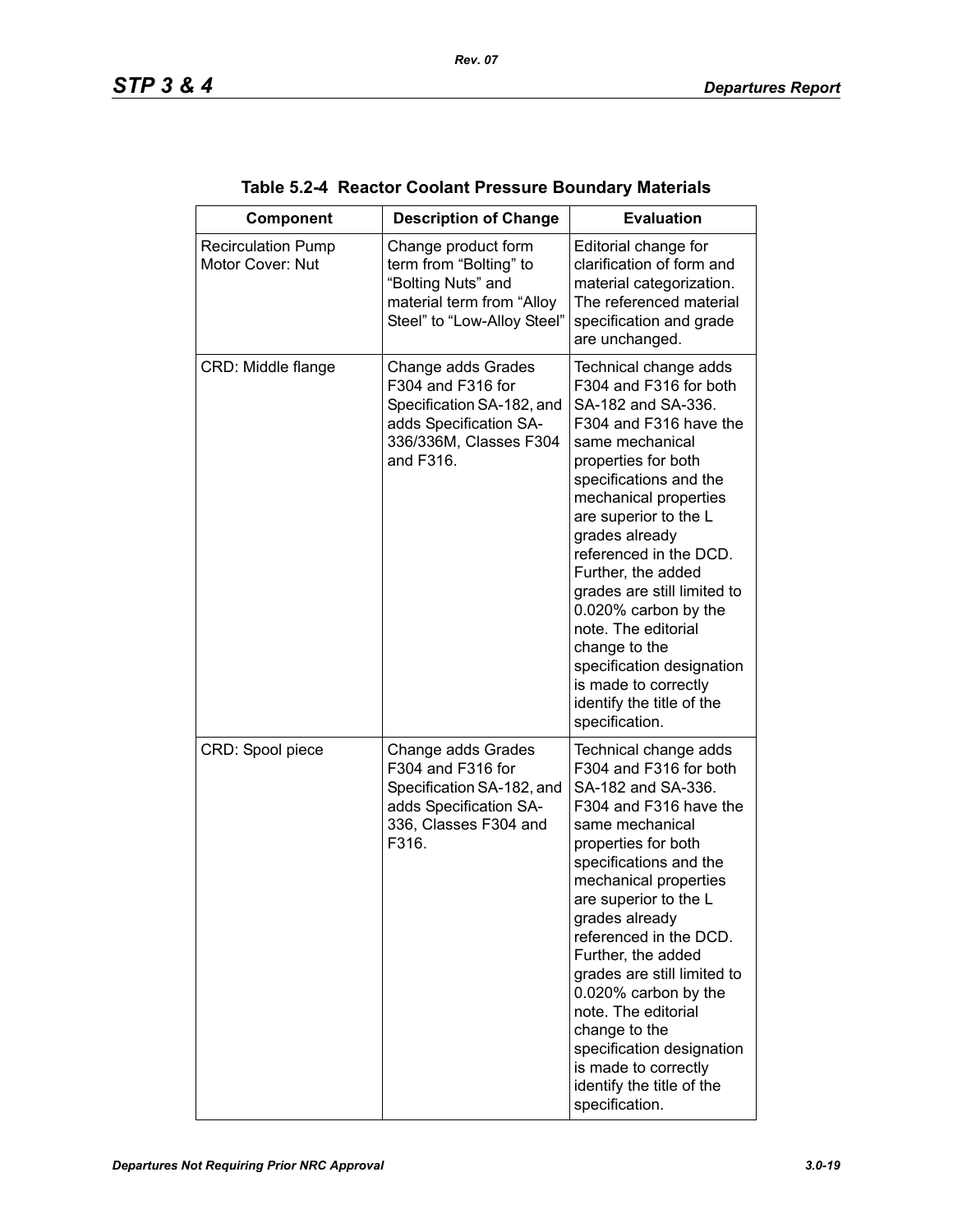**Table 5.2-4 Reactor Coolant Pressure Boundary Materials**

| Component | Description of Change | Evaluation |
|---|---|---|
| Recirculation Pump Motor Cover: Nut | Change product form term from "Bolting" to "Bolting Nuts" and material term from "Alloy Steel" to "Low-Alloy Steel" | Editorial change for clarification of form and material categorization. The referenced material specification and grade are unchanged. |
| CRD: Middle flange | Change adds Grades F304 and F316 for Specification SA-182, and adds Specification SA-336/336M, Classes F304 and F316. | Technical change adds F304 and F316 for both SA-182 and SA-336. F304 and F316 have the same mechanical properties for both specifications and the mechanical properties are superior to the L grades already referenced in the DCD. Further, the added grades are still limited to 0.020% carbon by the note. The editorial change to the specification designation is made to correctly identify the title of the specification. |
| CRD: Spool piece | Change adds Grades F304 and F316 for Specification SA-182, and adds Specification SA-336, Classes F304 and F316. | Technical change adds F304 and F316 for both SA-182 and SA-336. F304 and F316 have the same mechanical properties for both specifications and the mechanical properties are superior to the L grades already referenced in the DCD. Further, the added grades are still limited to 0.020% carbon by the note. The editorial change to the specification designation is made to correctly identify the title of the specification. |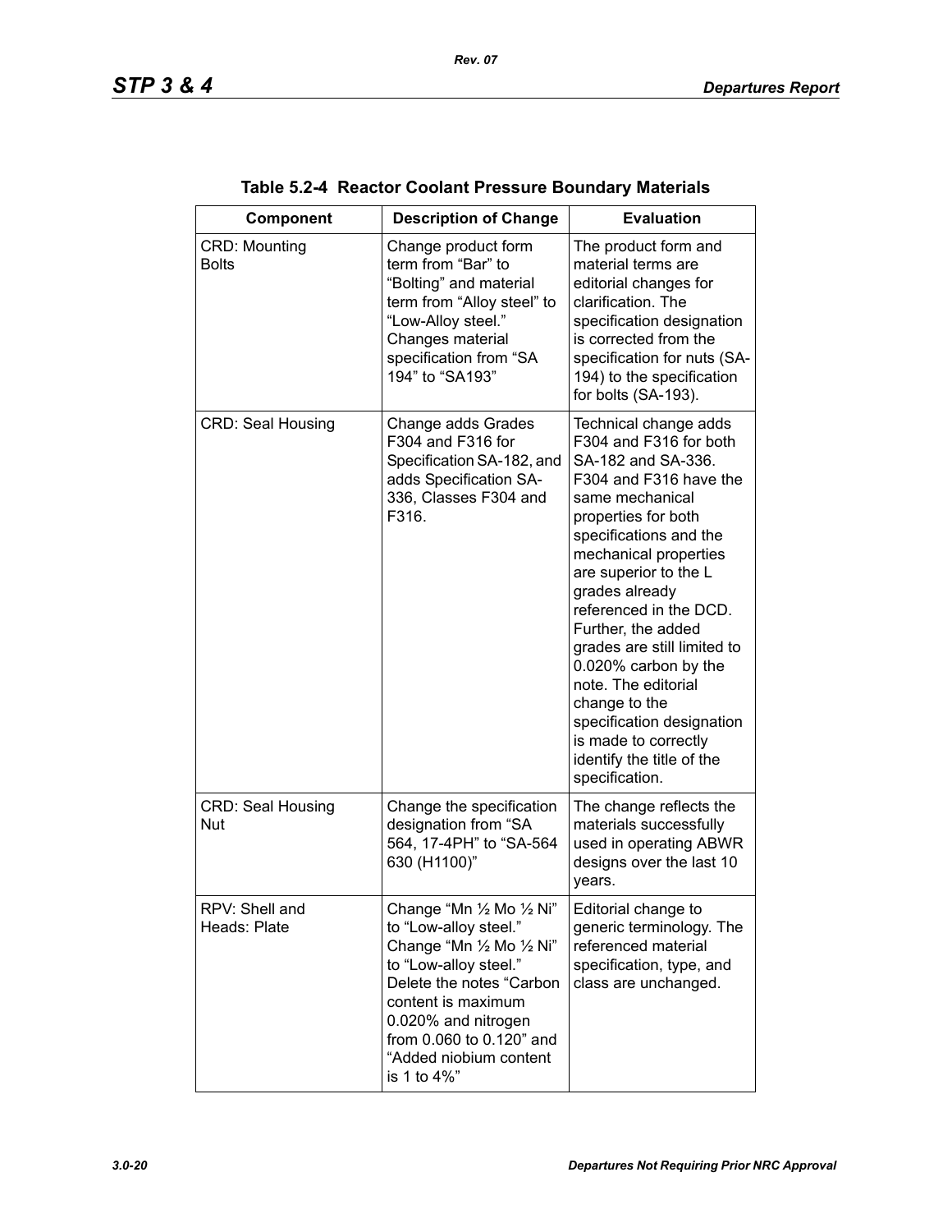**Table 5.2-4 Reactor Coolant Pressure Boundary Materials**

| Component | Description of Change | Evaluation |
|---|---|---|
| CRD: Mounting Bolts | Change product form term from “Bar” to “Bolting” and material term from “Alloy steel” to “Low-Alloy steel.” Changes material specification from “SA 194” to “SA193” | The product form and material terms are editorial changes for clarification. The specification designation is corrected from the specification for nuts (SA-194) to the specification for bolts (SA-193). |
| CRD: Seal Housing | Change adds Grades F304 and F316 for Specification SA-182, and adds Specification SA-336, Classes F304 and F316. | Technical change adds F304 and F316 for both SA-182 and SA-336. F304 and F316 have the same mechanical properties for both specifications and the mechanical properties are superior to the L grades already referenced in the DCD. Further, the added grades are still limited to 0.020% carbon by the note. The editorial change to the specification designation is made to correctly identify the title of the specification. |
| CRD: Seal Housing Nut | Change the specification designation from “SA 564, 17-4PH” to “SA-564 630 (H1100)” | The change reflects the materials successfully used in operating ABWR designs over the last 10 years. |
| RPV: Shell and Heads: Plate | Change “Mn ½ Mo ½ Ni” to “Low-alloy steel.” Change “Mn ½ Mo ½ Ni” to “Low-alloy steel.” Delete the notes “Carbon content is maximum 0.020% and nitrogen from 0.060 to 0.120” and “Added niobium content is 1 to 4%” | Editorial change to generic terminology. The referenced material specification, type, and class are unchanged. |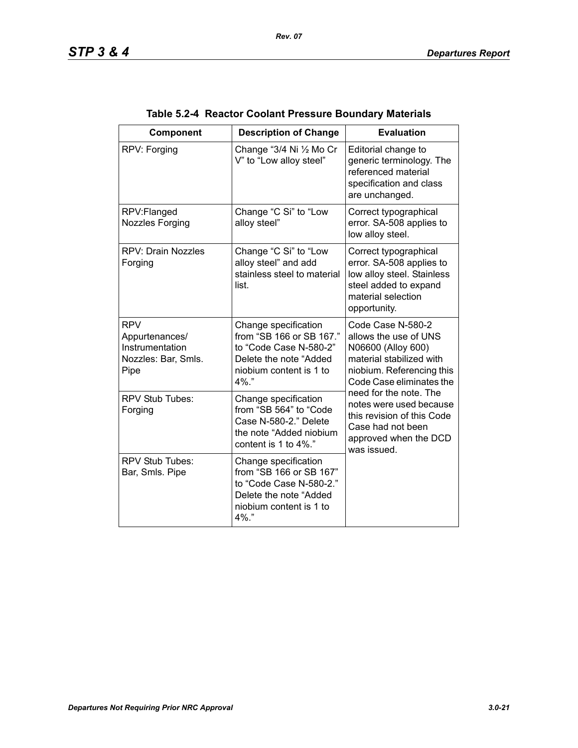**Table 5.2-4 Reactor Coolant Pressure Boundary Materials**

| Component | Description of Change | Evaluation |
|---|---|---|
| RPV: Forging | Change “3/4 Ni ½ Mo Cr V” to “Low alloy steel” | Editorial change to generic terminology. The referenced material specification and class are unchanged. |
| RPV:Flanged Nozzles Forging | Change “C Si” to “Low alloy steel” | Correct typographical error. SA-508 applies to low alloy steel. |
| RPV: Drain Nozzles Forging | Change “C Si” to “Low alloy steel” and add stainless steel to material list. | Correct typographical error. SA-508 applies to low alloy steel. Stainless steel added to expand material selection opportunity. |
| RPV Appurtenances/ Instrumentation Nozzles: Bar, Smls. Pipe | Change specification from “SB 166 or SB 167.” to “Code Case N-580-2” Delete the note “Added niobium content is 1 to 4%.” | Code Case N-580-2 allows the use of UNS N06600 (Alloy 600) material stabilized with niobium. Referencing this Code Case eliminates the need for the note. The notes were used because this revision of this Code Case had not been approved when the DCD was issued. |
| RPV Stub Tubes: Forging | Change specification from “SB 564” to “Code Case N-580-2.” Delete the note “Added niobium content is 1 to 4%.” | |
| RPV Stub Tubes: Bar, Smls. Pipe | Change specification from “SB 166 or SB 167” to “Code Case N-580-2.” Delete the note “Added niobium content is 1 to 4%.” | |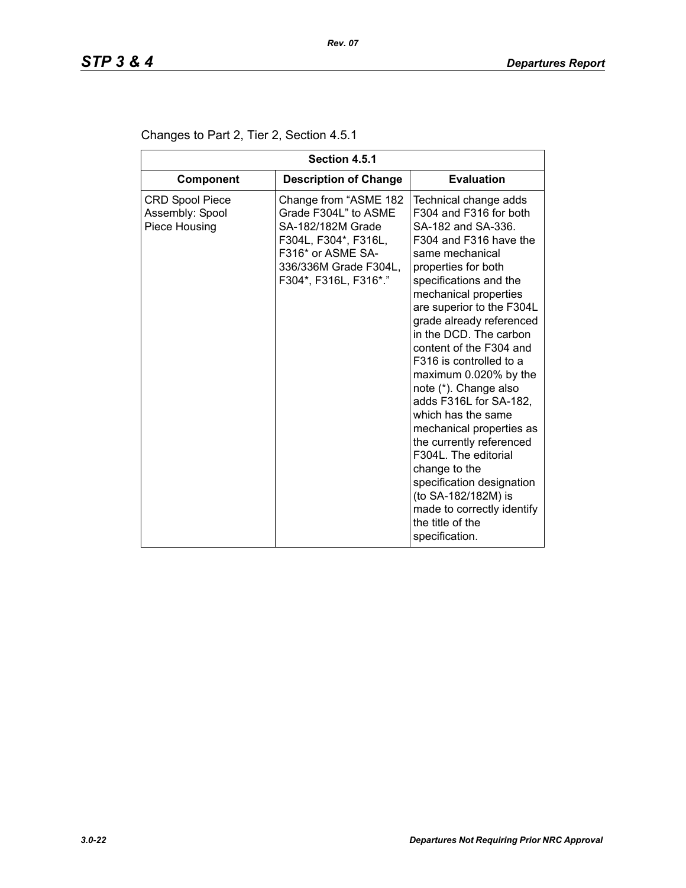Changes to Part 2, Tier 2, Section 4.5.1

| Section 4.5.1 | | |
|---|---|---|
| **Component** | **Description of Change** | **Evaluation** |
| CRD Spool Piece Assembly: Spool Piece Housing | Change from "ASME 182 Grade F304L" to ASME SA-182/182M Grade F304L, F304*, F316L, F316* or ASME SA-336/336M Grade F304L, F304*, F316L, F316*." | Technical change adds F304 and F316 for both SA-182 and SA-336. F304 and F316 have the same mechanical properties for both specifications and the mechanical properties are superior to the F304L grade already referenced in the DCD. The carbon content of the F304 and F316 is controlled to a maximum 0.020% by the note (*). Change also adds F316L for SA-182, which has the same mechanical properties as the currently referenced F304L. The editorial change to the specification designation (to SA-182/182M) is made to correctly identify the title of the specification. |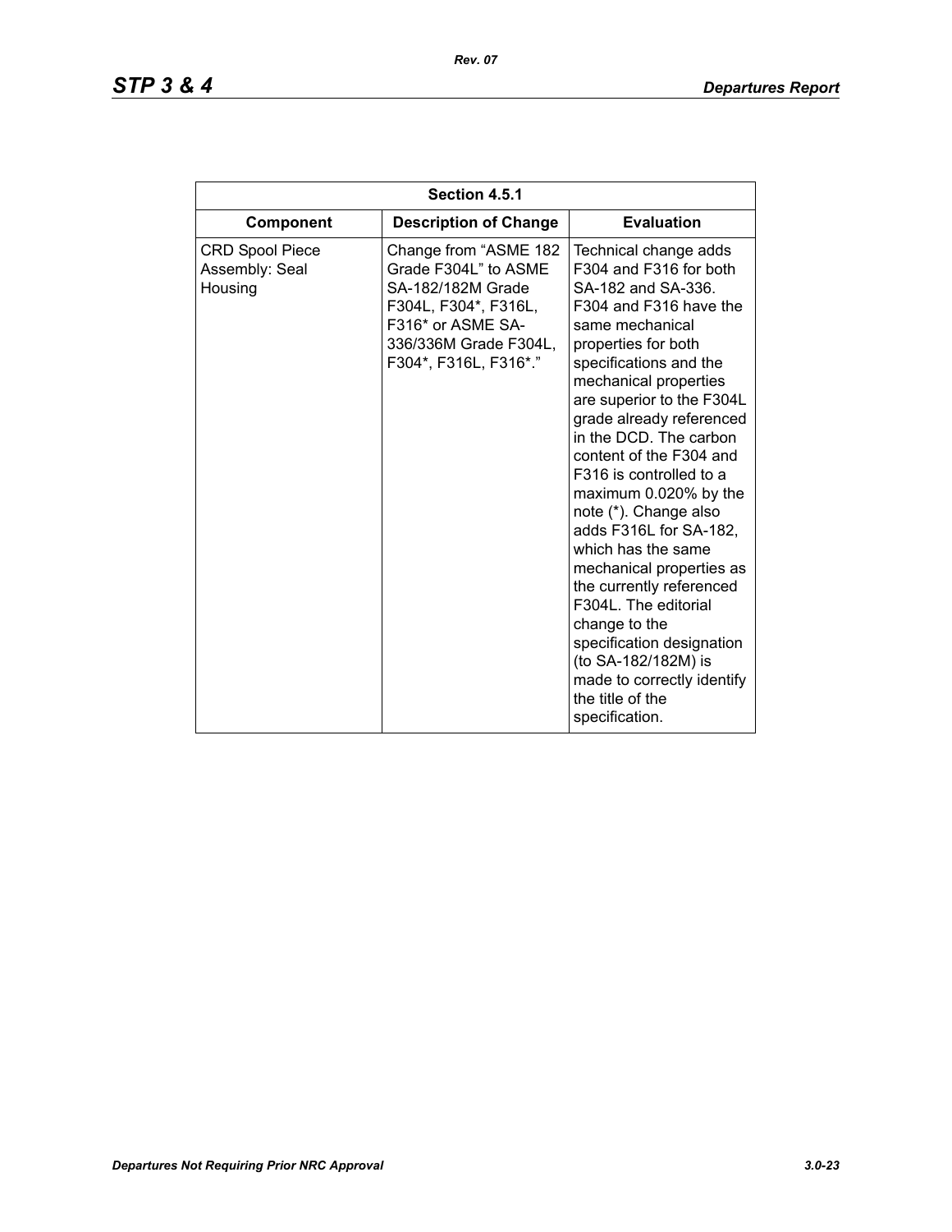| Section 4.5.1 | | |
|---|---|---|
| **Component** | **Description of Change** | **Evaluation** |
| CRD Spool Piece Assembly: Seal Housing | Change from "ASME 182 Grade F304L" to ASME SA-182/182M Grade F304L, F304*, F316L, F316* or ASME SA-336/336M Grade F304L, F304*, F316L, F316*." | Technical change adds F304 and F316 for both SA-182 and SA-336. F304 and F316 have the same mechanical properties for both specifications and the mechanical properties are superior to the F304L grade already referenced in the DCD. The carbon content of the F304 and F316 is controlled to a maximum 0.020% by the note (*). Change also adds F316L for SA-182, which has the same mechanical properties as the currently referenced F304L. The editorial change to the specification designation (to SA-182/182M) is made to correctly identify the title of the specification. |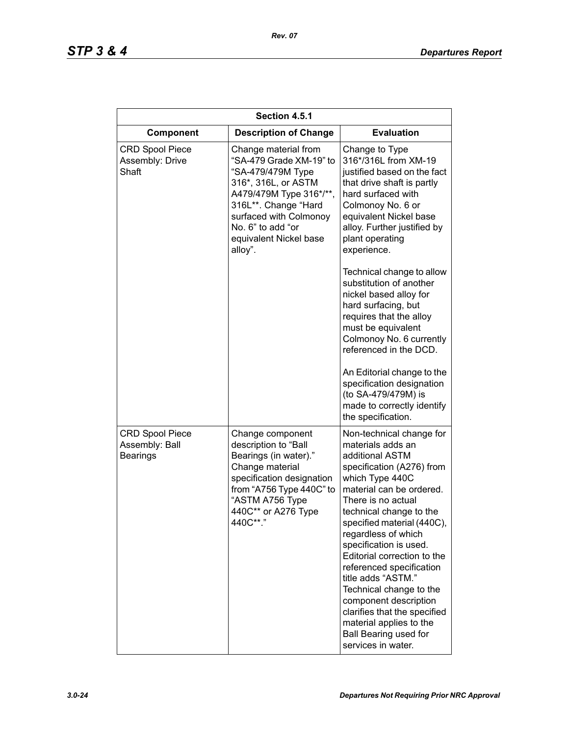| Section 4.5.1 | | |
|---|---|---|
| **Component** | **Description of Change** | **Evaluation** |
| CRD Spool Piece Assembly: Drive Shaft | Change material from "SA-479 Grade XM-19" to "SA-479/479M Type 316*, 316L, or ASTM A479/479M Type 316*/**, 316L**. Change "Hard surfaced with Colmonoy No. 6" to add "or equivalent Nickel base alloy". | Change to Type 316*/316L from XM-19 justified based on the fact that drive shaft is partly hard surfaced with Colmonoy No. 6 or equivalent Nickel base alloy. Further justified by plant operating experience.<br><br>Technical change to allow substitution of another nickel based alloy for hard surfacing, but requires that the alloy must be equivalent Colmonoy No. 6 currently referenced in the DCD.<br><br>An Editorial change to the specification designation (to SA-479/479M) is made to correctly identify the specification. |
| CRD Spool Piece Assembly: Ball Bearings | Change component description to "Ball Bearings (in water)." Change material specification designation from "A756 Type 440C" to "ASTM A756 Type 440C** or A276 Type 440C**." | Non-technical change for materials adds an additional ASTM specification (A276) from which Type 440C material can be ordered. There is no actual technical change to the specified material (440C), regardless of which specification is used. Editorial correction to the referenced specification title adds "ASTM." Technical change to the component description clarifies that the specified material applies to the Ball Bearing used for services in water. |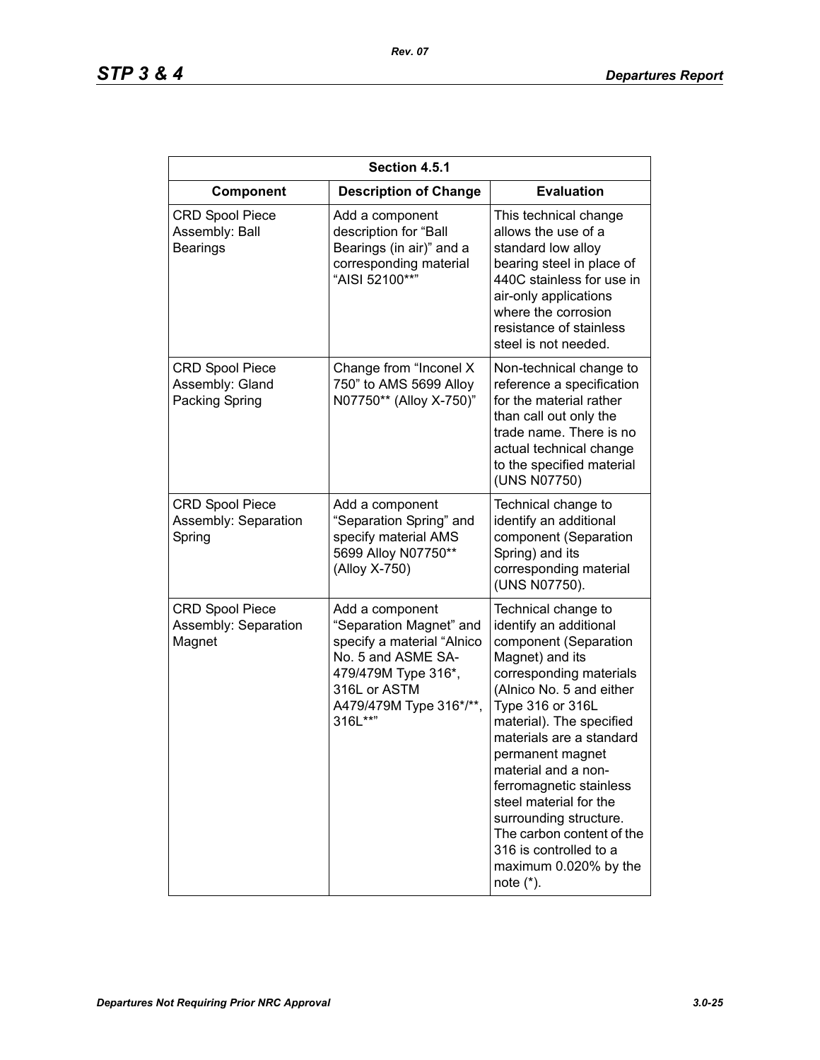| Section 4.5.1 | | |
|---|---|---|
| **Component** | **Description of Change** | **Evaluation** |
| CRD Spool Piece Assembly: Ball Bearings | Add a component description for "Ball Bearings (in air)" and a corresponding material "AISI 52100**" | This technical change allows the use of a standard low alloy bearing steel in place of 440C stainless for use in air-only applications where the corrosion resistance of stainless steel is not needed. |
| CRD Spool Piece Assembly: Gland Packing Spring | Change from "Inconel X 750" to AMS 5699 Alloy N07750** (Alloy X-750)" | Non-technical change to reference a specification for the material rather than call out only the trade name. There is no actual technical change to the specified material (UNS N07750) |
| CRD Spool Piece Assembly: Separation Spring | Add a component "Separation Spring" and specify material AMS 5699 Alloy N07750** (Alloy X-750) | Technical change to identify an additional component (Separation Spring) and its corresponding material (UNS N07750). |
| CRD Spool Piece Assembly: Separation Magnet | Add a component "Separation Magnet" and specify a material "Alnico No. 5 and ASME SA-479/479M Type 316*, 316L or ASTM A479/479M Type 316*/**, 316L**" | Technical change to identify an additional component (Separation Magnet) and its corresponding materials (Alnico No. 5 and either Type 316 or 316L material). The specified materials are a standard permanent magnet material and a non-ferromagnetic stainless steel material for the surrounding structure. The carbon content of the 316 is controlled to a maximum 0.020% by the note (*). |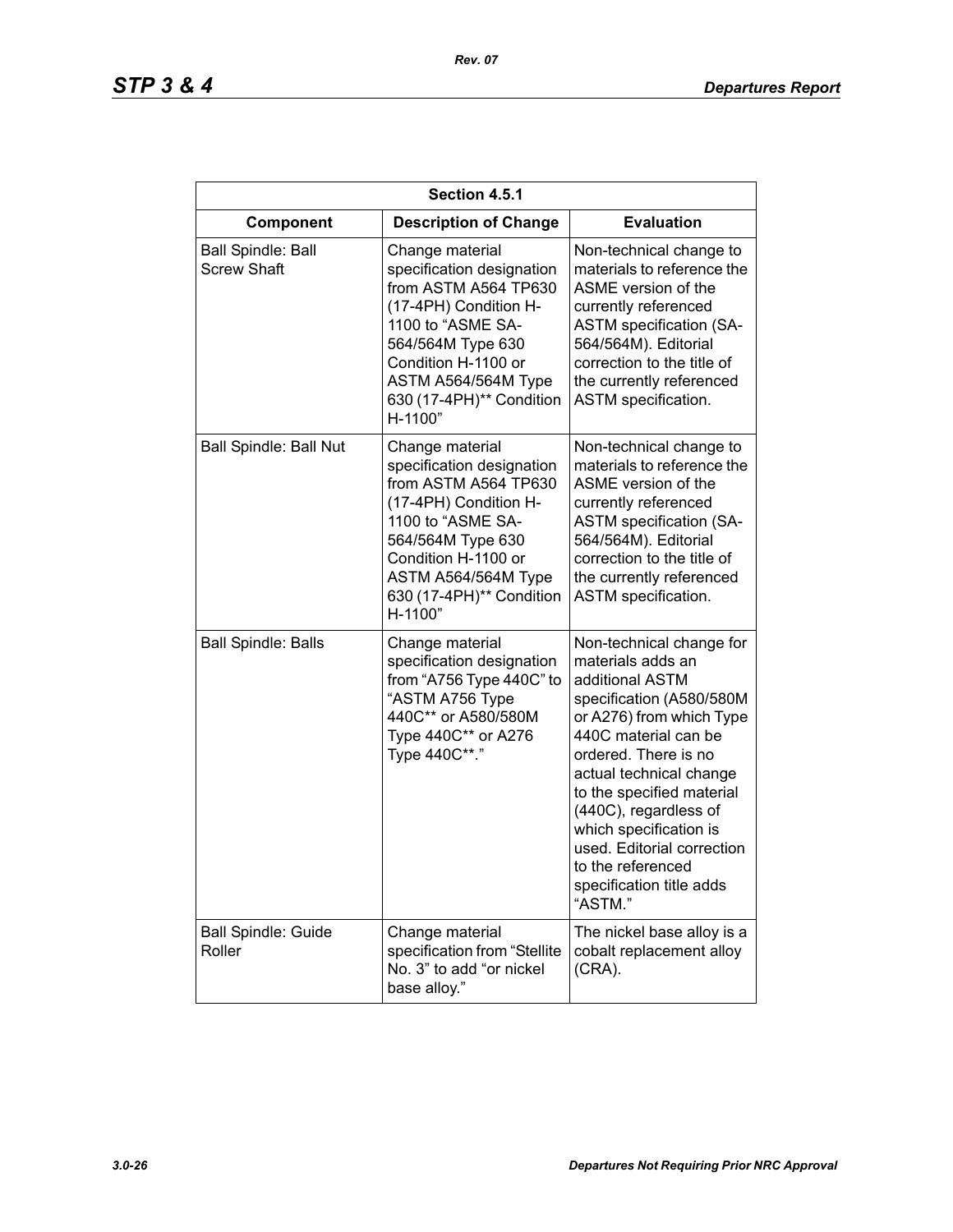| Section 4.5.1 | | |
|---|---|---|
| **Component** | **Description of Change** | **Evaluation** |
| Ball Spindle: Ball Screw Shaft | Change material specification designation from ASTM A564 TP630 (17-4PH) Condition H-1100 to "ASME SA-564/564M Type 630 Condition H-1100 or ASTM A564/564M Type 630 (17-4PH)** Condition H-1100" | Non-technical change to materials to reference the ASME version of the currently referenced ASTM specification (SA-564/564M). Editorial correction to the title of the currently referenced ASTM specification. |
| Ball Spindle: Ball Nut | Change material specification designation from ASTM A564 TP630 (17-4PH) Condition H-1100 to "ASME SA-564/564M Type 630 Condition H-1100 or ASTM A564/564M Type 630 (17-4PH)** Condition H-1100" | Non-technical change to materials to reference the ASME version of the currently referenced ASTM specification (SA-564/564M). Editorial correction to the title of the currently referenced ASTM specification. |
| Ball Spindle: Balls | Change material specification designation from "A756 Type 440C" to "ASTM A756 Type 440C** or A580/580M Type 440C** or A276 Type 440C**." | Non-technical change for materials adds an additional ASTM specification (A580/580M or A276) from which Type 440C material can be ordered. There is no actual technical change to the specified material (440C), regardless of which specification is used. Editorial correction to the referenced specification title adds "ASTM." |
| Ball Spindle: Guide Roller | Change material specification from "Stellite No. 3" to add "or nickel base alloy." | The nickel base alloy is a cobalt replacement alloy (CRA). |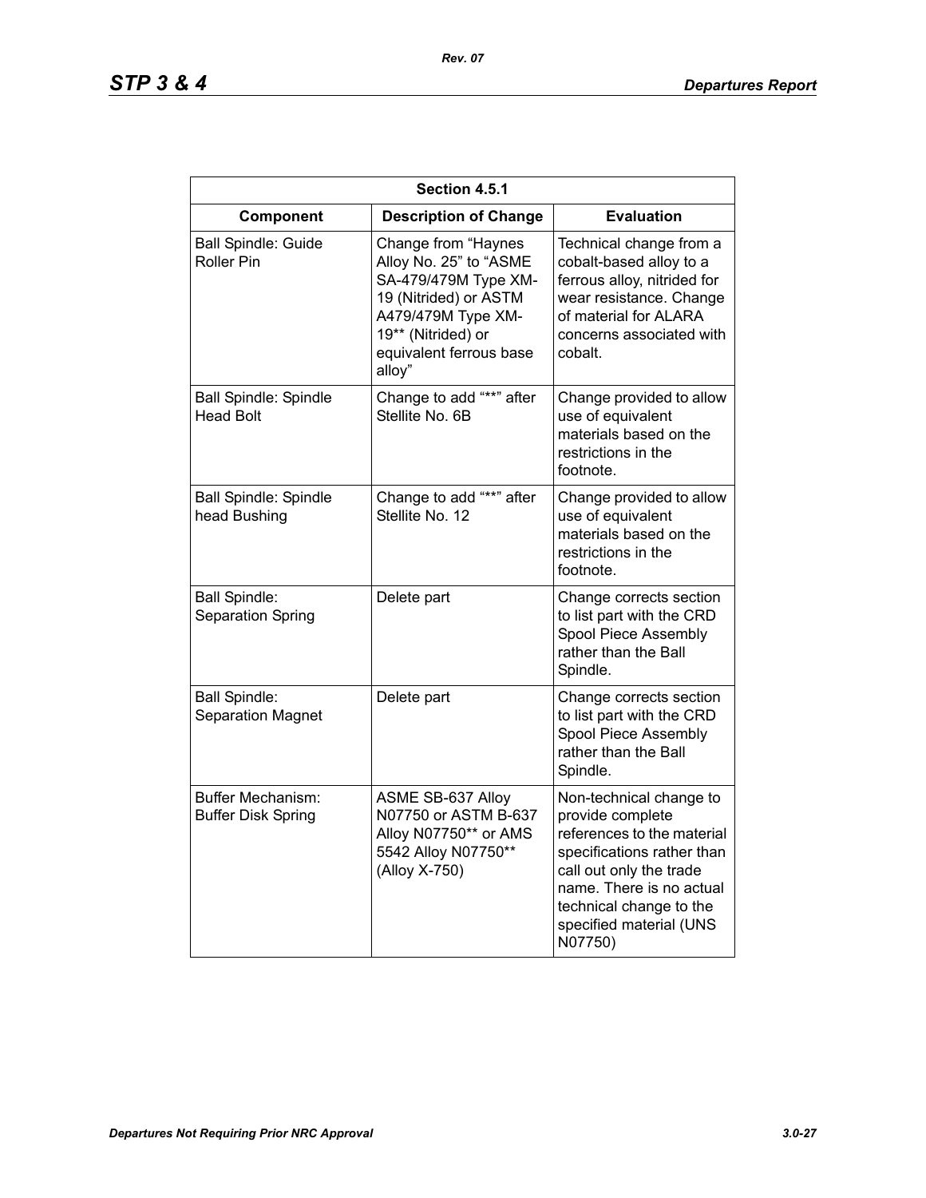| Section 4.5.1 | | |
|---|---|---|
| **Component** | **Description of Change** | **Evaluation** |
| Ball Spindle: Guide Roller Pin | Change from "Haynes Alloy No. 25" to "ASME SA-479/479M Type XM-19 (Nitrided) or ASTM A479/479M Type XM-19** (Nitrided) or equivalent ferrous base alloy" | Technical change from a cobalt-based alloy to a ferrous alloy, nitrided for wear resistance. Change of material for ALARA concerns associated with cobalt. |
| Ball Spindle: Spindle Head Bolt | Change to add "**" after Stellite No. 6B | Change provided to allow use of equivalent materials based on the restrictions in the footnote. |
| Ball Spindle: Spindle head Bushing | Change to add "**" after Stellite No. 12 | Change provided to allow use of equivalent materials based on the restrictions in the footnote. |
| Ball Spindle: Separation Spring | Delete part | Change corrects section to list part with the CRD Spool Piece Assembly rather than the Ball Spindle. |
| Ball Spindle: Separation Magnet | Delete part | Change corrects section to list part with the CRD Spool Piece Assembly rather than the Ball Spindle. |
| Buffer Mechanism: Buffer Disk Spring | ASME SB-637 Alloy N07750 or ASTM B-637 Alloy N07750** or AMS 5542 Alloy N07750** (Alloy X-750) | Non-technical change to provide complete references to the material specifications rather than call out only the trade name. There is no actual technical change to the specified material (UNS N07750) |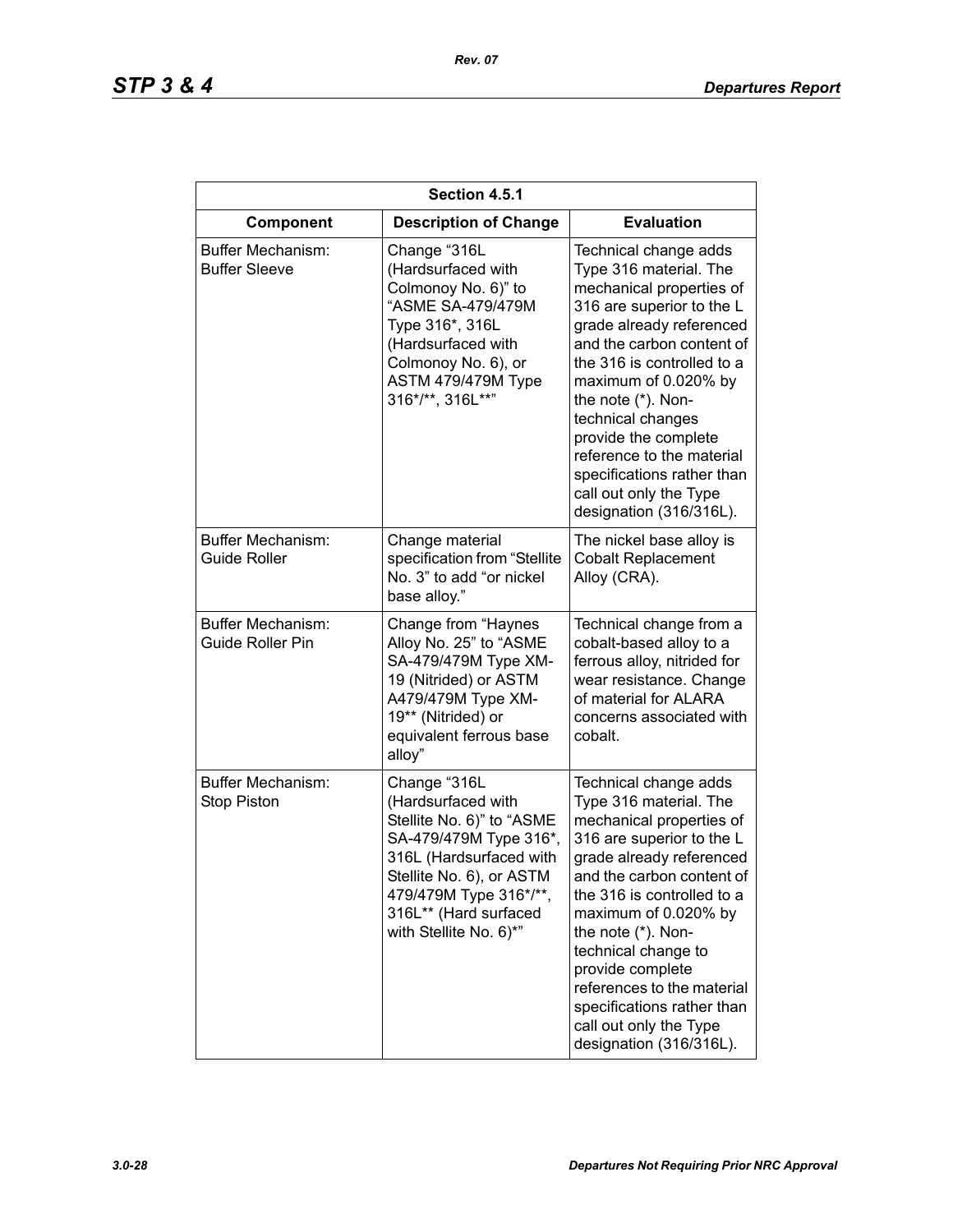| Section 4.5.1 | | |
|---|---|---|
| **Component** | **Description of Change** | **Evaluation** |
| Buffer Mechanism: Buffer Sleeve | Change “316L (Hardsurfaced with Colmonoy No. 6)” to “ASME SA-479/479M Type 316*, 316L (Hardsurfaced with Colmonoy No. 6), or ASTM 479/479M Type 316*/**, 316L**” | Technical change adds Type 316 material. The mechanical properties of 316 are superior to the L grade already referenced and the carbon content of the 316 is controlled to a maximum of 0.020% by the note (*). Non-technical changes provide the complete reference to the material specifications rather than call out only the Type designation (316/316L). |
| Buffer Mechanism: Guide Roller | Change material specification from “Stellite No. 3” to add “or nickel base alloy.” | The nickel base alloy is Cobalt Replacement Alloy (CRA). |
| Buffer Mechanism: Guide Roller Pin | Change from “Haynes Alloy No. 25” to “ASME SA-479/479M Type XM-19 (Nitrided) or ASTM A479/479M Type XM-19** (Nitrided) or equivalent ferrous base alloy” | Technical change from a cobalt-based alloy to a ferrous alloy, nitrided for wear resistance. Change of material for ALARA concerns associated with cobalt. |
| Buffer Mechanism: Stop Piston | Change “316L (Hardsurfaced with Stellite No. 6)” to “ASME SA-479/479M Type 316*, 316L (Hardsurfaced with Stellite No. 6), or ASTM 479/479M Type 316*/**, 316L** (Hard surfaced with Stellite No. 6)*” | Technical change adds Type 316 material. The mechanical properties of 316 are superior to the L grade already referenced and the carbon content of the 316 is controlled to a maximum of 0.020% by the note (*). Non-technical change to provide complete references to the material specifications rather than call out only the Type designation (316/316L). |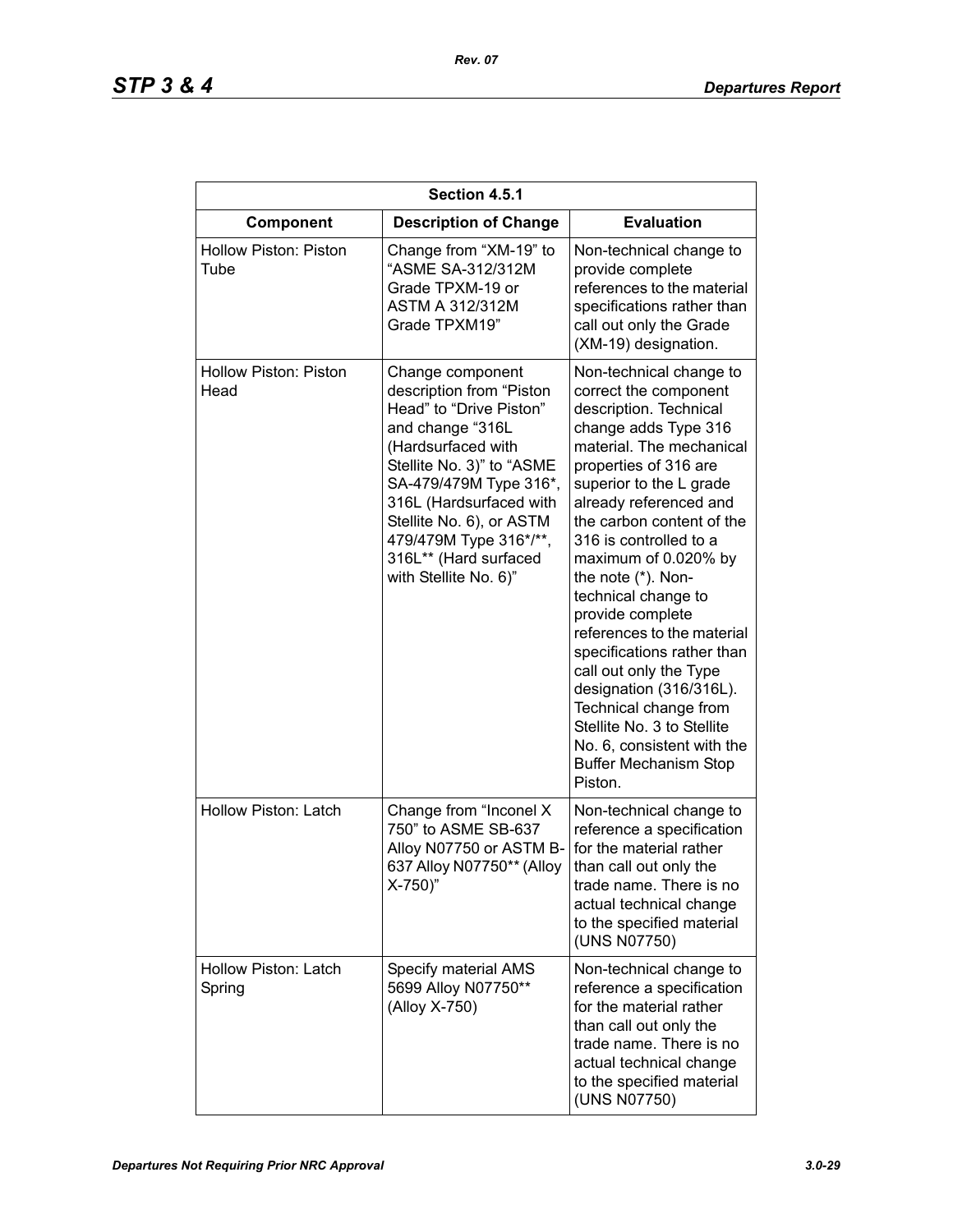| Section 4.5.1 | | |
|---|---|---|
| **Component** | **Description of Change** | **Evaluation** |
| Hollow Piston: Piston Tube | Change from “XM-19” to “ASME SA-312/312M Grade TPXM-19 or ASTM A 312/312M Grade TPXM19” | Non-technical change to provide complete references to the material specifications rather than call out only the Grade (XM-19) designation. |
| Hollow Piston: Piston Head | Change component description from “Piston Head” to “Drive Piston” and change “316L (Hardsurfaced with Stellite No. 3)” to “ASME SA-479/479M Type 316*, 316L (Hardsurfaced with Stellite No. 6), or ASTM 479/479M Type 316*/**, 316L** (Hard surfaced with Stellite No. 6)” | Non-technical change to correct the component description. Technical change adds Type 316 material. The mechanical properties of 316 are superior to the L grade already referenced and the carbon content of the 316 is controlled to a maximum of 0.020% by the note (*). Non-technical change to provide complete references to the material specifications rather than call out only the Type designation (316/316L). Technical change from Stellite No. 3 to Stellite No. 6, consistent with the Buffer Mechanism Stop Piston. |
| Hollow Piston: Latch | Change from “Inconel X 750” to ASME SB-637 Alloy N07750 or ASTM B-637 Alloy N07750** (Alloy X-750)” | Non-technical change to reference a specification for the material rather than call out only the trade name. There is no actual technical change to the specified material (UNS N07750) |
| Hollow Piston: Latch Spring | Specify material AMS 5699 Alloy N07750** (Alloy X-750) | Non-technical change to reference a specification for the material rather than call out only the trade name. There is no actual technical change to the specified material (UNS N07750) |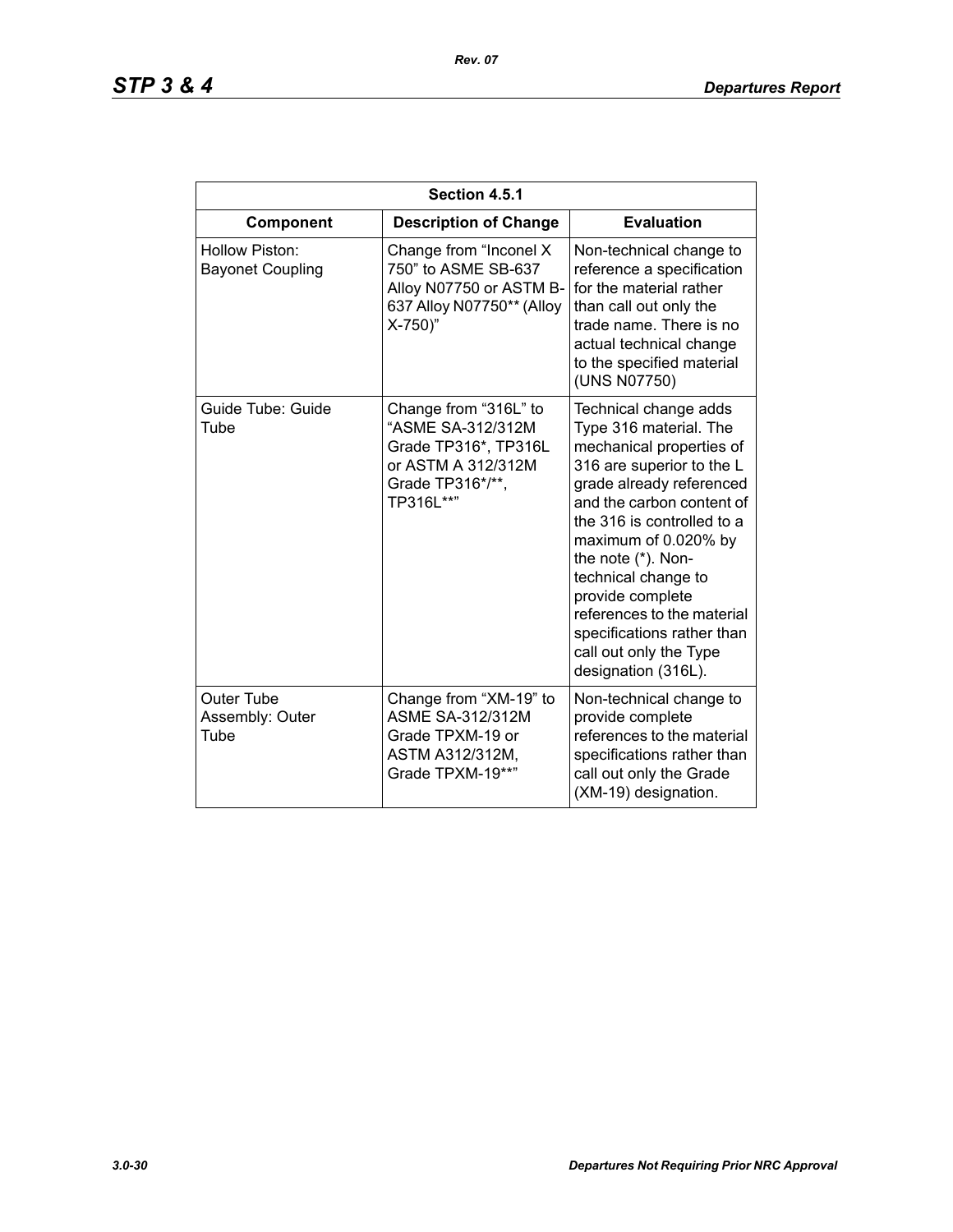| Section 4.5.1 | | |
|---|---|---|
| **Component** | **Description of Change** | **Evaluation** |
| Hollow Piston: Bayonet Coupling | Change from "Inconel X 750" to ASME SB-637 Alloy N07750 or ASTM B-637 Alloy N07750** (Alloy X-750)" | Non-technical change to reference a specification for the material rather than call out only the trade name. There is no actual technical change to the specified material (UNS N07750) |
| Guide Tube: Guide Tube | Change from "316L" to "ASME SA-312/312M Grade TP316*, TP316L or ASTM A 312/312M Grade TP316*/**, TP316L**" | Technical change adds Type 316 material. The mechanical properties of 316 are superior to the L grade already referenced and the carbon content of the 316 is controlled to a maximum of 0.020% by the note (*). Non-technical change to provide complete references to the material specifications rather than call out only the Type designation (316L). |
| Outer Tube Assembly: Outer Tube | Change from "XM-19" to ASME SA-312/312M Grade TPXM-19 or ASTM A312/312M, Grade TPXM-19**" | Non-technical change to provide complete references to the material specifications rather than call out only the Grade (XM-19) designation. |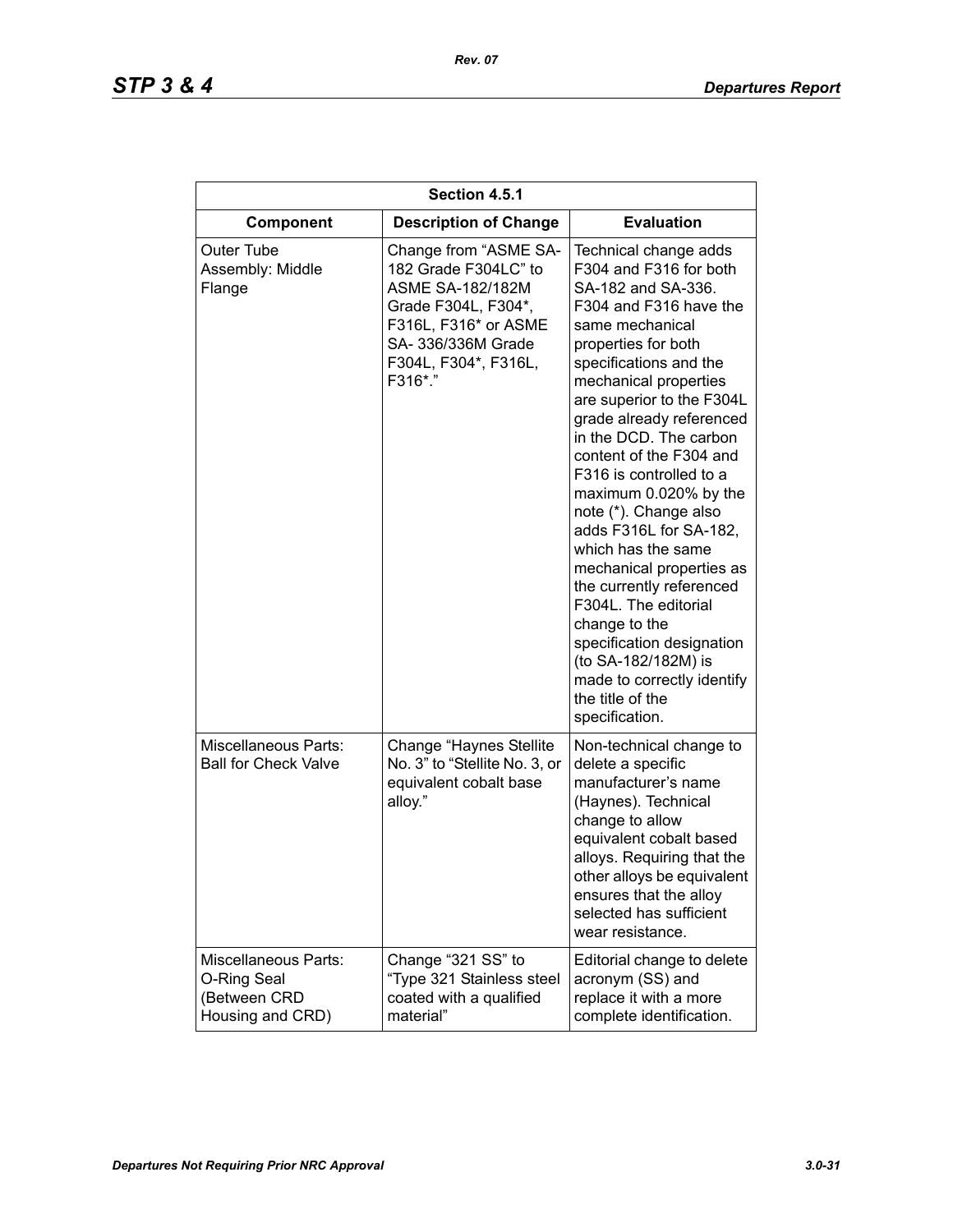| Section 4.5.1 | | |
|---|---|---|
| **Component** | **Description of Change** | **Evaluation** |
| Outer Tube Assembly: Middle Flange | Change from "ASME SA-182 Grade F304LC" to ASME SA-182/182M Grade F304L, F304*, F316L, F316* or ASME SA- 336/336M Grade F304L, F304*, F316L, F316*." | Technical change adds F304 and F316 for both SA-182 and SA-336. F304 and F316 have the same mechanical properties for both specifications and the mechanical properties are superior to the F304L grade already referenced in the DCD. The carbon content of the F304 and F316 is controlled to a maximum 0.020% by the note (*). Change also adds F316L for SA-182, which has the same mechanical properties as the currently referenced F304L. The editorial change to the specification designation (to SA-182/182M) is made to correctly identify the title of the specification. |
| Miscellaneous Parts: Ball for Check Valve | Change "Haynes Stellite No. 3" to "Stellite No. 3, or equivalent cobalt base alloy." | Non-technical change to delete a specific manufacturer's name (Haynes). Technical change to allow equivalent cobalt based alloys. Requiring that the other alloys be equivalent ensures that the alloy selected has sufficient wear resistance. |
| Miscellaneous Parts: O-Ring Seal (Between CRD Housing and CRD) | Change "321 SS" to "Type 321 Stainless steel coated with a qualified material" | Editorial change to delete acronym (SS) and replace it with a more complete identification. |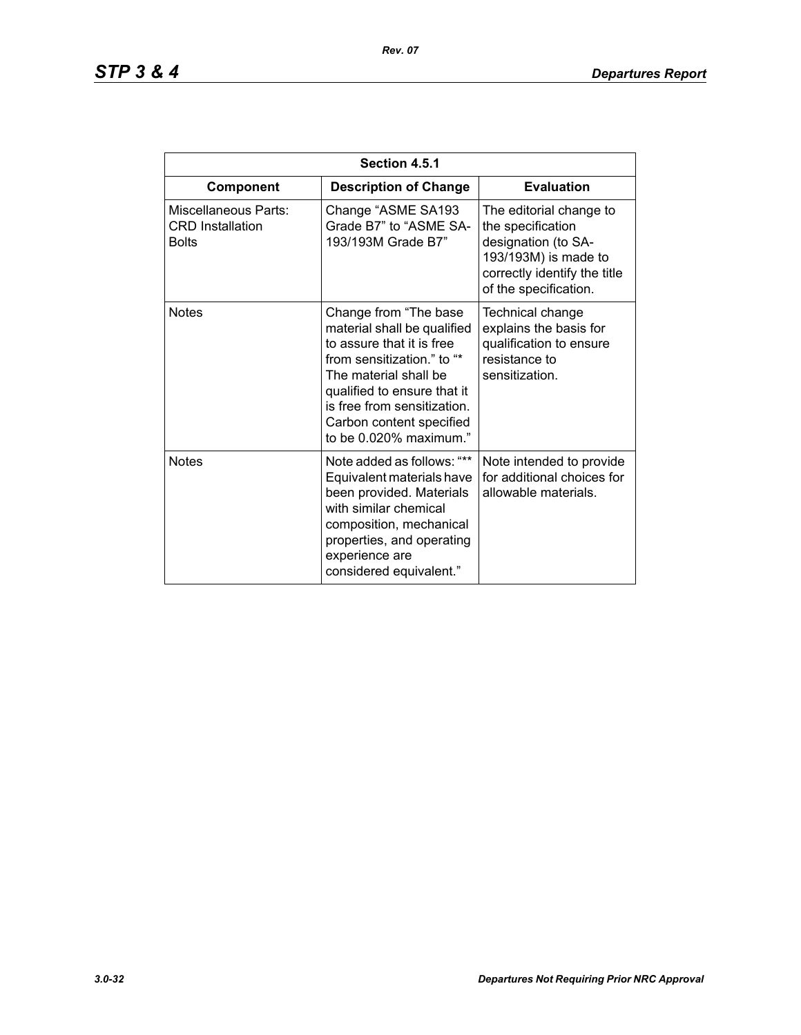| Section 4.5.1 | | |
|---|---|---|
| **Component** | **Description of Change** | **Evaluation** |
| Miscellaneous Parts: CRD Installation Bolts | Change “ASME SA193 Grade B7” to “ASME SA-193/193M Grade B7” | The editorial change to the specification designation (to SA-193/193M) is made to correctly identify the title of the specification. |
| Notes | Change from “The base material shall be qualified to assure that it is free from sensitization.” to “* The material shall be qualified to ensure that it is free from sensitization. Carbon content specified to be 0.020% maximum.” | Technical change explains the basis for qualification to ensure resistance to sensitization. |
| Notes | Note added as follows: “** Equivalent materials have been provided. Materials with similar chemical composition, mechanical properties, and operating experience are considered equivalent.” | Note intended to provide for additional choices for allowable materials. |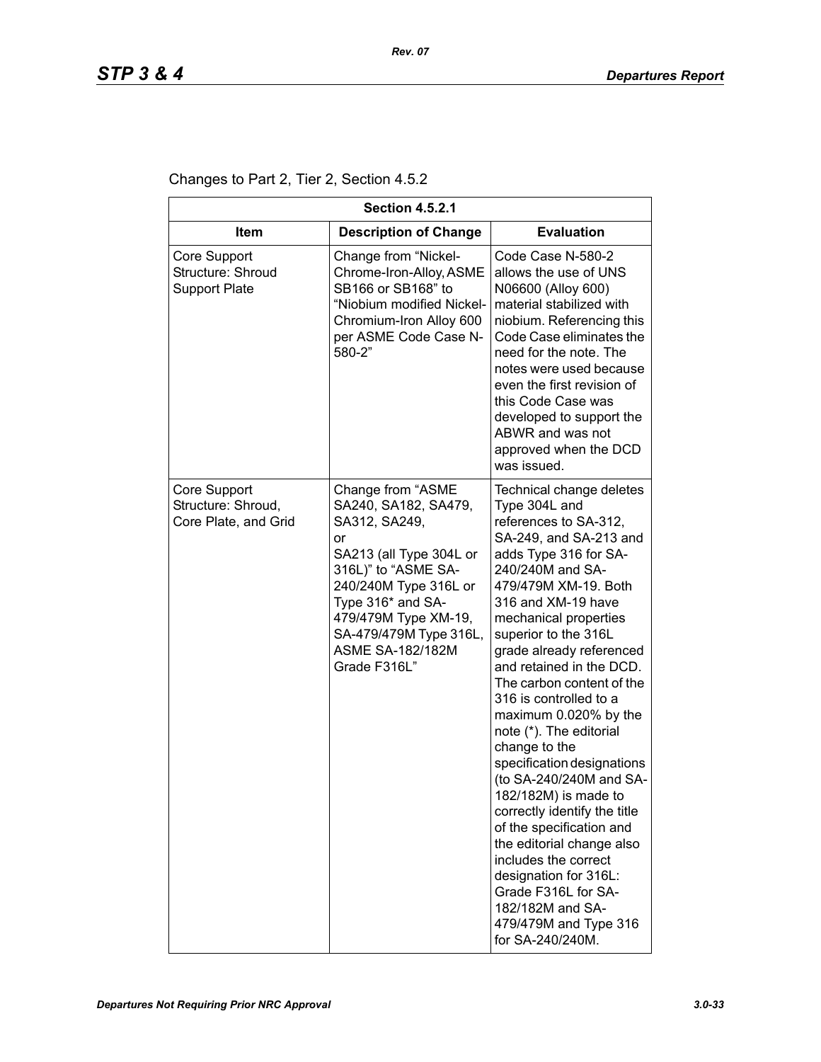Changes to Part 2, Tier 2, Section 4.5.2

| Section 4.5.2.1 | | |
|---|---|---|
| **Item** | **Description of Change** | **Evaluation** |
| Core Support Structure: Shroud Support Plate | Change from "Nickel-Chrome-Iron-Alloy, ASME SB166 or SB168" to "Niobium modified Nickel-Chromium-Iron Alloy 600 per ASME Code Case N-580-2" | Code Case N-580-2 allows the use of UNS N06600 (Alloy 600) material stabilized with niobium. Referencing this Code Case eliminates the need for the note. The notes were used because even the first revision of this Code Case was developed to support the ABWR and was not approved when the DCD was issued. |
| Core Support Structure: Shroud, Core Plate, and Grid | Change from "ASME SA240, SA182, SA479, SA312, SA249, or SA213 (all Type 304L or 316L)" to "ASME SA-240/240M Type 316L or Type 316* and SA-479/479M Type XM-19, SA-479/479M Type 316L, ASME SA-182/182M Grade F316L" | Technical change deletes Type 304L and references to SA-312, SA-249, and SA-213 and adds Type 316 for SA-240/240M and SA-479/479M XM-19. Both 316 and XM-19 have mechanical properties superior to the 316L grade already referenced and retained in the DCD. The carbon content of the 316 is controlled to a maximum 0.020% by the note (*). The editorial change to the specification designations (to SA-240/240M and SA-182/182M) is made to correctly identify the title of the specification and the editorial change also includes the correct designation for 316L: Grade F316L for SA-182/182M and SA-479/479M and Type 316 for SA-240/240M. |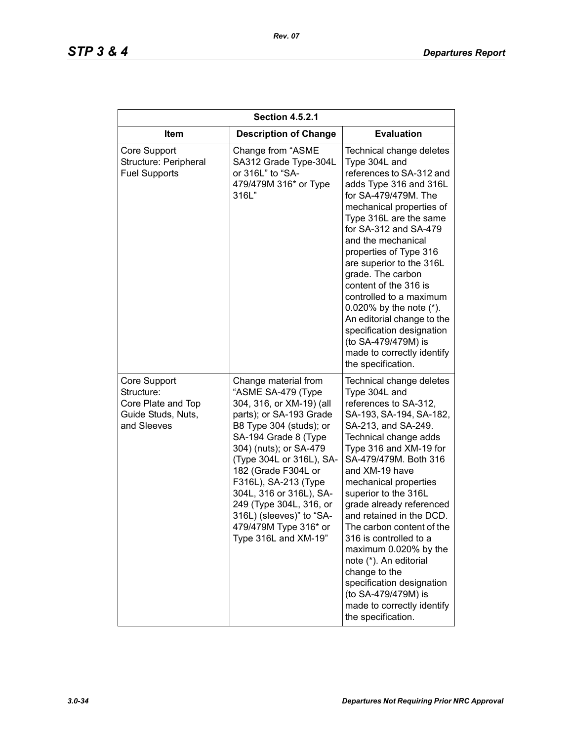| Section 4.5.2.1 | | |
|---|---|---|
| **Item** | **Description of Change** | **Evaluation** |
| Core Support Structure: Peripheral Fuel Supports | Change from "ASME SA312 Grade Type-304L or 316L" to "SA-479/479M 316* or Type 316L" | Technical change deletes Type 304L and references to SA-312 and adds Type 316 and 316L for SA-479/479M. The mechanical properties of Type 316L are the same for SA-312 and SA-479 and the mechanical properties of Type 316 are superior to the 316L grade. The carbon content of the 316 is controlled to a maximum 0.020% by the note (*). An editorial change to the specification designation (to SA-479/479M) is made to correctly identify the specification. |
| Core Support Structure: Core Plate and Top Guide Studs, Nuts, and Sleeves | Change material from "ASME SA-479 (Type 304, 316, or XM-19) (all parts); or SA-193 Grade B8 Type 304 (studs); or SA-194 Grade 8 (Type 304) (nuts); or SA-479 (Type 304L or 316L), SA-182 (Grade F304L or F316L), SA-213 (Type 304L, 316 or 316L), SA-249 (Type 304L, 316, or 316L) (sleeves)" to "SA-479/479M Type 316* or Type 316L and XM-19" | Technical change deletes Type 304L and references to SA-312, SA-193, SA-194, SA-182, SA-213, and SA-249. Technical change adds Type 316 and XM-19 for SA-479/479M. Both 316 and XM-19 have mechanical properties superior to the 316L grade already referenced and retained in the DCD. The carbon content of the 316 is controlled to a maximum 0.020% by the note (*). An editorial change to the specification designation (to SA-479/479M) is made to correctly identify the specification. |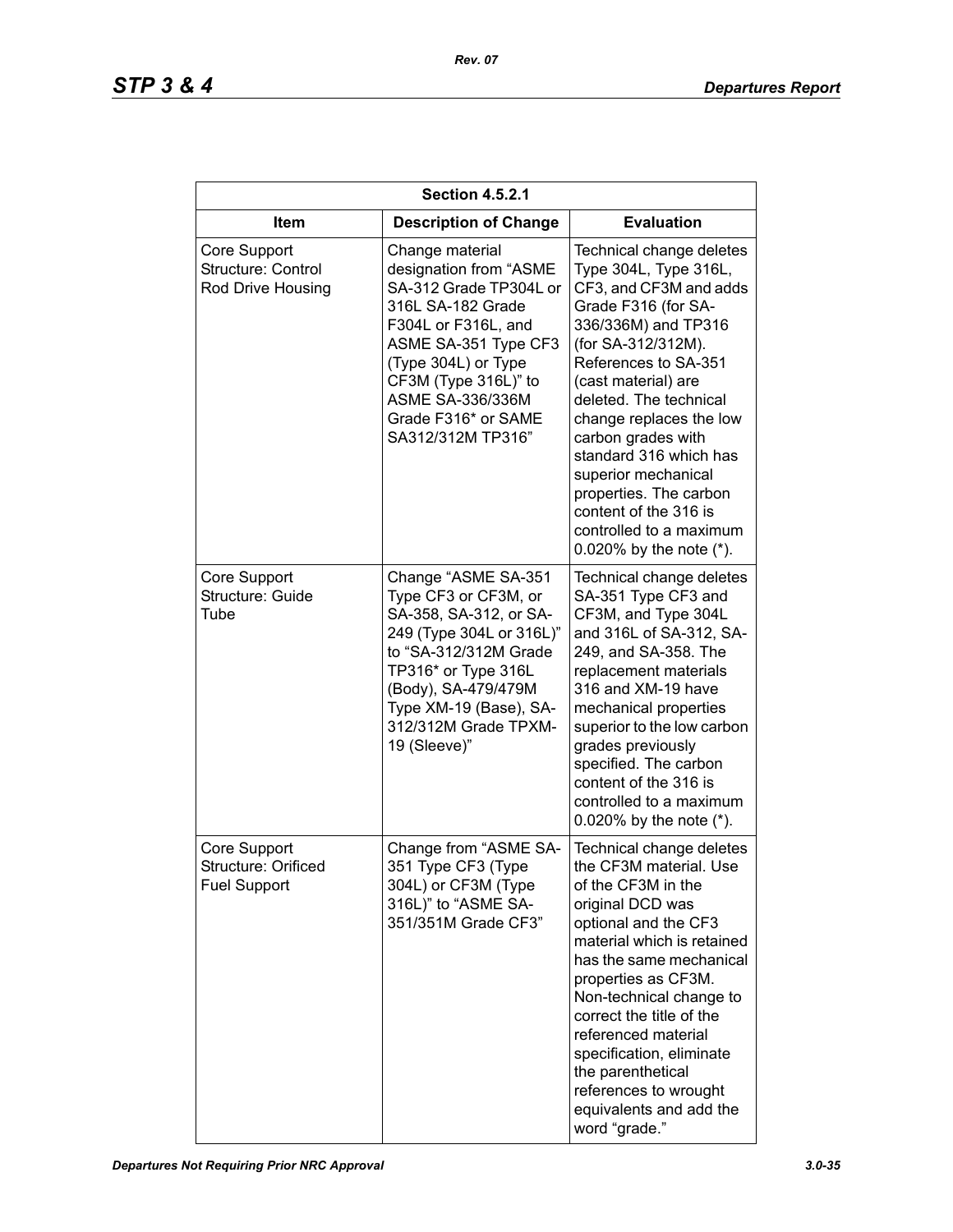| Section 4.5.2.1 | | |
|---|---|---|
| Item | Description of Change | Evaluation |
| Core Support Structure: Control Rod Drive Housing | Change material designation from "ASME SA-312 Grade TP304L or 316L SA-182 Grade F304L or F316L, and ASME SA-351 Type CF3 (Type 304L) or Type CF3M (Type 316L)" to ASME SA-336/336M Grade F316* or SAME SA312/312M TP316" | Technical change deletes Type 304L, Type 316L, CF3, and CF3M and adds Grade F316 (for SA-336/336M) and TP316 (for SA-312/312M). References to SA-351 (cast material) are deleted. The technical change replaces the low carbon grades with standard 316 which has superior mechanical properties. The carbon content of the 316 is controlled to a maximum 0.020% by the note (*). |
| Core Support Structure: Guide Tube | Change "ASME SA-351 Type CF3 or CF3M, or SA-358, SA-312, or SA-249 (Type 304L or 316L)" to "SA-312/312M Grade TP316* or Type 316L (Body), SA-479/479M Type XM-19 (Base), SA-312/312M Grade TPXM-19 (Sleeve)" | Technical change deletes SA-351 Type CF3 and CF3M, and Type 304L and 316L of SA-312, SA-249, and SA-358. The replacement materials 316 and XM-19 have mechanical properties superior to the low carbon grades previously specified. The carbon content of the 316 is controlled to a maximum 0.020% by the note (*). |
| Core Support Structure: Orificed Fuel Support | Change from "ASME SA-351 Type CF3 (Type 304L) or CF3M (Type 316L)" to "ASME SA-351/351M Grade CF3" | Technical change deletes the CF3M material. Use of the CF3M in the original DCD was optional and the CF3 material which is retained has the same mechanical properties as CF3M. Non-technical change to correct the title of the referenced material specification, eliminate the parenthetical references to wrought equivalents and add the word "grade." |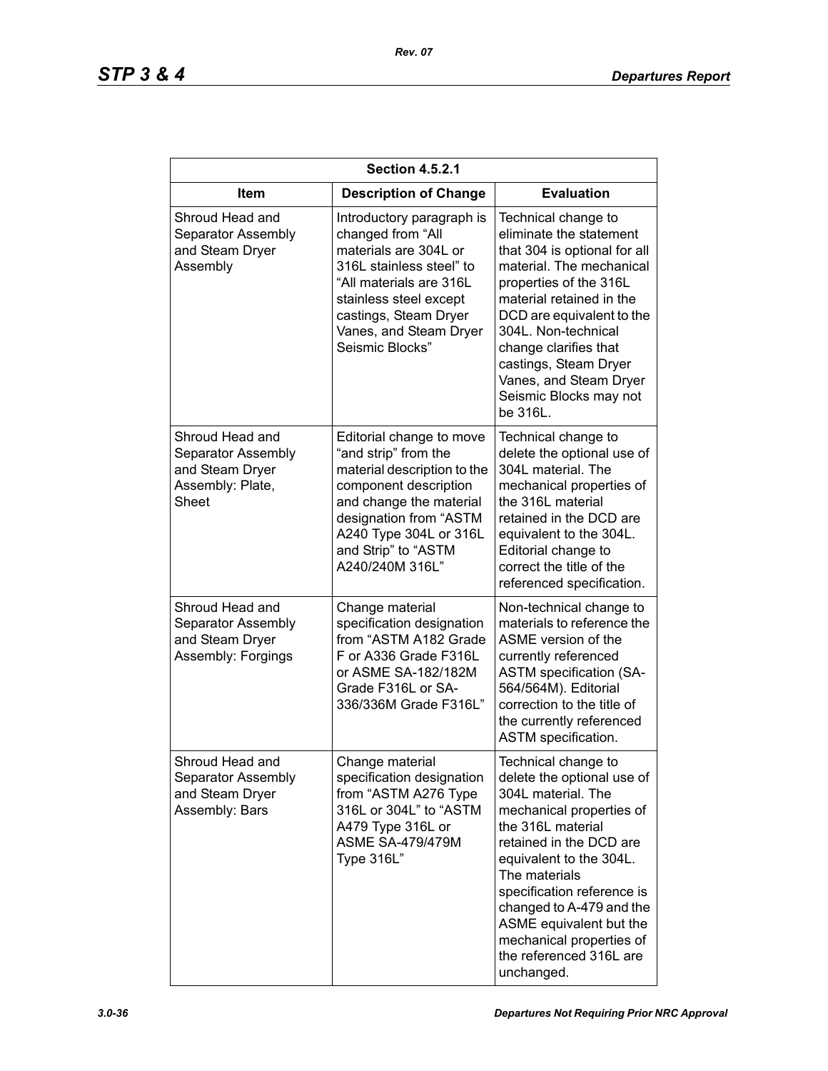| Section 4.5.2.1 | | |
|---|---|---|
| **Item** | **Description of Change** | **Evaluation** |
| Shroud Head and Separator Assembly and Steam Dryer Assembly | Introductory paragraph is changed from "All materials are 304L or 316L stainless steel" to "All materials are 316L stainless steel except castings, Steam Dryer Vanes, and Steam Dryer Seismic Blocks" | Technical change to eliminate the statement that 304 is optional for all material. The mechanical properties of the 316L material retained in the DCD are equivalent to the 304L. Non-technical change clarifies that castings, Steam Dryer Vanes, and Steam Dryer Seismic Blocks may not be 316L. |
| Shroud Head and Separator Assembly and Steam Dryer Assembly: Plate, Sheet | Editorial change to move "and strip" from the material description to the component description and change the material designation from "ASTM A240 Type 304L or 316L and Strip" to "ASTM A240/240M 316L" | Technical change to delete the optional use of 304L material. The mechanical properties of the 316L material retained in the DCD are equivalent to the 304L. Editorial change to correct the title of the referenced specification. |
| Shroud Head and Separator Assembly and Steam Dryer Assembly: Forgings | Change material specification designation from "ASTM A182 Grade F or A336 Grade F316L or ASME SA-182/182M Grade F316L or SA-336/336M Grade F316L" | Non-technical change to materials to reference the ASME version of the currently referenced ASTM specification (SA-564/564M). Editorial correction to the title of the currently referenced ASTM specification. |
| Shroud Head and Separator Assembly and Steam Dryer Assembly: Bars | Change material specification designation from "ASTM A276 Type 316L or 304L" to "ASTM A479 Type 316L or ASME SA-479/479M Type 316L" | Technical change to delete the optional use of 304L material. The mechanical properties of the 316L material retained in the DCD are equivalent to the 304L. The materials specification reference is changed to A-479 and the ASME equivalent but the mechanical properties of the referenced 316L are unchanged. |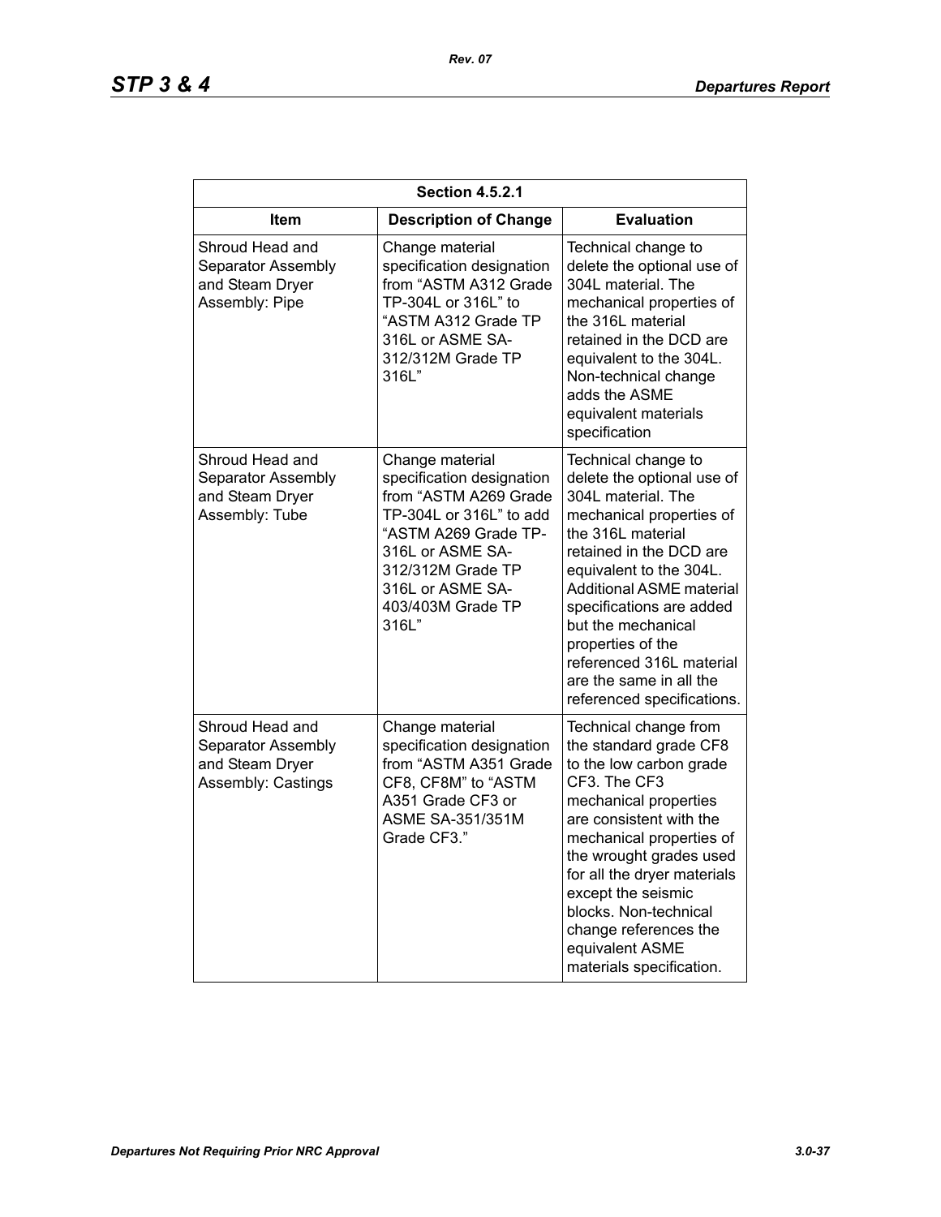| Section 4.5.2.1 | | |
|---|---|---|
| **Item** | **Description of Change** | **Evaluation** |
| Shroud Head and Separator Assembly and Steam Dryer Assembly: Pipe | Change material specification designation from "ASTM A312 Grade TP-304L or 316L" to "ASTM A312 Grade TP 316L or ASME SA-312/312M Grade TP 316L" | Technical change to delete the optional use of 304L material. The mechanical properties of the 316L material retained in the DCD are equivalent to the 304L. Non-technical change adds the ASME equivalent materials specification |
| Shroud Head and Separator Assembly and Steam Dryer Assembly: Tube | Change material specification designation from "ASTM A269 Grade TP-304L or 316L" to add "ASTM A269 Grade TP-316L or ASME SA-312/312M Grade TP 316L or ASME SA-403/403M Grade TP 316L" | Technical change to delete the optional use of 304L material. The mechanical properties of the 316L material retained in the DCD are equivalent to the 304L. Additional ASME material specifications are added but the mechanical properties of the referenced 316L material are the same in all the referenced specifications. |
| Shroud Head and Separator Assembly and Steam Dryer Assembly: Castings | Change material specification designation from "ASTM A351 Grade CF8, CF8M" to "ASTM A351 Grade CF3 or ASME SA-351/351M Grade CF3." | Technical change from the standard grade CF8 to the low carbon grade CF3. The CF3 mechanical properties are consistent with the mechanical properties of the wrought grades used for all the dryer materials except the seismic blocks. Non-technical change references the equivalent ASME materials specification. |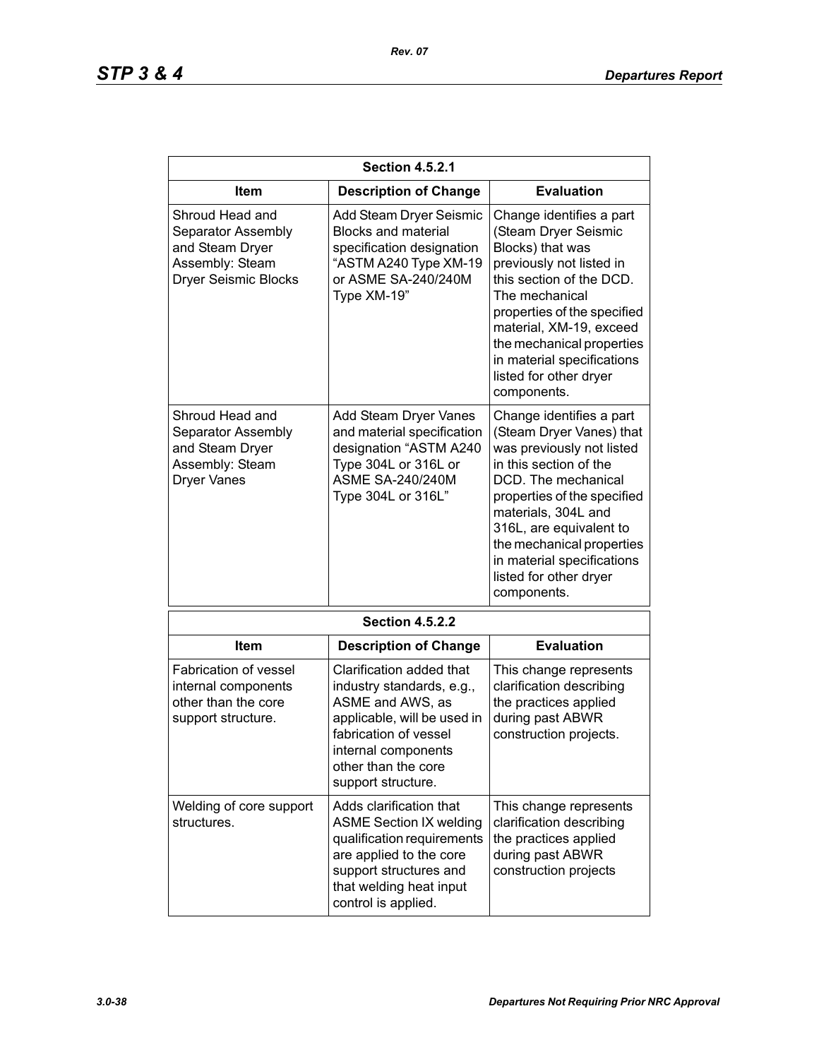| Section 4.5.2.1 | | |
|---|---|---|
| **Item** | **Description of Change** | **Evaluation** |
| Shroud Head and Separator Assembly and Steam Dryer Assembly: Steam Dryer Seismic Blocks | Add Steam Dryer Seismic Blocks and material specification designation "ASTM A240 Type XM-19 or ASME SA-240/240M Type XM-19" | Change identifies a part (Steam Dryer Seismic Blocks) that was previously not listed in this section of the DCD. The mechanical properties of the specified material, XM-19, exceed the mechanical properties in material specifications listed for other dryer components. |
| Shroud Head and Separator Assembly and Steam Dryer Assembly: Steam Dryer Vanes | Add Steam Dryer Vanes and material specification designation "ASTM A240 Type 304L or 316L or ASME SA-240/240M Type 304L or 316L" | Change identifies a part (Steam Dryer Vanes) that was previously not listed in this section of the DCD. The mechanical properties of the specified materials, 304L and 316L, are equivalent to the mechanical properties in material specifications listed for other dryer components. |

| Section 4.5.2.2 | | |
|---|---|---|
| **Item** | **Description of Change** | **Evaluation** |
| Fabrication of vessel internal components other than the core support structure. | Clarification added that industry standards, e.g., ASME and AWS, as applicable, will be used in fabrication of vessel internal components other than the core support structure. | This change represents clarification describing the practices applied during past ABWR construction projects. |
| Welding of core support structures. | Adds clarification that ASME Section IX welding qualification requirements are applied to the core support structures and that welding heat input control is applied. | This change represents clarification describing the practices applied during past ABWR construction projects |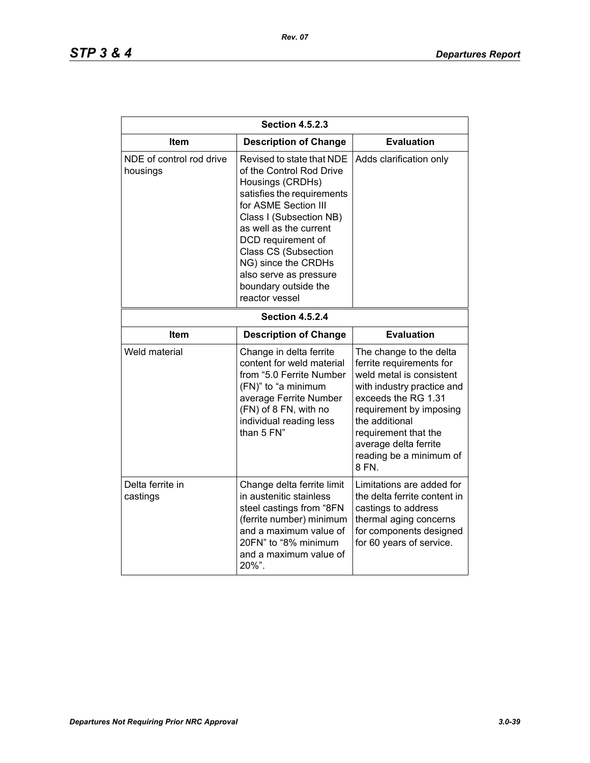| Section 4.5.2.3 | | |
|---|---|---|
| **Item** | **Description of Change** | **Evaluation** |
| NDE of control rod drive housings | Revised to state that NDE of the Control Rod Drive Housings (CRDHs) satisfies the requirements for ASME Section III Class I (Subsection NB) as well as the current DCD requirement of Class CS (Subsection NG) since the CRDHs also serve as pressure boundary outside the reactor vessel | Adds clarification only |

| Section 4.5.2.4 | | |
|---|---|---|
| **Item** | **Description of Change** | **Evaluation** |
| Weld material | Change in delta ferrite content for weld material from "5.0 Ferrite Number (FN)" to "a minimum average Ferrite Number (FN) of 8 FN, with no individual reading less than 5 FN" | The change to the delta ferrite requirements for weld metal is consistent with industry practice and exceeds the RG 1.31 requirement by imposing the additional requirement that the average delta ferrite reading be a minimum of 8 FN. |
| Delta ferrite in castings | Change delta ferrite limit in austenitic stainless steel castings from "8FN (ferrite number) minimum and a maximum value of 20FN" to "8% minimum and a maximum value of 20%". | Limitations are added for the delta ferrite content in castings to address thermal aging concerns for components designed for 60 years of service. |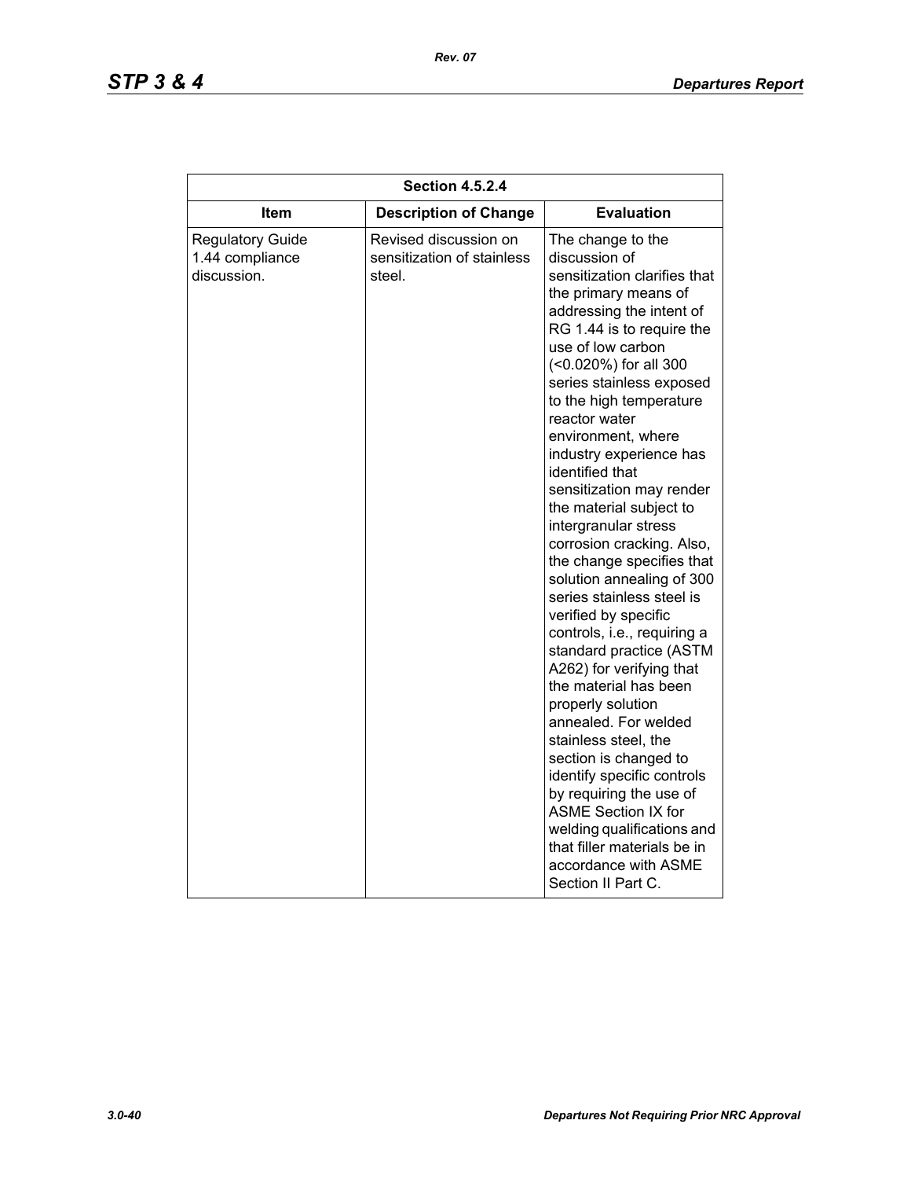| Section 4.5.2.4 | | |
|---|---|---|
| **Item** | **Description of Change** | **Evaluation** |
| Regulatory Guide 1.44 compliance discussion. | Revised discussion on sensitization of stainless steel. | The change to the discussion of sensitization clarifies that the primary means of addressing the intent of RG 1.44 is to require the use of low carbon (<0.020%) for all 300 series stainless exposed to the high temperature reactor water environment, where industry experience has identified that sensitization may render the material subject to intergranular stress corrosion cracking. Also, the change specifies that solution annealing of 300 series stainless steel is verified by specific controls, i.e., requiring a standard practice (ASTM A262) for verifying that the material has been properly solution annealed. For welded stainless steel, the section is changed to identify specific controls by requiring the use of ASME Section IX for welding qualifications and that filler materials be in accordance with ASME Section II Part C. |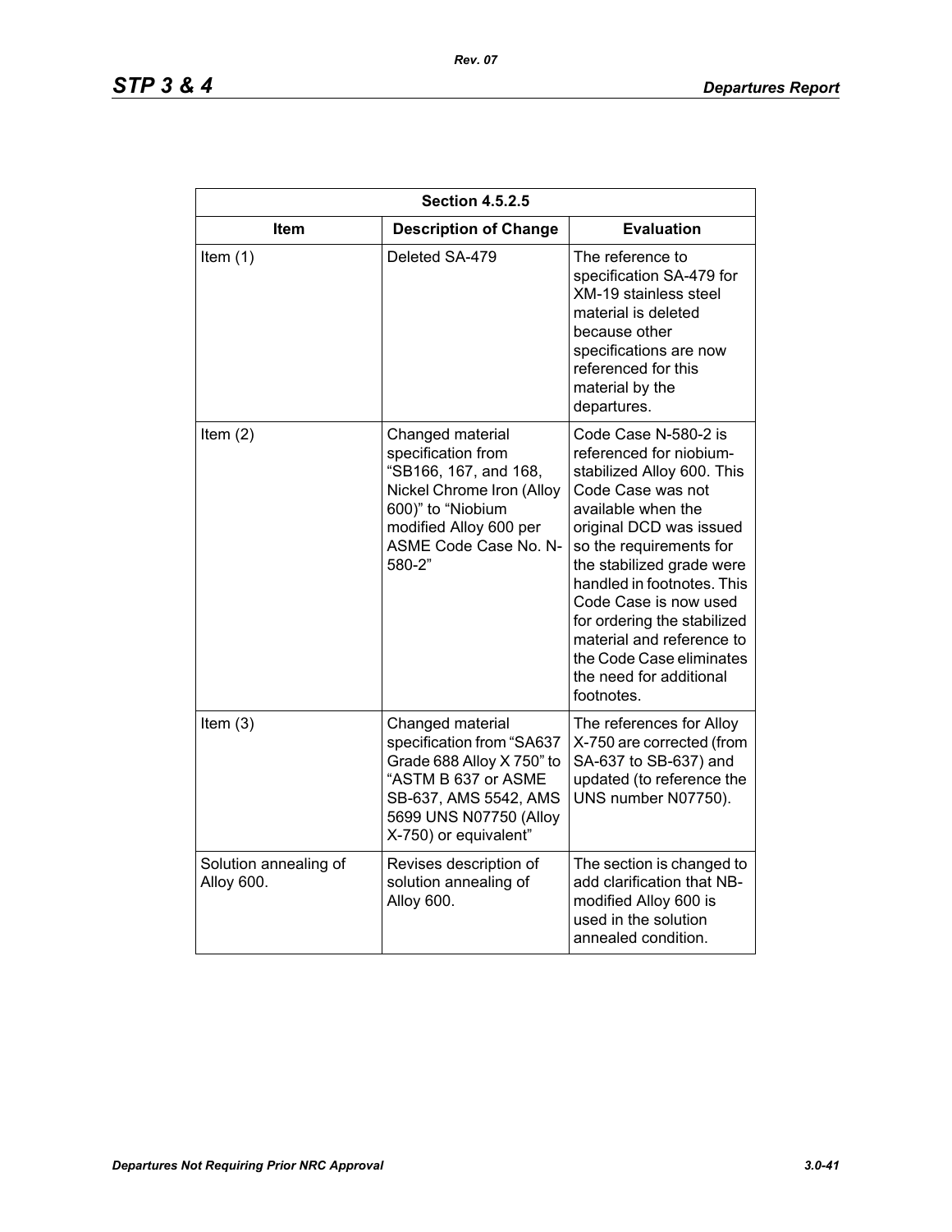| Section 4.5.2.5 | | |
|---|---|---|
| Item | Description of Change | Evaluation |
| Item (1) | Deleted SA-479 | The reference to specification SA-479 for XM-19 stainless steel material is deleted because other specifications are now referenced for this material by the departures. |
| Item (2) | Changed material specification from "SB166, 167, and 168, Nickel Chrome Iron (Alloy 600)" to "Niobium modified Alloy 600 per ASME Code Case No. N-580-2" | Code Case N-580-2 is referenced for niobium-stabilized Alloy 600. This Code Case was not available when the original DCD was issued so the requirements for the stabilized grade were handled in footnotes. This Code Case is now used for ordering the stabilized material and reference to the Code Case eliminates the need for additional footnotes. |
| Item (3) | Changed material specification from "SA637 Grade 688 Alloy X 750" to "ASTM B 637 or ASME SB-637, AMS 5542, AMS 5699 UNS N07750 (Alloy X-750) or equivalent" | The references for Alloy X-750 are corrected (from SA-637 to SB-637) and updated (to reference the UNS number N07750). |
| Solution annealing of Alloy 600. | Revises description of solution annealing of Alloy 600. | The section is changed to add clarification that NB-modified Alloy 600 is used in the solution annealed condition. |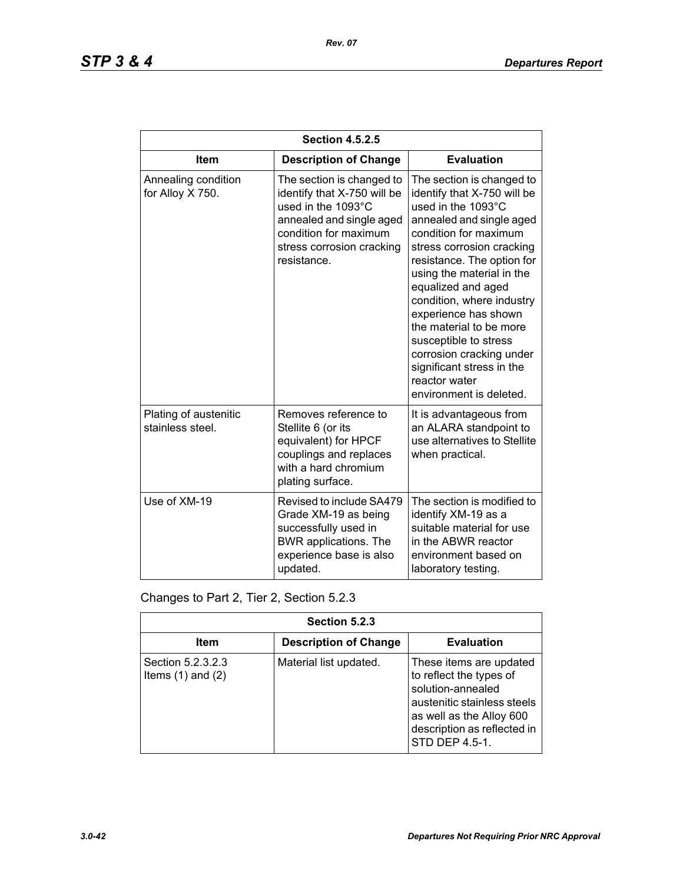| Section 4.5.2.5 | | |
|---|---|---|
| **Item** | **Description of Change** | **Evaluation** |
| Annealing condition for Alloy X 750. | The section is changed to identify that X-750 will be used in the 1093°C annealed and single aged condition for maximum stress corrosion cracking resistance. | The section is changed to identify that X-750 will be used in the 1093°C annealed and single aged condition for maximum stress corrosion cracking resistance. The option for using the material in the equalized and aged condition, where industry experience has shown the material to be more susceptible to stress corrosion cracking under significant stress in the reactor water environment is deleted. |
| Plating of austenitic stainless steel. | Removes reference to Stellite 6 (or its equivalent) for HPCF couplings and replaces with a hard chromium plating surface. | It is advantageous from an ALARA standpoint to use alternatives to Stellite when practical. |
| Use of XM-19 | Revised to include SA479 Grade XM-19 as being successfully used in BWR applications. The experience base is also updated. | The section is modified to identify XM-19 as a suitable material for use in the ABWR reactor environment based on laboratory testing. |

Changes to Part 2, Tier 2, Section 5.2.3

| Section 5.2.3 | | |
|---|---|---|
| **Item** | **Description of Change** | **Evaluation** |
| Section 5.2.3.2.3 Items (1) and (2) | Material list updated. | These items are updated to reflect the types of solution-annealed austenitic stainless steels as well as the Alloy 600 description as reflected in STD DEP 4.5-1. |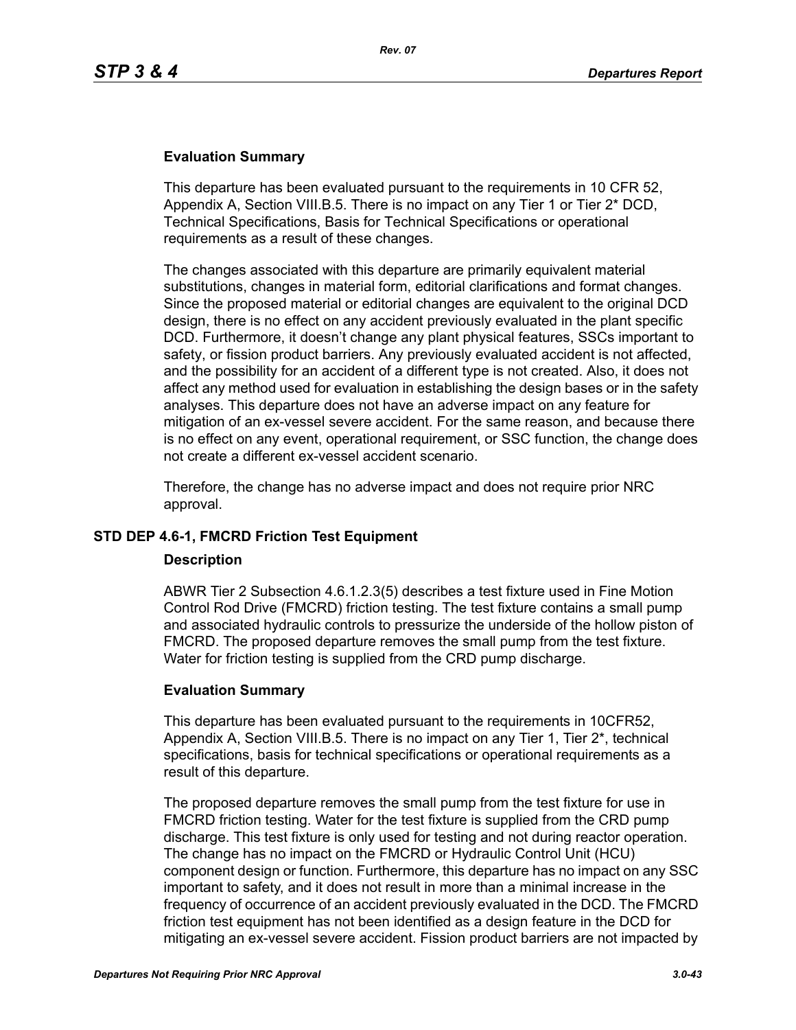### Evaluation Summary

This departure has been evaluated pursuant to the requirements in 10 CFR 52, Appendix A, Section VIII.B.5. There is no impact on any Tier 1 or Tier 2* DCD, Technical Specifications, Basis for Technical Specifications or operational requirements as a result of these changes.

The changes associated with this departure are primarily equivalent material substitutions, changes in material form, editorial clarifications and format changes. Since the proposed material or editorial changes are equivalent to the original DCD design, there is no effect on any accident previously evaluated in the plant specific DCD. Furthermore, it doesn't change any plant physical features, SSCs important to safety, or fission product barriers. Any previously evaluated accident is not affected, and the possibility for an accident of a different type is not created. Also, it does not affect any method used for evaluation in establishing the design bases or in the safety analyses. This departure does not have an adverse impact on any feature for mitigation of an ex-vessel severe accident. For the same reason, and because there is no effect on any event, operational requirement, or SSC function, the change does not create a different ex-vessel accident scenario.

Therefore, the change has no adverse impact and does not require prior NRC approval.

## STD DEP 4.6-1, FMCRD Friction Test Equipment

### Description

ABWR Tier 2 Subsection 4.6.1.2.3(5) describes a test fixture used in Fine Motion Control Rod Drive (FMCRD) friction testing. The test fixture contains a small pump and associated hydraulic controls to pressurize the underside of the hollow piston of FMCRD. The proposed departure removes the small pump from the test fixture. Water for friction testing is supplied from the CRD pump discharge.

### Evaluation Summary

This departure has been evaluated pursuant to the requirements in 10CFR52, Appendix A, Section VIII.B.5. There is no impact on any Tier 1, Tier 2*, technical specifications, basis for technical specifications or operational requirements as a result of this departure.

The proposed departure removes the small pump from the test fixture for use in FMCRD friction testing. Water for the test fixture is supplied from the CRD pump discharge. This test fixture is only used for testing and not during reactor operation. The change has no impact on the FMCRD or Hydraulic Control Unit (HCU) component design or function. Furthermore, this departure has no impact on any SSC important to safety, and it does not result in more than a minimal increase in the frequency of occurrence of an accident previously evaluated in the DCD. The FMCRD friction test equipment has not been identified as a design feature in the DCD for mitigating an ex-vessel severe accident. Fission product barriers are not impacted by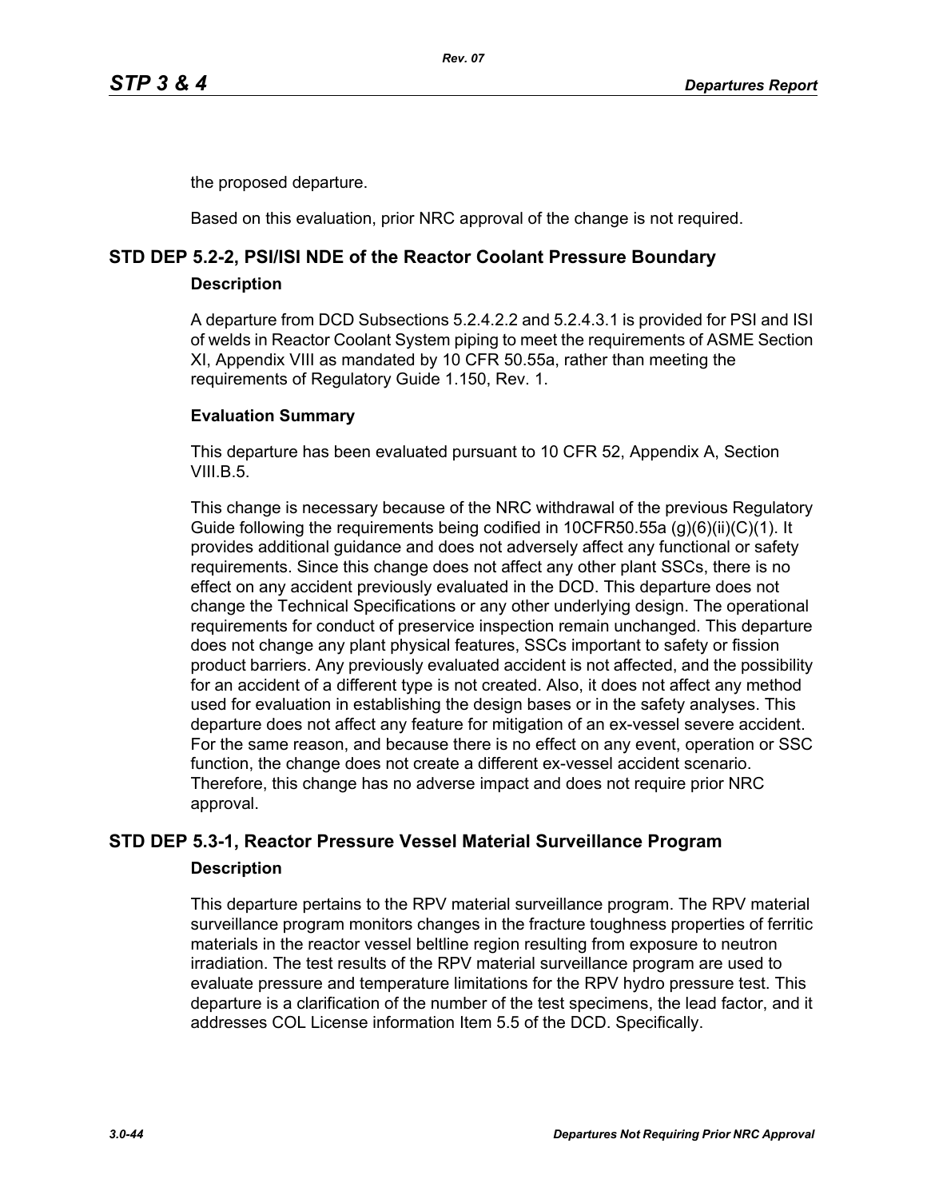the proposed departure.

Based on this evaluation, prior NRC approval of the change is not required.

## STD DEP 5.2-2, PSI/ISI NDE of the Reactor Coolant Pressure Boundary

### Description

A departure from DCD Subsections 5.2.4.2.2 and 5.2.4.3.1 is provided for PSI and ISI of welds in Reactor Coolant System piping to meet the requirements of ASME Section XI, Appendix VIII as mandated by 10 CFR 50.55a, rather than meeting the requirements of Regulatory Guide 1.150, Rev. 1.

### Evaluation Summary

This departure has been evaluated pursuant to 10 CFR 52, Appendix A, Section VIII.B.5.

This change is necessary because of the NRC withdrawal of the previous Regulatory Guide following the requirements being codified in 10CFR50.55a (g)(6)(ii)(C)(1). It provides additional guidance and does not adversely affect any functional or safety requirements. Since this change does not affect any other plant SSCs, there is no effect on any accident previously evaluated in the DCD. This departure does not change the Technical Specifications or any other underlying design. The operational requirements for conduct of preservice inspection remain unchanged. This departure does not change any plant physical features, SSCs important to safety or fission product barriers. Any previously evaluated accident is not affected, and the possibility for an accident of a different type is not created. Also, it does not affect any method used for evaluation in establishing the design bases or in the safety analyses. This departure does not affect any feature for mitigation of an ex-vessel severe accident. For the same reason, and because there is no effect on any event, operation or SSC function, the change does not create a different ex-vessel accident scenario. Therefore, this change has no adverse impact and does not require prior NRC approval.

## STD DEP 5.3-1, Reactor Pressure Vessel Material Surveillance Program

### Description

This departure pertains to the RPV material surveillance program. The RPV material surveillance program monitors changes in the fracture toughness properties of ferritic materials in the reactor vessel beltline region resulting from exposure to neutron irradiation. The test results of the RPV material surveillance program are used to evaluate pressure and temperature limitations for the RPV hydro pressure test. This departure is a clarification of the number of the test specimens, the lead factor, and it addresses COL License information Item 5.5 of the DCD. Specifically.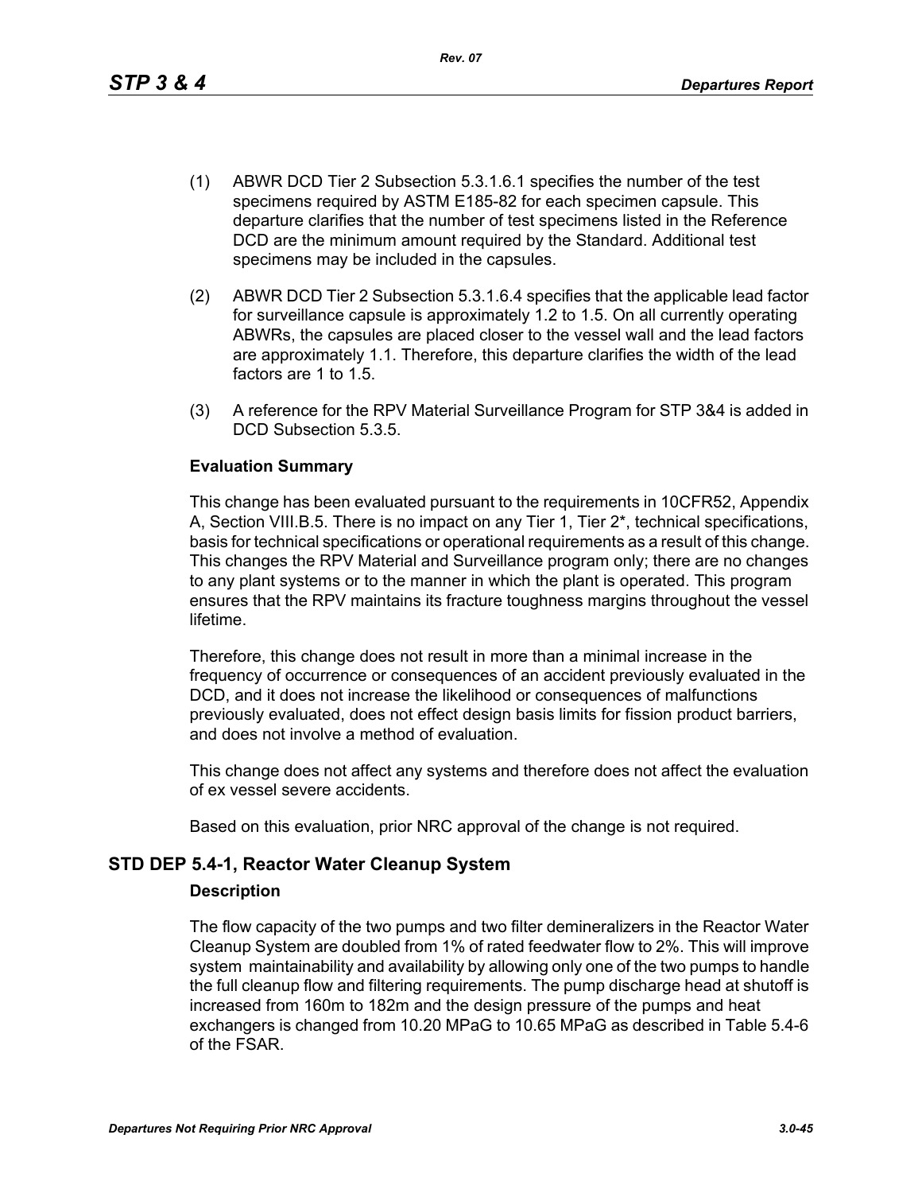(1) ABWR DCD Tier 2 Subsection 5.3.1.6.1 specifies the number of the test specimens required by ASTM E185-82 for each specimen capsule. This departure clarifies that the number of test specimens listed in the Reference DCD are the minimum amount required by the Standard. Additional test specimens may be included in the capsules.

(2) ABWR DCD Tier 2 Subsection 5.3.1.6.4 specifies that the applicable lead factor for surveillance capsule is approximately 1.2 to 1.5. On all currently operating ABWRs, the capsules are placed closer to the vessel wall and the lead factors are approximately 1.1. Therefore, this departure clarifies the width of the lead factors are 1 to 1.5.

(3) A reference for the RPV Material Surveillance Program for STP 3&4 is added in DCD Subsection 5.3.5.

**Evaluation Summary**

This change has been evaluated pursuant to the requirements in 10CFR52, Appendix A, Section VIII.B.5. There is no impact on any Tier 1, Tier 2*, technical specifications, basis for technical specifications or operational requirements as a result of this change. This changes the RPV Material and Surveillance program only; there are no changes to any plant systems or to the manner in which the plant is operated. This program ensures that the RPV maintains its fracture toughness margins throughout the vessel lifetime.

Therefore, this change does not result in more than a minimal increase in the frequency of occurrence or consequences of an accident previously evaluated in the DCD, and it does not increase the likelihood or consequences of malfunctions previously evaluated, does not effect design basis limits for fission product barriers, and does not involve a method of evaluation.

This change does not affect any systems and therefore does not affect the evaluation of ex vessel severe accidents.

Based on this evaluation, prior NRC approval of the change is not required.

## STD DEP 5.4-1, Reactor Water Cleanup System

**Description**

The flow capacity of the two pumps and two filter demineralizers in the Reactor Water Cleanup System are doubled from 1% of rated feedwater flow to 2%. This will improve system maintainability and availability by allowing only one of the two pumps to handle the full cleanup flow and filtering requirements. The pump discharge head at shutoff is increased from 160m to 182m and the design pressure of the pumps and heat exchangers is changed from 10.20 MPaG to 10.65 MPaG as described in Table 5.4-6 of the FSAR.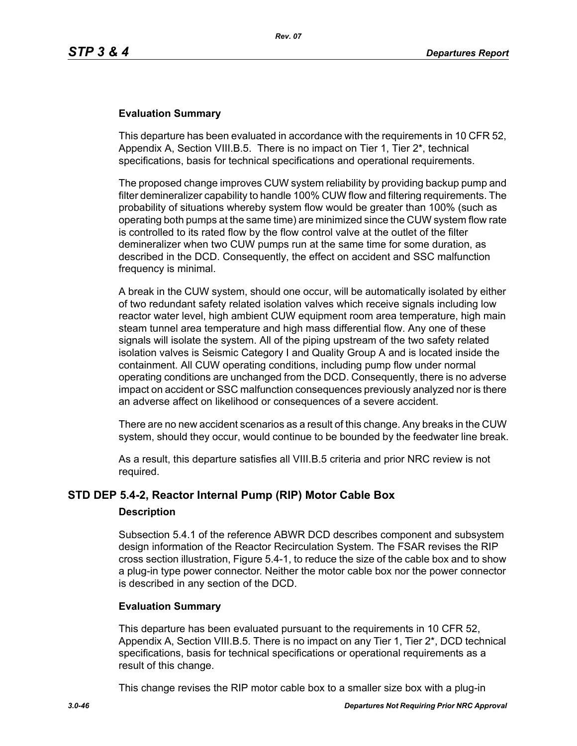#### Evaluation Summary

This departure has been evaluated in accordance with the requirements in 10 CFR 52, Appendix A, Section VIII.B.5. There is no impact on Tier 1, Tier 2*, technical specifications, basis for technical specifications and operational requirements.

The proposed change improves CUW system reliability by providing backup pump and filter demineralizer capability to handle 100% CUW flow and filtering requirements. The probability of situations whereby system flow would be greater than 100% (such as operating both pumps at the same time) are minimized since the CUW system flow rate is controlled to its rated flow by the flow control valve at the outlet of the filter demineralizer when two CUW pumps run at the same time for some duration, as described in the DCD. Consequently, the effect on accident and SSC malfunction frequency is minimal.

A break in the CUW system, should one occur, will be automatically isolated by either of two redundant safety related isolation valves which receive signals including low reactor water level, high ambient CUW equipment room area temperature, high main steam tunnel area temperature and high mass differential flow. Any one of these signals will isolate the system. All of the piping upstream of the two safety related isolation valves is Seismic Category I and Quality Group A and is located inside the containment. All CUW operating conditions, including pump flow under normal operating conditions are unchanged from the DCD. Consequently, there is no adverse impact on accident or SSC malfunction consequences previously analyzed nor is there an adverse affect on likelihood or consequences of a severe accident.

There are no new accident scenarios as a result of this change. Any breaks in the CUW system, should they occur, would continue to be bounded by the feedwater line break.

As a result, this departure satisfies all VIII.B.5 criteria and prior NRC review is not required.

### STD DEP 5.4-2, Reactor Internal Pump (RIP) Motor Cable Box

#### Description

Subsection 5.4.1 of the reference ABWR DCD describes component and subsystem design information of the Reactor Recirculation System. The FSAR revises the RIP cross section illustration, Figure 5.4-1, to reduce the size of the cable box and to show a plug-in type power connector. Neither the motor cable box nor the power connector is described in any section of the DCD.

#### Evaluation Summary

This departure has been evaluated pursuant to the requirements in 10 CFR 52, Appendix A, Section VIII.B.5. There is no impact on any Tier 1, Tier 2*, DCD technical specifications, basis for technical specifications or operational requirements as a result of this change.

This change revises the RIP motor cable box to a smaller size box with a plug-in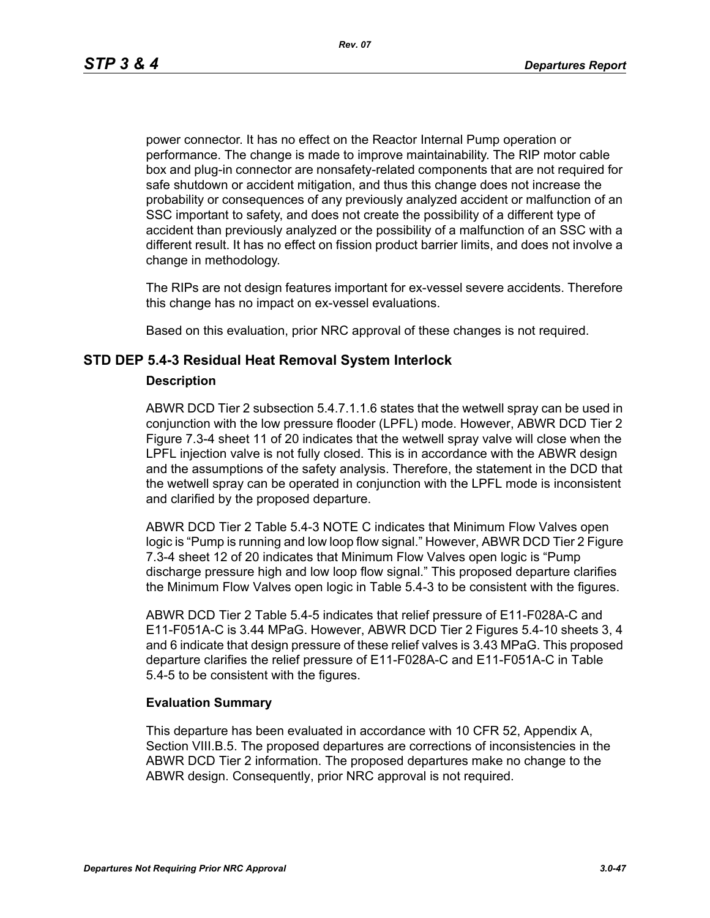power connector. It has no effect on the Reactor Internal Pump operation or performance. The change is made to improve maintainability. The RIP motor cable box and plug-in connector are nonsafety-related components that are not required for safe shutdown or accident mitigation, and thus this change does not increase the probability or consequences of any previously analyzed accident or malfunction of an SSC important to safety, and does not create the possibility of a different type of accident than previously analyzed or the possibility of a malfunction of an SSC with a different result. It has no effect on fission product barrier limits, and does not involve a change in methodology.

The RIPs are not design features important for ex-vessel severe accidents. Therefore this change has no impact on ex-vessel evaluations.

Based on this evaluation, prior NRC approval of these changes is not required.

## STD DEP 5.4-3 Residual Heat Removal System Interlock

### Description

ABWR DCD Tier 2 subsection 5.4.7.1.1.6 states that the wetwell spray can be used in conjunction with the low pressure flooder (LPFL) mode. However, ABWR DCD Tier 2 Figure 7.3-4 sheet 11 of 20 indicates that the wetwell spray valve will close when the LPFL injection valve is not fully closed. This is in accordance with the ABWR design and the assumptions of the safety analysis. Therefore, the statement in the DCD that the wetwell spray can be operated in conjunction with the LPFL mode is inconsistent and clarified by the proposed departure.

ABWR DCD Tier 2 Table 5.4-3 NOTE C indicates that Minimum Flow Valves open logic is “Pump is running and low loop flow signal.” However, ABWR DCD Tier 2 Figure 7.3-4 sheet 12 of 20 indicates that Minimum Flow Valves open logic is “Pump discharge pressure high and low loop flow signal.” This proposed departure clarifies the Minimum Flow Valves open logic in Table 5.4-3 to be consistent with the figures.

ABWR DCD Tier 2 Table 5.4-5 indicates that relief pressure of E11-F028A-C and E11-F051A-C is 3.44 MPaG. However, ABWR DCD Tier 2 Figures 5.4-10 sheets 3, 4 and 6 indicate that design pressure of these relief valves is 3.43 MPaG. This proposed departure clarifies the relief pressure of E11-F028A-C and E11-F051A-C in Table 5.4-5 to be consistent with the figures.

### Evaluation Summary

This departure has been evaluated in accordance with 10 CFR 52, Appendix A, Section VIII.B.5. The proposed departures are corrections of inconsistencies in the ABWR DCD Tier 2 information. The proposed departures make no change to the ABWR design. Consequently, prior NRC approval is not required.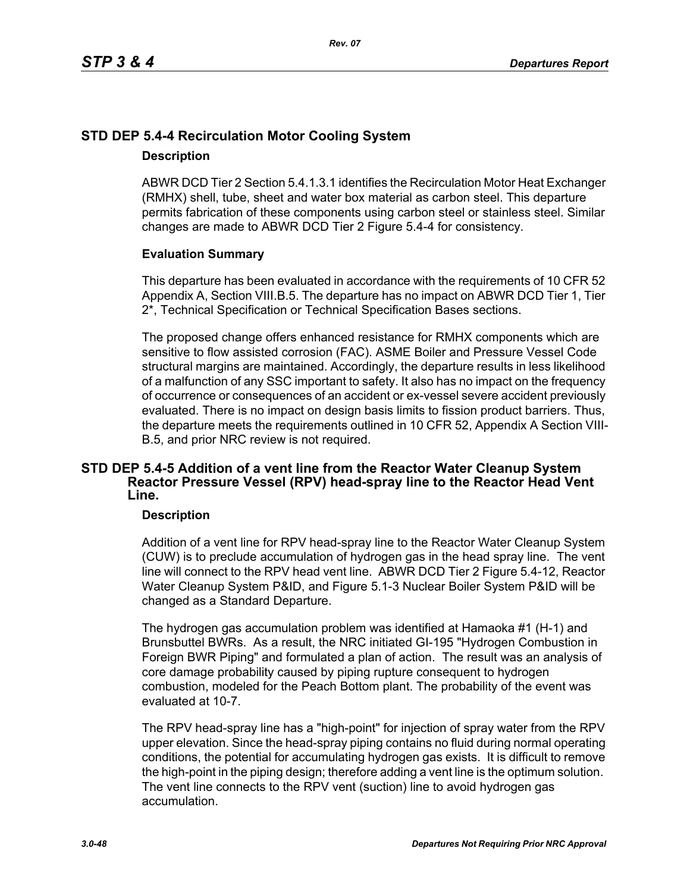## STD DEP 5.4-4 Recirculation Motor Cooling System

### Description

ABWR DCD Tier 2 Section 5.4.1.3.1 identifies the Recirculation Motor Heat Exchanger (RMHX) shell, tube, sheet and water box material as carbon steel. This departure permits fabrication of these components using carbon steel or stainless steel. Similar changes are made to ABWR DCD Tier 2 Figure 5.4-4 for consistency.

### Evaluation Summary

This departure has been evaluated in accordance with the requirements of 10 CFR 52 Appendix A, Section VIII.B.5. The departure has no impact on ABWR DCD Tier 1, Tier 2*, Technical Specification or Technical Specification Bases sections.

The proposed change offers enhanced resistance for RMHX components which are sensitive to flow assisted corrosion (FAC). ASME Boiler and Pressure Vessel Code structural margins are maintained. Accordingly, the departure results in less likelihood of a malfunction of any SSC important to safety. It also has no impact on the frequency of occurrence or consequences of an accident or ex-vessel severe accident previously evaluated. There is no impact on design basis limits to fission product barriers. Thus, the departure meets the requirements outlined in 10 CFR 52, Appendix A Section VIII-B.5, and prior NRC review is not required.

## STD DEP 5.4-5 Addition of a vent line from the Reactor Water Cleanup System Reactor Pressure Vessel (RPV) head-spray line to the Reactor Head Vent Line.

### Description

Addition of a vent line for RPV head-spray line to the Reactor Water Cleanup System (CUW) is to preclude accumulation of hydrogen gas in the head spray line. The vent line will connect to the RPV head vent line. ABWR DCD Tier 2 Figure 5.4-12, Reactor Water Cleanup System P&ID, and Figure 5.1-3 Nuclear Boiler System P&ID will be changed as a Standard Departure.

The hydrogen gas accumulation problem was identified at Hamaoka #1 (H-1) and Brunsbuttel BWRs. As a result, the NRC initiated GI-195 "Hydrogen Combustion in Foreign BWR Piping" and formulated a plan of action. The result was an analysis of core damage probability caused by piping rupture consequent to hydrogen combustion, modeled for the Peach Bottom plant. The probability of the event was evaluated at 10-7.

The RPV head-spray line has a "high-point" for injection of spray water from the RPV upper elevation. Since the head-spray piping contains no fluid during normal operating conditions, the potential for accumulating hydrogen gas exists. It is difficult to remove the high-point in the piping design; therefore adding a vent line is the optimum solution. The vent line connects to the RPV vent (suction) line to avoid hydrogen gas accumulation.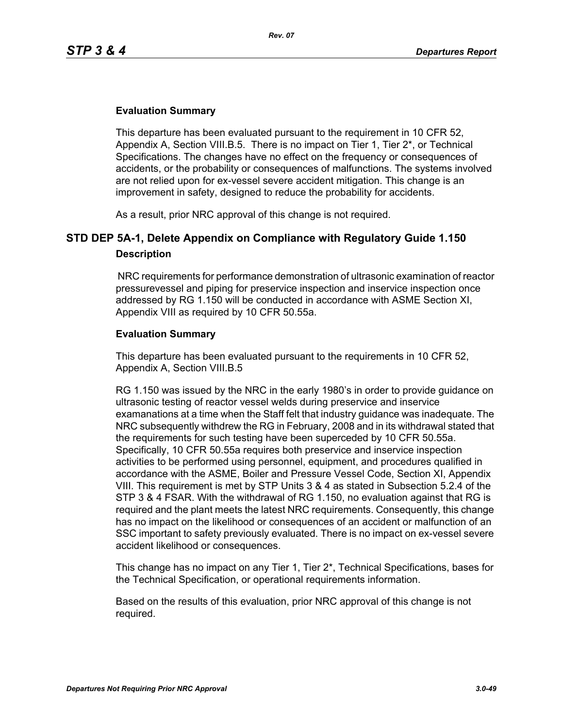### Evaluation Summary

This departure has been evaluated pursuant to the requirement in 10 CFR 52, Appendix A, Section VIII.B.5. There is no impact on Tier 1, Tier 2*, or Technical Specifications. The changes have no effect on the frequency or consequences of accidents, or the probability or consequences of malfunctions. The systems involved are not relied upon for ex-vessel severe accident mitigation. This change is an improvement in safety, designed to reduce the probability for accidents.

As a result, prior NRC approval of this change is not required.

## STD DEP 5A-1, Delete Appendix on Compliance with Regulatory Guide 1.150

### Description

NRC requirements for performance demonstration of ultrasonic examination of reactor pressurevessel and piping for preservice inspection and inservice inspection once addressed by RG 1.150 will be conducted in accordance with ASME Section XI, Appendix VIII as required by 10 CFR 50.55a.

### Evaluation Summary

This departure has been evaluated pursuant to the requirements in 10 CFR 52, Appendix A, Section VIII.B.5

RG 1.150 was issued by the NRC in the early 1980's in order to provide guidance on ultrasonic testing of reactor vessel welds during preservice and inservice examanations at a time when the Staff felt that industry guidance was inadequate. The NRC subsequently withdrew the RG in February, 2008 and in its withdrawal stated that the requirements for such testing have been superceded by 10 CFR 50.55a. Specifically, 10 CFR 50.55a requires both preservice and inservice inspection activities to be performed using personnel, equipment, and procedures qualified in accordance with the ASME, Boiler and Pressure Vessel Code, Section XI, Appendix VIII. This requirement is met by STP Units 3 & 4 as stated in Subsection 5.2.4 of the STP 3 & 4 FSAR. With the withdrawal of RG 1.150, no evaluation against that RG is required and the plant meets the latest NRC requirements. Consequently, this change has no impact on the likelihood or consequences of an accident or malfunction of an SSC important to safety previously evaluated. There is no impact on ex-vessel severe accident likelihood or consequences.

This change has no impact on any Tier 1, Tier 2*, Technical Specifications, bases for the Technical Specification, or operational requirements information.

Based on the results of this evaluation, prior NRC approval of this change is not required.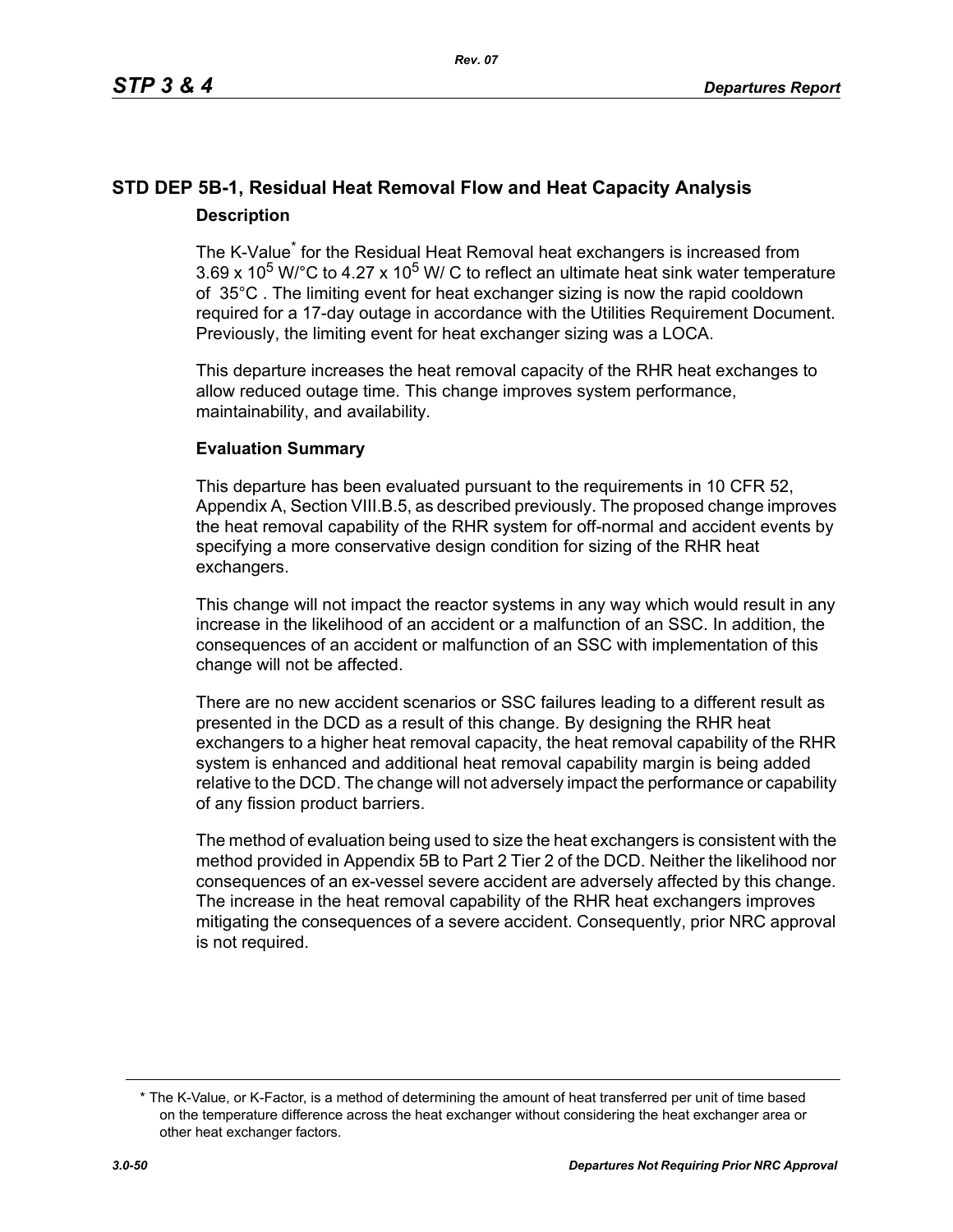## STD DEP 5B-1, Residual Heat Removal Flow and Heat Capacity Analysis

### Description

The K-Value* for the Residual Heat Removal heat exchangers is increased from $3.69 \times 10^5$ W/°C to $4.27 \times 10^5$ W/ C to reflect an ultimate heat sink water temperature of 35°C . The limiting event for heat exchanger sizing is now the rapid cooldown required for a 17-day outage in accordance with the Utilities Requirement Document. Previously, the limiting event for heat exchanger sizing was a LOCA.

This departure increases the heat removal capacity of the RHR heat exchanges to allow reduced outage time. This change improves system performance, maintainability, and availability.

### Evaluation Summary

This departure has been evaluated pursuant to the requirements in 10 CFR 52, Appendix A, Section VIII.B.5, as described previously. The proposed change improves the heat removal capability of the RHR system for off-normal and accident events by specifying a more conservative design condition for sizing of the RHR heat exchangers.

This change will not impact the reactor systems in any way which would result in any increase in the likelihood of an accident or a malfunction of an SSC. In addition, the consequences of an accident or malfunction of an SSC with implementation of this change will not be affected.

There are no new accident scenarios or SSC failures leading to a different result as presented in the DCD as a result of this change. By designing the RHR heat exchangers to a higher heat removal capacity, the heat removal capability of the RHR system is enhanced and additional heat removal capability margin is being added relative to the DCD. The change will not adversely impact the performance or capability of any fission product barriers.

The method of evaluation being used to size the heat exchangers is consistent with the method provided in Appendix 5B to Part 2 Tier 2 of the DCD. Neither the likelihood nor consequences of an ex-vessel severe accident are adversely affected by this change. The increase in the heat removal capability of the RHR heat exchangers improves mitigating the consequences of a severe accident. Consequently, prior NRC approval is not required.

---

* The K-Value, or K-Factor, is a method of determining the amount of heat transferred per unit of time based on the temperature difference across the heat exchanger without considering the heat exchanger area or other heat exchanger factors.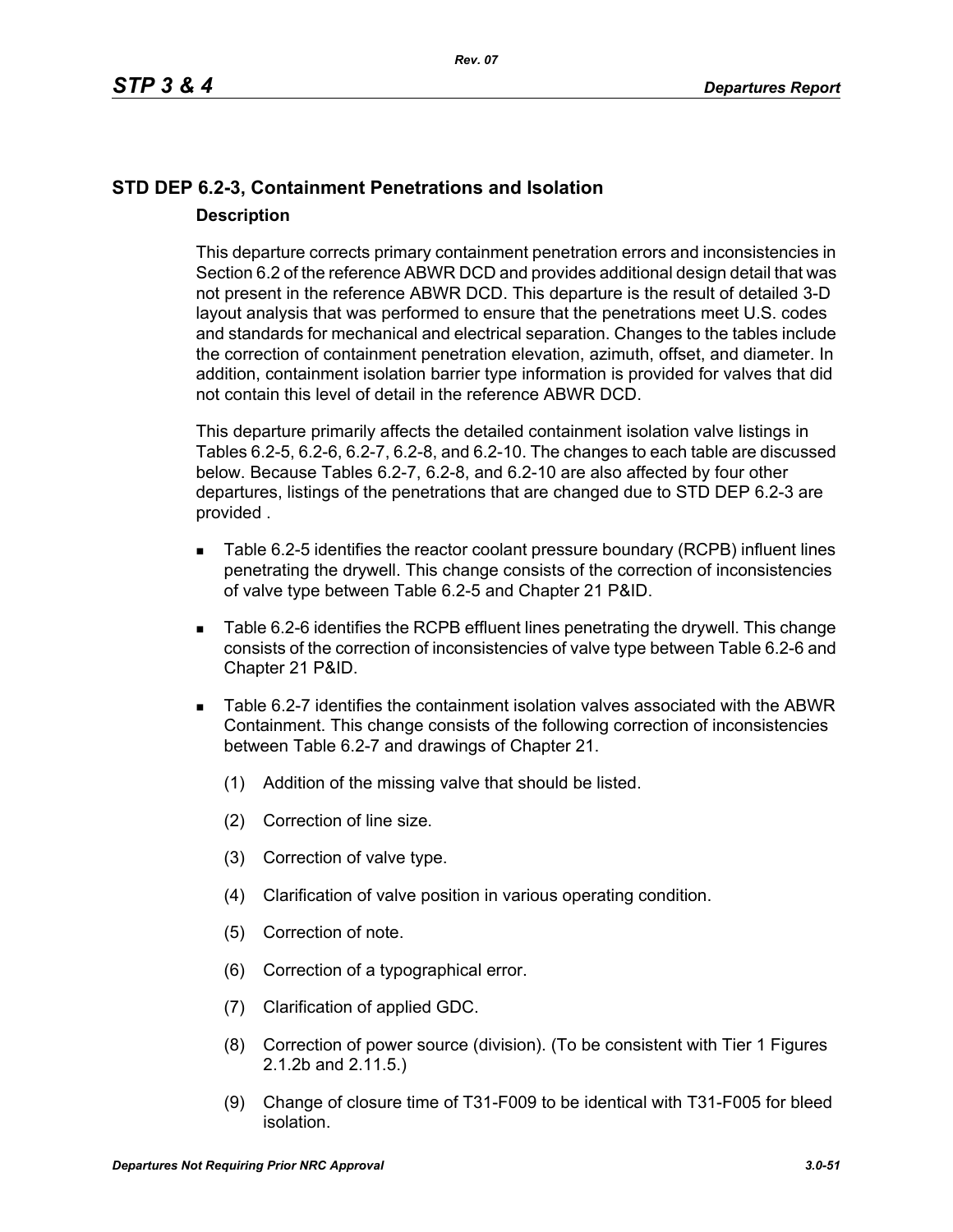## STD DEP 6.2-3, Containment Penetrations and Isolation

### Description

This departure corrects primary containment penetration errors and inconsistencies in Section 6.2 of the reference ABWR DCD and provides additional design detail that was not present in the reference ABWR DCD. This departure is the result of detailed 3-D layout analysis that was performed to ensure that the penetrations meet U.S. codes and standards for mechanical and electrical separation. Changes to the tables include the correction of containment penetration elevation, azimuth, offset, and diameter. In addition, containment isolation barrier type information is provided for valves that did not contain this level of detail in the reference ABWR DCD.

This departure primarily affects the detailed containment isolation valve listings in Tables 6.2-5, 6.2-6, 6.2-7, 6.2-8, and 6.2-10. The changes to each table are discussed below. Because Tables 6.2-7, 6.2-8, and 6.2-10 are also affected by four other departures, listings of the penetrations that are changed due to STD DEP 6.2-3 are provided .

- Table 6.2-5 identifies the reactor coolant pressure boundary (RCPB) influent lines penetrating the drywell. This change consists of the correction of inconsistencies of valve type between Table 6.2-5 and Chapter 21 P&ID.
- Table 6.2-6 identifies the RCPB effluent lines penetrating the drywell. This change consists of the correction of inconsistencies of valve type between Table 6.2-6 and Chapter 21 P&ID.
- Table 6.2-7 identifies the containment isolation valves associated with the ABWR Containment. This change consists of the following correction of inconsistencies between Table 6.2-7 and drawings of Chapter 21.
  - (1) Addition of the missing valve that should be listed.
  - (2) Correction of line size.
  - (3) Correction of valve type.
  - (4) Clarification of valve position in various operating condition.
  - (5) Correction of note.
  - (6) Correction of a typographical error.
  - (7) Clarification of applied GDC.
  - (8) Correction of power source (division). (To be consistent with Tier 1 Figures 2.1.2b and 2.11.5.)
  - (9) Change of closure time of T31-F009 to be identical with T31-F005 for bleed isolation.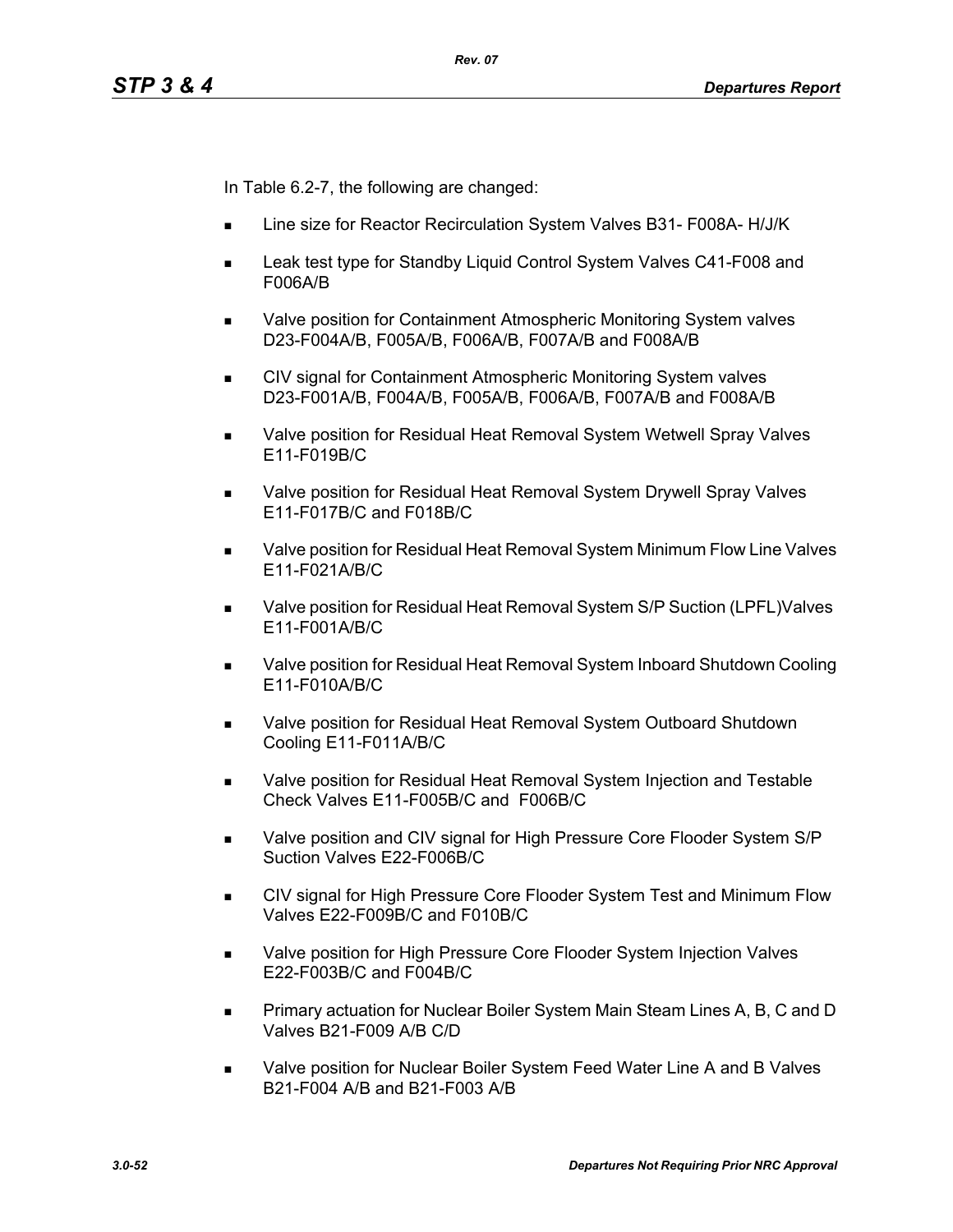In Table 6.2-7, the following are changed:

- Line size for Reactor Recirculation System Valves B31- F008A- H/J/K
- Leak test type for Standby Liquid Control System Valves C41-F008 and F006A/B
- Valve position for Containment Atmospheric Monitoring System valves D23-F004A/B, F005A/B, F006A/B, F007A/B and F008A/B
- CIV signal for Containment Atmospheric Monitoring System valves D23-F001A/B, F004A/B, F005A/B, F006A/B, F007A/B and F008A/B
- Valve position for Residual Heat Removal System Wetwell Spray Valves E11-F019B/C
- Valve position for Residual Heat Removal System Drywell Spray Valves E11-F017B/C and F018B/C
- Valve position for Residual Heat Removal System Minimum Flow Line Valves E11-F021A/B/C
- Valve position for Residual Heat Removal System S/P Suction (LPFL)Valves E11-F001A/B/C
- Valve position for Residual Heat Removal System Inboard Shutdown Cooling E11-F010A/B/C
- Valve position for Residual Heat Removal System Outboard Shutdown Cooling E11-F011A/B/C
- Valve position for Residual Heat Removal System Injection and Testable Check Valves E11-F005B/C and F006B/C
- Valve position and CIV signal for High Pressure Core Flooder System S/P Suction Valves E22-F006B/C
- CIV signal for High Pressure Core Flooder System Test and Minimum Flow Valves E22-F009B/C and F010B/C
- Valve position for High Pressure Core Flooder System Injection Valves E22-F003B/C and F004B/C
- Primary actuation for Nuclear Boiler System Main Steam Lines A, B, C and D Valves B21-F009 A/B C/D
- Valve position for Nuclear Boiler System Feed Water Line A and B Valves B21-F004 A/B and B21-F003 A/B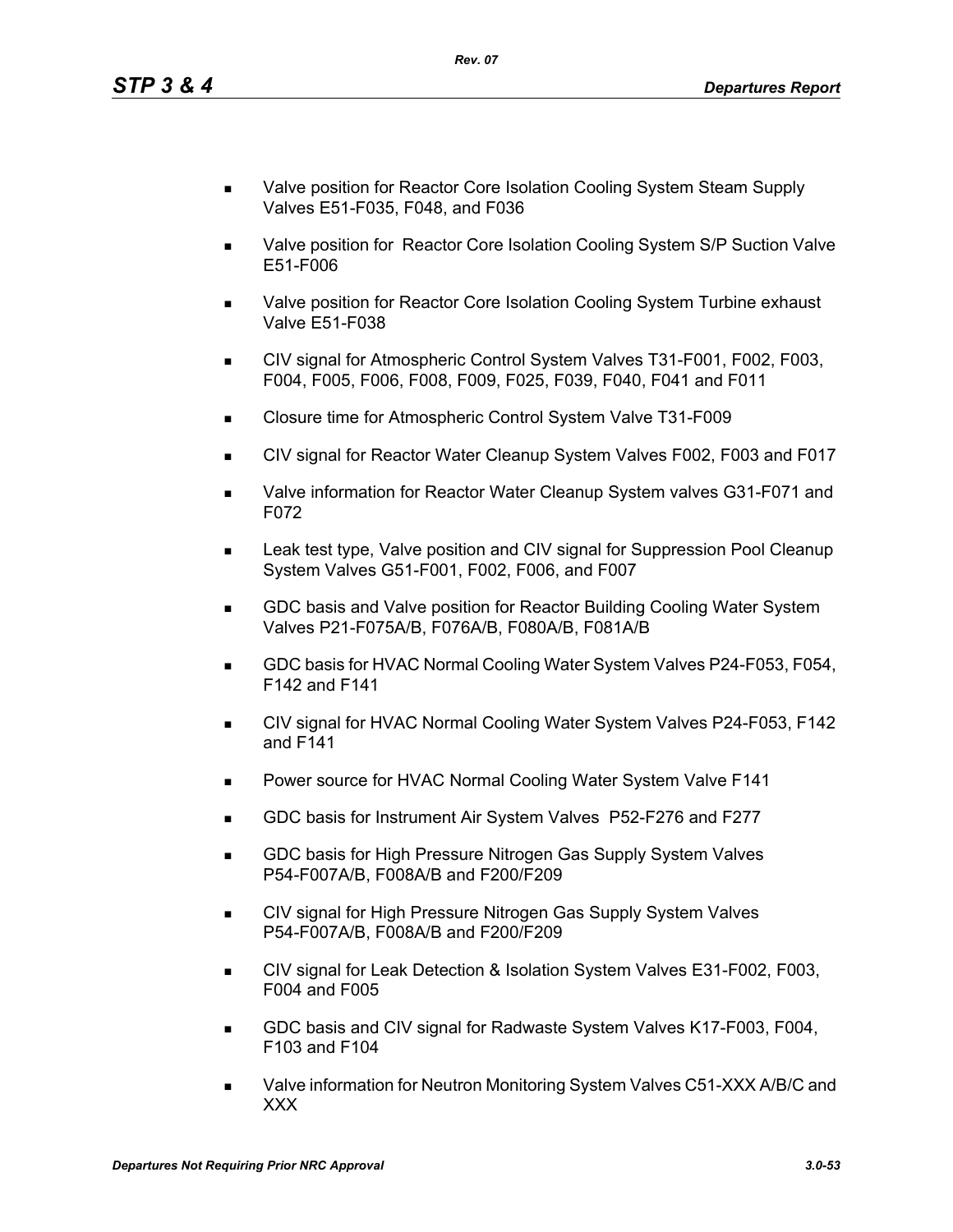- Valve position for Reactor Core Isolation Cooling System Steam Supply Valves E51-F035, F048, and F036
- Valve position for Reactor Core Isolation Cooling System S/P Suction Valve E51-F006
- Valve position for Reactor Core Isolation Cooling System Turbine exhaust Valve E51-F038
- CIV signal for Atmospheric Control System Valves T31-F001, F002, F003, F004, F005, F006, F008, F009, F025, F039, F040, F041 and F011
- Closure time for Atmospheric Control System Valve T31-F009
- CIV signal for Reactor Water Cleanup System Valves F002, F003 and F017
- Valve information for Reactor Water Cleanup System valves G31-F071 and F072
- Leak test type, Valve position and CIV signal for Suppression Pool Cleanup System Valves G51-F001, F002, F006, and F007
- GDC basis and Valve position for Reactor Building Cooling Water System Valves P21-F075A/B, F076A/B, F080A/B, F081A/B
- GDC basis for HVAC Normal Cooling Water System Valves P24-F053, F054, F142 and F141
- CIV signal for HVAC Normal Cooling Water System Valves P24-F053, F142 and F141
- Power source for HVAC Normal Cooling Water System Valve F141
- GDC basis for Instrument Air System Valves P52-F276 and F277
- GDC basis for High Pressure Nitrogen Gas Supply System Valves P54-F007A/B, F008A/B and F200/F209
- CIV signal for High Pressure Nitrogen Gas Supply System Valves P54-F007A/B, F008A/B and F200/F209
- CIV signal for Leak Detection & Isolation System Valves E31-F002, F003, F004 and F005
- GDC basis and CIV signal for Radwaste System Valves K17-F003, F004, F103 and F104
- Valve information for Neutron Monitoring System Valves C51-XXX A/B/C and XXX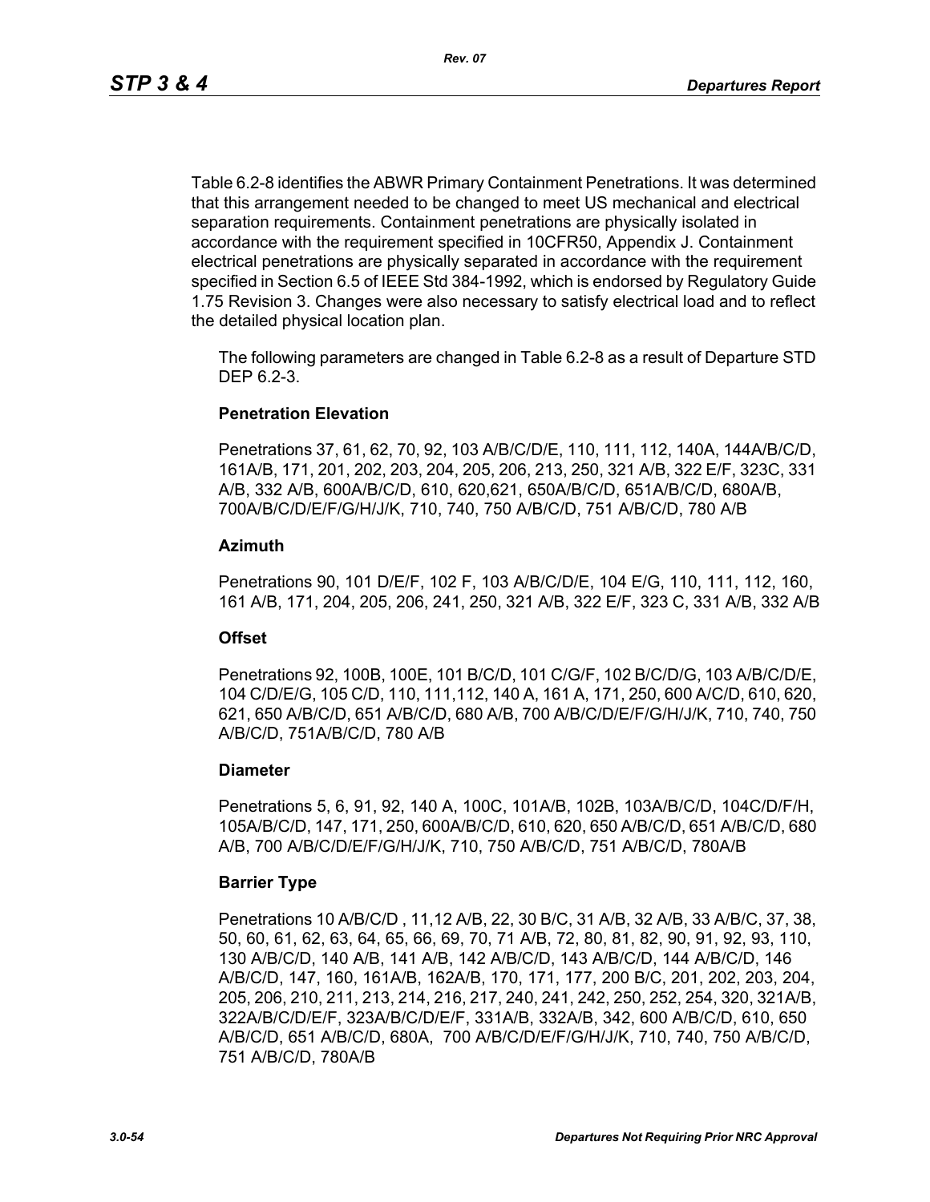Table 6.2-8 identifies the ABWR Primary Containment Penetrations. It was determined that this arrangement needed to be changed to meet US mechanical and electrical separation requirements. Containment penetrations are physically isolated in accordance with the requirement specified in 10CFR50, Appendix J. Containment electrical penetrations are physically separated in accordance with the requirement specified in Section 6.5 of IEEE Std 384-1992, which is endorsed by Regulatory Guide 1.75 Revision 3. Changes were also necessary to satisfy electrical load and to reflect the detailed physical location plan.

The following parameters are changed in Table 6.2-8 as a result of Departure STD DEP 6.2-3.

**Penetration Elevation**

Penetrations 37, 61, 62, 70, 92, 103 A/B/C/D/E, 110, 111, 112, 140A, 144A/B/C/D, 161A/B, 171, 201, 202, 203, 204, 205, 206, 213, 250, 321 A/B, 322 E/F, 323C, 331 A/B, 332 A/B, 600A/B/C/D, 610, 620,621, 650A/B/C/D, 651A/B/C/D, 680A/B, 700A/B/C/D/E/F/G/H/J/K, 710, 740, 750 A/B/C/D, 751 A/B/C/D, 780 A/B

**Azimuth**

Penetrations 90, 101 D/E/F, 102 F, 103 A/B/C/D/E, 104 E/G, 110, 111, 112, 160, 161 A/B, 171, 204, 205, 206, 241, 250, 321 A/B, 322 E/F, 323 C, 331 A/B, 332 A/B

**Offset**

Penetrations 92, 100B, 100E, 101 B/C/D, 101 C/G/F, 102 B/C/D/G, 103 A/B/C/D/E, 104 C/D/E/G, 105 C/D, 110, 111,112, 140 A, 161 A, 171, 250, 600 A/C/D, 610, 620, 621, 650 A/B/C/D, 651 A/B/C/D, 680 A/B, 700 A/B/C/D/E/F/G/H/J/K, 710, 740, 750 A/B/C/D, 751A/B/C/D, 780 A/B

**Diameter**

Penetrations 5, 6, 91, 92, 140 A, 100C, 101A/B, 102B, 103A/B/C/D, 104C/D/F/H, 105A/B/C/D, 147, 171, 250, 600A/B/C/D, 610, 620, 650 A/B/C/D, 651 A/B/C/D, 680 A/B, 700 A/B/C/D/E/F/G/H/J/K, 710, 750 A/B/C/D, 751 A/B/C/D, 780A/B

**Barrier Type**

Penetrations 10 A/B/C/D , 11,12 A/B, 22, 30 B/C, 31 A/B, 32 A/B, 33 A/B/C, 37, 38, 50, 60, 61, 62, 63, 64, 65, 66, 69, 70, 71 A/B, 72, 80, 81, 82, 90, 91, 92, 93, 110, 130 A/B/C/D, 140 A/B, 141 A/B, 142 A/B/C/D, 143 A/B/C/D, 144 A/B/C/D, 146 A/B/C/D, 147, 160, 161A/B, 162A/B, 170, 171, 177, 200 B/C, 201, 202, 203, 204, 205, 206, 210, 211, 213, 214, 216, 217, 240, 241, 242, 250, 252, 254, 320, 321A/B, 322A/B/C/D/E/F, 323A/B/C/D/E/F, 331A/B, 332A/B, 342, 600 A/B/C/D, 610, 650 A/B/C/D, 651 A/B/C/D, 680A, 700 A/B/C/D/E/F/G/H/J/K, 710, 740, 750 A/B/C/D, 751 A/B/C/D, 780A/B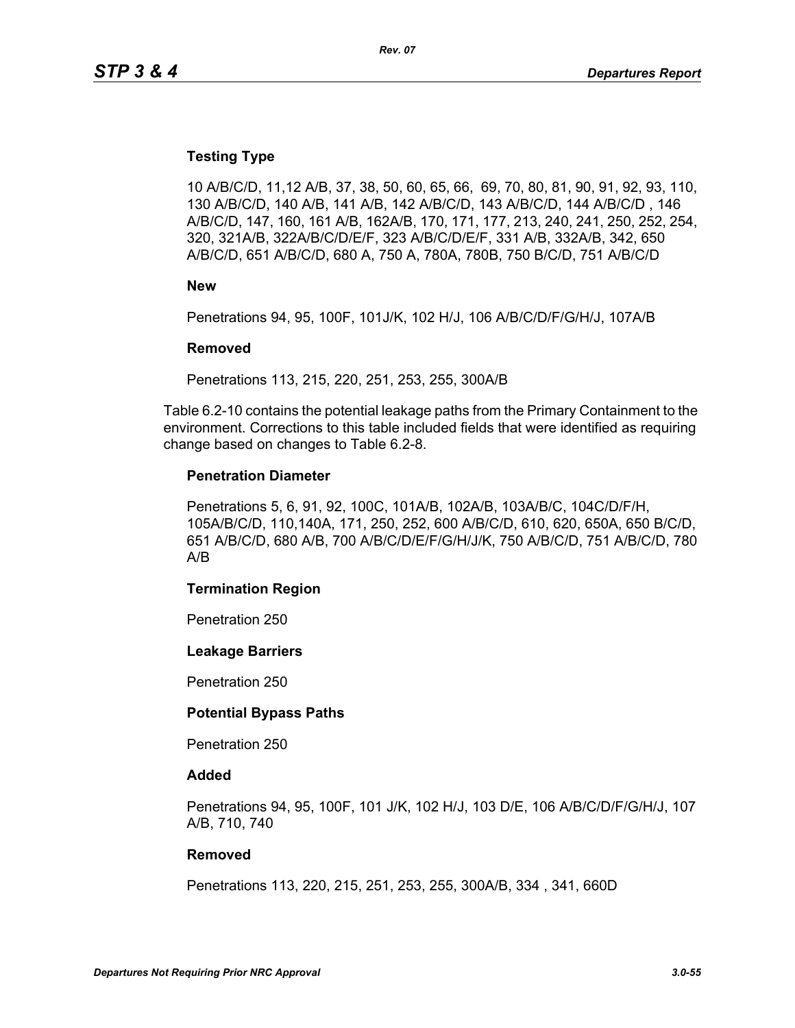**Testing Type**

10 A/B/C/D, 11,12 A/B, 37, 38, 50, 60, 65, 66,  69, 70, 80, 81, 90, 91, 92, 93, 110, 130 A/B/C/D, 140 A/B, 141 A/B, 142 A/B/C/D, 143 A/B/C/D, 144 A/B/C/D , 146 A/B/C/D, 147, 160, 161 A/B, 162A/B, 170, 171, 177, 213, 240, 241, 250, 252, 254, 320, 321A/B, 322A/B/C/D/E/F, 323 A/B/C/D/E/F, 331 A/B, 332A/B, 342, 650 A/B/C/D, 651 A/B/C/D, 680 A, 750 A, 780A, 780B, 750 B/C/D, 751 A/B/C/D

**New**

Penetrations 94, 95, 100F, 101J/K, 102 H/J, 106 A/B/C/D/F/G/H/J, 107A/B

**Removed**

Penetrations 113, 215, 220, 251, 253, 255, 300A/B

Table 6.2-10 contains the potential leakage paths from the Primary Containment to the environment. Corrections to this table included fields that were identified as requiring change based on changes to Table 6.2-8.

**Penetration Diameter**

Penetrations 5, 6, 91, 92, 100C, 101A/B, 102A/B, 103A/B/C, 104C/D/F/H, 105A/B/C/D, 110,140A, 171, 250, 252, 600 A/B/C/D, 610, 620, 650A, 650 B/C/D, 651 A/B/C/D, 680 A/B, 700 A/B/C/D/E/F/G/H/J/K, 750 A/B/C/D, 751 A/B/C/D, 780 A/B

**Termination Region**

Penetration 250

**Leakage Barriers**

Penetration 250

**Potential Bypass Paths**

Penetration 250

**Added**

Penetrations 94, 95, 100F, 101 J/K, 102 H/J, 103 D/E, 106 A/B/C/D/F/G/H/J, 107 A/B, 710, 740

**Removed**

Penetrations 113, 220, 215, 251, 253, 255, 300A/B, 334 , 341, 660D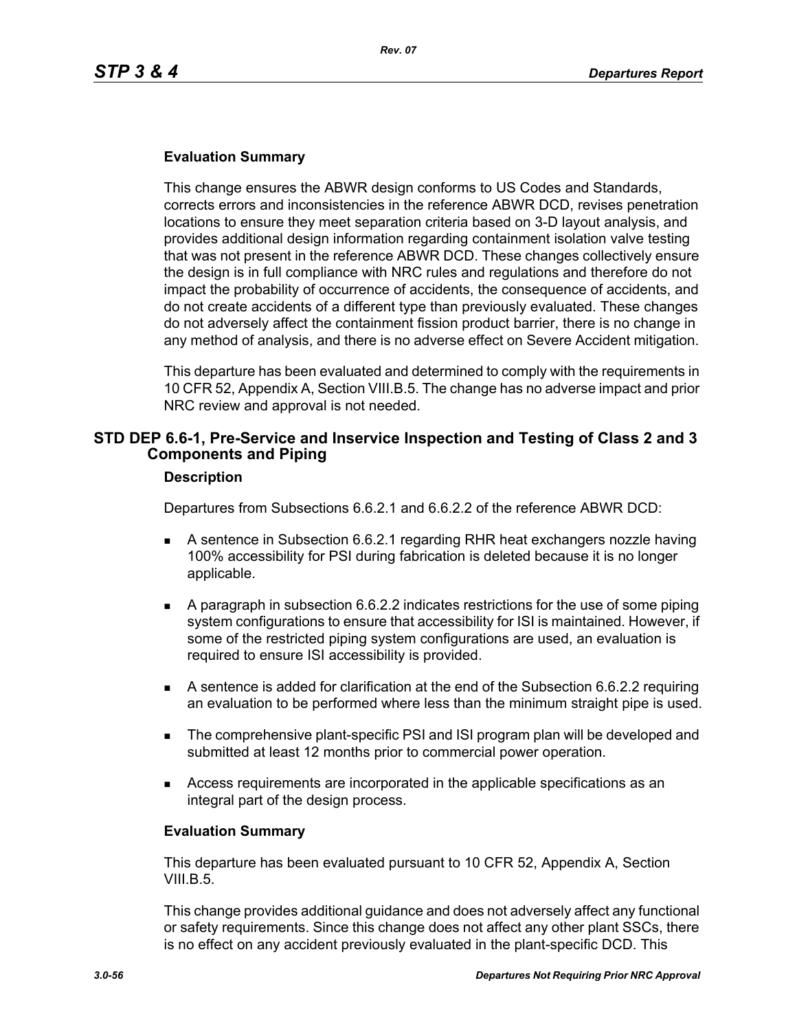**Evaluation Summary**

This change ensures the ABWR design conforms to US Codes and Standards, corrects errors and inconsistencies in the reference ABWR DCD, revises penetration locations to ensure they meet separation criteria based on 3-D layout analysis, and provides additional design information regarding containment isolation valve testing that was not present in the reference ABWR DCD. These changes collectively ensure the design is in full compliance with NRC rules and regulations and therefore do not impact the probability of occurrence of accidents, the consequence of accidents, and do not create accidents of a different type than previously evaluated. These changes do not adversely affect the containment fission product barrier, there is no change in any method of analysis, and there is no adverse effect on Severe Accident mitigation.

This departure has been evaluated and determined to comply with the requirements in 10 CFR 52, Appendix A, Section VIII.B.5. The change has no adverse impact and prior NRC review and approval is not needed.

## STD DEP 6.6-1, Pre-Service and Inservice Inspection and Testing of Class 2 and 3 Components and Piping

**Description**

Departures from Subsections 6.6.2.1 and 6.6.2.2 of the reference ABWR DCD:

- A sentence in Subsection 6.6.2.1 regarding RHR heat exchangers nozzle having 100% accessibility for PSI during fabrication is deleted because it is no longer applicable.
- A paragraph in subsection 6.6.2.2 indicates restrictions for the use of some piping system configurations to ensure that accessibility for ISI is maintained. However, if some of the restricted piping system configurations are used, an evaluation is required to ensure ISI accessibility is provided.
- A sentence is added for clarification at the end of the Subsection 6.6.2.2 requiring an evaluation to be performed where less than the minimum straight pipe is used.
- The comprehensive plant-specific PSI and ISI program plan will be developed and submitted at least 12 months prior to commercial power operation.
- Access requirements are incorporated in the applicable specifications as an integral part of the design process.

**Evaluation Summary**

This departure has been evaluated pursuant to 10 CFR 52, Appendix A, Section VIII.B.5.

This change provides additional guidance and does not adversely affect any functional or safety requirements. Since this change does not affect any other plant SSCs, there is no effect on any accident previously evaluated in the plant-specific DCD. This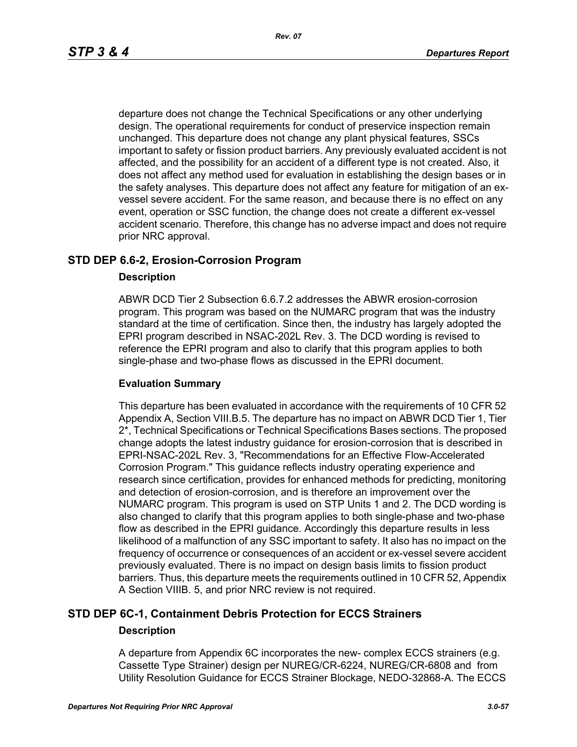departure does not change the Technical Specifications or any other underlying design. The operational requirements for conduct of preservice inspection remain unchanged. This departure does not change any plant physical features, SSCs important to safety or fission product barriers. Any previously evaluated accident is not affected, and the possibility for an accident of a different type is not created. Also, it does not affect any method used for evaluation in establishing the design bases or in the safety analyses. This departure does not affect any feature for mitigation of an ex-vessel severe accident. For the same reason, and because there is no effect on any event, operation or SSC function, the change does not create a different ex-vessel accident scenario. Therefore, this change has no adverse impact and does not require prior NRC approval.

## STD DEP 6.6-2, Erosion-Corrosion Program

### Description

ABWR DCD Tier 2 Subsection 6.6.7.2 addresses the ABWR erosion-corrosion program. This program was based on the NUMARC program that was the industry standard at the time of certification. Since then, the industry has largely adopted the EPRI program described in NSAC-202L Rev. 3. The DCD wording is revised to reference the EPRI program and also to clarify that this program applies to both single-phase and two-phase flows as discussed in the EPRI document.

### Evaluation Summary

This departure has been evaluated in accordance with the requirements of 10 CFR 52 Appendix A, Section VIII.B.5. The departure has no impact on ABWR DCD Tier 1, Tier 2*, Technical Specifications or Technical Specifications Bases sections. The proposed change adopts the latest industry guidance for erosion-corrosion that is described in EPRI-NSAC-202L Rev. 3, "Recommendations for an Effective Flow-Accelerated Corrosion Program." This guidance reflects industry operating experience and research since certification, provides for enhanced methods for predicting, monitoring and detection of erosion-corrosion, and is therefore an improvement over the NUMARC program. This program is used on STP Units 1 and 2. The DCD wording is also changed to clarify that this program applies to both single-phase and two-phase flow as described in the EPRI guidance. Accordingly this departure results in less likelihood of a malfunction of any SSC important to safety. It also has no impact on the frequency of occurrence or consequences of an accident or ex-vessel severe accident previously evaluated. There is no impact on design basis limits to fission product barriers. Thus, this departure meets the requirements outlined in 10 CFR 52, Appendix A Section VIIIB. 5, and prior NRC review is not required.

## STD DEP 6C-1, Containment Debris Protection for ECCS Strainers

### Description

A departure from Appendix 6C incorporates the new- complex ECCS strainers (e.g. Cassette Type Strainer) design per NUREG/CR-6224, NUREG/CR-6808 and from Utility Resolution Guidance for ECCS Strainer Blockage, NEDO-32868-A. The ECCS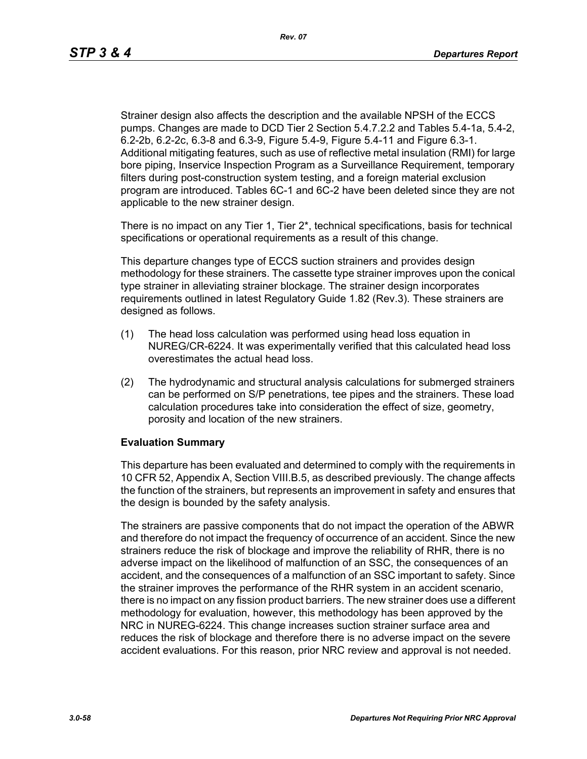Strainer design also affects the description and the available NPSH of the ECCS pumps. Changes are made to DCD Tier 2 Section 5.4.7.2.2 and Tables 5.4-1a, 5.4-2, 6.2-2b, 6.2-2c, 6.3-8 and 6.3-9, Figure 5.4-9, Figure 5.4-11 and Figure 6.3-1. Additional mitigating features, such as use of reflective metal insulation (RMI) for large bore piping, Inservice Inspection Program as a Surveillance Requirement, temporary filters during post-construction system testing, and a foreign material exclusion program are introduced. Tables 6C-1 and 6C-2 have been deleted since they are not applicable to the new strainer design.

There is no impact on any Tier 1, Tier 2*, technical specifications, basis for technical specifications or operational requirements as a result of this change.

This departure changes type of ECCS suction strainers and provides design methodology for these strainers. The cassette type strainer improves upon the conical type strainer in alleviating strainer blockage. The strainer design incorporates requirements outlined in latest Regulatory Guide 1.82 (Rev.3). These strainers are designed as follows.

(1) The head loss calculation was performed using head loss equation in NUREG/CR-6224. It was experimentally verified that this calculated head loss overestimates the actual head loss.

(2) The hydrodynamic and structural analysis calculations for submerged strainers can be performed on S/P penetrations, tee pipes and the strainers. These load calculation procedures take into consideration the effect of size, geometry, porosity and location of the new strainers.

**Evaluation Summary**

This departure has been evaluated and determined to comply with the requirements in 10 CFR 52, Appendix A, Section VIII.B.5, as described previously. The change affects the function of the strainers, but represents an improvement in safety and ensures that the design is bounded by the safety analysis.

The strainers are passive components that do not impact the operation of the ABWR and therefore do not impact the frequency of occurrence of an accident. Since the new strainers reduce the risk of blockage and improve the reliability of RHR, there is no adverse impact on the likelihood of malfunction of an SSC, the consequences of an accident, and the consequences of a malfunction of an SSC important to safety. Since the strainer improves the performance of the RHR system in an accident scenario, there is no impact on any fission product barriers. The new strainer does use a different methodology for evaluation, however, this methodology has been approved by the NRC in NUREG-6224. This change increases suction strainer surface area and reduces the risk of blockage and therefore there is no adverse impact on the severe accident evaluations. For this reason, prior NRC review and approval is not needed.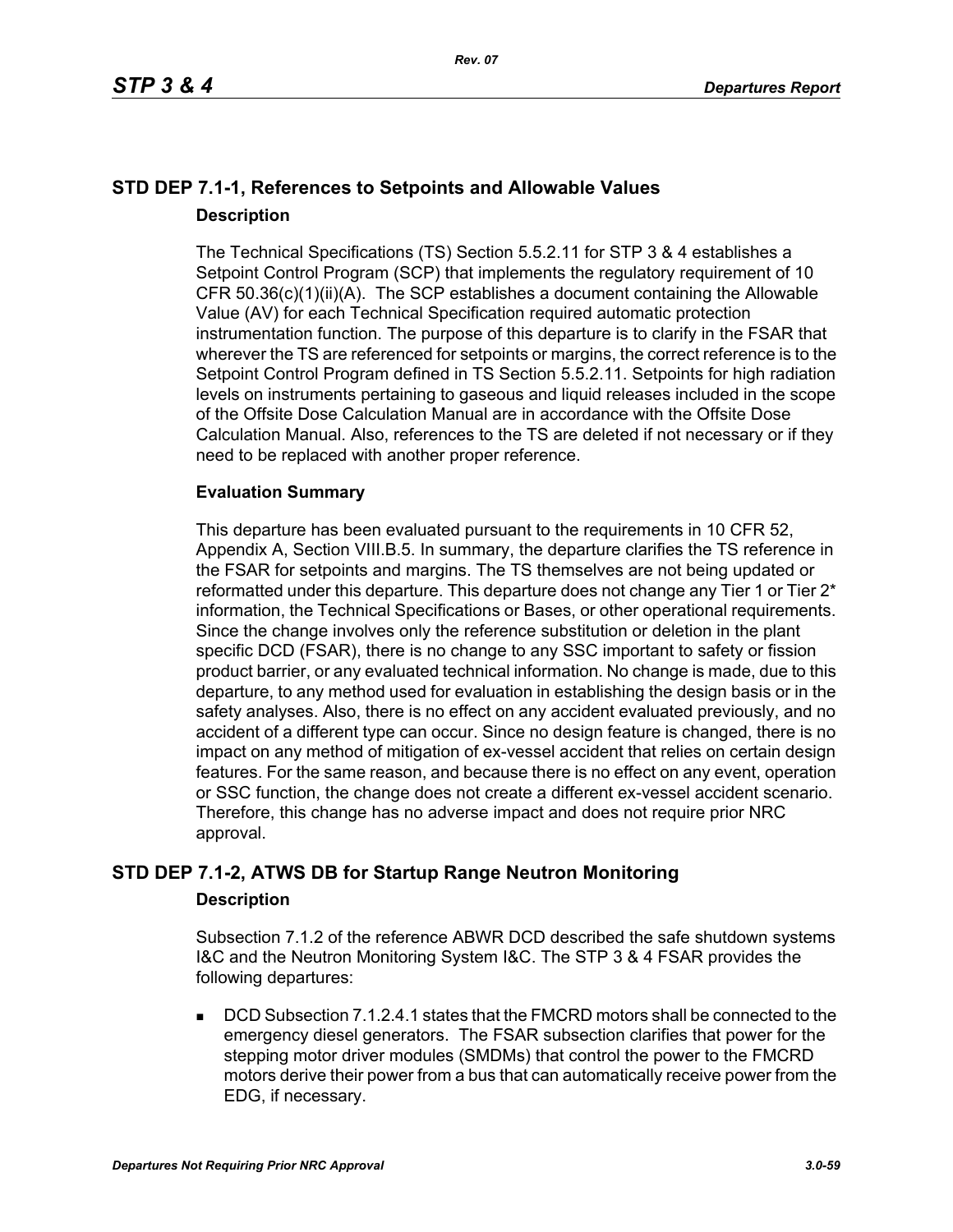## STD DEP 7.1-1, References to Setpoints and Allowable Values

### Description

The Technical Specifications (TS) Section 5.5.2.11 for STP 3 & 4 establishes a Setpoint Control Program (SCP) that implements the regulatory requirement of 10 CFR 50.36(c)(1)(ii)(A). The SCP establishes a document containing the Allowable Value (AV) for each Technical Specification required automatic protection instrumentation function. The purpose of this departure is to clarify in the FSAR that wherever the TS are referenced for setpoints or margins, the correct reference is to the Setpoint Control Program defined in TS Section 5.5.2.11. Setpoints for high radiation levels on instruments pertaining to gaseous and liquid releases included in the scope of the Offsite Dose Calculation Manual are in accordance with the Offsite Dose Calculation Manual. Also, references to the TS are deleted if not necessary or if they need to be replaced with another proper reference.

### Evaluation Summary

This departure has been evaluated pursuant to the requirements in 10 CFR 52, Appendix A, Section VIII.B.5. In summary, the departure clarifies the TS reference in the FSAR for setpoints and margins. The TS themselves are not being updated or reformatted under this departure. This departure does not change any Tier 1 or Tier 2* information, the Technical Specifications or Bases, or other operational requirements. Since the change involves only the reference substitution or deletion in the plant specific DCD (FSAR), there is no change to any SSC important to safety or fission product barrier, or any evaluated technical information. No change is made, due to this departure, to any method used for evaluation in establishing the design basis or in the safety analyses. Also, there is no effect on any accident evaluated previously, and no accident of a different type can occur. Since no design feature is changed, there is no impact on any method of mitigation of ex-vessel accident that relies on certain design features. For the same reason, and because there is no effect on any event, operation or SSC function, the change does not create a different ex-vessel accident scenario. Therefore, this change has no adverse impact and does not require prior NRC approval.

## STD DEP 7.1-2, ATWS DB for Startup Range Neutron Monitoring

### Description

Subsection 7.1.2 of the reference ABWR DCD described the safe shutdown systems I&C and the Neutron Monitoring System I&C. The STP 3 & 4 FSAR provides the following departures:

- DCD Subsection 7.1.2.4.1 states that the FMCRD motors shall be connected to the emergency diesel generators. The FSAR subsection clarifies that power for the stepping motor driver modules (SMDMs) that control the power to the FMCRD motors derive their power from a bus that can automatically receive power from the EDG, if necessary.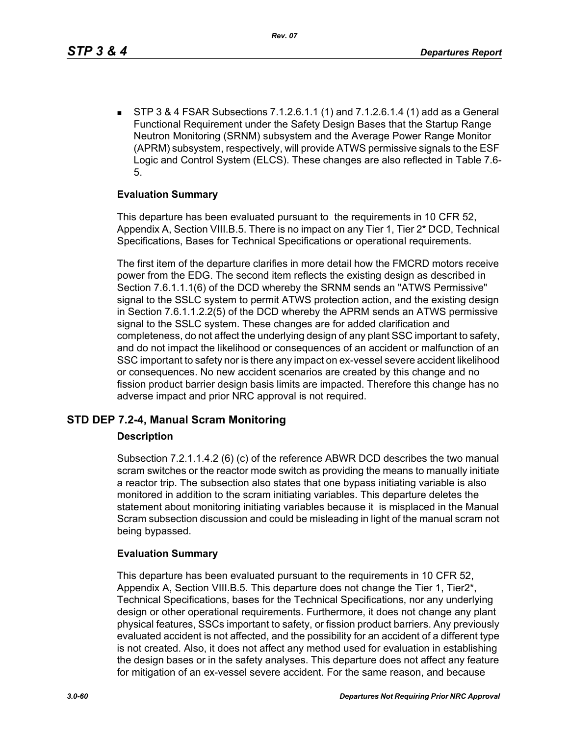- STP 3 & 4 FSAR Subsections 7.1.2.6.1.1 (1) and 7.1.2.6.1.4 (1) add as a General Functional Requirement under the Safety Design Bases that the Startup Range Neutron Monitoring (SRNM) subsystem and the Average Power Range Monitor (APRM) subsystem, respectively, will provide ATWS permissive signals to the ESF Logic and Control System (ELCS). These changes are also reflected in Table 7.6-5.

**Evaluation Summary**

This departure has been evaluated pursuant to the requirements in 10 CFR 52, Appendix A, Section VIII.B.5. There is no impact on any Tier 1, Tier 2* DCD, Technical Specifications, Bases for Technical Specifications or operational requirements.

The first item of the departure clarifies in more detail how the FMCRD motors receive power from the EDG. The second item reflects the existing design as described in Section 7.6.1.1.1(6) of the DCD whereby the SRNM sends an "ATWS Permissive" signal to the SSLC system to permit ATWS protection action, and the existing design in Section 7.6.1.1.2.2(5) of the DCD whereby the APRM sends an ATWS permissive signal to the SSLC system. These changes are for added clarification and completeness, do not affect the underlying design of any plant SSC important to safety, and do not impact the likelihood or consequences of an accident or malfunction of an SSC important to safety nor is there any impact on ex-vessel severe accident likelihood or consequences. No new accident scenarios are created by this change and no fission product barrier design basis limits are impacted. Therefore this change has no adverse impact and prior NRC approval is not required.

## STD DEP 7.2-4, Manual Scram Monitoring

**Description**

Subsection 7.2.1.1.4.2 (6) (c) of the reference ABWR DCD describes the two manual scram switches or the reactor mode switch as providing the means to manually initiate a reactor trip. The subsection also states that one bypass initiating variable is also monitored in addition to the scram initiating variables. This departure deletes the statement about monitoring initiating variables because it is misplaced in the Manual Scram subsection discussion and could be misleading in light of the manual scram not being bypassed.

**Evaluation Summary**

This departure has been evaluated pursuant to the requirements in 10 CFR 52, Appendix A, Section VIII.B.5. This departure does not change the Tier 1, Tier2*, Technical Specifications, bases for the Technical Specifications, nor any underlying design or other operational requirements. Furthermore, it does not change any plant physical features, SSCs important to safety, or fission product barriers. Any previously evaluated accident is not affected, and the possibility for an accident of a different type is not created. Also, it does not affect any method used for evaluation in establishing the design bases or in the safety analyses. This departure does not affect any feature for mitigation of an ex-vessel severe accident. For the same reason, and because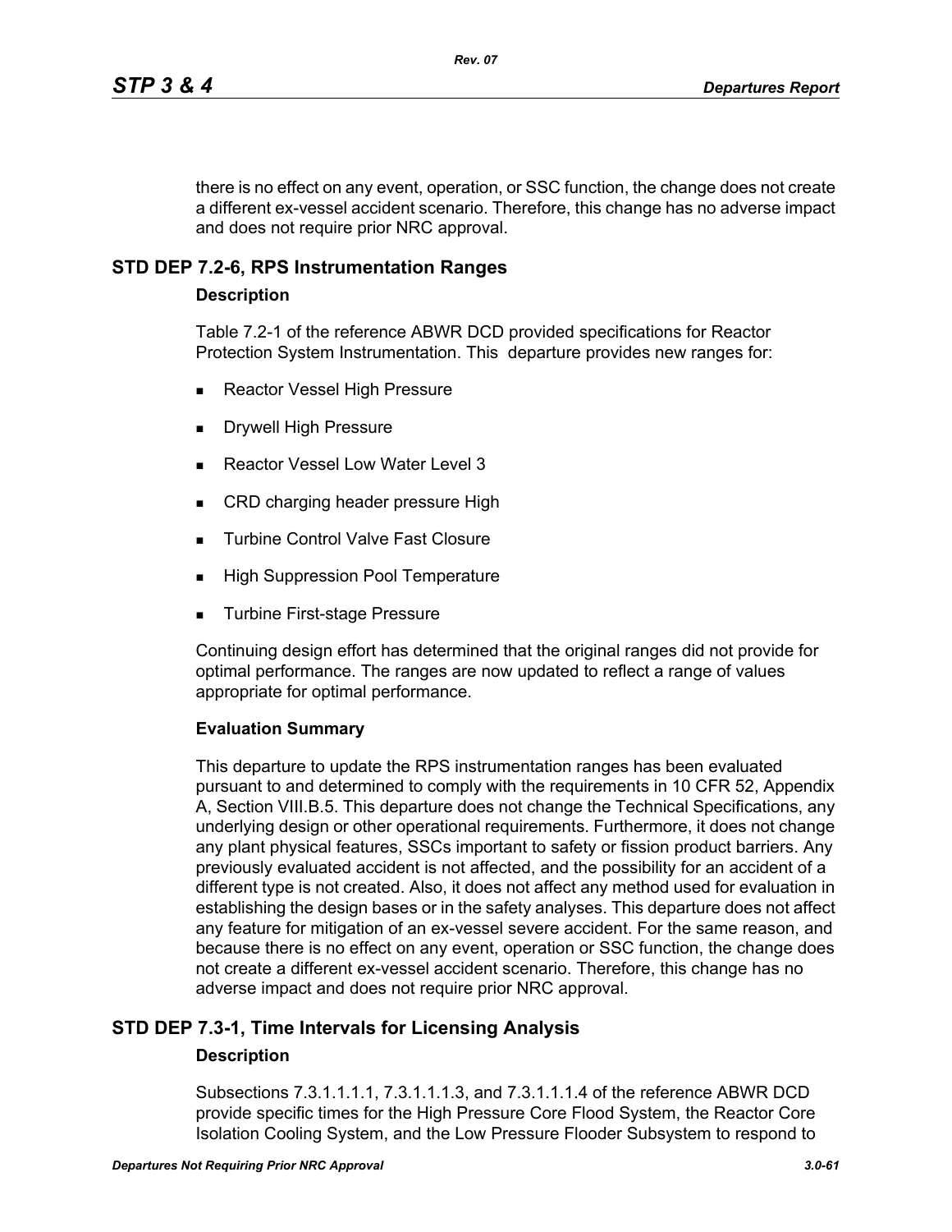there is no effect on any event, operation, or SSC function, the change does not create a different ex-vessel accident scenario. Therefore, this change has no adverse impact and does not require prior NRC approval.

## STD DEP 7.2-6, RPS Instrumentation Ranges

### Description

Table 7.2-1 of the reference ABWR DCD provided specifications for Reactor Protection System Instrumentation. This departure provides new ranges for:

- Reactor Vessel High Pressure
- Drywell High Pressure
- Reactor Vessel Low Water Level 3
- CRD charging header pressure High
- Turbine Control Valve Fast Closure
- High Suppression Pool Temperature
- Turbine First-stage Pressure

Continuing design effort has determined that the original ranges did not provide for optimal performance. The ranges are now updated to reflect a range of values appropriate for optimal performance.

### Evaluation Summary

This departure to update the RPS instrumentation ranges has been evaluated pursuant to and determined to comply with the requirements in 10 CFR 52, Appendix A, Section VIII.B.5. This departure does not change the Technical Specifications, any underlying design or other operational requirements. Furthermore, it does not change any plant physical features, SSCs important to safety or fission product barriers. Any previously evaluated accident is not affected, and the possibility for an accident of a different type is not created. Also, it does not affect any method used for evaluation in establishing the design bases or in the safety analyses. This departure does not affect any feature for mitigation of an ex-vessel severe accident. For the same reason, and because there is no effect on any event, operation or SSC function, the change does not create a different ex-vessel accident scenario. Therefore, this change has no adverse impact and does not require prior NRC approval.

## STD DEP 7.3-1, Time Intervals for Licensing Analysis

### Description

Subsections 7.3.1.1.1.1, 7.3.1.1.1.3, and 7.3.1.1.1.4 of the reference ABWR DCD provide specific times for the High Pressure Core Flood System, the Reactor Core Isolation Cooling System, and the Low Pressure Flooder Subsystem to respond to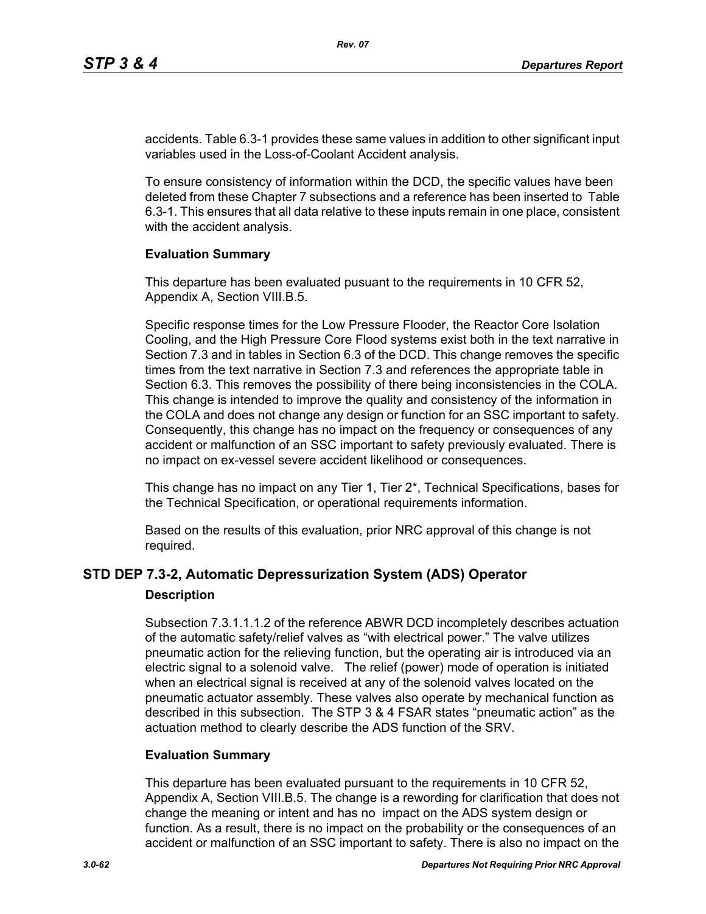accidents. Table 6.3-1 provides these same values in addition to other significant input variables used in the Loss-of-Coolant Accident analysis.

To ensure consistency of information within the DCD, the specific values have been deleted from these Chapter 7 subsections and a reference has been inserted to Table 6.3-1. This ensures that all data relative to these inputs remain in one place, consistent with the accident analysis.

**Evaluation Summary**

This departure has been evaluated pusuant to the requirements in 10 CFR 52, Appendix A, Section VIII.B.5.

Specific response times for the Low Pressure Flooder, the Reactor Core Isolation Cooling, and the High Pressure Core Flood systems exist both in the text narrative in Section 7.3 and in tables in Section 6.3 of the DCD. This change removes the specific times from the text narrative in Section 7.3 and references the appropriate table in Section 6.3. This removes the possibility of there being inconsistencies in the COLA. This change is intended to improve the quality and consistency of the information in the COLA and does not change any design or function for an SSC important to safety. Consequently, this change has no impact on the frequency or consequences of any accident or malfunction of an SSC important to safety previously evaluated. There is no impact on ex-vessel severe accident likelihood or consequences.

This change has no impact on any Tier 1, Tier 2*, Technical Specifications, bases for the Technical Specification, or operational requirements information.

Based on the results of this evaluation, prior NRC approval of this change is not required.

## STD DEP 7.3-2, Automatic Depressurization System (ADS) Operator

**Description**

Subsection 7.3.1.1.1.2 of the reference ABWR DCD incompletely describes actuation of the automatic safety/relief valves as “with electrical power.” The valve utilizes pneumatic action for the relieving function, but the operating air is introduced via an electric signal to a solenoid valve. The relief (power) mode of operation is initiated when an electrical signal is received at any of the solenoid valves located on the pneumatic actuator assembly. These valves also operate by mechanical function as described in this subsection. The STP 3 & 4 FSAR states “pneumatic action” as the actuation method to clearly describe the ADS function of the SRV.

**Evaluation Summary**

This departure has been evaluated pursuant to the requirements in 10 CFR 52, Appendix A, Section VIII.B.5. The change is a rewording for clarification that does not change the meaning or intent and has no impact on the ADS system design or function. As a result, there is no impact on the probability or the consequences of an accident or malfunction of an SSC important to safety. There is also no impact on the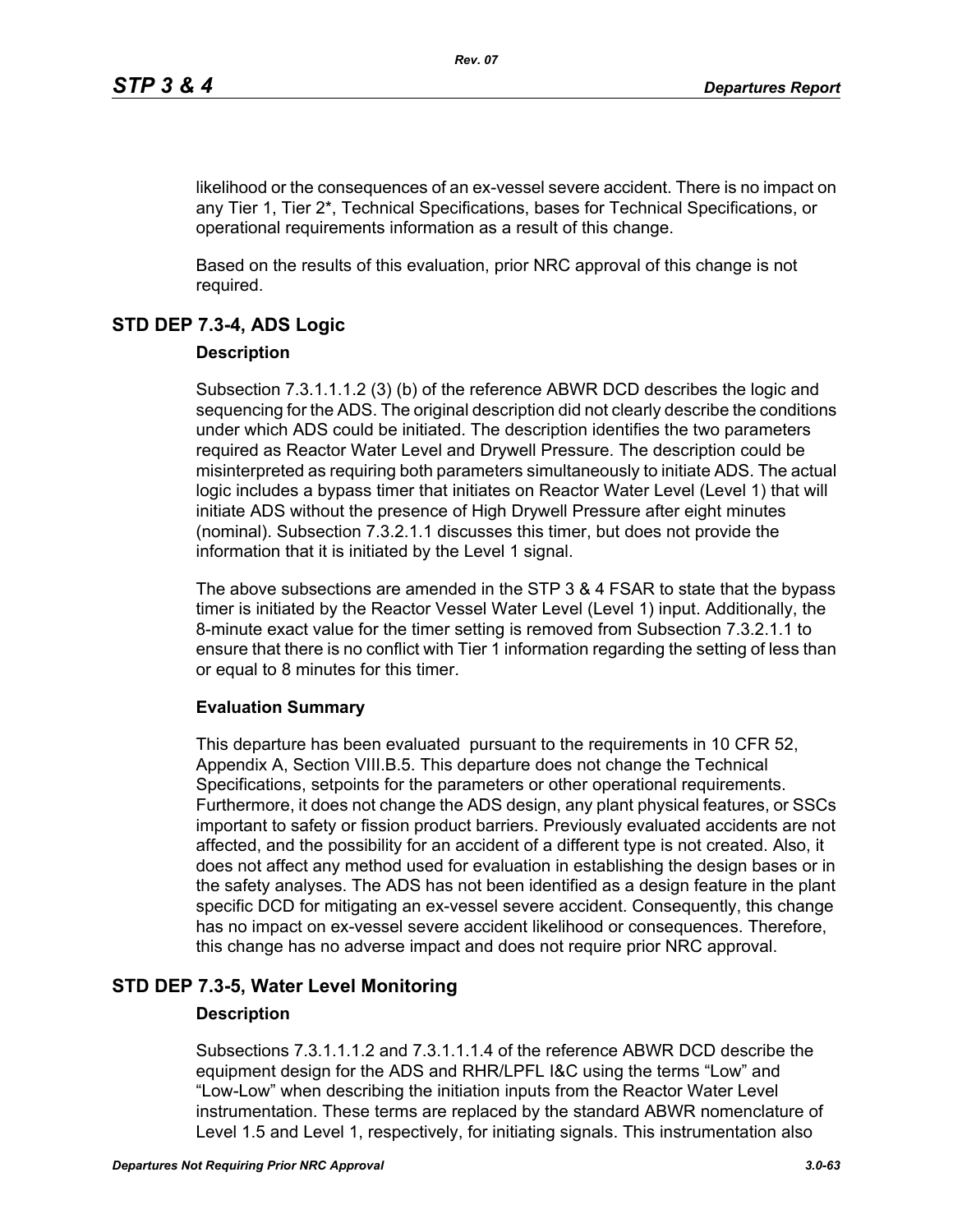likelihood or the consequences of an ex-vessel severe accident. There is no impact on any Tier 1, Tier 2*, Technical Specifications, bases for Technical Specifications, or operational requirements information as a result of this change.

Based on the results of this evaluation, prior NRC approval of this change is not required.

## STD DEP 7.3-4, ADS Logic

### Description

Subsection 7.3.1.1.1.2 (3) (b) of the reference ABWR DCD describes the logic and sequencing for the ADS. The original description did not clearly describe the conditions under which ADS could be initiated. The description identifies the two parameters required as Reactor Water Level and Drywell Pressure. The description could be misinterpreted as requiring both parameters simultaneously to initiate ADS. The actual logic includes a bypass timer that initiates on Reactor Water Level (Level 1) that will initiate ADS without the presence of High Drywell Pressure after eight minutes (nominal). Subsection 7.3.2.1.1 discusses this timer, but does not provide the information that it is initiated by the Level 1 signal.

The above subsections are amended in the STP 3 & 4 FSAR to state that the bypass timer is initiated by the Reactor Vessel Water Level (Level 1) input. Additionally, the 8-minute exact value for the timer setting is removed from Subsection 7.3.2.1.1 to ensure that there is no conflict with Tier 1 information regarding the setting of less than or equal to 8 minutes for this timer.

### Evaluation Summary

This departure has been evaluated pursuant to the requirements in 10 CFR 52, Appendix A, Section VIII.B.5. This departure does not change the Technical Specifications, setpoints for the parameters or other operational requirements. Furthermore, it does not change the ADS design, any plant physical features, or SSCs important to safety or fission product barriers. Previously evaluated accidents are not affected, and the possibility for an accident of a different type is not created. Also, it does not affect any method used for evaluation in establishing the design bases or in the safety analyses. The ADS has not been identified as a design feature in the plant specific DCD for mitigating an ex-vessel severe accident. Consequently, this change has no impact on ex-vessel severe accident likelihood or consequences. Therefore, this change has no adverse impact and does not require prior NRC approval.

## STD DEP 7.3-5, Water Level Monitoring

### Description

Subsections 7.3.1.1.1.2 and 7.3.1.1.1.4 of the reference ABWR DCD describe the equipment design for the ADS and RHR/LPFL I&C using the terms “Low” and “Low-Low” when describing the initiation inputs from the Reactor Water Level instrumentation. These terms are replaced by the standard ABWR nomenclature of Level 1.5 and Level 1, respectively, for initiating signals. This instrumentation also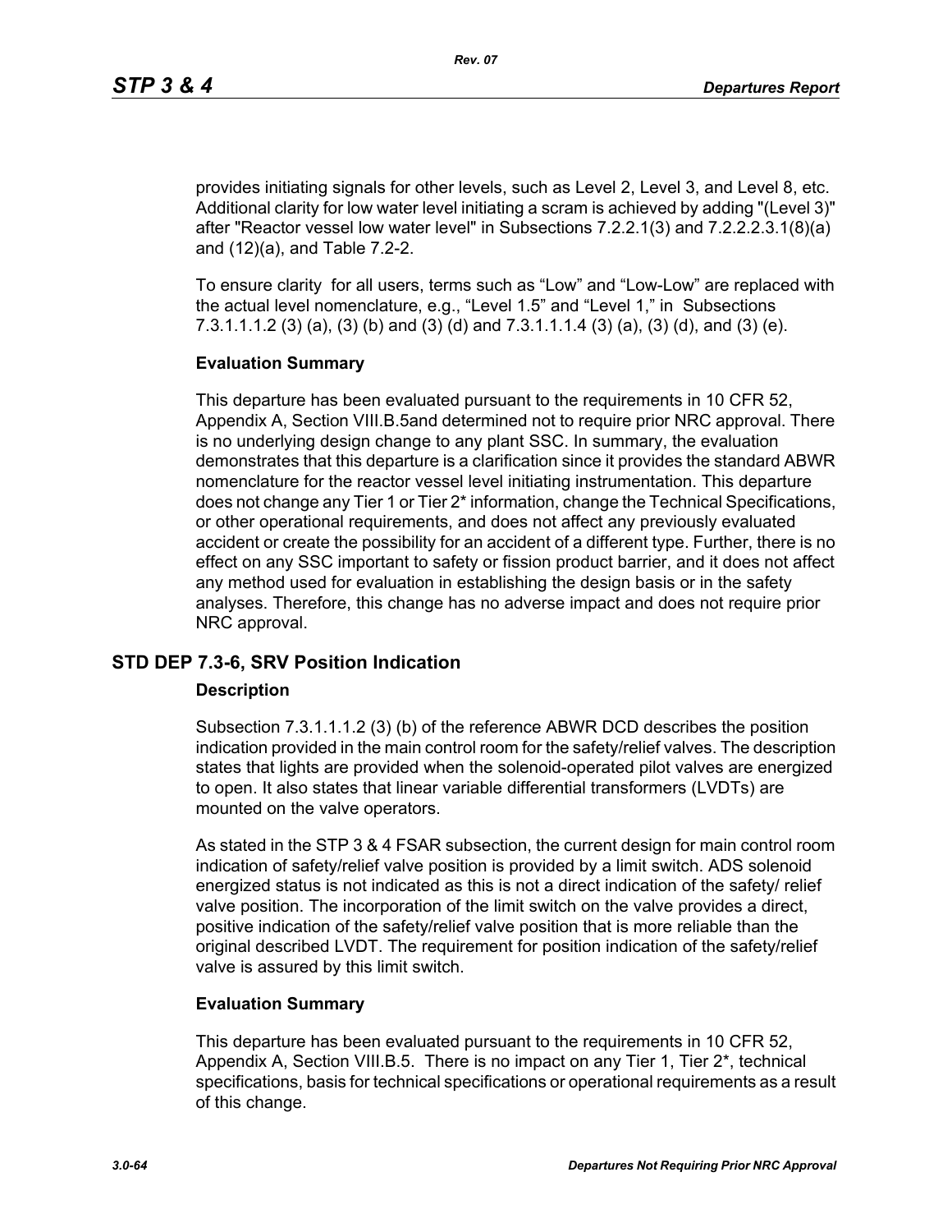provides initiating signals for other levels, such as Level 2, Level 3, and Level 8, etc. Additional clarity for low water level initiating a scram is achieved by adding "(Level 3)" after "Reactor vessel low water level" in Subsections 7.2.2.1(3) and 7.2.2.2.3.1(8)(a) and (12)(a), and Table 7.2-2.

To ensure clarity for all users, terms such as “Low” and “Low-Low” are replaced with the actual level nomenclature, e.g., “Level 1.5” and “Level 1,” in Subsections 7.3.1.1.1.2 (3) (a), (3) (b) and (3) (d) and 7.3.1.1.1.4 (3) (a), (3) (d), and (3) (e).

**Evaluation Summary**

This departure has been evaluated pursuant to the requirements in 10 CFR 52, Appendix A, Section VIII.B.5and determined not to require prior NRC approval. There is no underlying design change to any plant SSC. In summary, the evaluation demonstrates that this departure is a clarification since it provides the standard ABWR nomenclature for the reactor vessel level initiating instrumentation. This departure does not change any Tier 1 or Tier 2* information, change the Technical Specifications, or other operational requirements, and does not affect any previously evaluated accident or create the possibility for an accident of a different type. Further, there is no effect on any SSC important to safety or fission product barrier, and it does not affect any method used for evaluation in establishing the design basis or in the safety analyses. Therefore, this change has no adverse impact and does not require prior NRC approval.

## STD DEP 7.3-6, SRV Position Indication

**Description**

Subsection 7.3.1.1.1.2 (3) (b) of the reference ABWR DCD describes the position indication provided in the main control room for the safety/relief valves. The description states that lights are provided when the solenoid-operated pilot valves are energized to open. It also states that linear variable differential transformers (LVDTs) are mounted on the valve operators.

As stated in the STP 3 & 4 FSAR subsection, the current design for main control room indication of safety/relief valve position is provided by a limit switch. ADS solenoid energized status is not indicated as this is not a direct indication of the safety/ relief valve position. The incorporation of the limit switch on the valve provides a direct, positive indication of the safety/relief valve position that is more reliable than the original described LVDT. The requirement for position indication of the safety/relief valve is assured by this limit switch.

**Evaluation Summary**

This departure has been evaluated pursuant to the requirements in 10 CFR 52, Appendix A, Section VIII.B.5. There is no impact on any Tier 1, Tier 2*, technical specifications, basis for technical specifications or operational requirements as a result of this change.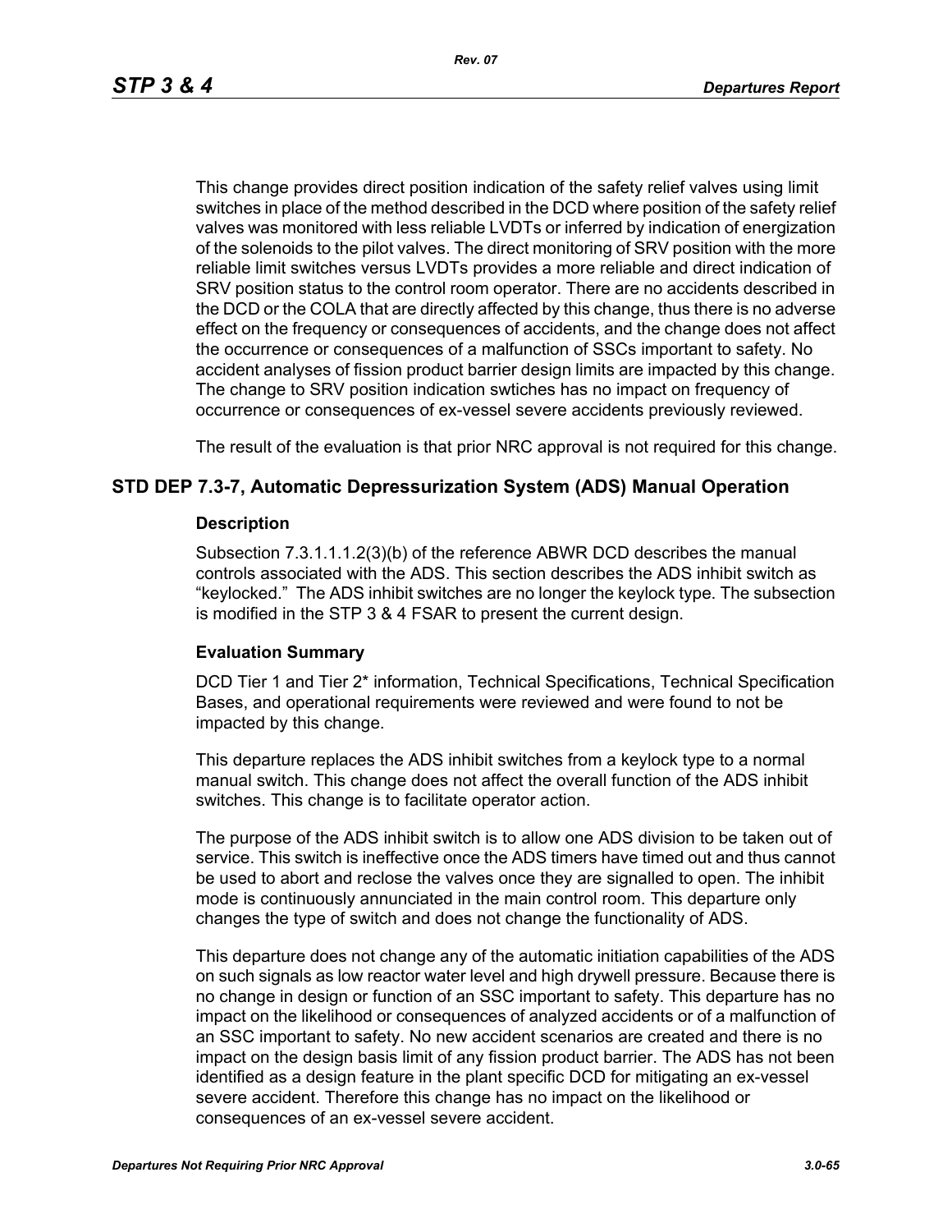This change provides direct position indication of the safety relief valves using limit switches in place of the method described in the DCD where position of the safety relief valves was monitored with less reliable LVDTs or inferred by indication of energization of the solenoids to the pilot valves. The direct monitoring of SRV position with the more reliable limit switches versus LVDTs provides a more reliable and direct indication of SRV position status to the control room operator. There are no accidents described in the DCD or the COLA that are directly affected by this change, thus there is no adverse effect on the frequency or consequences of accidents, and the change does not affect the occurrence or consequences of a malfunction of SSCs important to safety. No accident analyses of fission product barrier design limits are impacted by this change. The change to SRV position indication swtiches has no impact on frequency of occurrence or consequences of ex-vessel severe accidents previously reviewed.

The result of the evaluation is that prior NRC approval is not required for this change.

## STD DEP 7.3-7, Automatic Depressurization System (ADS) Manual Operation

### Description

Subsection 7.3.1.1.1.2(3)(b) of the reference ABWR DCD describes the manual controls associated with the ADS. This section describes the ADS inhibit switch as "keylocked." The ADS inhibit switches are no longer the keylock type. The subsection is modified in the STP 3 & 4 FSAR to present the current design.

### Evaluation Summary

DCD Tier 1 and Tier 2* information, Technical Specifications, Technical Specification Bases, and operational requirements were reviewed and were found to not be impacted by this change.

This departure replaces the ADS inhibit switches from a keylock type to a normal manual switch. This change does not affect the overall function of the ADS inhibit switches. This change is to facilitate operator action.

The purpose of the ADS inhibit switch is to allow one ADS division to be taken out of service. This switch is ineffective once the ADS timers have timed out and thus cannot be used to abort and reclose the valves once they are signalled to open. The inhibit mode is continuously annunciated in the main control room. This departure only changes the type of switch and does not change the functionality of ADS.

This departure does not change any of the automatic initiation capabilities of the ADS on such signals as low reactor water level and high drywell pressure. Because there is no change in design or function of an SSC important to safety. This departure has no impact on the likelihood or consequences of analyzed accidents or of a malfunction of an SSC important to safety. No new accident scenarios are created and there is no impact on the design basis limit of any fission product barrier. The ADS has not been identified as a design feature in the plant specific DCD for mitigating an ex-vessel severe accident. Therefore this change has no impact on the likelihood or consequences of an ex-vessel severe accident.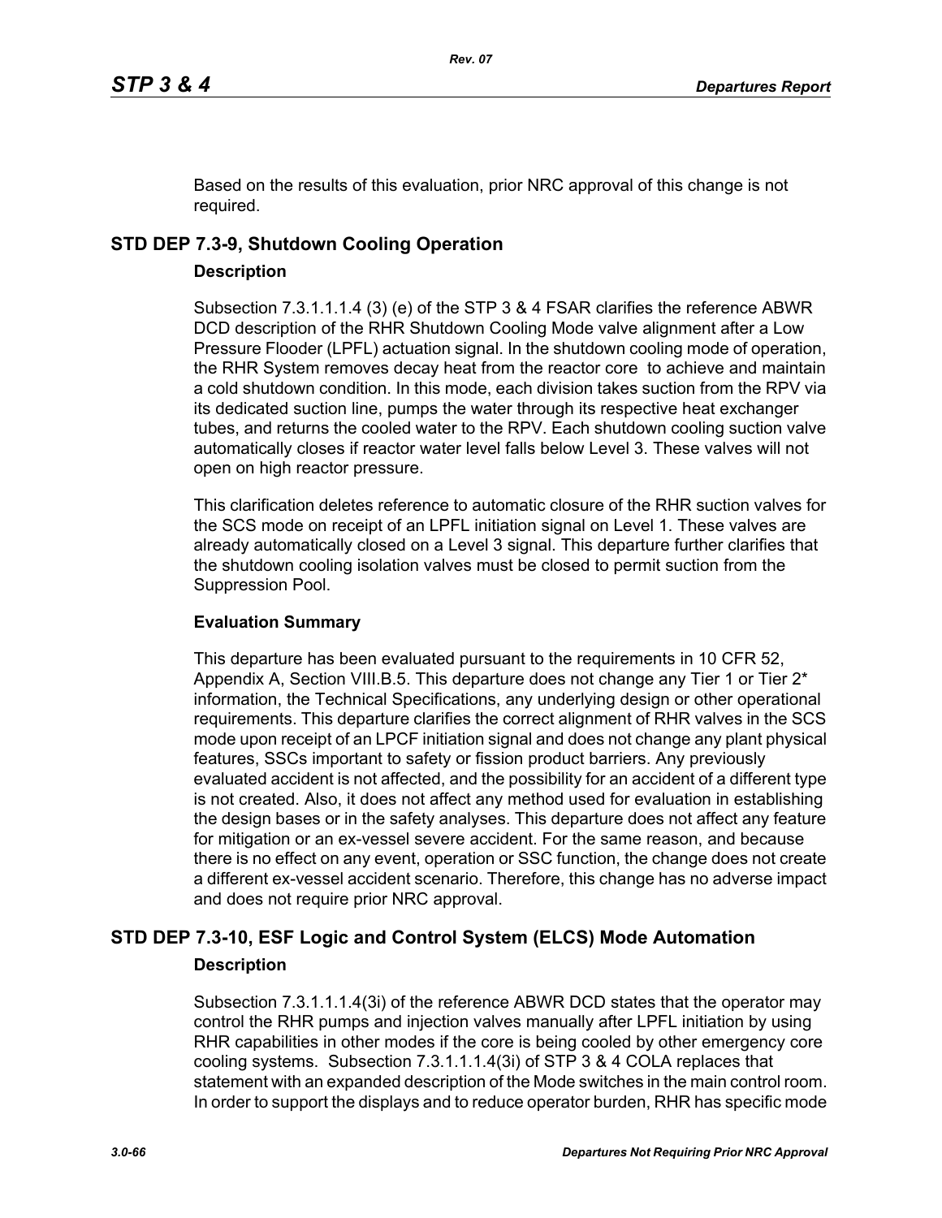Based on the results of this evaluation, prior NRC approval of this change is not required.

## STD DEP 7.3-9, Shutdown Cooling Operation

### Description

Subsection 7.3.1.1.1.4 (3) (e) of the STP 3 & 4 FSAR clarifies the reference ABWR DCD description of the RHR Shutdown Cooling Mode valve alignment after a Low Pressure Flooder (LPFL) actuation signal. In the shutdown cooling mode of operation, the RHR System removes decay heat from the reactor core to achieve and maintain a cold shutdown condition. In this mode, each division takes suction from the RPV via its dedicated suction line, pumps the water through its respective heat exchanger tubes, and returns the cooled water to the RPV. Each shutdown cooling suction valve automatically closes if reactor water level falls below Level 3. These valves will not open on high reactor pressure.

This clarification deletes reference to automatic closure of the RHR suction valves for the SCS mode on receipt of an LPFL initiation signal on Level 1. These valves are already automatically closed on a Level 3 signal. This departure further clarifies that the shutdown cooling isolation valves must be closed to permit suction from the Suppression Pool.

### Evaluation Summary

This departure has been evaluated pursuant to the requirements in 10 CFR 52, Appendix A, Section VIII.B.5. This departure does not change any Tier 1 or Tier 2* information, the Technical Specifications, any underlying design or other operational requirements. This departure clarifies the correct alignment of RHR valves in the SCS mode upon receipt of an LPCF initiation signal and does not change any plant physical features, SSCs important to safety or fission product barriers. Any previously evaluated accident is not affected, and the possibility for an accident of a different type is not created. Also, it does not affect any method used for evaluation in establishing the design bases or in the safety analyses. This departure does not affect any feature for mitigation or an ex-vessel severe accident. For the same reason, and because there is no effect on any event, operation or SSC function, the change does not create a different ex-vessel accident scenario. Therefore, this change has no adverse impact and does not require prior NRC approval.

## STD DEP 7.3-10, ESF Logic and Control System (ELCS) Mode Automation

### Description

Subsection 7.3.1.1.1.4(3i) of the reference ABWR DCD states that the operator may control the RHR pumps and injection valves manually after LPFL initiation by using RHR capabilities in other modes if the core is being cooled by other emergency core cooling systems. Subsection 7.3.1.1.1.4(3i) of STP 3 & 4 COLA replaces that statement with an expanded description of the Mode switches in the main control room. In order to support the displays and to reduce operator burden, RHR has specific mode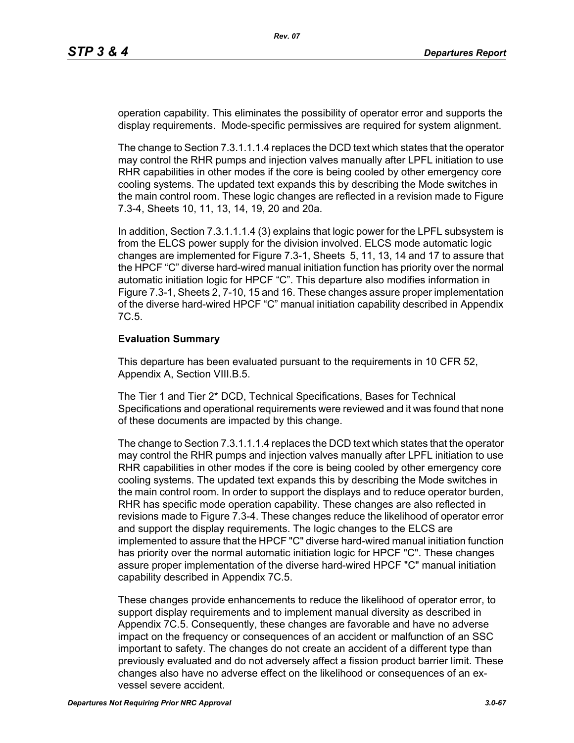operation capability. This eliminates the possibility of operator error and supports the display requirements. Mode-specific permissives are required for system alignment.

The change to Section 7.3.1.1.1.4 replaces the DCD text which states that the operator may control the RHR pumps and injection valves manually after LPFL initiation to use RHR capabilities in other modes if the core is being cooled by other emergency core cooling systems. The updated text expands this by describing the Mode switches in the main control room. These logic changes are reflected in a revision made to Figure 7.3-4, Sheets 10, 11, 13, 14, 19, 20 and 20a.

In addition, Section 7.3.1.1.1.4 (3) explains that logic power for the LPFL subsystem is from the ELCS power supply for the division involved. ELCS mode automatic logic changes are implemented for Figure 7.3-1, Sheets 5, 11, 13, 14 and 17 to assure that the HPCF "C" diverse hard-wired manual initiation function has priority over the normal automatic initiation logic for HPCF "C". This departure also modifies information in Figure 7.3-1, Sheets 2, 7-10, 15 and 16. These changes assure proper implementation of the diverse hard-wired HPCF "C" manual initiation capability described in Appendix 7C.5.

**Evaluation Summary**

This departure has been evaluated pursuant to the requirements in 10 CFR 52, Appendix A, Section VIII.B.5.

The Tier 1 and Tier 2* DCD, Technical Specifications, Bases for Technical Specifications and operational requirements were reviewed and it was found that none of these documents are impacted by this change.

The change to Section 7.3.1.1.1.4 replaces the DCD text which states that the operator may control the RHR pumps and injection valves manually after LPFL initiation to use RHR capabilities in other modes if the core is being cooled by other emergency core cooling systems. The updated text expands this by describing the Mode switches in the main control room. In order to support the displays and to reduce operator burden, RHR has specific mode operation capability. These changes are also reflected in revisions made to Figure 7.3-4. These changes reduce the likelihood of operator error and support the display requirements. The logic changes to the ELCS are implemented to assure that the HPCF "C" diverse hard-wired manual initiation function has priority over the normal automatic initiation logic for HPCF "C". These changes assure proper implementation of the diverse hard-wired HPCF "C" manual initiation capability described in Appendix 7C.5.

These changes provide enhancements to reduce the likelihood of operator error, to support display requirements and to implement manual diversity as described in Appendix 7C.5. Consequently, these changes are favorable and have no adverse impact on the frequency or consequences of an accident or malfunction of an SSC important to safety. The changes do not create an accident of a different type than previously evaluated and do not adversely affect a fission product barrier limit. These changes also have no adverse effect on the likelihood or consequences of an ex-vessel severe accident.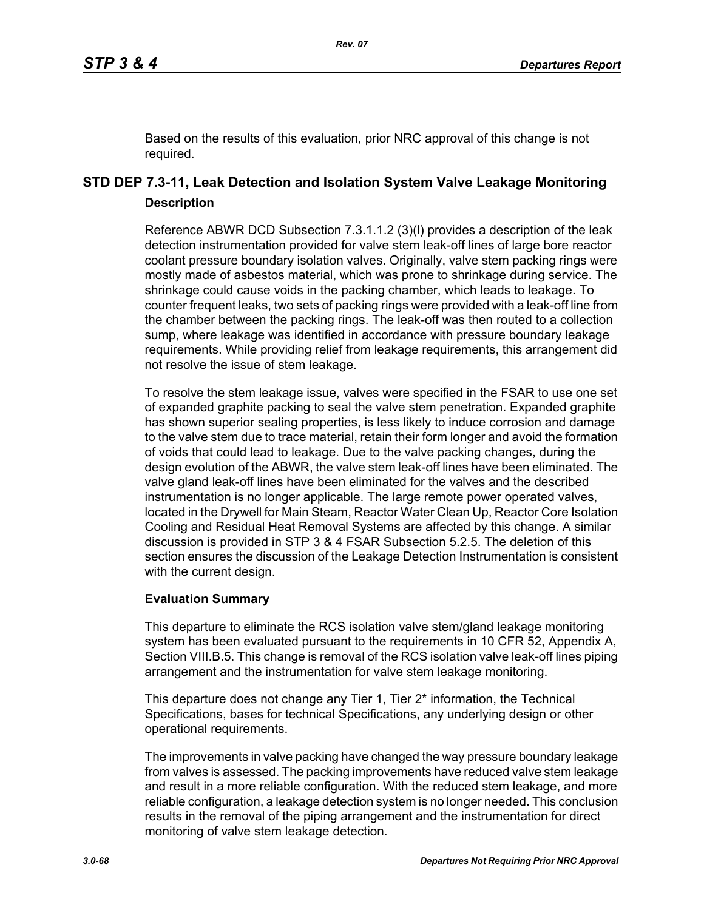Based on the results of this evaluation, prior NRC approval of this change is not required.

## STD DEP 7.3-11, Leak Detection and Isolation System Valve Leakage Monitoring

### Description

Reference ABWR DCD Subsection 7.3.1.1.2 (3)(l) provides a description of the leak detection instrumentation provided for valve stem leak-off lines of large bore reactor coolant pressure boundary isolation valves. Originally, valve stem packing rings were mostly made of asbestos material, which was prone to shrinkage during service. The shrinkage could cause voids in the packing chamber, which leads to leakage. To counter frequent leaks, two sets of packing rings were provided with a leak-off line from the chamber between the packing rings. The leak-off was then routed to a collection sump, where leakage was identified in accordance with pressure boundary leakage requirements. While providing relief from leakage requirements, this arrangement did not resolve the issue of stem leakage.

To resolve the stem leakage issue, valves were specified in the FSAR to use one set of expanded graphite packing to seal the valve stem penetration. Expanded graphite has shown superior sealing properties, is less likely to induce corrosion and damage to the valve stem due to trace material, retain their form longer and avoid the formation of voids that could lead to leakage. Due to the valve packing changes, during the design evolution of the ABWR, the valve stem leak-off lines have been eliminated. The valve gland leak-off lines have been eliminated for the valves and the described instrumentation is no longer applicable. The large remote power operated valves, located in the Drywell for Main Steam, Reactor Water Clean Up, Reactor Core Isolation Cooling and Residual Heat Removal Systems are affected by this change. A similar discussion is provided in STP 3 & 4 FSAR Subsection 5.2.5. The deletion of this section ensures the discussion of the Leakage Detection Instrumentation is consistent with the current design.

### Evaluation Summary

This departure to eliminate the RCS isolation valve stem/gland leakage monitoring system has been evaluated pursuant to the requirements in 10 CFR 52, Appendix A, Section VIII.B.5. This change is removal of the RCS isolation valve leak-off lines piping arrangement and the instrumentation for valve stem leakage monitoring.

This departure does not change any Tier 1, Tier 2* information, the Technical Specifications, bases for technical Specifications, any underlying design or other operational requirements.

The improvements in valve packing have changed the way pressure boundary leakage from valves is assessed. The packing improvements have reduced valve stem leakage and result in a more reliable configuration. With the reduced stem leakage, and more reliable configuration, a leakage detection system is no longer needed. This conclusion results in the removal of the piping arrangement and the instrumentation for direct monitoring of valve stem leakage detection.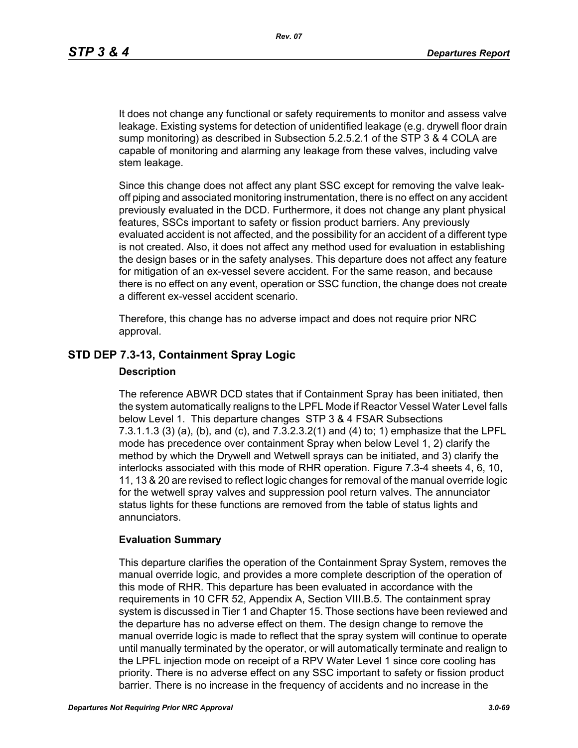It does not change any functional or safety requirements to monitor and assess valve leakage. Existing systems for detection of unidentified leakage (e.g. drywell floor drain sump monitoring) as described in Subsection 5.2.5.2.1 of the STP 3 & 4 COLA are capable of monitoring and alarming any leakage from these valves, including valve stem leakage.

Since this change does not affect any plant SSC except for removing the valve leak-off piping and associated monitoring instrumentation, there is no effect on any accident previously evaluated in the DCD. Furthermore, it does not change any plant physical features, SSCs important to safety or fission product barriers. Any previously evaluated accident is not affected, and the possibility for an accident of a different type is not created. Also, it does not affect any method used for evaluation in establishing the design bases or in the safety analyses. This departure does not affect any feature for mitigation of an ex-vessel severe accident. For the same reason, and because there is no effect on any event, operation or SSC function, the change does not create a different ex-vessel accident scenario.

Therefore, this change has no adverse impact and does not require prior NRC approval.

## STD DEP 7.3-13, Containment Spray Logic

### Description

The reference ABWR DCD states that if Containment Spray has been initiated, then the system automatically realigns to the LPFL Mode if Reactor Vessel Water Level falls below Level 1. This departure changes STP 3 & 4 FSAR Subsections 7.3.1.1.3 (3) (a), (b), and (c), and 7.3.2.3.2(1) and (4) to; 1) emphasize that the LPFL mode has precedence over containment Spray when below Level 1, 2) clarify the method by which the Drywell and Wetwell sprays can be initiated, and 3) clarify the interlocks associated with this mode of RHR operation. Figure 7.3-4 sheets 4, 6, 10, 11, 13 & 20 are revised to reflect logic changes for removal of the manual override logic for the wetwell spray valves and suppression pool return valves. The annunciator status lights for these functions are removed from the table of status lights and annunciators.

### Evaluation Summary

This departure clarifies the operation of the Containment Spray System, removes the manual override logic, and provides a more complete description of the operation of this mode of RHR. This departure has been evaluated in accordance with the requirements in 10 CFR 52, Appendix A, Section VIII.B.5. The containment spray system is discussed in Tier 1 and Chapter 15. Those sections have been reviewed and the departure has no adverse effect on them. The design change to remove the manual override logic is made to reflect that the spray system will continue to operate until manually terminated by the operator, or will automatically terminate and realign to the LPFL injection mode on receipt of a RPV Water Level 1 since core cooling has priority. There is no adverse effect on any SSC important to safety or fission product barrier. There is no increase in the frequency of accidents and no increase in the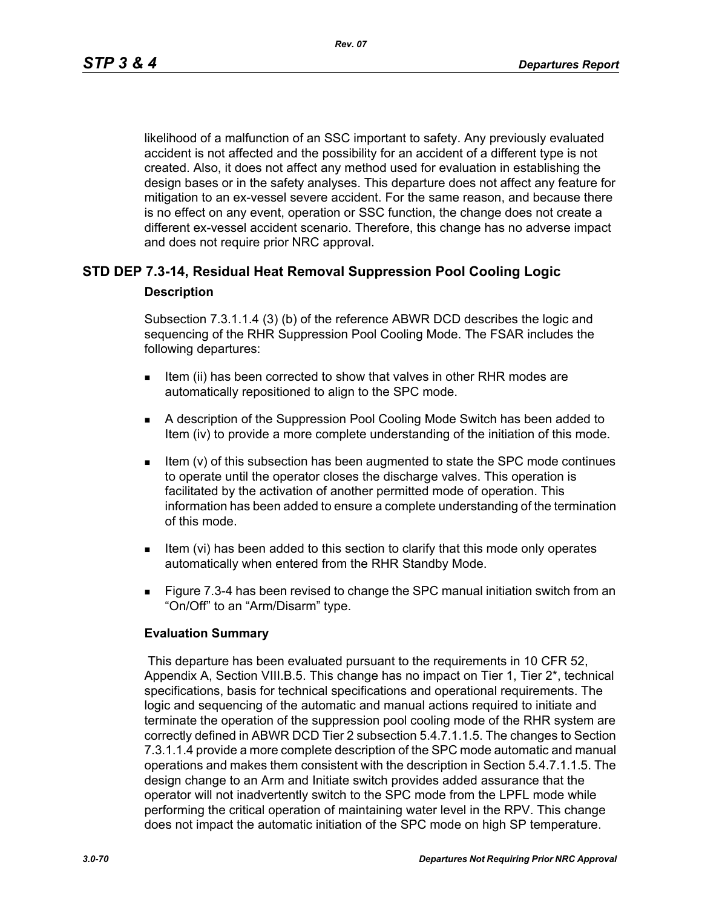likelihood of a malfunction of an SSC important to safety. Any previously evaluated accident is not affected and the possibility for an accident of a different type is not created. Also, it does not affect any method used for evaluation in establishing the design bases or in the safety analyses. This departure does not affect any feature for mitigation to an ex-vessel severe accident. For the same reason, and because there is no effect on any event, operation or SSC function, the change does not create a different ex-vessel accident scenario. Therefore, this change has no adverse impact and does not require prior NRC approval.

## STD DEP 7.3-14, Residual Heat Removal Suppression Pool Cooling Logic

### Description

Subsection 7.3.1.1.4 (3) (b) of the reference ABWR DCD describes the logic and sequencing of the RHR Suppression Pool Cooling Mode. The FSAR includes the following departures:

- Item (ii) has been corrected to show that valves in other RHR modes are automatically repositioned to align to the SPC mode.
- A description of the Suppression Pool Cooling Mode Switch has been added to Item (iv) to provide a more complete understanding of the initiation of this mode.
- Item (v) of this subsection has been augmented to state the SPC mode continues to operate until the operator closes the discharge valves. This operation is facilitated by the activation of another permitted mode of operation. This information has been added to ensure a complete understanding of the termination of this mode.
- Item (vi) has been added to this section to clarify that this mode only operates automatically when entered from the RHR Standby Mode.
- Figure 7.3-4 has been revised to change the SPC manual initiation switch from an “On/Off” to an “Arm/Disarm” type.

### Evaluation Summary

This departure has been evaluated pursuant to the requirements in 10 CFR 52, Appendix A, Section VIII.B.5. This change has no impact on Tier 1, Tier 2*, technical specifications, basis for technical specifications and operational requirements. The logic and sequencing of the automatic and manual actions required to initiate and terminate the operation of the suppression pool cooling mode of the RHR system are correctly defined in ABWR DCD Tier 2 subsection 5.4.7.1.1.5. The changes to Section 7.3.1.1.4 provide a more complete description of the SPC mode automatic and manual operations and makes them consistent with the description in Section 5.4.7.1.1.5. The design change to an Arm and Initiate switch provides added assurance that the operator will not inadvertently switch to the SPC mode from the LPFL mode while performing the critical operation of maintaining water level in the RPV. This change does not impact the automatic initiation of the SPC mode on high SP temperature.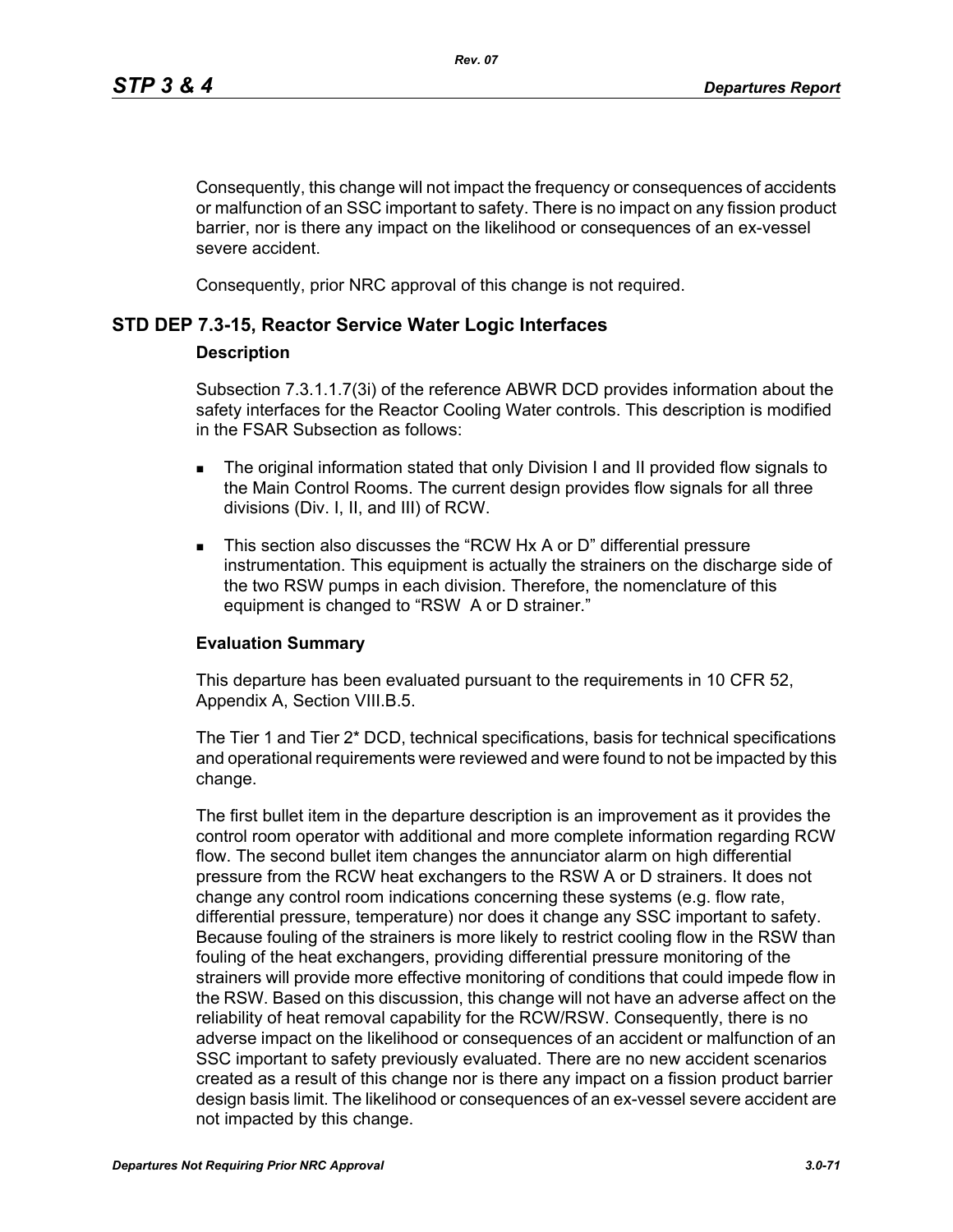Consequently, this change will not impact the frequency or consequences of accidents or malfunction of an SSC important to safety. There is no impact on any fission product barrier, nor is there any impact on the likelihood or consequences of an ex-vessel severe accident.

Consequently, prior NRC approval of this change is not required.

## STD DEP 7.3-15, Reactor Service Water Logic Interfaces

### Description

Subsection 7.3.1.1.7(3i) of the reference ABWR DCD provides information about the safety interfaces for the Reactor Cooling Water controls. This description is modified in the FSAR Subsection as follows:

- The original information stated that only Division I and II provided flow signals to the Main Control Rooms. The current design provides flow signals for all three divisions (Div. I, II, and III) of RCW.
- This section also discusses the "RCW Hx A or D" differential pressure instrumentation. This equipment is actually the strainers on the discharge side of the two RSW pumps in each division. Therefore, the nomenclature of this equipment is changed to "RSW A or D strainer."

### Evaluation Summary

This departure has been evaluated pursuant to the requirements in 10 CFR 52, Appendix A, Section VIII.B.5.

The Tier 1 and Tier 2* DCD, technical specifications, basis for technical specifications and operational requirements were reviewed and were found to not be impacted by this change.

The first bullet item in the departure description is an improvement as it provides the control room operator with additional and more complete information regarding RCW flow. The second bullet item changes the annunciator alarm on high differential pressure from the RCW heat exchangers to the RSW A or D strainers. It does not change any control room indications concerning these systems (e.g. flow rate, differential pressure, temperature) nor does it change any SSC important to safety. Because fouling of the strainers is more likely to restrict cooling flow in the RSW than fouling of the heat exchangers, providing differential pressure monitoring of the strainers will provide more effective monitoring of conditions that could impede flow in the RSW. Based on this discussion, this change will not have an adverse affect on the reliability of heat removal capability for the RCW/RSW. Consequently, there is no adverse impact on the likelihood or consequences of an accident or malfunction of an SSC important to safety previously evaluated. There are no new accident scenarios created as a result of this change nor is there any impact on a fission product barrier design basis limit. The likelihood or consequences of an ex-vessel severe accident are not impacted by this change.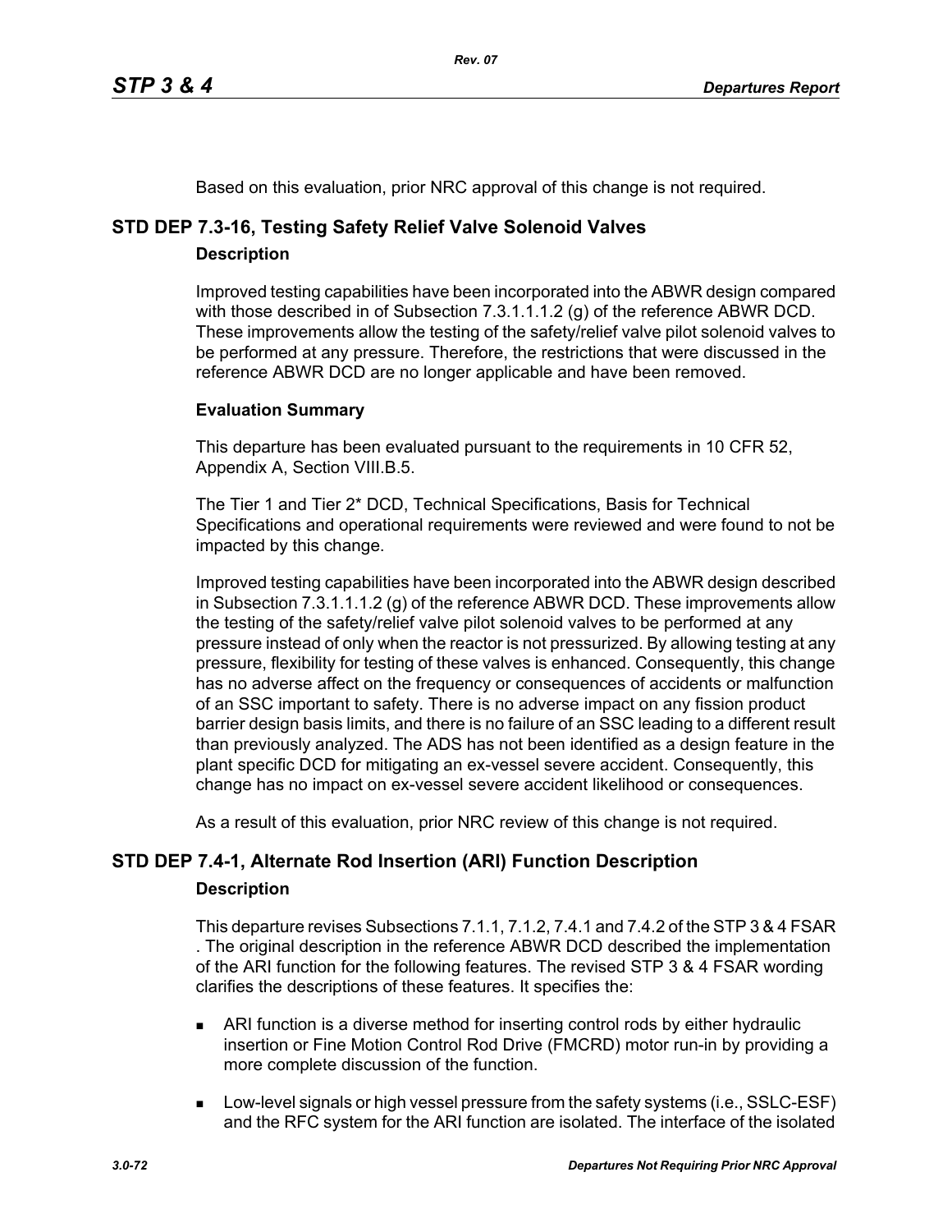Based on this evaluation, prior NRC approval of this change is not required.

## STD DEP 7.3-16, Testing Safety Relief Valve Solenoid Valves

### Description

Improved testing capabilities have been incorporated into the ABWR design compared with those described in of Subsection 7.3.1.1.1.2 (g) of the reference ABWR DCD. These improvements allow the testing of the safety/relief valve pilot solenoid valves to be performed at any pressure. Therefore, the restrictions that were discussed in the reference ABWR DCD are no longer applicable and have been removed.

### Evaluation Summary

This departure has been evaluated pursuant to the requirements in 10 CFR 52, Appendix A, Section VIII.B.5.

The Tier 1 and Tier 2* DCD, Technical Specifications, Basis for Technical Specifications and operational requirements were reviewed and were found to not be impacted by this change.

Improved testing capabilities have been incorporated into the ABWR design described in Subsection 7.3.1.1.1.2 (g) of the reference ABWR DCD. These improvements allow the testing of the safety/relief valve pilot solenoid valves to be performed at any pressure instead of only when the reactor is not pressurized. By allowing testing at any pressure, flexibility for testing of these valves is enhanced. Consequently, this change has no adverse affect on the frequency or consequences of accidents or malfunction of an SSC important to safety. There is no adverse impact on any fission product barrier design basis limits, and there is no failure of an SSC leading to a different result than previously analyzed. The ADS has not been identified as a design feature in the plant specific DCD for mitigating an ex-vessel severe accident. Consequently, this change has no impact on ex-vessel severe accident likelihood or consequences.

As a result of this evaluation, prior NRC review of this change is not required.

## STD DEP 7.4-1, Alternate Rod Insertion (ARI) Function Description

### Description

This departure revises Subsections 7.1.1, 7.1.2, 7.4.1 and 7.4.2 of the STP 3 & 4 FSAR . The original description in the reference ABWR DCD described the implementation of the ARI function for the following features. The revised STP 3 & 4 FSAR wording clarifies the descriptions of these features. It specifies the:

- ARI function is a diverse method for inserting control rods by either hydraulic insertion or Fine Motion Control Rod Drive (FMCRD) motor run-in by providing a more complete discussion of the function.
- Low-level signals or high vessel pressure from the safety systems (i.e., SSLC-ESF) and the RFC system for the ARI function are isolated. The interface of the isolated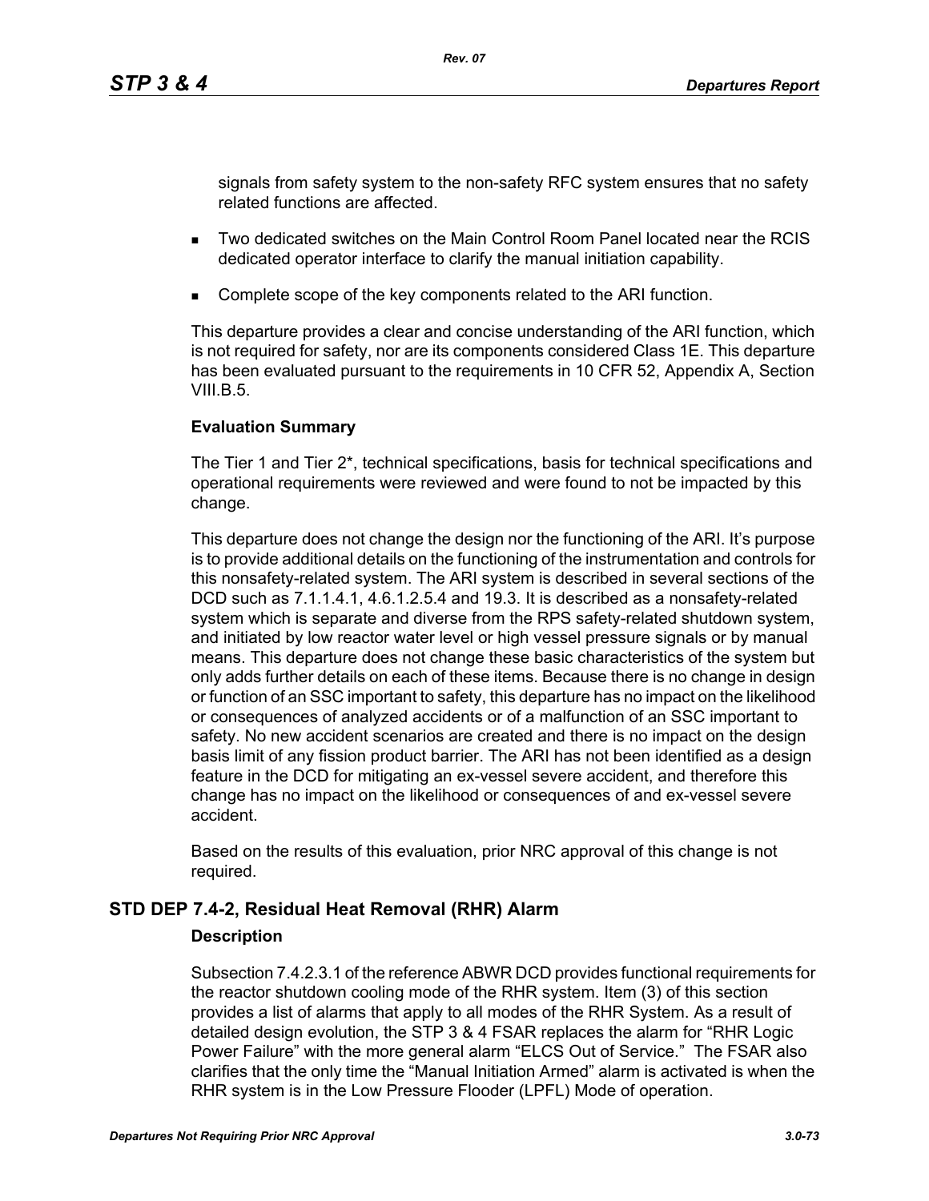signals from safety system to the non-safety RFC system ensures that no safety related functions are affected.

- Two dedicated switches on the Main Control Room Panel located near the RCIS dedicated operator interface to clarify the manual initiation capability.
- Complete scope of the key components related to the ARI function.

This departure provides a clear and concise understanding of the ARI function, which is not required for safety, nor are its components considered Class 1E. This departure has been evaluated pursuant to the requirements in 10 CFR 52, Appendix A, Section VIII.B.5.

**Evaluation Summary**

The Tier 1 and Tier 2*, technical specifications, basis for technical specifications and operational requirements were reviewed and were found to not be impacted by this change.

This departure does not change the design nor the functioning of the ARI. It's purpose is to provide additional details on the functioning of the instrumentation and controls for this nonsafety-related system. The ARI system is described in several sections of the DCD such as 7.1.1.4.1, 4.6.1.2.5.4 and 19.3. It is described as a nonsafety-related system which is separate and diverse from the RPS safety-related shutdown system, and initiated by low reactor water level or high vessel pressure signals or by manual means. This departure does not change these basic characteristics of the system but only adds further details on each of these items. Because there is no change in design or function of an SSC important to safety, this departure has no impact on the likelihood or consequences of analyzed accidents or of a malfunction of an SSC important to safety. No new accident scenarios are created and there is no impact on the design basis limit of any fission product barrier. The ARI has not been identified as a design feature in the DCD for mitigating an ex-vessel severe accident, and therefore this change has no impact on the likelihood or consequences of and ex-vessel severe accident.

Based on the results of this evaluation, prior NRC approval of this change is not required.

## STD DEP 7.4-2, Residual Heat Removal (RHR) Alarm

**Description**

Subsection 7.4.2.3.1 of the reference ABWR DCD provides functional requirements for the reactor shutdown cooling mode of the RHR system. Item (3) of this section provides a list of alarms that apply to all modes of the RHR System. As a result of detailed design evolution, the STP 3 & 4 FSAR replaces the alarm for "RHR Logic Power Failure" with the more general alarm "ELCS Out of Service." The FSAR also clarifies that the only time the "Manual Initiation Armed" alarm is activated is when the RHR system is in the Low Pressure Flooder (LPFL) Mode of operation.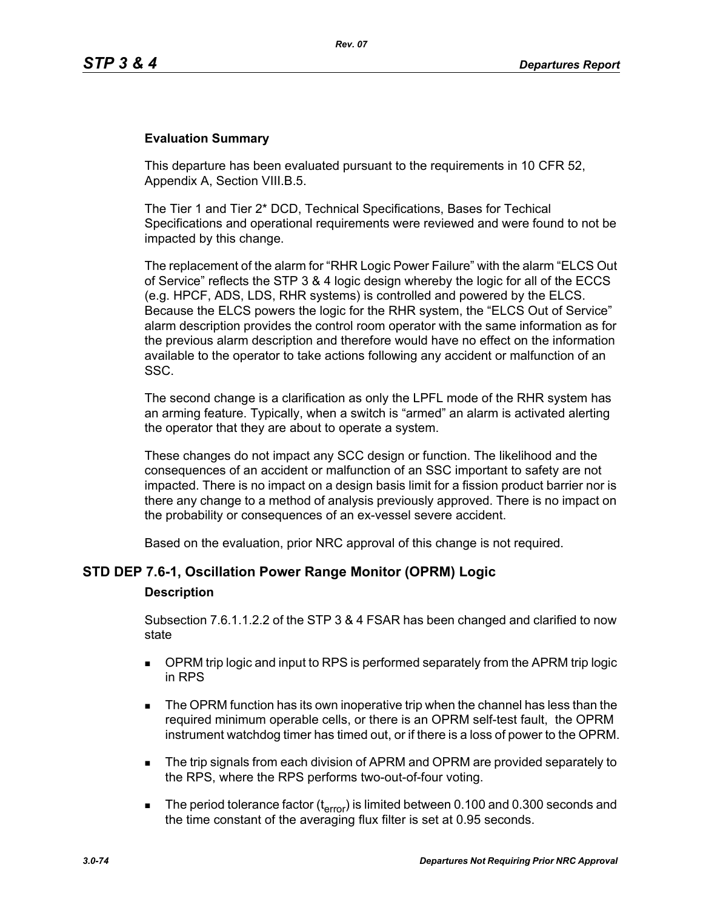### Evaluation Summary

This departure has been evaluated pursuant to the requirements in 10 CFR 52, Appendix A, Section VIII.B.5.

The Tier 1 and Tier 2* DCD, Technical Specifications, Bases for Techical Specifications and operational requirements were reviewed and were found to not be impacted by this change.

The replacement of the alarm for "RHR Logic Power Failure" with the alarm "ELCS Out of Service" reflects the STP 3 & 4 logic design whereby the logic for all of the ECCS (e.g. HPCF, ADS, LDS, RHR systems) is controlled and powered by the ELCS. Because the ELCS powers the logic for the RHR system, the "ELCS Out of Service" alarm description provides the control room operator with the same information as for the previous alarm description and therefore would have no effect on the information available to the operator to take actions following any accident or malfunction of an SSC.

The second change is a clarification as only the LPFL mode of the RHR system has an arming feature. Typically, when a switch is "armed" an alarm is activated alerting the operator that they are about to operate a system.

These changes do not impact any SCC design or function. The likelihood and the consequences of an accident or malfunction of an SSC important to safety are not impacted. There is no impact on a design basis limit for a fission product barrier nor is there any change to a method of analysis previously approved. There is no impact on the probability or consequences of an ex-vessel severe accident.

Based on the evaluation, prior NRC approval of this change is not required.

## STD DEP 7.6-1, Oscillation Power Range Monitor (OPRM) Logic

### Description

Subsection 7.6.1.1.2.2 of the STP 3 & 4 FSAR has been changed and clarified to now state

- OPRM trip logic and input to RPS is performed separately from the APRM trip logic in RPS
- The OPRM function has its own inoperative trip when the channel has less than the required minimum operable cells, or there is an OPRM self-test fault, the OPRM instrument watchdog timer has timed out, or if there is a loss of power to the OPRM.
- The trip signals from each division of APRM and OPRM are provided separately to the RPS, where the RPS performs two-out-of-four voting.
- The period tolerance factor ($t_{error}$) is limited between 0.100 and 0.300 seconds and the time constant of the averaging flux filter is set at 0.95 seconds.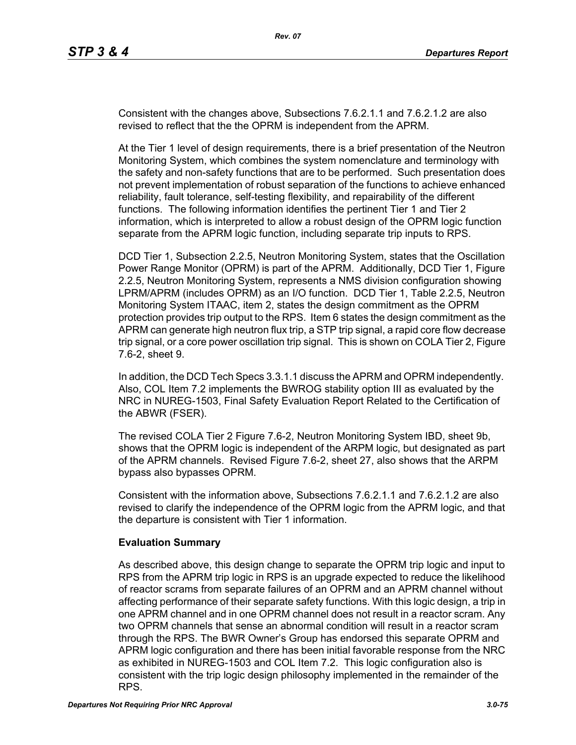Consistent with the changes above, Subsections 7.6.2.1.1 and 7.6.2.1.2 are also revised to reflect that the the OPRM is independent from the APRM.

At the Tier 1 level of design requirements, there is a brief presentation of the Neutron Monitoring System, which combines the system nomenclature and terminology with the safety and non-safety functions that are to be performed. Such presentation does not prevent implementation of robust separation of the functions to achieve enhanced reliability, fault tolerance, self-testing flexibility, and repairability of the different functions. The following information identifies the pertinent Tier 1 and Tier 2 information, which is interpreted to allow a robust design of the OPRM logic function separate from the APRM logic function, including separate trip inputs to RPS.

DCD Tier 1, Subsection 2.2.5, Neutron Monitoring System, states that the Oscillation Power Range Monitor (OPRM) is part of the APRM. Additionally, DCD Tier 1, Figure 2.2.5, Neutron Monitoring System, represents a NMS division configuration showing LPRM/APRM (includes OPRM) as an I/O function. DCD Tier 1, Table 2.2.5, Neutron Monitoring System ITAAC, item 2, states the design commitment as the OPRM protection provides trip output to the RPS. Item 6 states the design commitment as the APRM can generate high neutron flux trip, a STP trip signal, a rapid core flow decrease trip signal, or a core power oscillation trip signal. This is shown on COLA Tier 2, Figure 7.6-2, sheet 9.

In addition, the DCD Tech Specs 3.3.1.1 discuss the APRM and OPRM independently. Also, COL Item 7.2 implements the BWROG stability option III as evaluated by the NRC in NUREG-1503, Final Safety Evaluation Report Related to the Certification of the ABWR (FSER).

The revised COLA Tier 2 Figure 7.6-2, Neutron Monitoring System IBD, sheet 9b, shows that the OPRM logic is independent of the ARPM logic, but designated as part of the APRM channels. Revised Figure 7.6-2, sheet 27, also shows that the ARPM bypass also bypasses OPRM.

Consistent with the information above, Subsections 7.6.2.1.1 and 7.6.2.1.2 are also revised to clarify the independence of the OPRM logic from the APRM logic, and that the departure is consistent with Tier 1 information.

**Evaluation Summary**

As described above, this design change to separate the OPRM trip logic and input to RPS from the APRM trip logic in RPS is an upgrade expected to reduce the likelihood of reactor scrams from separate failures of an OPRM and an APRM channel without affecting performance of their separate safety functions. With this logic design, a trip in one APRM channel and in one OPRM channel does not result in a reactor scram. Any two OPRM channels that sense an abnormal condition will result in a reactor scram through the RPS. The BWR Owner's Group has endorsed this separate OPRM and APRM logic configuration and there has been initial favorable response from the NRC as exhibited in NUREG-1503 and COL Item 7.2. This logic configuration also is consistent with the trip logic design philosophy implemented in the remainder of the RPS.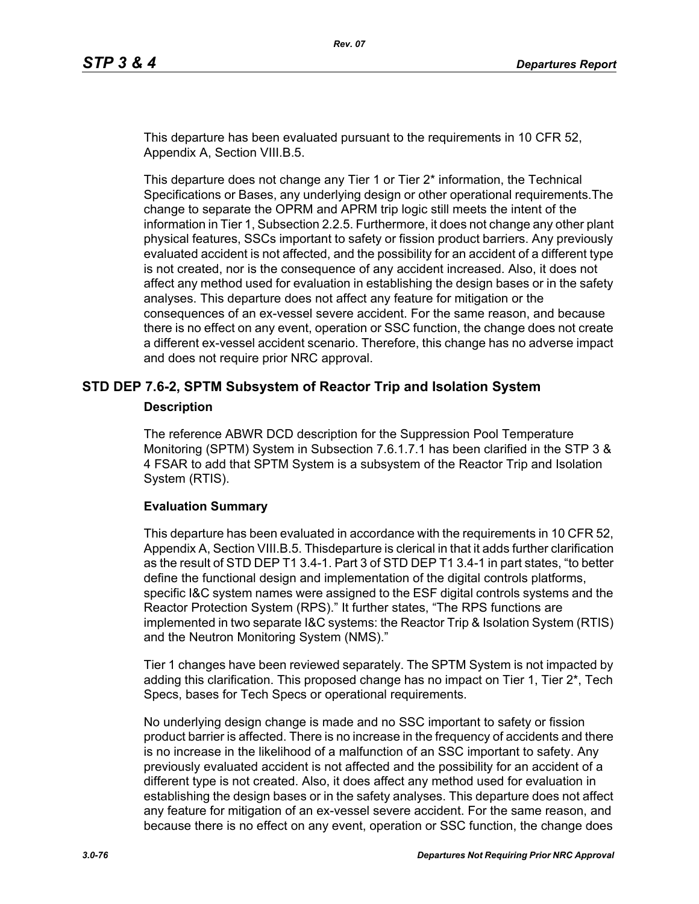This departure has been evaluated pursuant to the requirements in 10 CFR 52, Appendix A, Section VIII.B.5.

This departure does not change any Tier 1 or Tier 2* information, the Technical Specifications or Bases, any underlying design or other operational requirements.The change to separate the OPRM and APRM trip logic still meets the intent of the information in Tier 1, Subsection 2.2.5. Furthermore, it does not change any other plant physical features, SSCs important to safety or fission product barriers. Any previously evaluated accident is not affected, and the possibility for an accident of a different type is not created, nor is the consequence of any accident increased. Also, it does not affect any method used for evaluation in establishing the design bases or in the safety analyses. This departure does not affect any feature for mitigation or the consequences of an ex-vessel severe accident. For the same reason, and because there is no effect on any event, operation or SSC function, the change does not create a different ex-vessel accident scenario. Therefore, this change has no adverse impact and does not require prior NRC approval.

## STD DEP 7.6-2, SPTM Subsystem of Reactor Trip and Isolation System

### Description

The reference ABWR DCD description for the Suppression Pool Temperature Monitoring (SPTM) System in Subsection 7.6.1.7.1 has been clarified in the STP 3 & 4 FSAR to add that SPTM System is a subsystem of the Reactor Trip and Isolation System (RTIS).

### Evaluation Summary

This departure has been evaluated in accordance with the requirements in 10 CFR 52, Appendix A, Section VIII.B.5. Thisdeparture is clerical in that it adds further clarification as the result of STD DEP T1 3.4-1. Part 3 of STD DEP T1 3.4-1 in part states, "to better define the functional design and implementation of the digital controls platforms, specific I&C system names were assigned to the ESF digital controls systems and the Reactor Protection System (RPS)." It further states, "The RPS functions are implemented in two separate I&C systems: the Reactor Trip & Isolation System (RTIS) and the Neutron Monitoring System (NMS)."

Tier 1 changes have been reviewed separately. The SPTM System is not impacted by adding this clarification. This proposed change has no impact on Tier 1, Tier 2*, Tech Specs, bases for Tech Specs or operational requirements.

No underlying design change is made and no SSC important to safety or fission product barrier is affected. There is no increase in the frequency of accidents and there is no increase in the likelihood of a malfunction of an SSC important to safety. Any previously evaluated accident is not affected and the possibility for an accident of a different type is not created. Also, it does affect any method used for evaluation in establishing the design bases or in the safety analyses. This departure does not affect any feature for mitigation of an ex-vessel severe accident. For the same reason, and because there is no effect on any event, operation or SSC function, the change does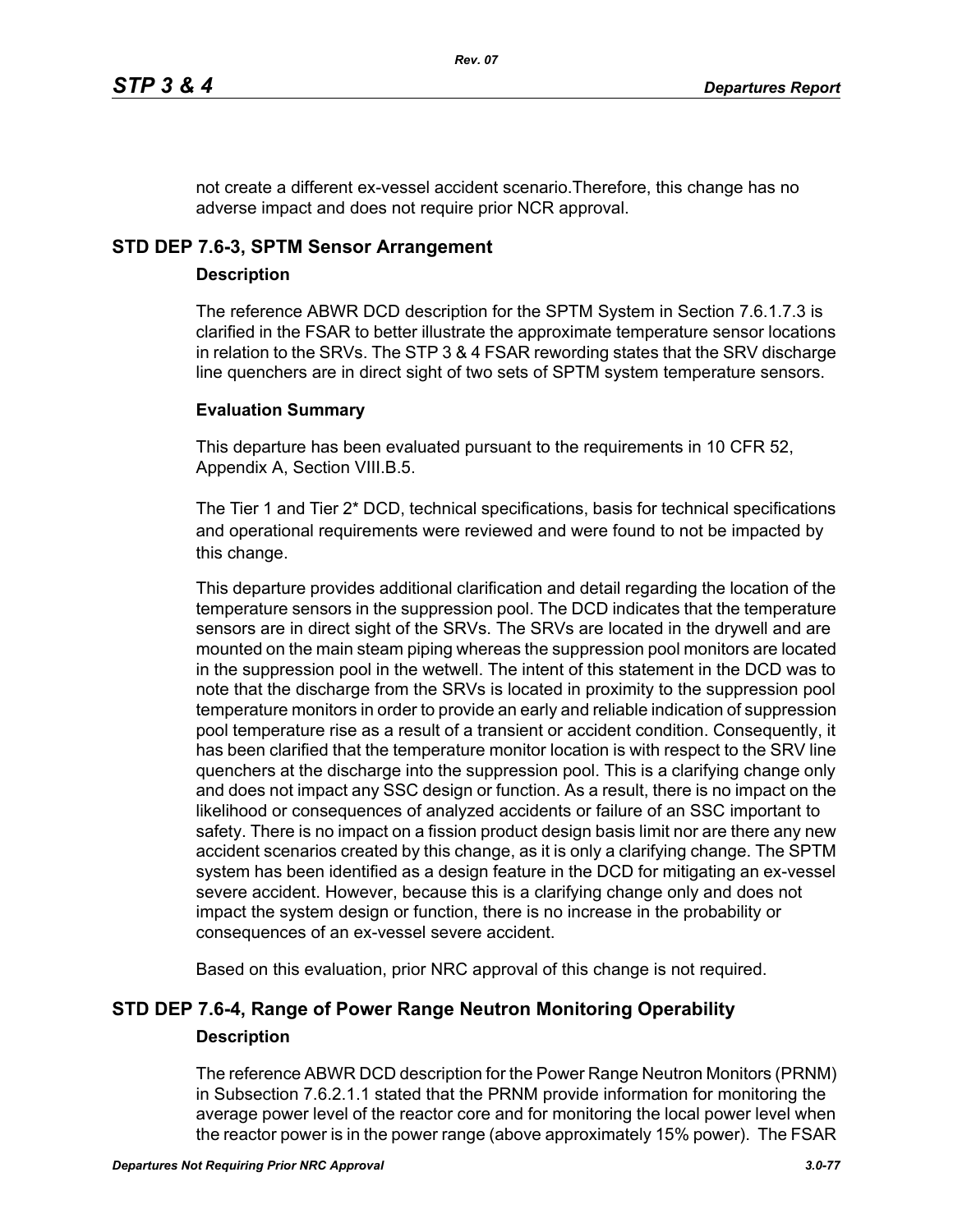not create a different ex-vessel accident scenario.Therefore, this change has no adverse impact and does not require prior NCR approval.

## STD DEP 7.6-3, SPTM Sensor Arrangement

### Description

The reference ABWR DCD description for the SPTM System in Section 7.6.1.7.3 is clarified in the FSAR to better illustrate the approximate temperature sensor locations in relation to the SRVs. The STP 3 & 4 FSAR rewording states that the SRV discharge line quenchers are in direct sight of two sets of SPTM system temperature sensors.

### Evaluation Summary

This departure has been evaluated pursuant to the requirements in 10 CFR 52, Appendix A, Section VIII.B.5.

The Tier 1 and Tier 2* DCD, technical specifications, basis for technical specifications and operational requirements were reviewed and were found to not be impacted by this change.

This departure provides additional clarification and detail regarding the location of the temperature sensors in the suppression pool. The DCD indicates that the temperature sensors are in direct sight of the SRVs. The SRVs are located in the drywell and are mounted on the main steam piping whereas the suppression pool monitors are located in the suppression pool in the wetwell. The intent of this statement in the DCD was to note that the discharge from the SRVs is located in proximity to the suppression pool temperature monitors in order to provide an early and reliable indication of suppression pool temperature rise as a result of a transient or accident condition. Consequently, it has been clarified that the temperature monitor location is with respect to the SRV line quenchers at the discharge into the suppression pool. This is a clarifying change only and does not impact any SSC design or function. As a result, there is no impact on the likelihood or consequences of analyzed accidents or failure of an SSC important to safety. There is no impact on a fission product design basis limit nor are there any new accident scenarios created by this change, as it is only a clarifying change. The SPTM system has been identified as a design feature in the DCD for mitigating an ex-vessel severe accident. However, because this is a clarifying change only and does not impact the system design or function, there is no increase in the probability or consequences of an ex-vessel severe accident.

Based on this evaluation, prior NRC approval of this change is not required.

## STD DEP 7.6-4, Range of Power Range Neutron Monitoring Operability

### Description

The reference ABWR DCD description for the Power Range Neutron Monitors (PRNM) in Subsection 7.6.2.1.1 stated that the PRNM provide information for monitoring the average power level of the reactor core and for monitoring the local power level when the reactor power is in the power range (above approximately 15% power). The FSAR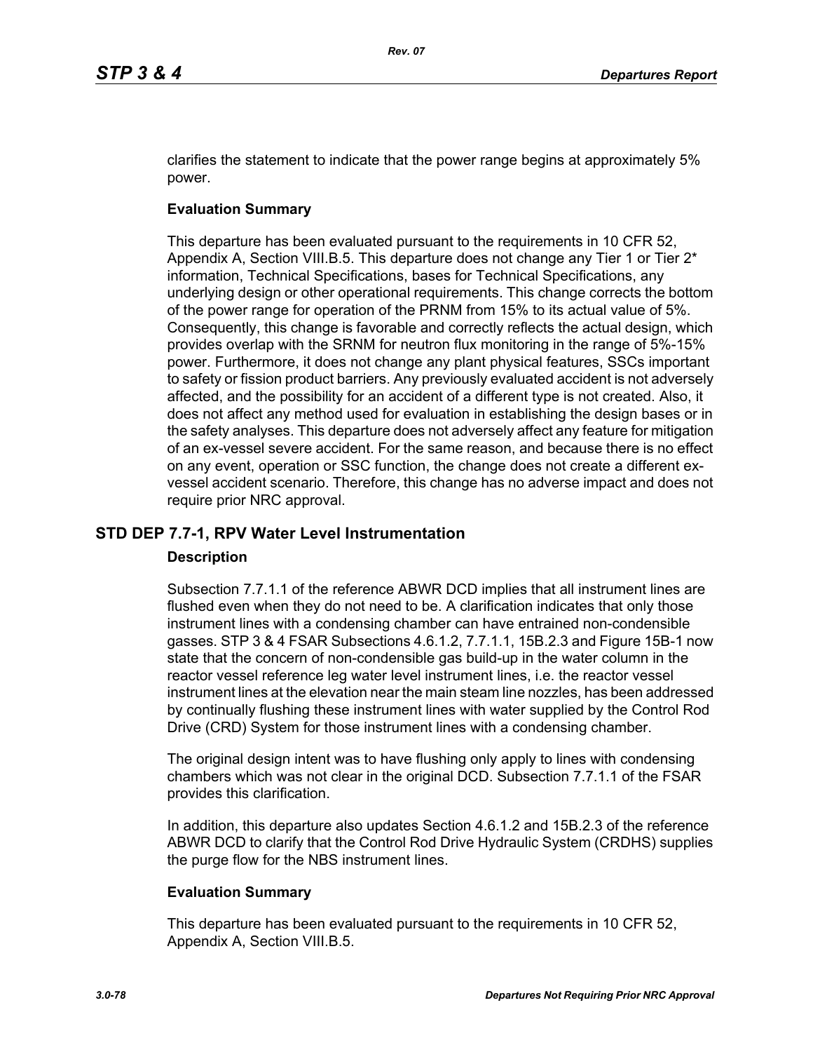clarifies the statement to indicate that the power range begins at approximately 5% power.

**Evaluation Summary**

This departure has been evaluated pursuant to the requirements in 10 CFR 52, Appendix A, Section VIII.B.5. This departure does not change any Tier 1 or Tier 2* information, Technical Specifications, bases for Technical Specifications, any underlying design or other operational requirements. This change corrects the bottom of the power range for operation of the PRNM from 15% to its actual value of 5%. Consequently, this change is favorable and correctly reflects the actual design, which provides overlap with the SRNM for neutron flux monitoring in the range of 5%-15% power. Furthermore, it does not change any plant physical features, SSCs important to safety or fission product barriers. Any previously evaluated accident is not adversely affected, and the possibility for an accident of a different type is not created. Also, it does not affect any method used for evaluation in establishing the design bases or in the safety analyses. This departure does not adversely affect any feature for mitigation of an ex-vessel severe accident. For the same reason, and because there is no effect on any event, operation or SSC function, the change does not create a different ex-vessel accident scenario. Therefore, this change has no adverse impact and does not require prior NRC approval.

## STD DEP 7.7-1, RPV Water Level Instrumentation

**Description**

Subsection 7.7.1.1 of the reference ABWR DCD implies that all instrument lines are flushed even when they do not need to be. A clarification indicates that only those instrument lines with a condensing chamber can have entrained non-condensible gasses. STP 3 & 4 FSAR Subsections 4.6.1.2, 7.7.1.1, 15B.2.3 and Figure 15B-1 now state that the concern of non-condensible gas build-up in the water column in the reactor vessel reference leg water level instrument lines, i.e. the reactor vessel instrument lines at the elevation near the main steam line nozzles, has been addressed by continually flushing these instrument lines with water supplied by the Control Rod Drive (CRD) System for those instrument lines with a condensing chamber.

The original design intent was to have flushing only apply to lines with condensing chambers which was not clear in the original DCD. Subsection 7.7.1.1 of the FSAR provides this clarification.

In addition, this departure also updates Section 4.6.1.2 and 15B.2.3 of the reference ABWR DCD to clarify that the Control Rod Drive Hydraulic System (CRDHS) supplies the purge flow for the NBS instrument lines.

**Evaluation Summary**

This departure has been evaluated pursuant to the requirements in 10 CFR 52, Appendix A, Section VIII.B.5.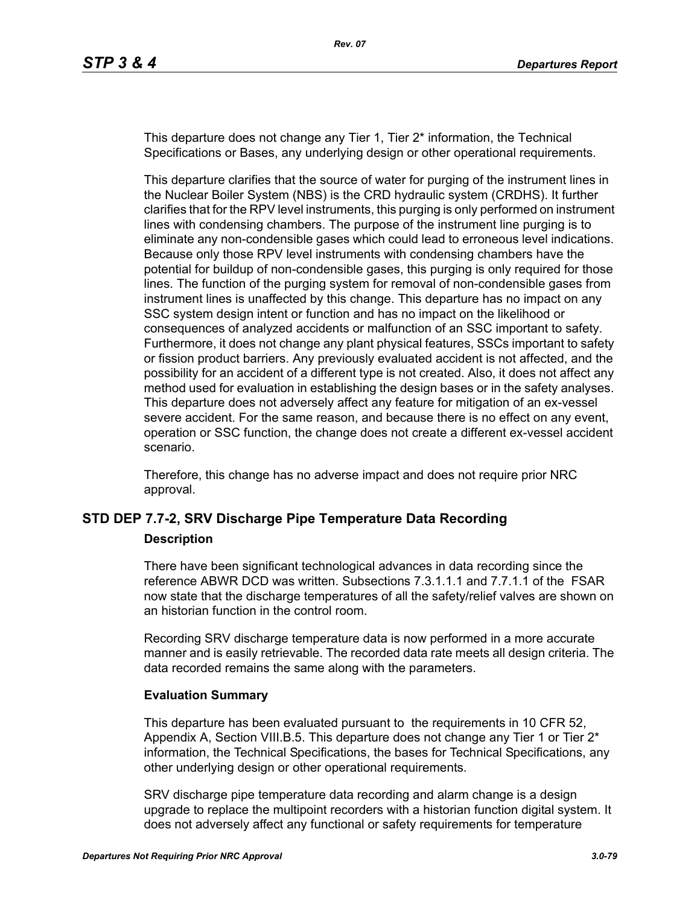This departure does not change any Tier 1, Tier 2* information, the Technical Specifications or Bases, any underlying design or other operational requirements.

This departure clarifies that the source of water for purging of the instrument lines in the Nuclear Boiler System (NBS) is the CRD hydraulic system (CRDHS). It further clarifies that for the RPV level instruments, this purging is only performed on instrument lines with condensing chambers. The purpose of the instrument line purging is to eliminate any non-condensible gases which could lead to erroneous level indications. Because only those RPV level instruments with condensing chambers have the potential for buildup of non-condensible gases, this purging is only required for those lines. The function of the purging system for removal of non-condensible gases from instrument lines is unaffected by this change. This departure has no impact on any SSC system design intent or function and has no impact on the likelihood or consequences of analyzed accidents or malfunction of an SSC important to safety. Furthermore, it does not change any plant physical features, SSCs important to safety or fission product barriers. Any previously evaluated accident is not affected, and the possibility for an accident of a different type is not created. Also, it does not affect any method used for evaluation in establishing the design bases or in the safety analyses. This departure does not adversely affect any feature for mitigation of an ex-vessel severe accident. For the same reason, and because there is no effect on any event, operation or SSC function, the change does not create a different ex-vessel accident scenario.

Therefore, this change has no adverse impact and does not require prior NRC approval.

## STD DEP 7.7-2, SRV Discharge Pipe Temperature Data Recording

### Description

There have been significant technological advances in data recording since the reference ABWR DCD was written. Subsections 7.3.1.1.1 and 7.7.1.1 of the FSAR now state that the discharge temperatures of all the safety/relief valves are shown on an historian function in the control room.

Recording SRV discharge temperature data is now performed in a more accurate manner and is easily retrievable. The recorded data rate meets all design criteria. The data recorded remains the same along with the parameters.

### Evaluation Summary

This departure has been evaluated pursuant to the requirements in 10 CFR 52, Appendix A, Section VIII.B.5. This departure does not change any Tier 1 or Tier 2* information, the Technical Specifications, the bases for Technical Specifications, any other underlying design or other operational requirements.

SRV discharge pipe temperature data recording and alarm change is a design upgrade to replace the multipoint recorders with a historian function digital system. It does not adversely affect any functional or safety requirements for temperature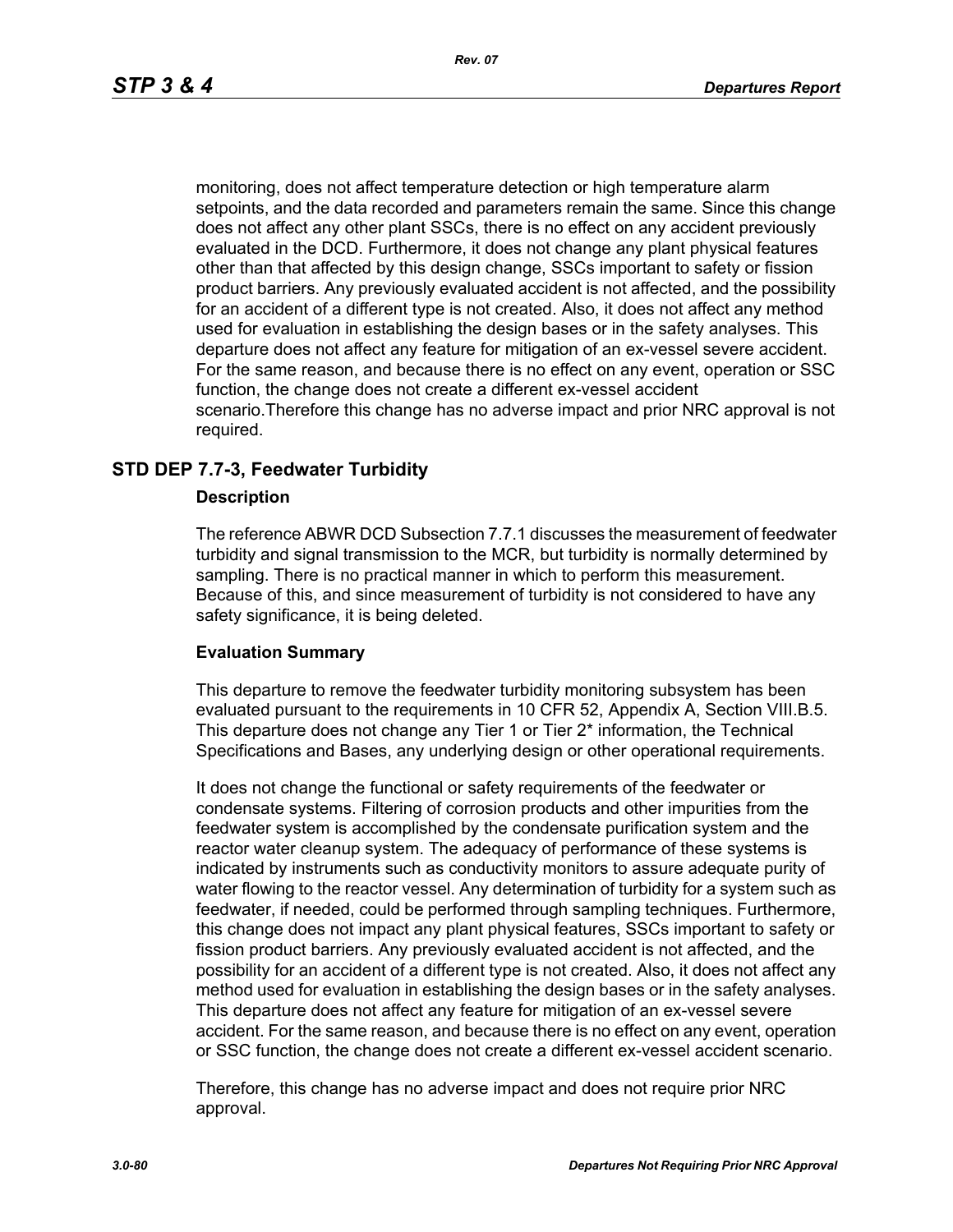monitoring, does not affect temperature detection or high temperature alarm setpoints, and the data recorded and parameters remain the same. Since this change does not affect any other plant SSCs, there is no effect on any accident previously evaluated in the DCD. Furthermore, it does not change any plant physical features other than that affected by this design change, SSCs important to safety or fission product barriers. Any previously evaluated accident is not affected, and the possibility for an accident of a different type is not created. Also, it does not affect any method used for evaluation in establishing the design bases or in the safety analyses. This departure does not affect any feature for mitigation of an ex-vessel severe accident. For the same reason, and because there is no effect on any event, operation or SSC function, the change does not create a different ex-vessel accident scenario.Therefore this change has no adverse impact and prior NRC approval is not required.

## STD DEP 7.7-3, Feedwater Turbidity

### Description

The reference ABWR DCD Subsection 7.7.1 discusses the measurement of feedwater turbidity and signal transmission to the MCR, but turbidity is normally determined by sampling. There is no practical manner in which to perform this measurement. Because of this, and since measurement of turbidity is not considered to have any safety significance, it is being deleted.

### Evaluation Summary

This departure to remove the feedwater turbidity monitoring subsystem has been evaluated pursuant to the requirements in 10 CFR 52, Appendix A, Section VIII.B.5. This departure does not change any Tier 1 or Tier 2* information, the Technical Specifications and Bases, any underlying design or other operational requirements.

It does not change the functional or safety requirements of the feedwater or condensate systems. Filtering of corrosion products and other impurities from the feedwater system is accomplished by the condensate purification system and the reactor water cleanup system. The adequacy of performance of these systems is indicated by instruments such as conductivity monitors to assure adequate purity of water flowing to the reactor vessel. Any determination of turbidity for a system such as feedwater, if needed, could be performed through sampling techniques. Furthermore, this change does not impact any plant physical features, SSCs important to safety or fission product barriers. Any previously evaluated accident is not affected, and the possibility for an accident of a different type is not created. Also, it does not affect any method used for evaluation in establishing the design bases or in the safety analyses. This departure does not affect any feature for mitigation of an ex-vessel severe accident. For the same reason, and because there is no effect on any event, operation or SSC function, the change does not create a different ex-vessel accident scenario.

Therefore, this change has no adverse impact and does not require prior NRC approval.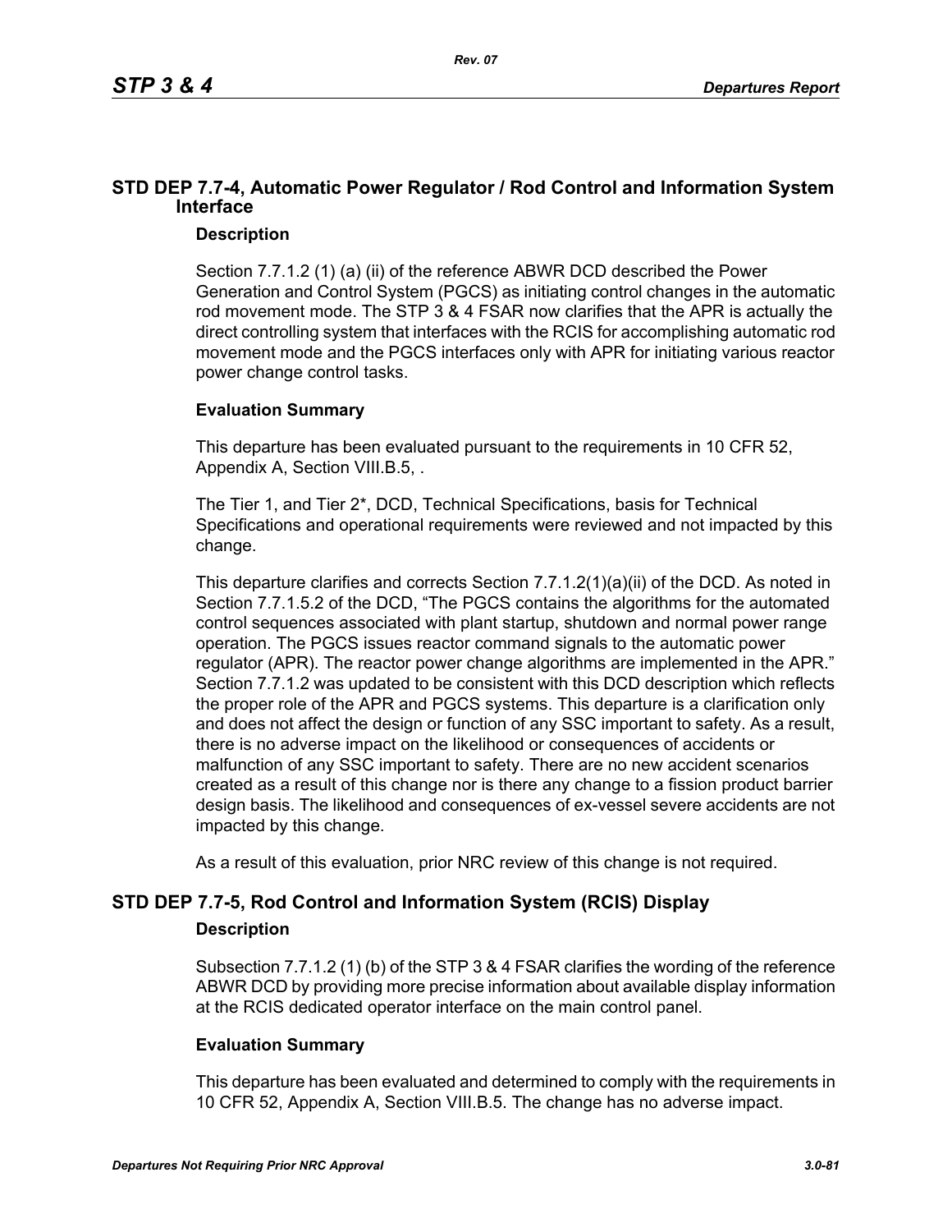## STD DEP 7.7-4, Automatic Power Regulator / Rod Control and Information System Interface

### Description

Section 7.7.1.2 (1) (a) (ii) of the reference ABWR DCD described the Power Generation and Control System (PGCS) as initiating control changes in the automatic rod movement mode. The STP 3 & 4 FSAR now clarifies that the APR is actually the direct controlling system that interfaces with the RCIS for accomplishing automatic rod movement mode and the PGCS interfaces only with APR for initiating various reactor power change control tasks.

### Evaluation Summary

This departure has been evaluated pursuant to the requirements in 10 CFR 52, Appendix A, Section VIII.B.5, .

The Tier 1, and Tier 2*, DCD, Technical Specifications, basis for Technical Specifications and operational requirements were reviewed and not impacted by this change.

This departure clarifies and corrects Section 7.7.1.2(1)(a)(ii) of the DCD. As noted in Section 7.7.1.5.2 of the DCD, "The PGCS contains the algorithms for the automated control sequences associated with plant startup, shutdown and normal power range operation. The PGCS issues reactor command signals to the automatic power regulator (APR). The reactor power change algorithms are implemented in the APR." Section 7.7.1.2 was updated to be consistent with this DCD description which reflects the proper role of the APR and PGCS systems. This departure is a clarification only and does not affect the design or function of any SSC important to safety. As a result, there is no adverse impact on the likelihood or consequences of accidents or malfunction of any SSC important to safety. There are no new accident scenarios created as a result of this change nor is there any change to a fission product barrier design basis. The likelihood and consequences of ex-vessel severe accidents are not impacted by this change.

As a result of this evaluation, prior NRC review of this change is not required.

## STD DEP 7.7-5, Rod Control and Information System (RCIS) Display

### Description

Subsection 7.7.1.2 (1) (b) of the STP 3 & 4 FSAR clarifies the wording of the reference ABWR DCD by providing more precise information about available display information at the RCIS dedicated operator interface on the main control panel.

### Evaluation Summary

This departure has been evaluated and determined to comply with the requirements in 10 CFR 52, Appendix A, Section VIII.B.5. The change has no adverse impact.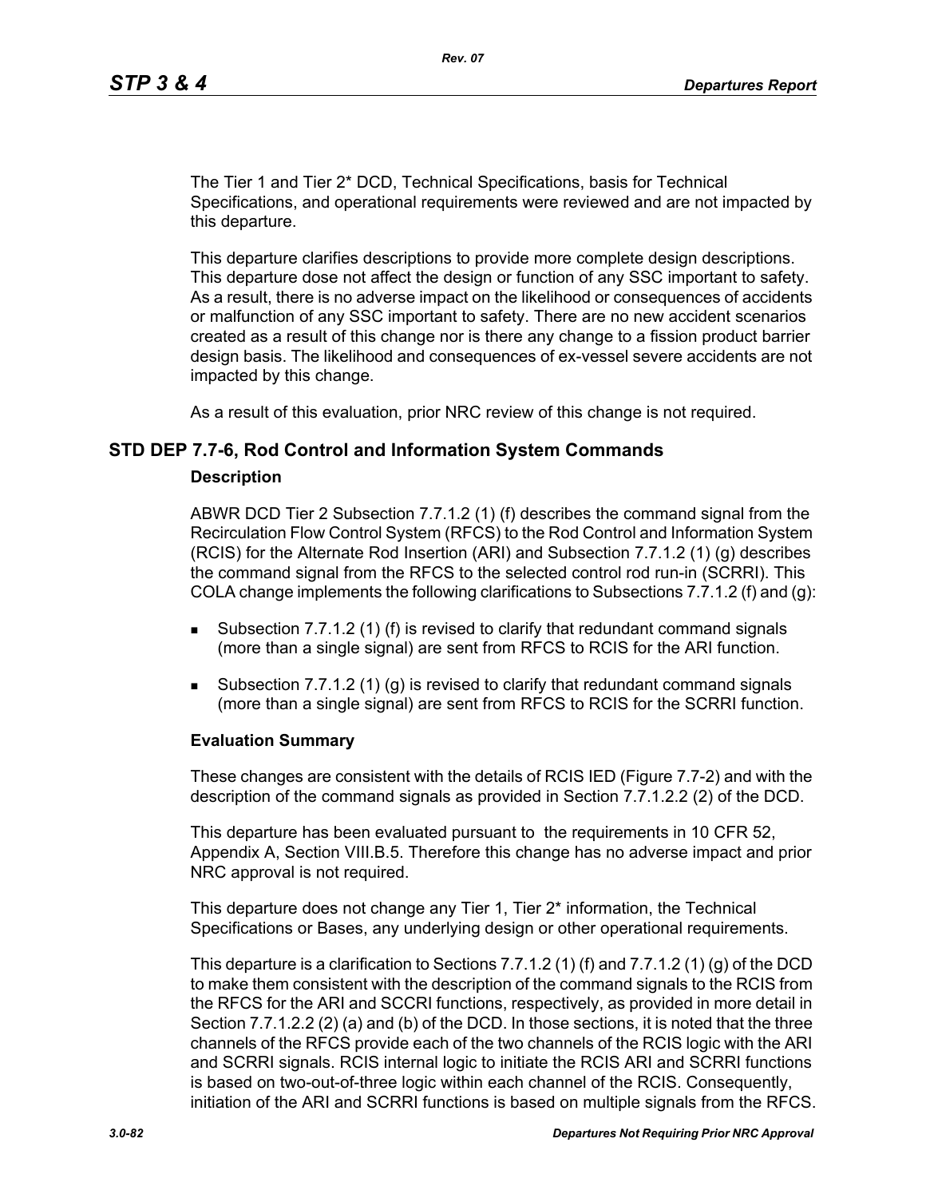The Tier 1 and Tier 2* DCD, Technical Specifications, basis for Technical Specifications, and operational requirements were reviewed and are not impacted by this departure.

This departure clarifies descriptions to provide more complete design descriptions. This departure dose not affect the design or function of any SSC important to safety. As a result, there is no adverse impact on the likelihood or consequences of accidents or malfunction of any SSC important to safety. There are no new accident scenarios created as a result of this change nor is there any change to a fission product barrier design basis. The likelihood and consequences of ex-vessel severe accidents are not impacted by this change.

As a result of this evaluation, prior NRC review of this change is not required.

## STD DEP 7.7-6, Rod Control and Information System Commands

### Description

ABWR DCD Tier 2 Subsection 7.7.1.2 (1) (f) describes the command signal from the Recirculation Flow Control System (RFCS) to the Rod Control and Information System (RCIS) for the Alternate Rod Insertion (ARI) and Subsection 7.7.1.2 (1) (g) describes the command signal from the RFCS to the selected control rod run-in (SCRRI). This COLA change implements the following clarifications to Subsections 7.7.1.2 (f) and (g):

- Subsection 7.7.1.2 (1) (f) is revised to clarify that redundant command signals (more than a single signal) are sent from RFCS to RCIS for the ARI function.
- Subsection 7.7.1.2 (1) (g) is revised to clarify that redundant command signals (more than a single signal) are sent from RFCS to RCIS for the SCRRI function.

### Evaluation Summary

These changes are consistent with the details of RCIS IED (Figure 7.7-2) and with the description of the command signals as provided in Section 7.7.1.2.2 (2) of the DCD.

This departure has been evaluated pursuant to the requirements in 10 CFR 52, Appendix A, Section VIII.B.5. Therefore this change has no adverse impact and prior NRC approval is not required.

This departure does not change any Tier 1, Tier 2* information, the Technical Specifications or Bases, any underlying design or other operational requirements.

This departure is a clarification to Sections 7.7.1.2 (1) (f) and 7.7.1.2 (1) (g) of the DCD to make them consistent with the description of the command signals to the RCIS from the RFCS for the ARI and SCCRI functions, respectively, as provided in more detail in Section 7.7.1.2.2 (2) (a) and (b) of the DCD. In those sections, it is noted that the three channels of the RFCS provide each of the two channels of the RCIS logic with the ARI and SCRRI signals. RCIS internal logic to initiate the RCIS ARI and SCRRI functions is based on two-out-of-three logic within each channel of the RCIS. Consequently, initiation of the ARI and SCRRI functions is based on multiple signals from the RFCS.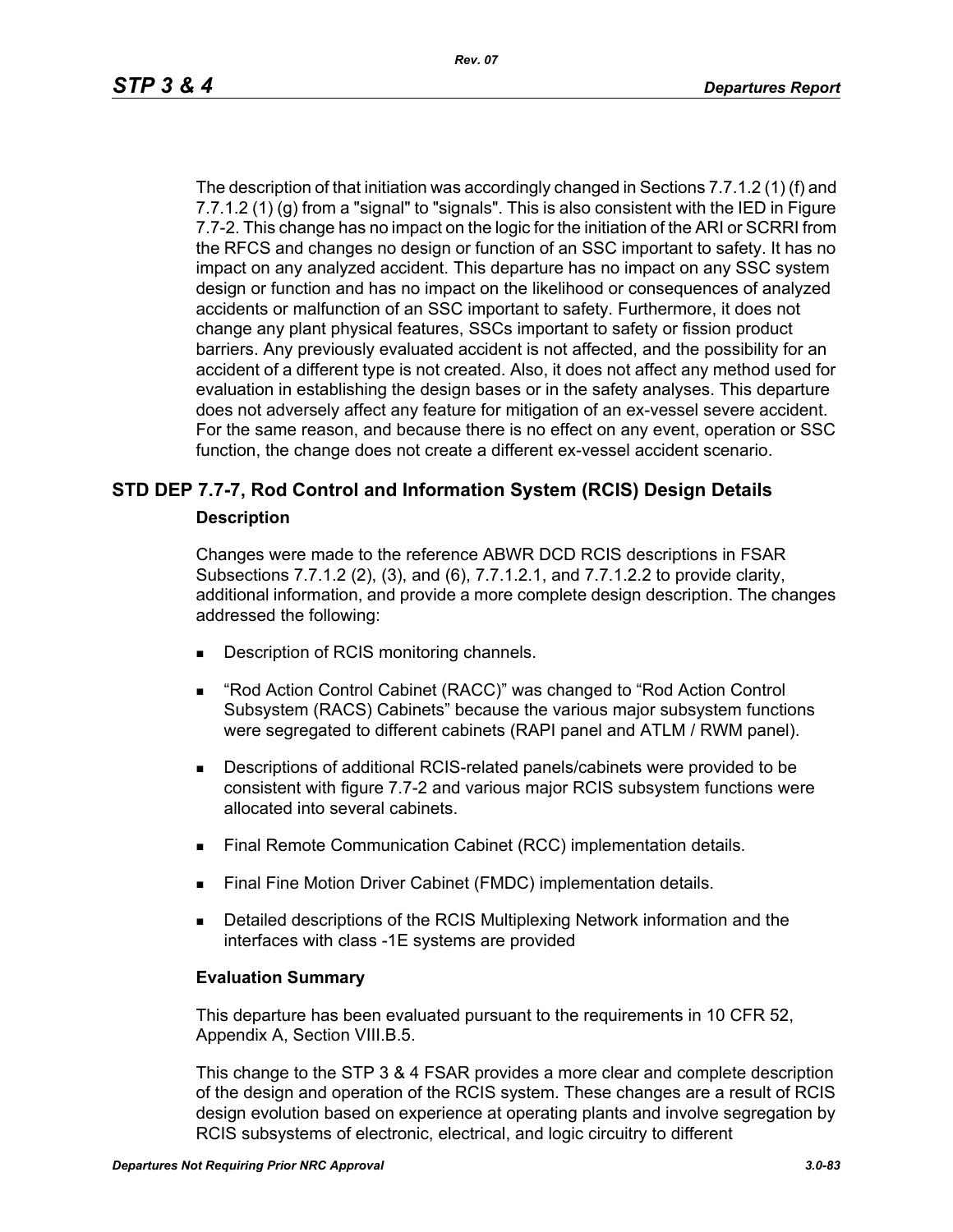The description of that initiation was accordingly changed in Sections 7.7.1.2 (1) (f) and 7.7.1.2 (1) (g) from a "signal" to "signals". This is also consistent with the IED in Figure 7.7-2. This change has no impact on the logic for the initiation of the ARI or SCRRI from the RFCS and changes no design or function of an SSC important to safety. It has no impact on any analyzed accident. This departure has no impact on any SSC system design or function and has no impact on the likelihood or consequences of analyzed accidents or malfunction of an SSC important to safety. Furthermore, it does not change any plant physical features, SSCs important to safety or fission product barriers. Any previously evaluated accident is not affected, and the possibility for an accident of a different type is not created. Also, it does not affect any method used for evaluation in establishing the design bases or in the safety analyses. This departure does not adversely affect any feature for mitigation of an ex-vessel severe accident. For the same reason, and because there is no effect on any event, operation or SSC function, the change does not create a different ex-vessel accident scenario.

## STD DEP 7.7-7, Rod Control and Information System (RCIS) Design Details

### Description

Changes were made to the reference ABWR DCD RCIS descriptions in FSAR Subsections 7.7.1.2 (2), (3), and (6), 7.7.1.2.1, and 7.7.1.2.2 to provide clarity, additional information, and provide a more complete design description. The changes addressed the following:

- Description of RCIS monitoring channels.
- “Rod Action Control Cabinet (RACC)” was changed to “Rod Action Control Subsystem (RACS) Cabinets” because the various major subsystem functions were segregated to different cabinets (RAPI panel and ATLM / RWM panel).
- Descriptions of additional RCIS-related panels/cabinets were provided to be consistent with figure 7.7-2 and various major RCIS subsystem functions were allocated into several cabinets.
- Final Remote Communication Cabinet (RCC) implementation details.
- Final Fine Motion Driver Cabinet (FMDC) implementation details.
- Detailed descriptions of the RCIS Multiplexing Network information and the interfaces with class -1E systems are provided

### Evaluation Summary

This departure has been evaluated pursuant to the requirements in 10 CFR 52, Appendix A, Section VIII.B.5.

This change to the STP 3 & 4 FSAR provides a more clear and complete description of the design and operation of the RCIS system. These changes are a result of RCIS design evolution based on experience at operating plants and involve segregation by RCIS subsystems of electronic, electrical, and logic circuitry to different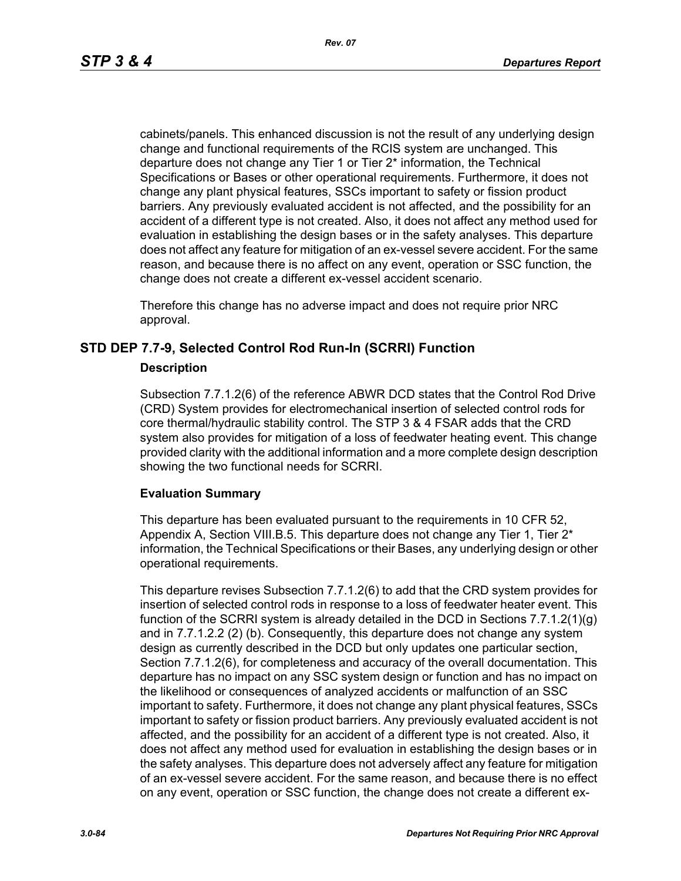cabinets/panels. This enhanced discussion is not the result of any underlying design change and functional requirements of the RCIS system are unchanged. This departure does not change any Tier 1 or Tier 2* information, the Technical Specifications or Bases or other operational requirements. Furthermore, it does not change any plant physical features, SSCs important to safety or fission product barriers. Any previously evaluated accident is not affected, and the possibility for an accident of a different type is not created. Also, it does not affect any method used for evaluation in establishing the design bases or in the safety analyses. This departure does not affect any feature for mitigation of an ex-vessel severe accident. For the same reason, and because there is no affect on any event, operation or SSC function, the change does not create a different ex-vessel accident scenario.

Therefore this change has no adverse impact and does not require prior NRC approval.

## STD DEP 7.7-9, Selected Control Rod Run-In (SCRRI) Function

### Description

Subsection 7.7.1.2(6) of the reference ABWR DCD states that the Control Rod Drive (CRD) System provides for electromechanical insertion of selected control rods for core thermal/hydraulic stability control. The STP 3 & 4 FSAR adds that the CRD system also provides for mitigation of a loss of feedwater heating event. This change provided clarity with the additional information and a more complete design description showing the two functional needs for SCRRI.

### Evaluation Summary

This departure has been evaluated pursuant to the requirements in 10 CFR 52, Appendix A, Section VIII.B.5. This departure does not change any Tier 1, Tier 2* information, the Technical Specifications or their Bases, any underlying design or other operational requirements.

This departure revises Subsection 7.7.1.2(6) to add that the CRD system provides for insertion of selected control rods in response to a loss of feedwater heater event. This function of the SCRRI system is already detailed in the DCD in Sections 7.7.1.2(1)(g) and in 7.7.1.2.2 (2) (b). Consequently, this departure does not change any system design as currently described in the DCD but only updates one particular section, Section 7.7.1.2(6), for completeness and accuracy of the overall documentation. This departure has no impact on any SSC system design or function and has no impact on the likelihood or consequences of analyzed accidents or malfunction of an SSC important to safety. Furthermore, it does not change any plant physical features, SSCs important to safety or fission product barriers. Any previously evaluated accident is not affected, and the possibility for an accident of a different type is not created. Also, it does not affect any method used for evaluation in establishing the design bases or in the safety analyses. This departure does not adversely affect any feature for mitigation of an ex-vessel severe accident. For the same reason, and because there is no effect on any event, operation or SSC function, the change does not create a different ex-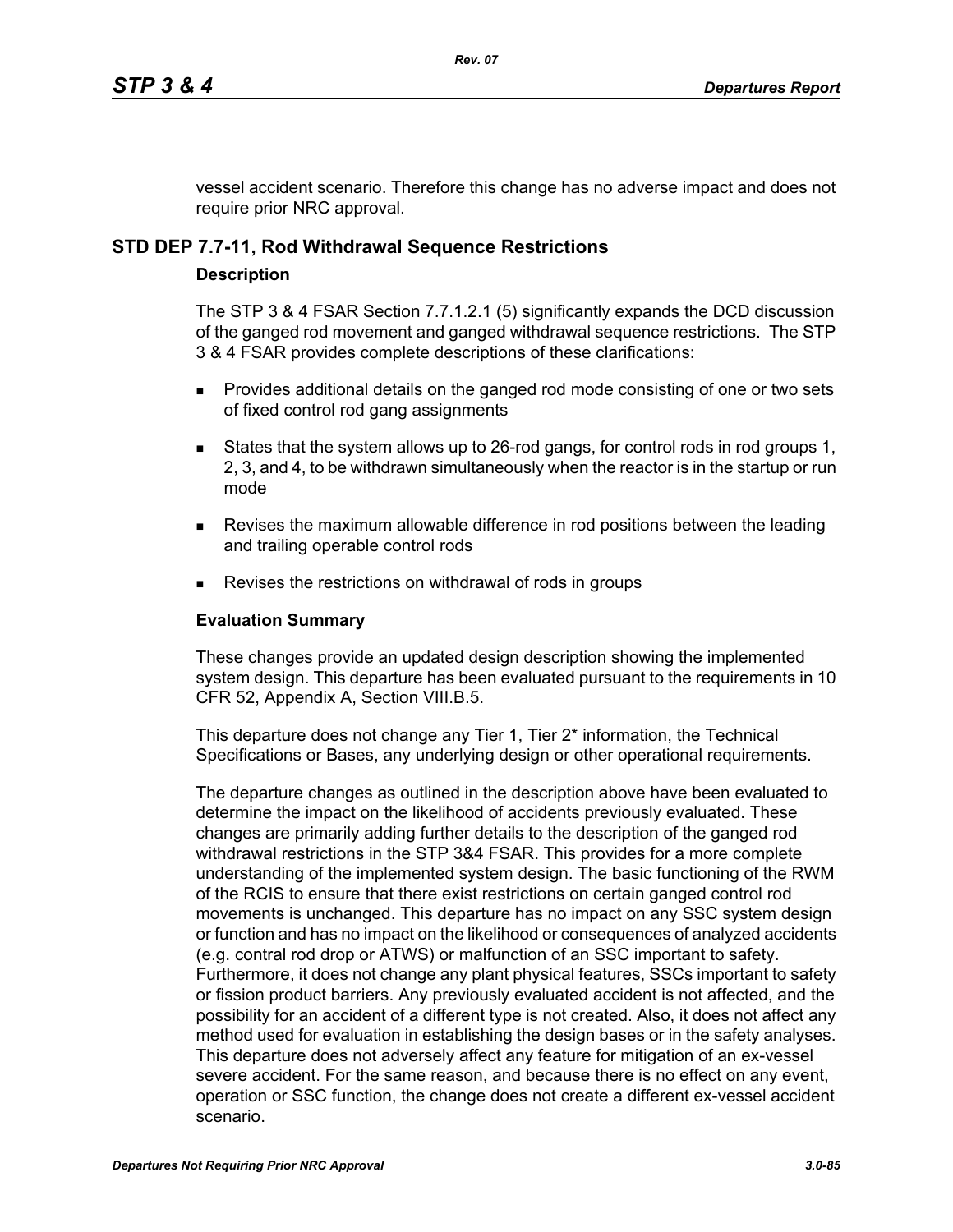vessel accident scenario. Therefore this change has no adverse impact and does not require prior NRC approval.

## STD DEP 7.7-11, Rod Withdrawal Sequence Restrictions

### Description

The STP 3 & 4 FSAR Section 7.7.1.2.1 (5) significantly expands the DCD discussion of the ganged rod movement and ganged withdrawal sequence restrictions. The STP 3 & 4 FSAR provides complete descriptions of these clarifications:

- Provides additional details on the ganged rod mode consisting of one or two sets of fixed control rod gang assignments
- States that the system allows up to 26-rod gangs, for control rods in rod groups 1, 2, 3, and 4, to be withdrawn simultaneously when the reactor is in the startup or run mode
- Revises the maximum allowable difference in rod positions between the leading and trailing operable control rods
- Revises the restrictions on withdrawal of rods in groups

### Evaluation Summary

These changes provide an updated design description showing the implemented system design. This departure has been evaluated pursuant to the requirements in 10 CFR 52, Appendix A, Section VIII.B.5.

This departure does not change any Tier 1, Tier 2* information, the Technical Specifications or Bases, any underlying design or other operational requirements.

The departure changes as outlined in the description above have been evaluated to determine the impact on the likelihood of accidents previously evaluated. These changes are primarily adding further details to the description of the ganged rod withdrawal restrictions in the STP 3&4 FSAR. This provides for a more complete understanding of the implemented system design. The basic functioning of the RWM of the RCIS to ensure that there exist restrictions on certain ganged control rod movements is unchanged. This departure has no impact on any SSC system design or function and has no impact on the likelihood or consequences of analyzed accidents (e.g. contral rod drop or ATWS) or malfunction of an SSC important to safety. Furthermore, it does not change any plant physical features, SSCs important to safety or fission product barriers. Any previously evaluated accident is not affected, and the possibility for an accident of a different type is not created. Also, it does not affect any method used for evaluation in establishing the design bases or in the safety analyses. This departure does not adversely affect any feature for mitigation of an ex-vessel severe accident. For the same reason, and because there is no effect on any event, operation or SSC function, the change does not create a different ex-vessel accident scenario.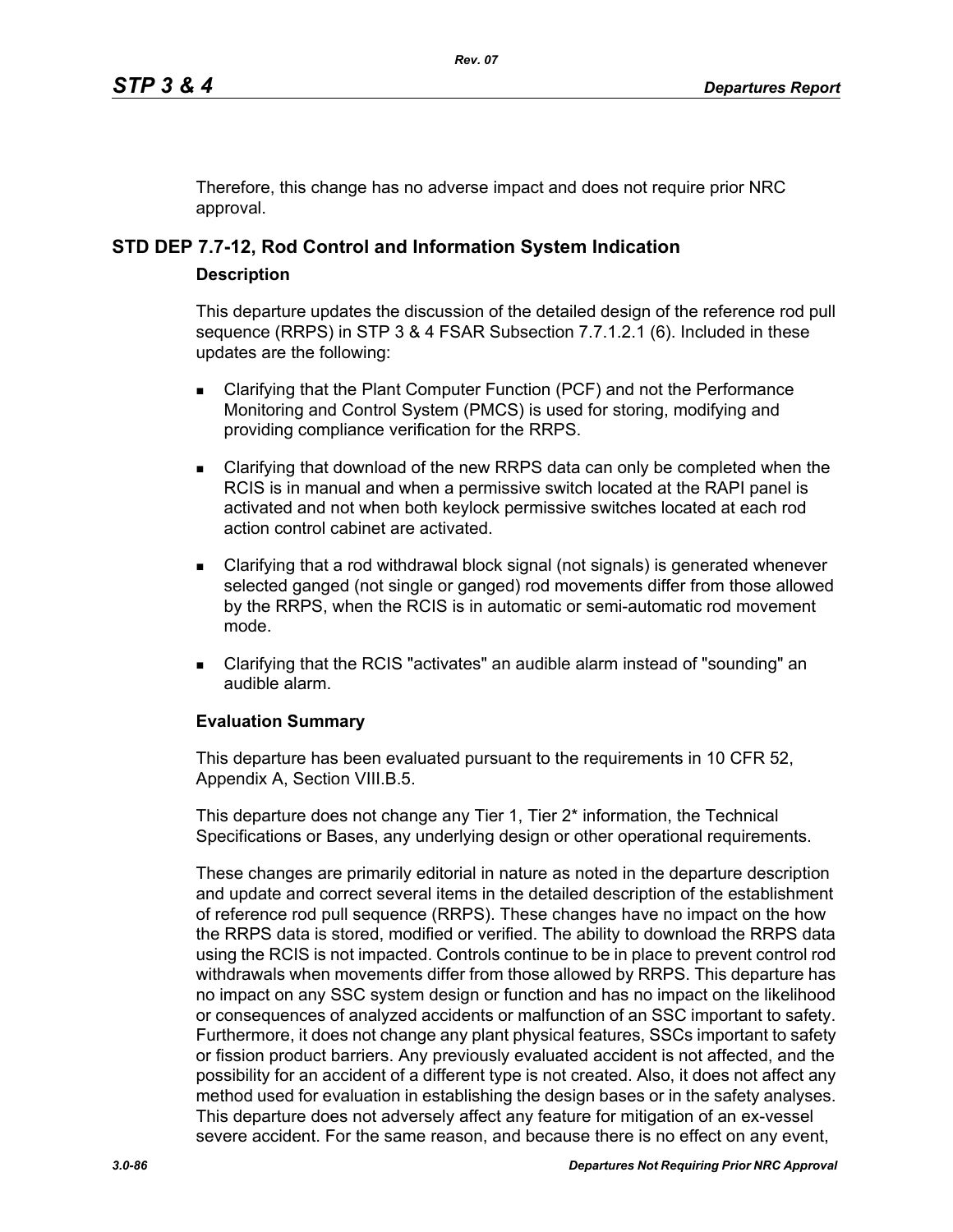Therefore, this change has no adverse impact and does not require prior NRC approval.

## STD DEP 7.7-12, Rod Control and Information System Indication

### Description

This departure updates the discussion of the detailed design of the reference rod pull sequence (RRPS) in STP 3 & 4 FSAR Subsection 7.7.1.2.1 (6). Included in these updates are the following:

- Clarifying that the Plant Computer Function (PCF) and not the Performance Monitoring and Control System (PMCS) is used for storing, modifying and providing compliance verification for the RRPS.
- Clarifying that download of the new RRPS data can only be completed when the RCIS is in manual and when a permissive switch located at the RAPI panel is activated and not when both keylock permissive switches located at each rod action control cabinet are activated.
- Clarifying that a rod withdrawal block signal (not signals) is generated whenever selected ganged (not single or ganged) rod movements differ from those allowed by the RRPS, when the RCIS is in automatic or semi-automatic rod movement mode.
- Clarifying that the RCIS "activates" an audible alarm instead of "sounding" an audible alarm.

### Evaluation Summary

This departure has been evaluated pursuant to the requirements in 10 CFR 52, Appendix A, Section VIII.B.5.

This departure does not change any Tier 1, Tier 2* information, the Technical Specifications or Bases, any underlying design or other operational requirements.

These changes are primarily editorial in nature as noted in the departure description and update and correct several items in the detailed description of the establishment of reference rod pull sequence (RRPS). These changes have no impact on the how the RRPS data is stored, modified or verified. The ability to download the RRPS data using the RCIS is not impacted. Controls continue to be in place to prevent control rod withdrawals when movements differ from those allowed by RRPS. This departure has no impact on any SSC system design or function and has no impact on the likelihood or consequences of analyzed accidents or malfunction of an SSC important to safety. Furthermore, it does not change any plant physical features, SSCs important to safety or fission product barriers. Any previously evaluated accident is not affected, and the possibility for an accident of a different type is not created. Also, it does not affect any method used for evaluation in establishing the design bases or in the safety analyses. This departure does not adversely affect any feature for mitigation of an ex-vessel severe accident. For the same reason, and because there is no effect on any event,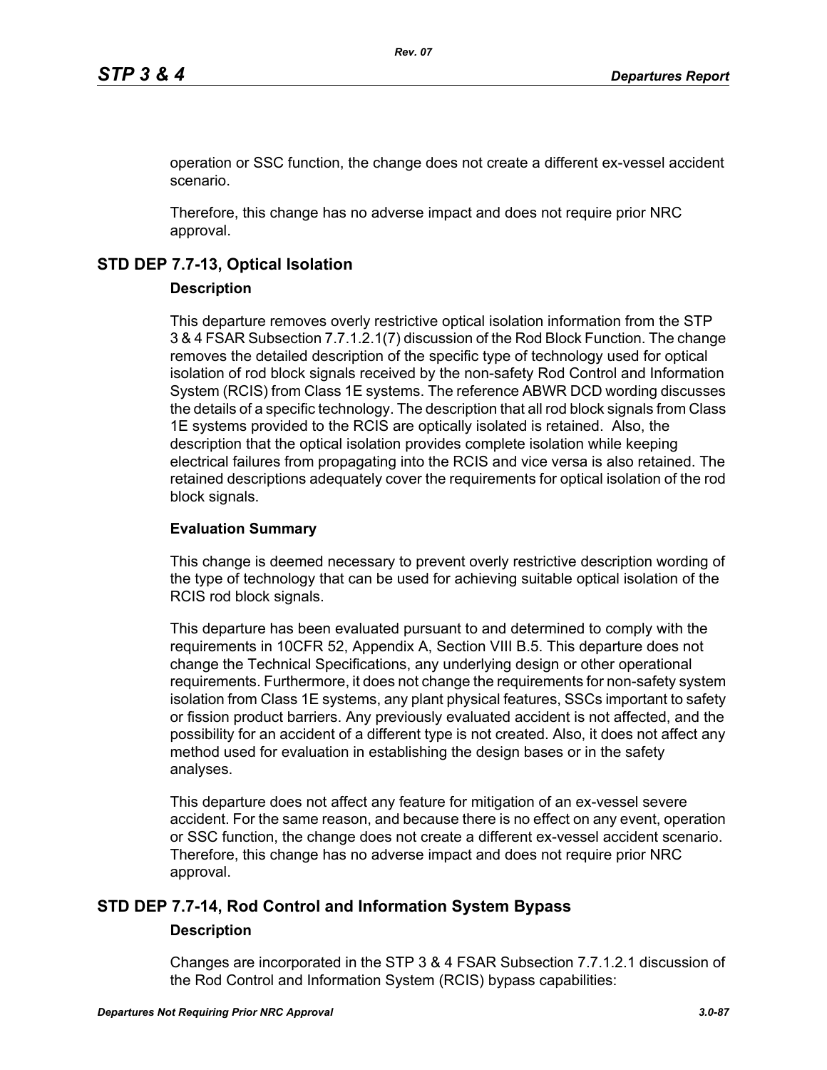operation or SSC function, the change does not create a different ex-vessel accident scenario.

Therefore, this change has no adverse impact and does not require prior NRC approval.

## STD DEP 7.7-13, Optical Isolation

### Description

This departure removes overly restrictive optical isolation information from the STP 3 & 4 FSAR Subsection 7.7.1.2.1(7) discussion of the Rod Block Function. The change removes the detailed description of the specific type of technology used for optical isolation of rod block signals received by the non-safety Rod Control and Information System (RCIS) from Class 1E systems. The reference ABWR DCD wording discusses the details of a specific technology. The description that all rod block signals from Class 1E systems provided to the RCIS are optically isolated is retained. Also, the description that the optical isolation provides complete isolation while keeping electrical failures from propagating into the RCIS and vice versa is also retained. The retained descriptions adequately cover the requirements for optical isolation of the rod block signals.

### Evaluation Summary

This change is deemed necessary to prevent overly restrictive description wording of the type of technology that can be used for achieving suitable optical isolation of the RCIS rod block signals.

This departure has been evaluated pursuant to and determined to comply with the requirements in 10CFR 52, Appendix A, Section VIII B.5. This departure does not change the Technical Specifications, any underlying design or other operational requirements. Furthermore, it does not change the requirements for non-safety system isolation from Class 1E systems, any plant physical features, SSCs important to safety or fission product barriers. Any previously evaluated accident is not affected, and the possibility for an accident of a different type is not created. Also, it does not affect any method used for evaluation in establishing the design bases or in the safety analyses.

This departure does not affect any feature for mitigation of an ex-vessel severe accident. For the same reason, and because there is no effect on any event, operation or SSC function, the change does not create a different ex-vessel accident scenario. Therefore, this change has no adverse impact and does not require prior NRC approval.

## STD DEP 7.7-14, Rod Control and Information System Bypass

### Description

Changes are incorporated in the STP 3 & 4 FSAR Subsection 7.7.1.2.1 discussion of the Rod Control and Information System (RCIS) bypass capabilities: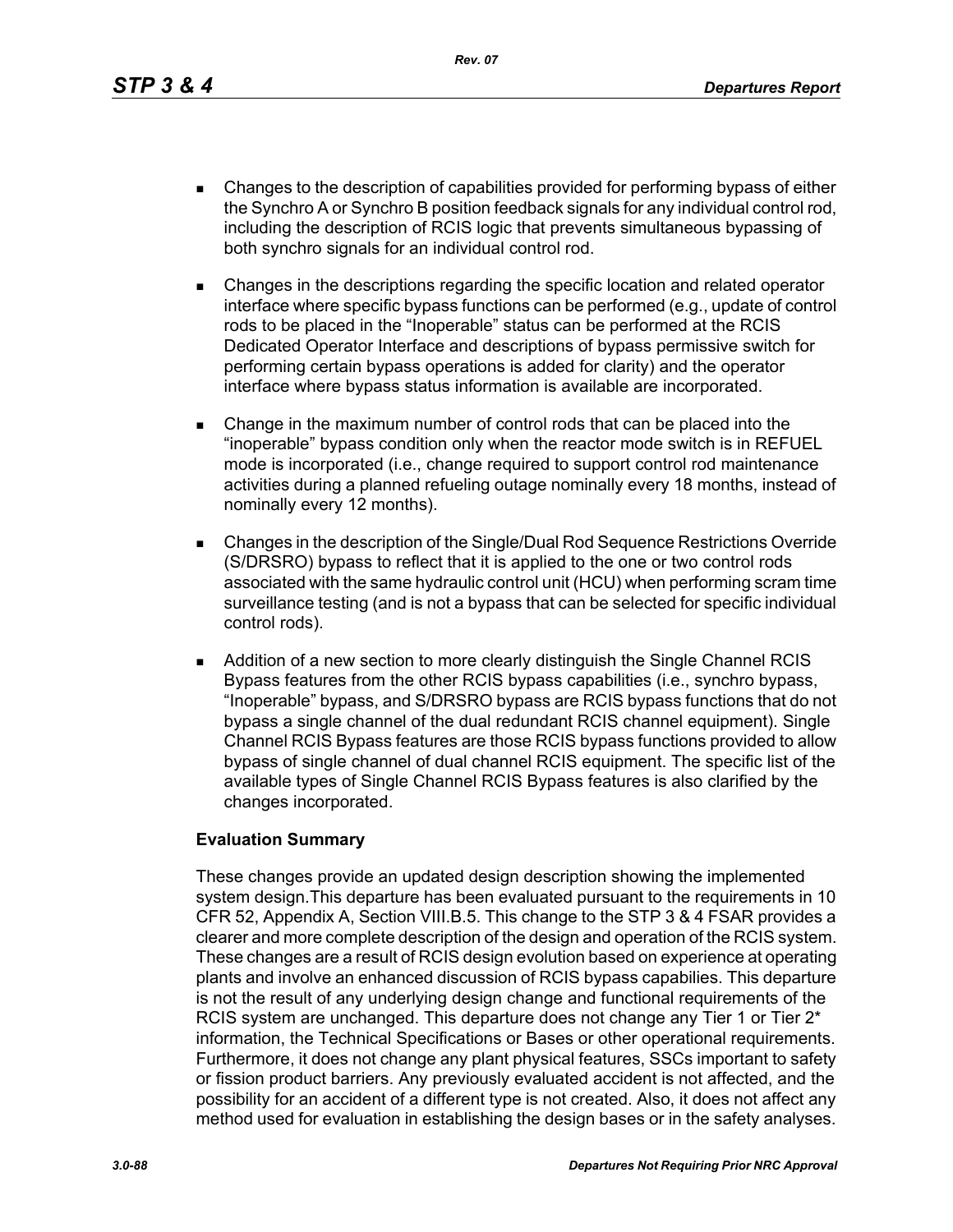- Changes to the description of capabilities provided for performing bypass of either the Synchro A or Synchro B position feedback signals for any individual control rod, including the description of RCIS logic that prevents simultaneous bypassing of both synchro signals for an individual control rod.

- Changes in the descriptions regarding the specific location and related operator interface where specific bypass functions can be performed (e.g., update of control rods to be placed in the "Inoperable" status can be performed at the RCIS Dedicated Operator Interface and descriptions of bypass permissive switch for performing certain bypass operations is added for clarity) and the operator interface where bypass status information is available are incorporated.

- Change in the maximum number of control rods that can be placed into the "inoperable" bypass condition only when the reactor mode switch is in REFUEL mode is incorporated (i.e., change required to support control rod maintenance activities during a planned refueling outage nominally every 18 months, instead of nominally every 12 months).

- Changes in the description of the Single/Dual Rod Sequence Restrictions Override (S/DRSRO) bypass to reflect that it is applied to the one or two control rods associated with the same hydraulic control unit (HCU) when performing scram time surveillance testing (and is not a bypass that can be selected for specific individual control rods).

- Addition of a new section to more clearly distinguish the Single Channel RCIS Bypass features from the other RCIS bypass capabilities (i.e., synchro bypass, "Inoperable" bypass, and S/DRSRO bypass are RCIS bypass functions that do not bypass a single channel of the dual redundant RCIS channel equipment). Single Channel RCIS Bypass features are those RCIS bypass functions provided to allow bypass of single channel of dual channel RCIS equipment. The specific list of the available types of Single Channel RCIS Bypass features is also clarified by the changes incorporated.

**Evaluation Summary**

These changes provide an updated design description showing the implemented system design.This departure has been evaluated pursuant to the requirements in 10 CFR 52, Appendix A, Section VIII.B.5. This change to the STP 3 & 4 FSAR provides a clearer and more complete description of the design and operation of the RCIS system. These changes are a result of RCIS design evolution based on experience at operating plants and involve an enhanced discussion of RCIS bypass capabilies. This departure is not the result of any underlying design change and functional requirements of the RCIS system are unchanged. This departure does not change any Tier 1 or Tier 2* information, the Technical Specifications or Bases or other operational requirements. Furthermore, it does not change any plant physical features, SSCs important to safety or fission product barriers. Any previously evaluated accident is not affected, and the possibility for an accident of a different type is not created. Also, it does not affect any method used for evaluation in establishing the design bases or in the safety analyses.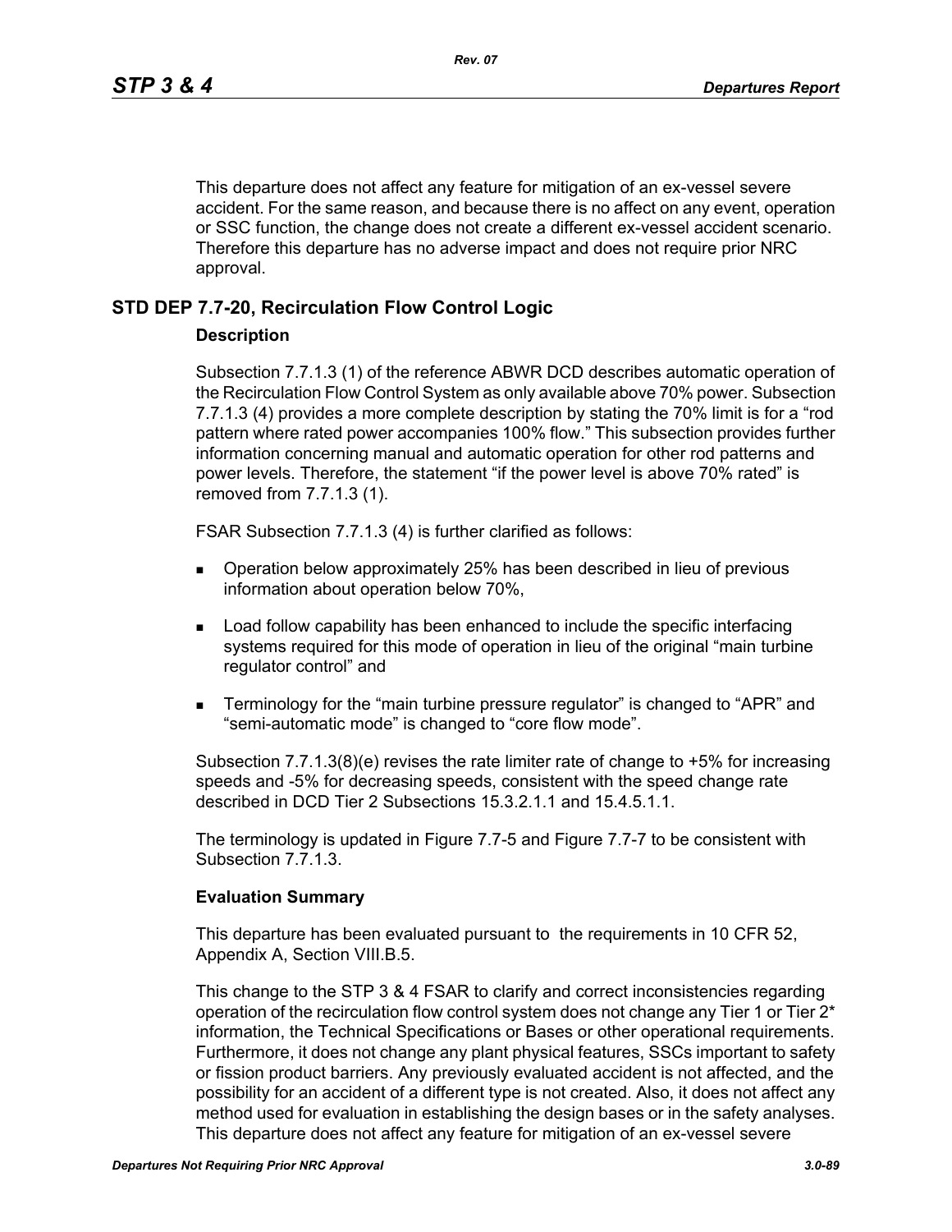This departure does not affect any feature for mitigation of an ex-vessel severe accident. For the same reason, and because there is no affect on any event, operation or SSC function, the change does not create a different ex-vessel accident scenario. Therefore this departure has no adverse impact and does not require prior NRC approval.

## STD DEP 7.7-20, Recirculation Flow Control Logic

### Description

Subsection 7.7.1.3 (1) of the reference ABWR DCD describes automatic operation of the Recirculation Flow Control System as only available above 70% power. Subsection 7.7.1.3 (4) provides a more complete description by stating the 70% limit is for a “rod pattern where rated power accompanies 100% flow.” This subsection provides further information concerning manual and automatic operation for other rod patterns and power levels. Therefore, the statement “if the power level is above 70% rated” is removed from 7.7.1.3 (1).

FSAR Subsection 7.7.1.3 (4) is further clarified as follows:

- Operation below approximately 25% has been described in lieu of previous information about operation below 70%,
- Load follow capability has been enhanced to include the specific interfacing systems required for this mode of operation in lieu of the original “main turbine regulator control” and
- Terminology for the “main turbine pressure regulator” is changed to “APR” and “semi-automatic mode” is changed to “core flow mode”.

Subsection 7.7.1.3(8)(e) revises the rate limiter rate of change to +5% for increasing speeds and -5% for decreasing speeds, consistent with the speed change rate described in DCD Tier 2 Subsections 15.3.2.1.1 and 15.4.5.1.1.

The terminology is updated in Figure 7.7-5 and Figure 7.7-7 to be consistent with Subsection 7.7.1.3.

### Evaluation Summary

This departure has been evaluated pursuant to the requirements in 10 CFR 52, Appendix A, Section VIII.B.5.

This change to the STP 3 & 4 FSAR to clarify and correct inconsistencies regarding operation of the recirculation flow control system does not change any Tier 1 or Tier 2* information, the Technical Specifications or Bases or other operational requirements. Furthermore, it does not change any plant physical features, SSCs important to safety or fission product barriers. Any previously evaluated accident is not affected, and the possibility for an accident of a different type is not created. Also, it does not affect any method used for evaluation in establishing the design bases or in the safety analyses. This departure does not affect any feature for mitigation of an ex-vessel severe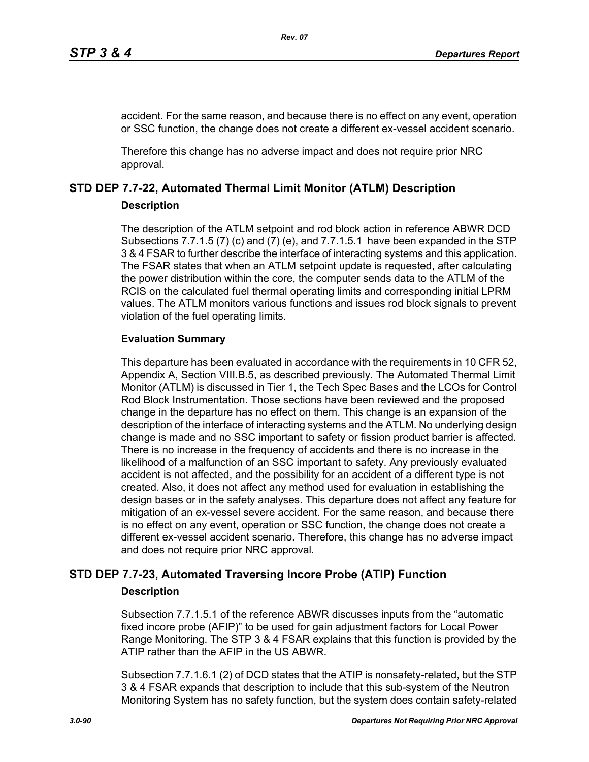accident. For the same reason, and because there is no effect on any event, operation or SSC function, the change does not create a different ex-vessel accident scenario.

Therefore this change has no adverse impact and does not require prior NRC approval.

## STD DEP 7.7-22, Automated Thermal Limit Monitor (ATLM) Description

### Description

The description of the ATLM setpoint and rod block action in reference ABWR DCD Subsections 7.7.1.5 (7) (c) and (7) (e), and 7.7.1.5.1 have been expanded in the STP 3 & 4 FSAR to further describe the interface of interacting systems and this application. The FSAR states that when an ATLM setpoint update is requested, after calculating the power distribution within the core, the computer sends data to the ATLM of the RCIS on the calculated fuel thermal operating limits and corresponding initial LPRM values. The ATLM monitors various functions and issues rod block signals to prevent violation of the fuel operating limits.

### Evaluation Summary

This departure has been evaluated in accordance with the requirements in 10 CFR 52, Appendix A, Section VIII.B.5, as described previously. The Automated Thermal Limit Monitor (ATLM) is discussed in Tier 1, the Tech Spec Bases and the LCOs for Control Rod Block Instrumentation. Those sections have been reviewed and the proposed change in the departure has no effect on them. This change is an expansion of the description of the interface of interacting systems and the ATLM. No underlying design change is made and no SSC important to safety or fission product barrier is affected. There is no increase in the frequency of accidents and there is no increase in the likelihood of a malfunction of an SSC important to safety. Any previously evaluated accident is not affected, and the possibility for an accident of a different type is not created. Also, it does not affect any method used for evaluation in establishing the design bases or in the safety analyses. This departure does not affect any feature for mitigation of an ex-vessel severe accident. For the same reason, and because there is no effect on any event, operation or SSC function, the change does not create a different ex-vessel accident scenario. Therefore, this change has no adverse impact and does not require prior NRC approval.

## STD DEP 7.7-23, Automated Traversing Incore Probe (ATIP) Function

### Description

Subsection 7.7.1.5.1 of the reference ABWR discusses inputs from the “automatic fixed incore probe (AFIP)” to be used for gain adjustment factors for Local Power Range Monitoring. The STP 3 & 4 FSAR explains that this function is provided by the ATIP rather than the AFIP in the US ABWR.

Subsection 7.7.1.6.1 (2) of DCD states that the ATIP is nonsafety-related, but the STP 3 & 4 FSAR expands that description to include that this sub-system of the Neutron Monitoring System has no safety function, but the system does contain safety-related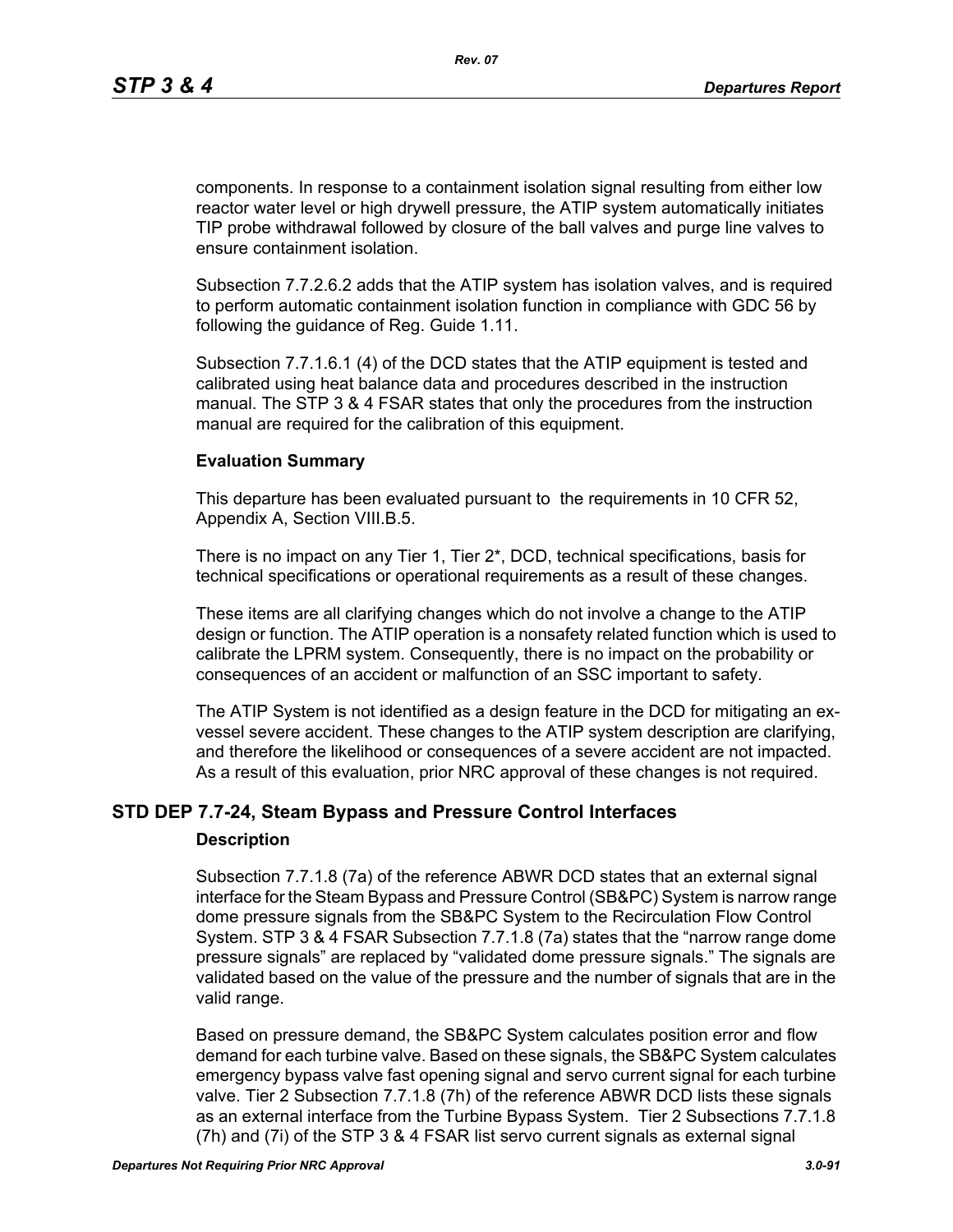components. In response to a containment isolation signal resulting from either low reactor water level or high drywell pressure, the ATIP system automatically initiates TIP probe withdrawal followed by closure of the ball valves and purge line valves to ensure containment isolation.

Subsection 7.7.2.6.2 adds that the ATIP system has isolation valves, and is required to perform automatic containment isolation function in compliance with GDC 56 by following the guidance of Reg. Guide 1.11.

Subsection 7.7.1.6.1 (4) of the DCD states that the ATIP equipment is tested and calibrated using heat balance data and procedures described in the instruction manual. The STP 3 & 4 FSAR states that only the procedures from the instruction manual are required for the calibration of this equipment.

**Evaluation Summary**

This departure has been evaluated pursuant to the requirements in 10 CFR 52, Appendix A, Section VIII.B.5.

There is no impact on any Tier 1, Tier 2*, DCD, technical specifications, basis for technical specifications or operational requirements as a result of these changes.

These items are all clarifying changes which do not involve a change to the ATIP design or function. The ATIP operation is a nonsafety related function which is used to calibrate the LPRM system. Consequently, there is no impact on the probability or consequences of an accident or malfunction of an SSC important to safety.

The ATIP System is not identified as a design feature in the DCD for mitigating an ex-vessel severe accident. These changes to the ATIP system description are clarifying, and therefore the likelihood or consequences of a severe accident are not impacted. As a result of this evaluation, prior NRC approval of these changes is not required.

## STD DEP 7.7-24, Steam Bypass and Pressure Control Interfaces

**Description**

Subsection 7.7.1.8 (7a) of the reference ABWR DCD states that an external signal interface for the Steam Bypass and Pressure Control (SB&PC) System is narrow range dome pressure signals from the SB&PC System to the Recirculation Flow Control System. STP 3 & 4 FSAR Subsection 7.7.1.8 (7a) states that the "narrow range dome pressure signals" are replaced by "validated dome pressure signals." The signals are validated based on the value of the pressure and the number of signals that are in the valid range.

Based on pressure demand, the SB&PC System calculates position error and flow demand for each turbine valve. Based on these signals, the SB&PC System calculates emergency bypass valve fast opening signal and servo current signal for each turbine valve. Tier 2 Subsection 7.7.1.8 (7h) of the reference ABWR DCD lists these signals as an external interface from the Turbine Bypass System. Tier 2 Subsections 7.7.1.8 (7h) and (7i) of the STP 3 & 4 FSAR list servo current signals as external signal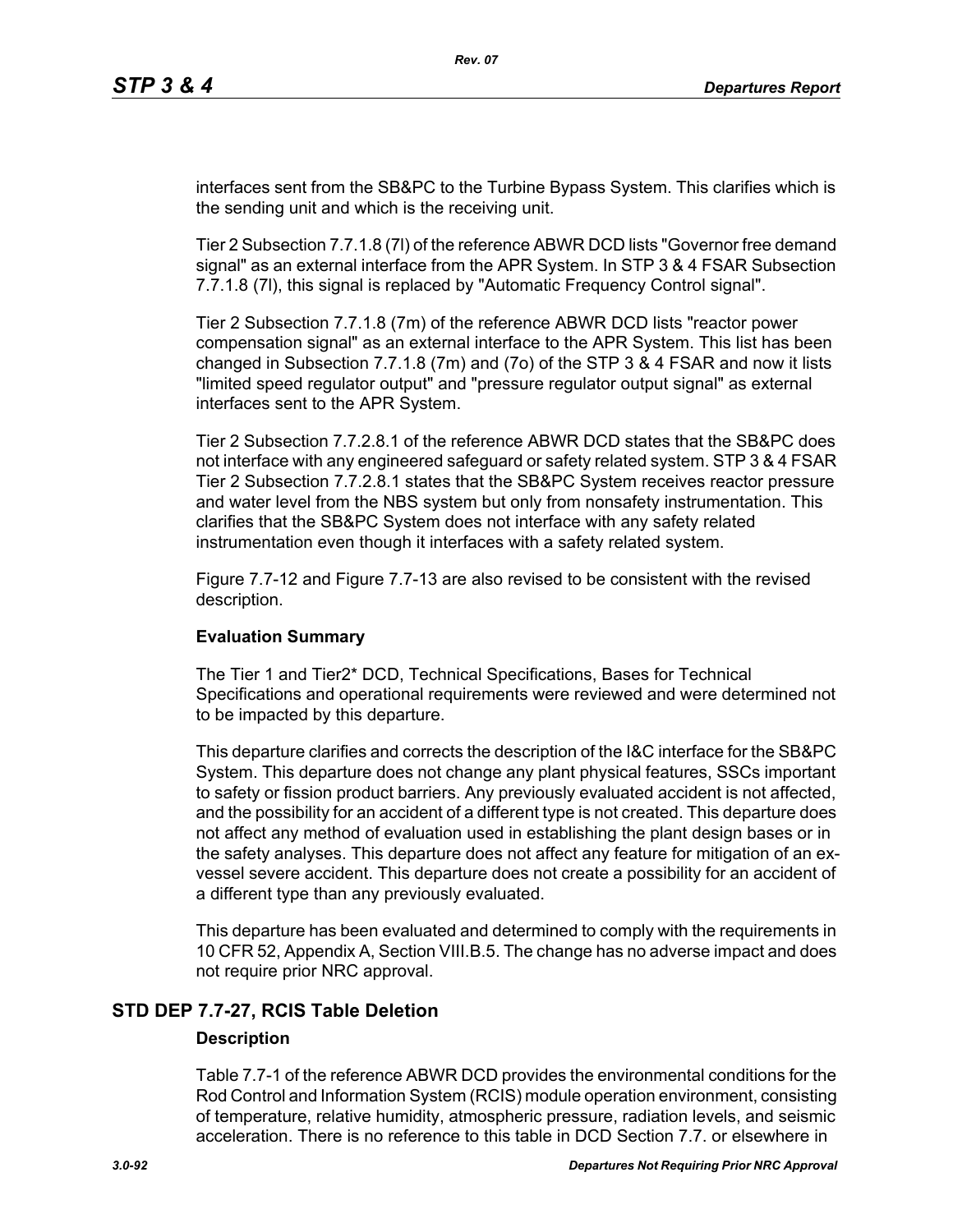interfaces sent from the SB&PC to the Turbine Bypass System. This clarifies which is the sending unit and which is the receiving unit.

Tier 2 Subsection 7.7.1.8 (7l) of the reference ABWR DCD lists "Governor free demand signal" as an external interface from the APR System. In STP 3 & 4 FSAR Subsection 7.7.1.8 (7l), this signal is replaced by "Automatic Frequency Control signal".

Tier 2 Subsection 7.7.1.8 (7m) of the reference ABWR DCD lists "reactor power compensation signal" as an external interface to the APR System. This list has been changed in Subsection 7.7.1.8 (7m) and (7o) of the STP 3 & 4 FSAR and now it lists "limited speed regulator output" and "pressure regulator output signal" as external interfaces sent to the APR System.

Tier 2 Subsection 7.7.2.8.1 of the reference ABWR DCD states that the SB&PC does not interface with any engineered safeguard or safety related system. STP 3 & 4 FSAR Tier 2 Subsection 7.7.2.8.1 states that the SB&PC System receives reactor pressure and water level from the NBS system but only from nonsafety instrumentation. This clarifies that the SB&PC System does not interface with any safety related instrumentation even though it interfaces with a safety related system.

Figure 7.7-12 and Figure 7.7-13 are also revised to be consistent with the revised description.

**Evaluation Summary**

The Tier 1 and Tier2* DCD, Technical Specifications, Bases for Technical Specifications and operational requirements were reviewed and were determined not to be impacted by this departure.

This departure clarifies and corrects the description of the I&C interface for the SB&PC System. This departure does not change any plant physical features, SSCs important to safety or fission product barriers. Any previously evaluated accident is not affected, and the possibility for an accident of a different type is not created. This departure does not affect any method of evaluation used in establishing the plant design bases or in the safety analyses. This departure does not affect any feature for mitigation of an ex-vessel severe accident. This departure does not create a possibility for an accident of a different type than any previously evaluated.

This departure has been evaluated and determined to comply with the requirements in 10 CFR 52, Appendix A, Section VIII.B.5. The change has no adverse impact and does not require prior NRC approval.

## STD DEP 7.7-27, RCIS Table Deletion

**Description**

Table 7.7-1 of the reference ABWR DCD provides the environmental conditions for the Rod Control and Information System (RCIS) module operation environment, consisting of temperature, relative humidity, atmospheric pressure, radiation levels, and seismic acceleration. There is no reference to this table in DCD Section 7.7. or elsewhere in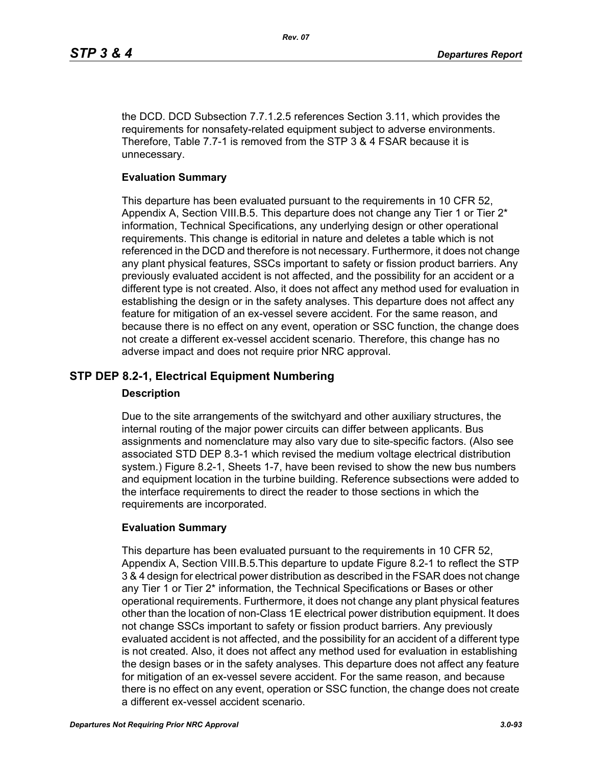the DCD. DCD Subsection 7.7.1.2.5 references Section 3.11, which provides the requirements for nonsafety-related equipment subject to adverse environments. Therefore, Table 7.7-1 is removed from the STP 3 & 4 FSAR because it is unnecessary.

**Evaluation Summary**

This departure has been evaluated pursuant to the requirements in 10 CFR 52, Appendix A, Section VIII.B.5. This departure does not change any Tier 1 or Tier 2* information, Technical Specifications, any underlying design or other operational requirements. This change is editorial in nature and deletes a table which is not referenced in the DCD and therefore is not necessary. Furthermore, it does not change any plant physical features, SSCs important to safety or fission product barriers. Any previously evaluated accident is not affected, and the possibility for an accident or a different type is not created. Also, it does not affect any method used for evaluation in establishing the design or in the safety analyses. This departure does not affect any feature for mitigation of an ex-vessel severe accident. For the same reason, and because there is no effect on any event, operation or SSC function, the change does not create a different ex-vessel accident scenario. Therefore, this change has no adverse impact and does not require prior NRC approval.

## STP DEP 8.2-1, Electrical Equipment Numbering

**Description**

Due to the site arrangements of the switchyard and other auxiliary structures, the internal routing of the major power circuits can differ between applicants. Bus assignments and nomenclature may also vary due to site-specific factors. (Also see associated STD DEP 8.3-1 which revised the medium voltage electrical distribution system.) Figure 8.2-1, Sheets 1-7, have been revised to show the new bus numbers and equipment location in the turbine building. Reference subsections were added to the interface requirements to direct the reader to those sections in which the requirements are incorporated.

**Evaluation Summary**

This departure has been evaluated pursuant to the requirements in 10 CFR 52, Appendix A, Section VIII.B.5.This departure to update Figure 8.2-1 to reflect the STP 3 & 4 design for electrical power distribution as described in the FSAR does not change any Tier 1 or Tier 2* information, the Technical Specifications or Bases or other operational requirements. Furthermore, it does not change any plant physical features other than the location of non-Class 1E electrical power distribution equipment. It does not change SSCs important to safety or fission product barriers. Any previously evaluated accident is not affected, and the possibility for an accident of a different type is not created. Also, it does not affect any method used for evaluation in establishing the design bases or in the safety analyses. This departure does not affect any feature for mitigation of an ex-vessel severe accident. For the same reason, and because there is no effect on any event, operation or SSC function, the change does not create a different ex-vessel accident scenario.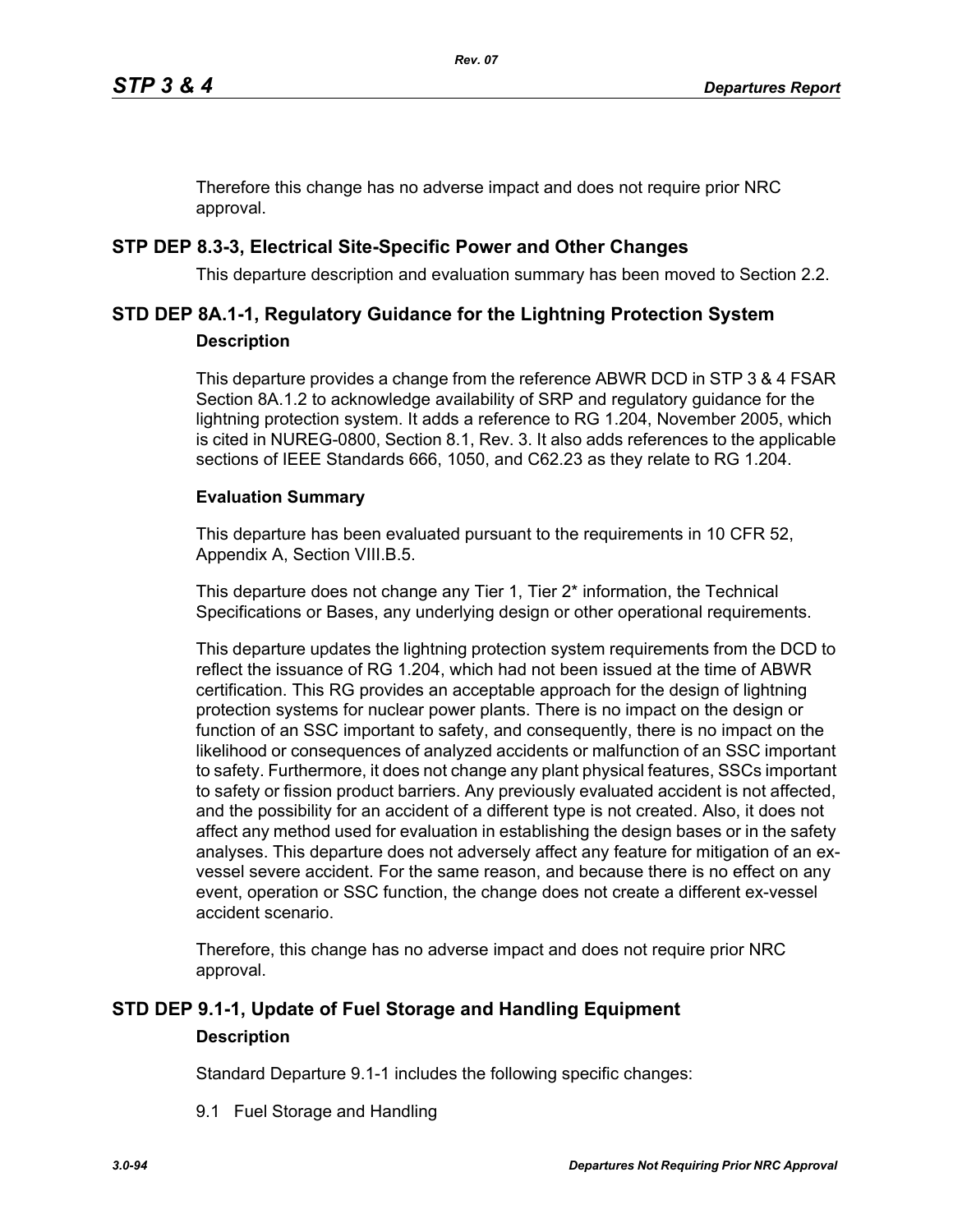Therefore this change has no adverse impact and does not require prior NRC approval.

## STP DEP 8.3-3, Electrical Site-Specific Power and Other Changes

This departure description and evaluation summary has been moved to Section 2.2.

## STD DEP 8A.1-1, Regulatory Guidance for the Lightning Protection System

### Description

This departure provides a change from the reference ABWR DCD in STP 3 & 4 FSAR Section 8A.1.2 to acknowledge availability of SRP and regulatory guidance for the lightning protection system. It adds a reference to RG 1.204, November 2005, which is cited in NUREG-0800, Section 8.1, Rev. 3. It also adds references to the applicable sections of IEEE Standards 666, 1050, and C62.23 as they relate to RG 1.204.

### Evaluation Summary

This departure has been evaluated pursuant to the requirements in 10 CFR 52, Appendix A, Section VIII.B.5.

This departure does not change any Tier 1, Tier 2* information, the Technical Specifications or Bases, any underlying design or other operational requirements.

This departure updates the lightning protection system requirements from the DCD to reflect the issuance of RG 1.204, which had not been issued at the time of ABWR certification. This RG provides an acceptable approach for the design of lightning protection systems for nuclear power plants. There is no impact on the design or function of an SSC important to safety, and consequently, there is no impact on the likelihood or consequences of analyzed accidents or malfunction of an SSC important to safety. Furthermore, it does not change any plant physical features, SSCs important to safety or fission product barriers. Any previously evaluated accident is not affected, and the possibility for an accident of a different type is not created. Also, it does not affect any method used for evaluation in establishing the design bases or in the safety analyses. This departure does not adversely affect any feature for mitigation of an ex-vessel severe accident. For the same reason, and because there is no effect on any event, operation or SSC function, the change does not create a different ex-vessel accident scenario.

Therefore, this change has no adverse impact and does not require prior NRC approval.

## STD DEP 9.1-1, Update of Fuel Storage and Handling Equipment

### Description

Standard Departure 9.1-1 includes the following specific changes:

9.1 Fuel Storage and Handling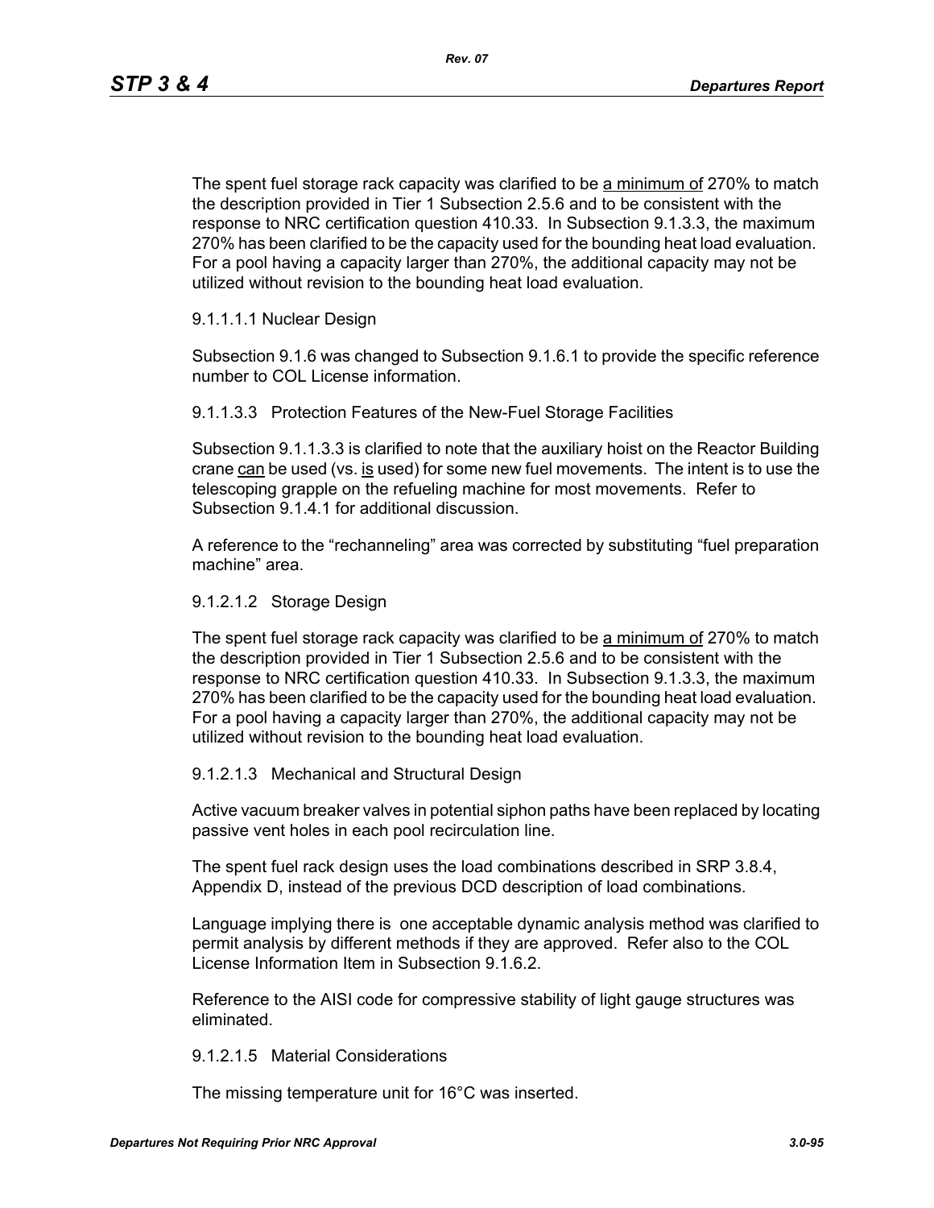The spent fuel storage rack capacity was clarified to be <u>a minimum of</u> 270% to match the description provided in Tier 1 Subsection 2.5.6 and to be consistent with the response to NRC certification question 410.33. In Subsection 9.1.3.3, the maximum 270% has been clarified to be the capacity used for the bounding heat load evaluation. For a pool having a capacity larger than 270%, the additional capacity may not be utilized without revision to the bounding heat load evaluation.

9.1.1.1.1 Nuclear Design

Subsection 9.1.6 was changed to Subsection 9.1.6.1 to provide the specific reference number to COL License information.

9.1.1.3.3 Protection Features of the New-Fuel Storage Facilities

Subsection 9.1.1.3.3 is clarified to note that the auxiliary hoist on the Reactor Building crane <u>can</u> be used (vs. <u>is</u> used) for some new fuel movements. The intent is to use the telescoping grapple on the refueling machine for most movements. Refer to Subsection 9.1.4.1 for additional discussion.

A reference to the “rechanneling” area was corrected by substituting “fuel preparation machine” area.

9.1.2.1.2 Storage Design

The spent fuel storage rack capacity was clarified to be <u>a minimum of</u> 270% to match the description provided in Tier 1 Subsection 2.5.6 and to be consistent with the response to NRC certification question 410.33. In Subsection 9.1.3.3, the maximum 270% has been clarified to be the capacity used for the bounding heat load evaluation. For a pool having a capacity larger than 270%, the additional capacity may not be utilized without revision to the bounding heat load evaluation.

9.1.2.1.3 Mechanical and Structural Design

Active vacuum breaker valves in potential siphon paths have been replaced by locating passive vent holes in each pool recirculation line.

The spent fuel rack design uses the load combinations described in SRP 3.8.4, Appendix D, instead of the previous DCD description of load combinations.

Language implying there is one acceptable dynamic analysis method was clarified to permit analysis by different methods if they are approved. Refer also to the COL License Information Item in Subsection 9.1.6.2.

Reference to the AISI code for compressive stability of light gauge structures was eliminated.

9.1.2.1.5 Material Considerations

The missing temperature unit for 16°C was inserted.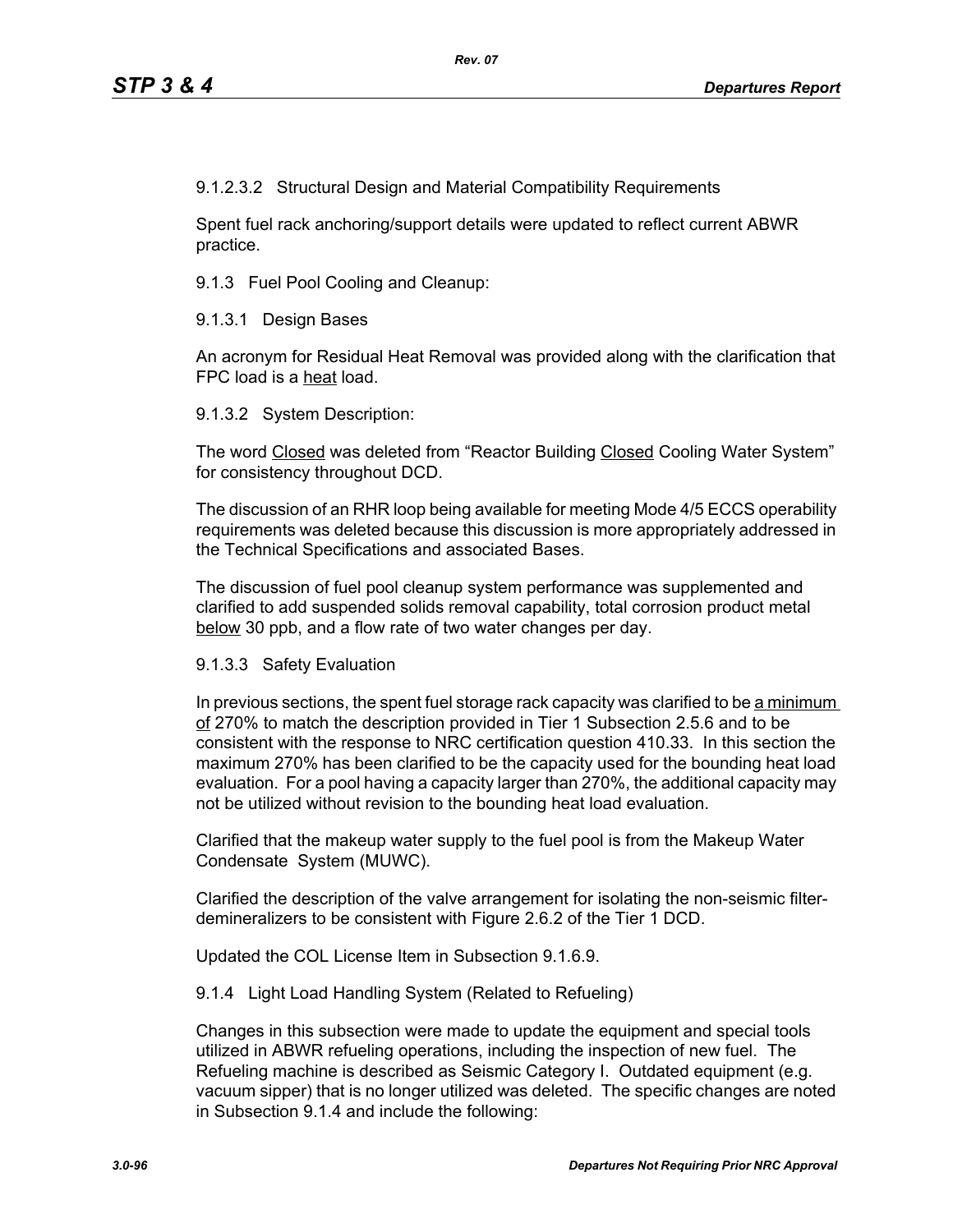9.1.2.3.2 Structural Design and Material Compatibility Requirements

Spent fuel rack anchoring/support details were updated to reflect current ABWR practice.

9.1.3 Fuel Pool Cooling and Cleanup:

9.1.3.1 Design Bases

An acronym for Residual Heat Removal was provided along with the clarification that FPC load is a <u>heat</u> load.

9.1.3.2 System Description:

The word <u>Closed</u> was deleted from "Reactor Building <u>Closed</u> Cooling Water System" for consistency throughout DCD.

The discussion of an RHR loop being available for meeting Mode 4/5 ECCS operability requirements was deleted because this discussion is more appropriately addressed in the Technical Specifications and associated Bases.

The discussion of fuel pool cleanup system performance was supplemented and clarified to add suspended solids removal capability, total corrosion product metal <u>below</u> 30 ppb, and a flow rate of two water changes per day.

9.1.3.3 Safety Evaluation

In previous sections, the spent fuel storage rack capacity was clarified to be <u>a minimum of</u> 270% to match the description provided in Tier 1 Subsection 2.5.6 and to be consistent with the response to NRC certification question 410.33. In this section the maximum 270% has been clarified to be the capacity used for the bounding heat load evaluation. For a pool having a capacity larger than 270%, the additional capacity may not be utilized without revision to the bounding heat load evaluation.

Clarified that the makeup water supply to the fuel pool is from the Makeup Water Condensate System (MUWC).

Clarified the description of the valve arrangement for isolating the non-seismic filter-demineralizers to be consistent with Figure 2.6.2 of the Tier 1 DCD.

Updated the COL License Item in Subsection 9.1.6.9.

9.1.4 Light Load Handling System (Related to Refueling)

Changes in this subsection were made to update the equipment and special tools utilized in ABWR refueling operations, including the inspection of new fuel. The Refueling machine is described as Seismic Category I. Outdated equipment (e.g. vacuum sipper) that is no longer utilized was deleted. The specific changes are noted in Subsection 9.1.4 and include the following: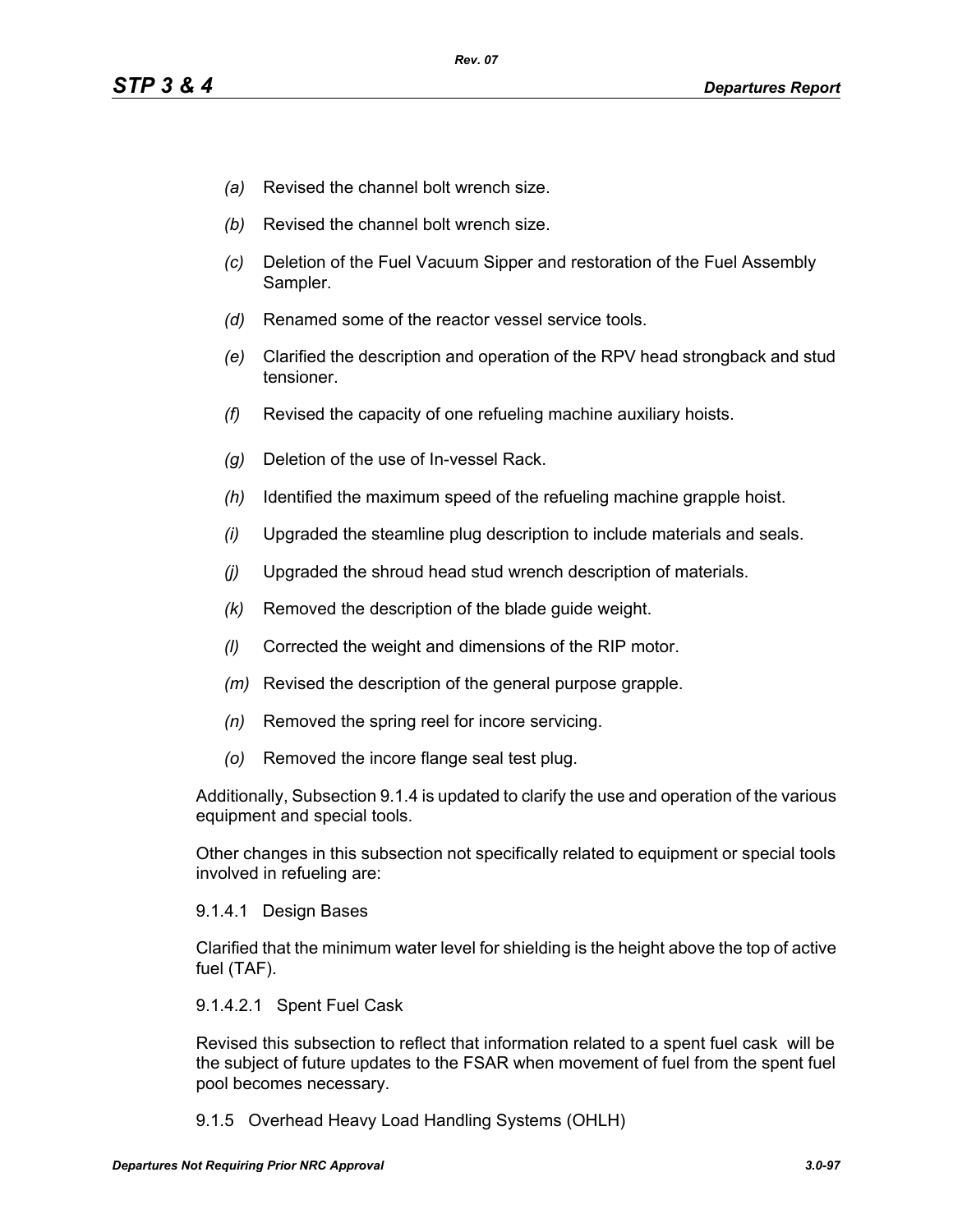*(a)* Revised the channel bolt wrench size.

*(b)* Revised the channel bolt wrench size.

*(c)* Deletion of the Fuel Vacuum Sipper and restoration of the Fuel Assembly Sampler.

*(d)* Renamed some of the reactor vessel service tools.

*(e)* Clarified the description and operation of the RPV head strongback and stud tensioner.

*(f)* Revised the capacity of one refueling machine auxiliary hoists.

*(g)* Deletion of the use of In-vessel Rack.

*(h)* Identified the maximum speed of the refueling machine grapple hoist.

*(i)* Upgraded the steamline plug description to include materials and seals.

*(j)* Upgraded the shroud head stud wrench description of materials.

*(k)* Removed the description of the blade guide weight.

*(l)* Corrected the weight and dimensions of the RIP motor.

*(m)* Revised the description of the general purpose grapple.

*(n)* Removed the spring reel for incore servicing.

*(o)* Removed the incore flange seal test plug.

Additionally, Subsection 9.1.4 is updated to clarify the use and operation of the various equipment and special tools.

Other changes in this subsection not specifically related to equipment or special tools involved in refueling are:

9.1.4.1 Design Bases

Clarified that the minimum water level for shielding is the height above the top of active fuel (TAF).

9.1.4.2.1 Spent Fuel Cask

Revised this subsection to reflect that information related to a spent fuel cask will be the subject of future updates to the FSAR when movement of fuel from the spent fuel pool becomes necessary.

9.1.5 Overhead Heavy Load Handling Systems (OHLH)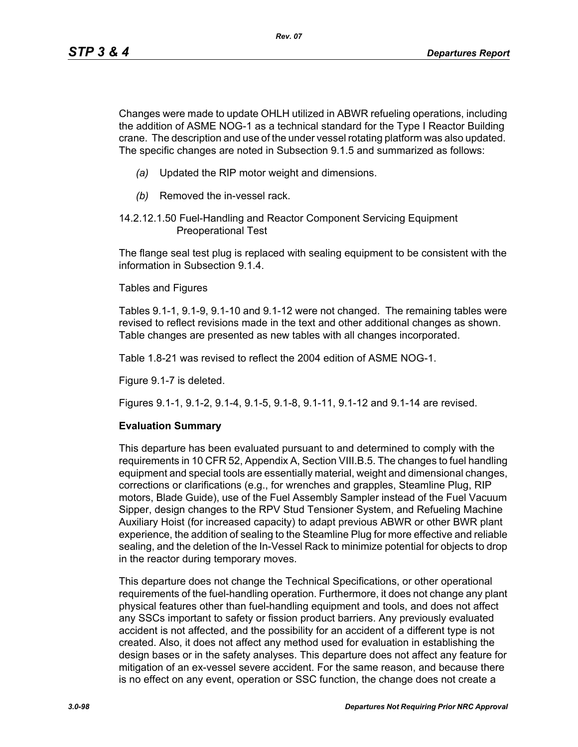Changes were made to update OHLH utilized in ABWR refueling operations, including the addition of ASME NOG-1 as a technical standard for the Type I Reactor Building crane. The description and use of the under vessel rotating platform was also updated. The specific changes are noted in Subsection 9.1.5 and summarized as follows:

*(a)* Updated the RIP motor weight and dimensions.

*(b)* Removed the in-vessel rack.

14.2.12.1.50 Fuel-Handling and Reactor Component Servicing Equipment Preoperational Test

The flange seal test plug is replaced with sealing equipment to be consistent with the information in Subsection 9.1.4.

Tables and Figures

Tables 9.1-1, 9.1-9, 9.1-10 and 9.1-12 were not changed. The remaining tables were revised to reflect revisions made in the text and other additional changes as shown. Table changes are presented as new tables with all changes incorporated.

Table 1.8-21 was revised to reflect the 2004 edition of ASME NOG-1.

Figure 9.1-7 is deleted.

Figures 9.1-1, 9.1-2, 9.1-4, 9.1-5, 9.1-8, 9.1-11, 9.1-12 and 9.1-14 are revised.

**Evaluation Summary**

This departure has been evaluated pursuant to and determined to comply with the requirements in 10 CFR 52, Appendix A, Section VIII.B.5. The changes to fuel handling equipment and special tools are essentially material, weight and dimensional changes, corrections or clarifications (e.g., for wrenches and grapples, Steamline Plug, RIP motors, Blade Guide), use of the Fuel Assembly Sampler instead of the Fuel Vacuum Sipper, design changes to the RPV Stud Tensioner System, and Refueling Machine Auxiliary Hoist (for increased capacity) to adapt previous ABWR or other BWR plant experience, the addition of sealing to the Steamline Plug for more effective and reliable sealing, and the deletion of the In-Vessel Rack to minimize potential for objects to drop in the reactor during temporary moves.

This departure does not change the Technical Specifications, or other operational requirements of the fuel-handling operation. Furthermore, it does not change any plant physical features other than fuel-handling equipment and tools, and does not affect any SSCs important to safety or fission product barriers. Any previously evaluated accident is not affected, and the possibility for an accident of a different type is not created. Also, it does not affect any method used for evaluation in establishing the design bases or in the safety analyses. This departure does not affect any feature for mitigation of an ex-vessel severe accident. For the same reason, and because there is no effect on any event, operation or SSC function, the change does not create a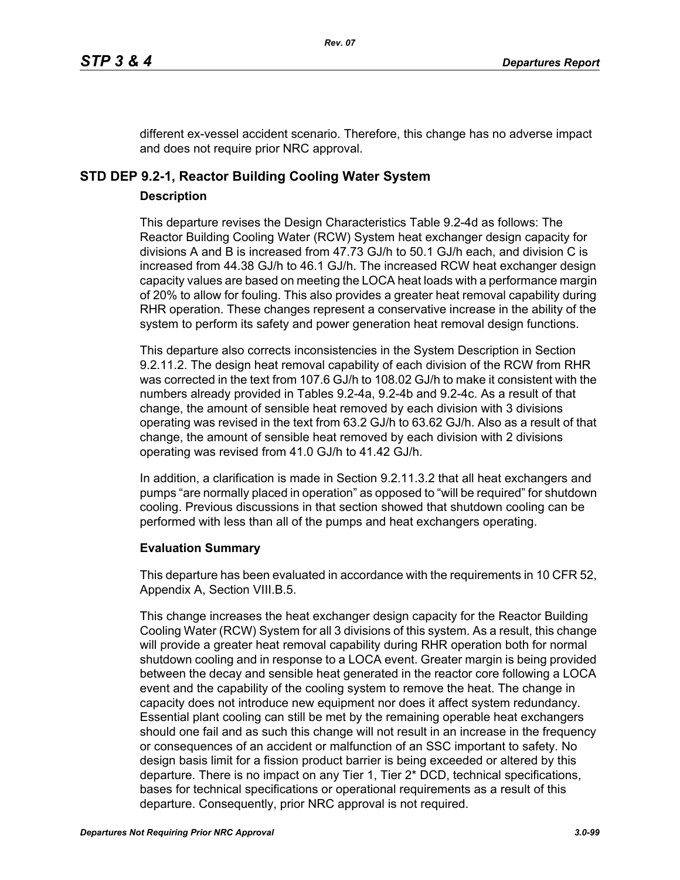different ex-vessel accident scenario. Therefore, this change has no adverse impact and does not require prior NRC approval.

## STD DEP 9.2-1, Reactor Building Cooling Water System

### Description

This departure revises the Design Characteristics Table 9.2-4d as follows: The Reactor Building Cooling Water (RCW) System heat exchanger design capacity for divisions A and B is increased from 47.73 GJ/h to 50.1 GJ/h each, and division C is increased from 44.38 GJ/h to 46.1 GJ/h. The increased RCW heat exchanger design capacity values are based on meeting the LOCA heat loads with a performance margin of 20% to allow for fouling. This also provides a greater heat removal capability during RHR operation. These changes represent a conservative increase in the ability of the system to perform its safety and power generation heat removal design functions.

This departure also corrects inconsistencies in the System Description in Section 9.2.11.2. The design heat removal capability of each division of the RCW from RHR was corrected in the text from 107.6 GJ/h to 108.02 GJ/h to make it consistent with the numbers already provided in Tables 9.2-4a, 9.2-4b and 9.2-4c. As a result of that change, the amount of sensible heat removed by each division with 3 divisions operating was revised in the text from 63.2 GJ/h to 63.62 GJ/h. Also as a result of that change, the amount of sensible heat removed by each division with 2 divisions operating was revised from 41.0 GJ/h to 41.42 GJ/h.

In addition, a clarification is made in Section 9.2.11.3.2 that all heat exchangers and pumps “are normally placed in operation” as opposed to “will be required” for shutdown cooling. Previous discussions in that section showed that shutdown cooling can be performed with less than all of the pumps and heat exchangers operating.

### Evaluation Summary

This departure has been evaluated in accordance with the requirements in 10 CFR 52, Appendix A, Section VIII.B.5.

This change increases the heat exchanger design capacity for the Reactor Building Cooling Water (RCW) System for all 3 divisions of this system. As a result, this change will provide a greater heat removal capability during RHR operation both for normal shutdown cooling and in response to a LOCA event. Greater margin is being provided between the decay and sensible heat generated in the reactor core following a LOCA event and the capability of the cooling system to remove the heat. The change in capacity does not introduce new equipment nor does it affect system redundancy. Essential plant cooling can still be met by the remaining operable heat exchangers should one fail and as such this change will not result in an increase in the frequency or consequences of an accident or malfunction of an SSC important to safety. No design basis limit for a fission product barrier is being exceeded or altered by this departure. There is no impact on any Tier 1, Tier 2* DCD, technical specifications, bases for technical specifications or operational requirements as a result of this departure. Consequently, prior NRC approval is not required.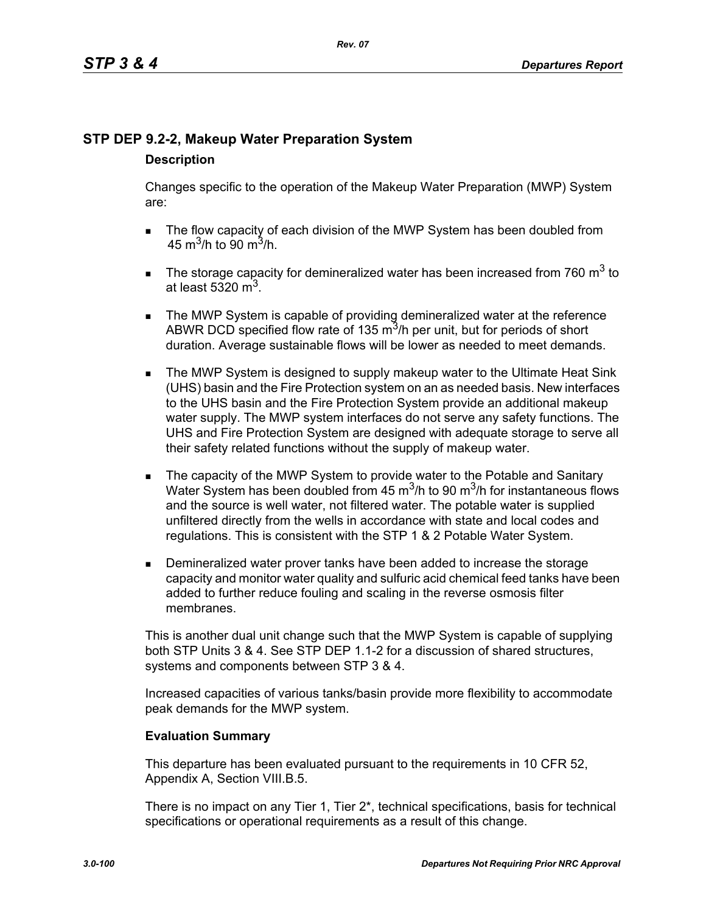## STP DEP 9.2-2, Makeup Water Preparation System

### Description

Changes specific to the operation of the Makeup Water Preparation (MWP) System are:

- The flow capacity of each division of the MWP System has been doubled from 45 $m^3$/h to 90 $m^3$/h.
- The storage capacity for demineralized water has been increased from 760 $m^3$ to at least 5320 $m^3$.
- The MWP System is capable of providing demineralized water at the reference ABWR DCD specified flow rate of 135 $m^3$/h per unit, but for periods of short duration. Average sustainable flows will be lower as needed to meet demands.
- The MWP System is designed to supply makeup water to the Ultimate Heat Sink (UHS) basin and the Fire Protection system on an as needed basis. New interfaces to the UHS basin and the Fire Protection System provide an additional makeup water supply. The MWP system interfaces do not serve any safety functions. The UHS and Fire Protection System are designed with adequate storage to serve all their safety related functions without the supply of makeup water.
- The capacity of the MWP System to provide water to the Potable and Sanitary Water System has been doubled from 45 $m^3$/h to 90 $m^3$/h for instantaneous flows and the source is well water, not filtered water. The potable water is supplied unfiltered directly from the wells in accordance with state and local codes and regulations. This is consistent with the STP 1 & 2 Potable Water System.
- Demineralized water prover tanks have been added to increase the storage capacity and monitor water quality and sulfuric acid chemical feed tanks have been added to further reduce fouling and scaling in the reverse osmosis filter membranes.

This is another dual unit change such that the MWP System is capable of supplying both STP Units 3 & 4. See STP DEP 1.1-2 for a discussion of shared structures, systems and components between STP 3 & 4.

Increased capacities of various tanks/basin provide more flexibility to accommodate peak demands for the MWP system.

### Evaluation Summary

This departure has been evaluated pursuant to the requirements in 10 CFR 52, Appendix A, Section VIII.B.5.

There is no impact on any Tier 1, Tier 2*, technical specifications, basis for technical specifications or operational requirements as a result of this change.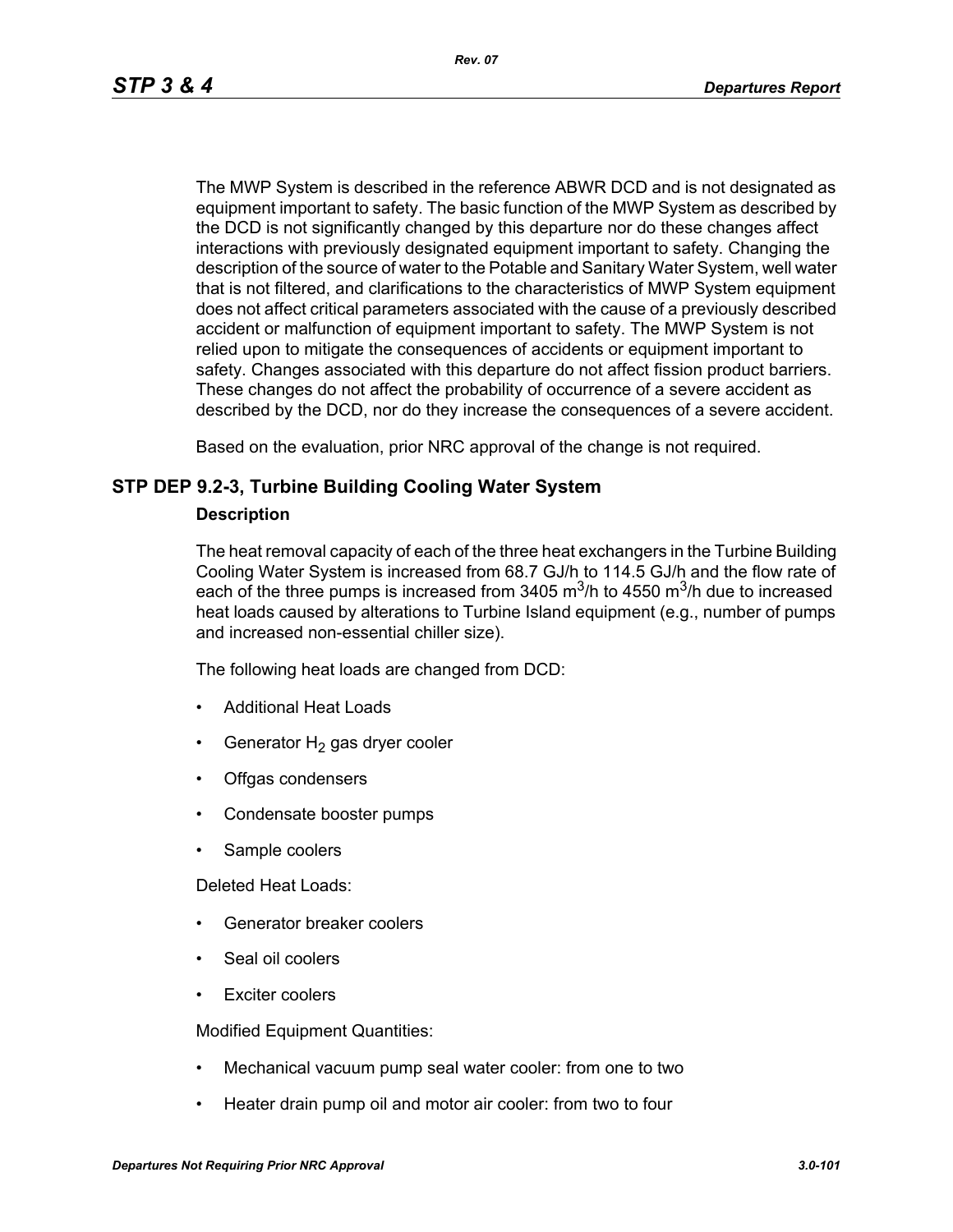The MWP System is described in the reference ABWR DCD and is not designated as equipment important to safety. The basic function of the MWP System as described by the DCD is not significantly changed by this departure nor do these changes affect interactions with previously designated equipment important to safety. Changing the description of the source of water to the Potable and Sanitary Water System, well water that is not filtered, and clarifications to the characteristics of MWP System equipment does not affect critical parameters associated with the cause of a previously described accident or malfunction of equipment important to safety. The MWP System is not relied upon to mitigate the consequences of accidents or equipment important to safety. Changes associated with this departure do not affect fission product barriers. These changes do not affect the probability of occurrence of a severe accident as described by the DCD, nor do they increase the consequences of a severe accident.

Based on the evaluation, prior NRC approval of the change is not required.

## STP DEP 9.2-3, Turbine Building Cooling Water System

### Description

The heat removal capacity of each of the three heat exchangers in the Turbine Building Cooling Water System is increased from 68.7 GJ/h to 114.5 GJ/h and the flow rate of each of the three pumps is increased from 3405 $m^3$/h to 4550 $m^3$/h due to increased heat loads caused by alterations to Turbine Island equipment (e.g., number of pumps and increased non-essential chiller size).

The following heat loads are changed from DCD:

- Additional Heat Loads
- Generator $H_2$ gas dryer cooler
- Offgas condensers
- Condensate booster pumps
- Sample coolers

Deleted Heat Loads:

- Generator breaker coolers
- Seal oil coolers
- Exciter coolers

Modified Equipment Quantities:

- Mechanical vacuum pump seal water cooler: from one to two
- Heater drain pump oil and motor air cooler: from two to four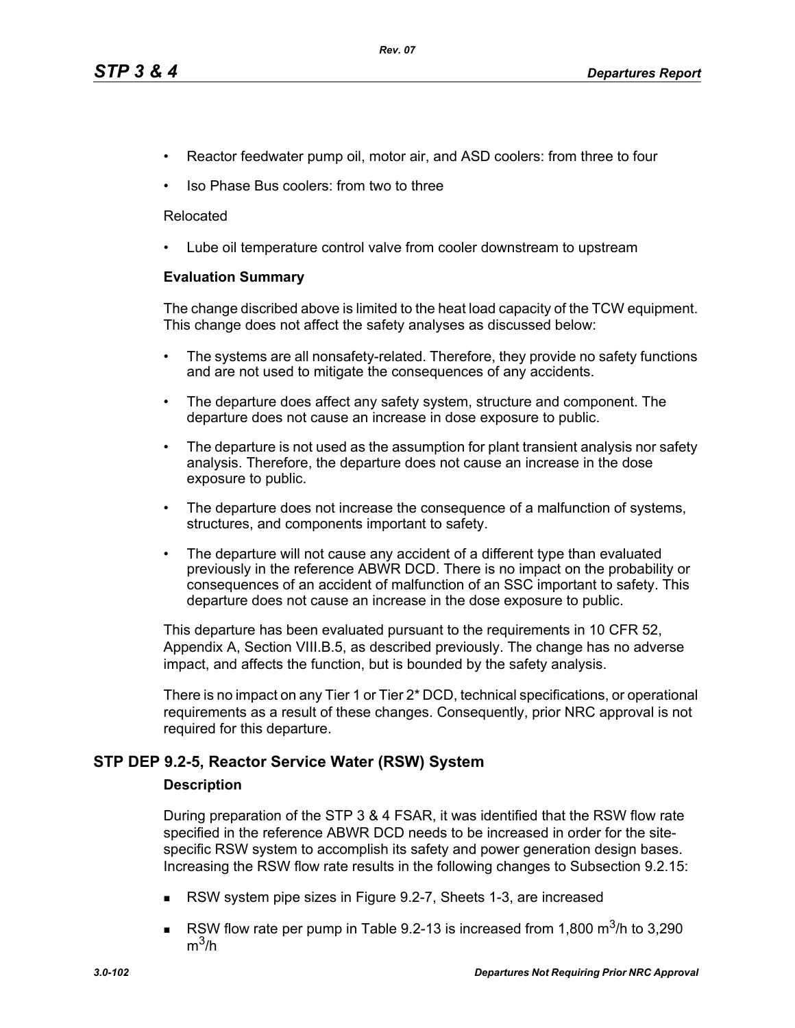- Reactor feedwater pump oil, motor air, and ASD coolers: from three to four
- Iso Phase Bus coolers: from two to three

Relocated

- Lube oil temperature control valve from cooler downstream to upstream

**Evaluation Summary**

The change discribed above is limited to the heat load capacity of the TCW equipment. This change does not affect the safety analyses as discussed below:

- The systems are all nonsafety-related. Therefore, they provide no safety functions and are not used to mitigate the consequences of any accidents.
- The departure does affect any safety system, structure and component. The departure does not cause an increase in dose exposure to public.
- The departure is not used as the assumption for plant transient analysis nor safety analysis. Therefore, the departure does not cause an increase in the dose exposure to public.
- The departure does not increase the consequence of a malfunction of systems, structures, and components important to safety.
- The departure will not cause any accident of a different type than evaluated previously in the reference ABWR DCD. There is no impact on the probability or consequences of an accident of malfunction of an SSC important to safety. This departure does not cause an increase in the dose exposure to public.

This departure has been evaluated pursuant to the requirements in 10 CFR 52, Appendix A, Section VIII.B.5, as described previously. The change has no adverse impact, and affects the function, but is bounded by the safety analysis.

There is no impact on any Tier 1 or Tier 2* DCD, technical specifications, or operational requirements as a result of these changes. Consequently, prior NRC approval is not required for this departure.

## STP DEP 9.2-5, Reactor Service Water (RSW) System

**Description**

During preparation of the STP 3 & 4 FSAR, it was identified that the RSW flow rate specified in the reference ABWR DCD needs to be increased in order for the site-specific RSW system to accomplish its safety and power generation design bases. Increasing the RSW flow rate results in the following changes to Subsection 9.2.15:

- RSW system pipe sizes in Figure 9.2-7, Sheets 1-3, are increased
- RSW flow rate per pump in Table 9.2-13 is increased from 1,800 $m^3$/h to 3,290 $m^3$/h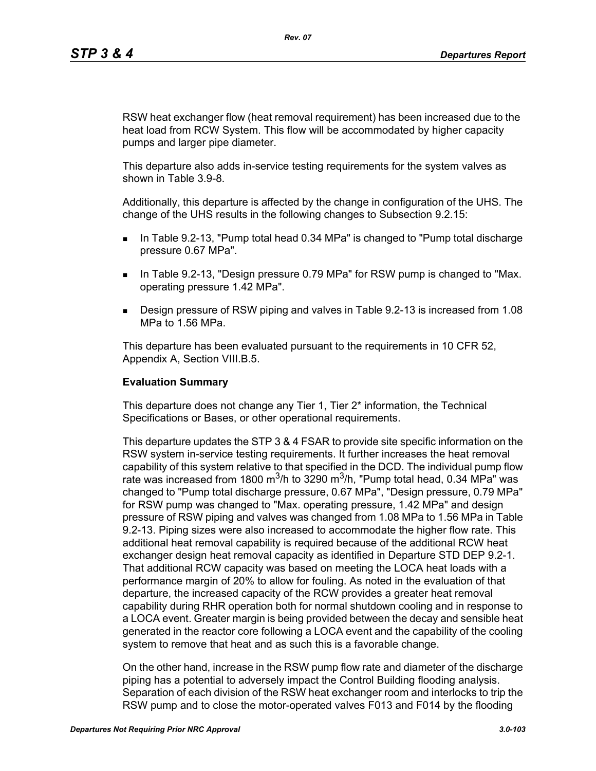RSW heat exchanger flow (heat removal requirement) has been increased due to the heat load from RCW System. This flow will be accommodated by higher capacity pumps and larger pipe diameter.

This departure also adds in-service testing requirements for the system valves as shown in Table 3.9-8.

Additionally, this departure is affected by the change in configuration of the UHS. The change of the UHS results in the following changes to Subsection 9.2.15:

- In Table 9.2-13, "Pump total head 0.34 MPa" is changed to "Pump total discharge pressure 0.67 MPa".
- In Table 9.2-13, "Design pressure 0.79 MPa" for RSW pump is changed to "Max. operating pressure 1.42 MPa".
- Design pressure of RSW piping and valves in Table 9.2-13 is increased from 1.08 MPa to 1.56 MPa.

This departure has been evaluated pursuant to the requirements in 10 CFR 52, Appendix A, Section VIII.B.5.

**Evaluation Summary**

This departure does not change any Tier 1, Tier 2* information, the Technical Specifications or Bases, or other operational requirements.

This departure updates the STP 3 & 4 FSAR to provide site specific information on the RSW system in-service testing requirements. It further increases the heat removal capability of this system relative to that specified in the DCD. The individual pump flow rate was increased from 1800 $m^3$/h to 3290 $m^3$/h, "Pump total head, 0.34 MPa" was changed to "Pump total discharge pressure, 0.67 MPa", "Design pressure, 0.79 MPa" for RSW pump was changed to "Max. operating pressure, 1.42 MPa" and design pressure of RSW piping and valves was changed from 1.08 MPa to 1.56 MPa in Table 9.2-13. Piping sizes were also increased to accommodate the higher flow rate. This additional heat removal capability is required because of the additional RCW heat exchanger design heat removal capacity as identified in Departure STD DEP 9.2-1. That additional RCW capacity was based on meeting the LOCA heat loads with a performance margin of 20% to allow for fouling. As noted in the evaluation of that departure, the increased capacity of the RCW provides a greater heat removal capability during RHR operation both for normal shutdown cooling and in response to a LOCA event. Greater margin is being provided between the decay and sensible heat generated in the reactor core following a LOCA event and the capability of the cooling system to remove that heat and as such this is a favorable change.

On the other hand, increase in the RSW pump flow rate and diameter of the discharge piping has a potential to adversely impact the Control Building flooding analysis. Separation of each division of the RSW heat exchanger room and interlocks to trip the RSW pump and to close the motor-operated valves F013 and F014 by the flooding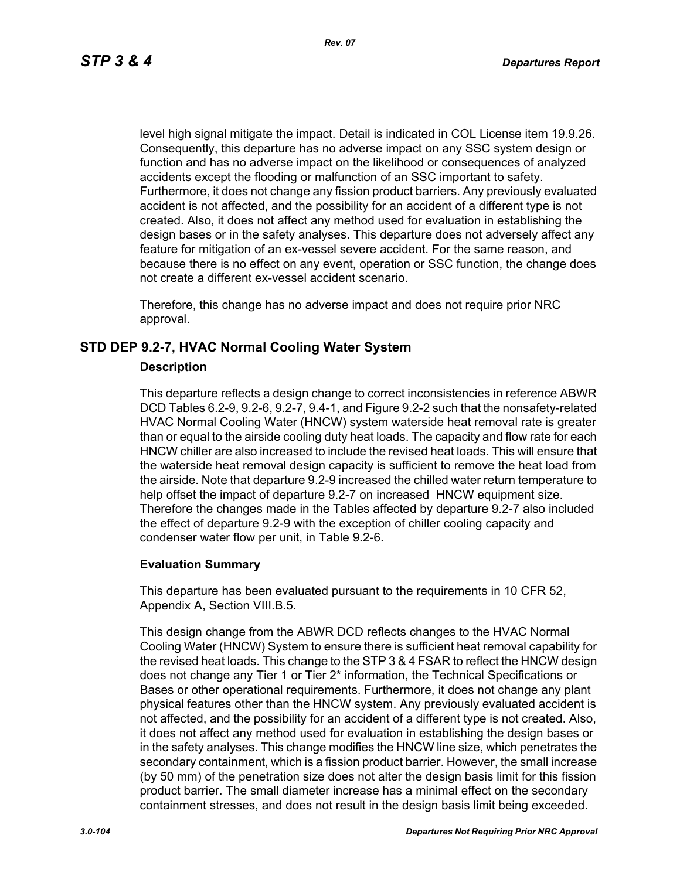level high signal mitigate the impact. Detail is indicated in COL License item 19.9.26. Consequently, this departure has no adverse impact on any SSC system design or function and has no adverse impact on the likelihood or consequences of analyzed accidents except the flooding or malfunction of an SSC important to safety. Furthermore, it does not change any fission product barriers. Any previously evaluated accident is not affected, and the possibility for an accident of a different type is not created. Also, it does not affect any method used for evaluation in establishing the design bases or in the safety analyses. This departure does not adversely affect any feature for mitigation of an ex-vessel severe accident. For the same reason, and because there is no effect on any event, operation or SSC function, the change does not create a different ex-vessel accident scenario.

Therefore, this change has no adverse impact and does not require prior NRC approval.

## STD DEP 9.2-7, HVAC Normal Cooling Water System

### Description

This departure reflects a design change to correct inconsistencies in reference ABWR DCD Tables 6.2-9, 9.2-6, 9.2-7, 9.4-1, and Figure 9.2-2 such that the nonsafety-related HVAC Normal Cooling Water (HNCW) system waterside heat removal rate is greater than or equal to the airside cooling duty heat loads. The capacity and flow rate for each HNCW chiller are also increased to include the revised heat loads. This will ensure that the waterside heat removal design capacity is sufficient to remove the heat load from the airside. Note that departure 9.2-9 increased the chilled water return temperature to help offset the impact of departure 9.2-7 on increased HNCW equipment size. Therefore the changes made in the Tables affected by departure 9.2-7 also included the effect of departure 9.2-9 with the exception of chiller cooling capacity and condenser water flow per unit, in Table 9.2-6.

### Evaluation Summary

This departure has been evaluated pursuant to the requirements in 10 CFR 52, Appendix A, Section VIII.B.5.

This design change from the ABWR DCD reflects changes to the HVAC Normal Cooling Water (HNCW) System to ensure there is sufficient heat removal capability for the revised heat loads. This change to the STP 3 & 4 FSAR to reflect the HNCW design does not change any Tier 1 or Tier 2* information, the Technical Specifications or Bases or other operational requirements. Furthermore, it does not change any plant physical features other than the HNCW system. Any previously evaluated accident is not affected, and the possibility for an accident of a different type is not created. Also, it does not affect any method used for evaluation in establishing the design bases or in the safety analyses. This change modifies the HNCW line size, which penetrates the secondary containment, which is a fission product barrier. However, the small increase (by 50 mm) of the penetration size does not alter the design basis limit for this fission product barrier. The small diameter increase has a minimal effect on the secondary containment stresses, and does not result in the design basis limit being exceeded.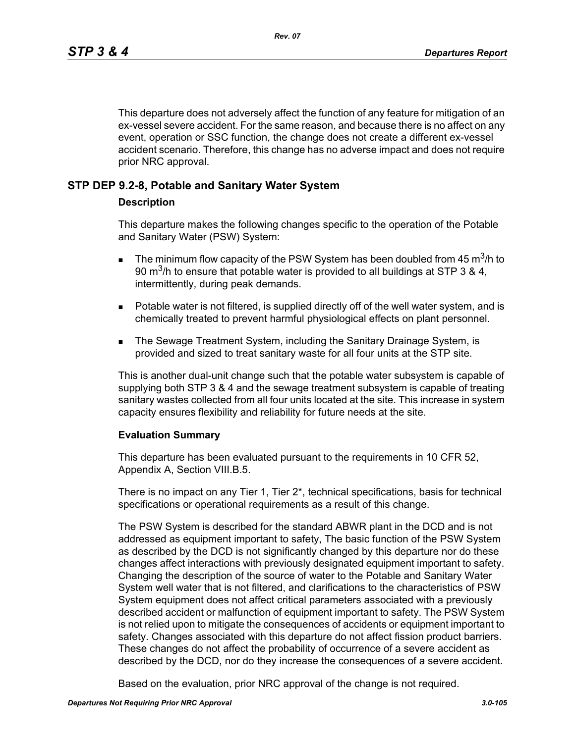This departure does not adversely affect the function of any feature for mitigation of an ex-vessel severe accident. For the same reason, and because there is no affect on any event, operation or SSC function, the change does not create a different ex-vessel accident scenario. Therefore, this change has no adverse impact and does not require prior NRC approval.

## STP DEP 9.2-8, Potable and Sanitary Water System

### Description

This departure makes the following changes specific to the operation of the Potable and Sanitary Water (PSW) System:

- The minimum flow capacity of the PSW System has been doubled from 45 $m^3$/h to 90 $m^3$/h to ensure that potable water is provided to all buildings at STP 3 & 4, intermittently, during peak demands.
- Potable water is not filtered, is supplied directly off of the well water system, and is chemically treated to prevent harmful physiological effects on plant personnel.
- The Sewage Treatment System, including the Sanitary Drainage System, is provided and sized to treat sanitary waste for all four units at the STP site.

This is another dual-unit change such that the potable water subsystem is capable of supplying both STP 3 & 4 and the sewage treatment subsystem is capable of treating sanitary wastes collected from all four units located at the site. This increase in system capacity ensures flexibility and reliability for future needs at the site.

### Evaluation Summary

This departure has been evaluated pursuant to the requirements in 10 CFR 52, Appendix A, Section VIII.B.5.

There is no impact on any Tier 1, Tier 2*, technical specifications, basis for technical specifications or operational requirements as a result of this change.

The PSW System is described for the standard ABWR plant in the DCD and is not addressed as equipment important to safety, The basic function of the PSW System as described by the DCD is not significantly changed by this departure nor do these changes affect interactions with previously designated equipment important to safety. Changing the description of the source of water to the Potable and Sanitary Water System well water that is not filtered, and clarifications to the characteristics of PSW System equipment does not affect critical parameters associated with a previously described accident or malfunction of equipment important to safety. The PSW System is not relied upon to mitigate the consequences of accidents or equipment important to safety. Changes associated with this departure do not affect fission product barriers. These changes do not affect the probability of occurrence of a severe accident as described by the DCD, nor do they increase the consequences of a severe accident.

Based on the evaluation, prior NRC approval of the change is not required.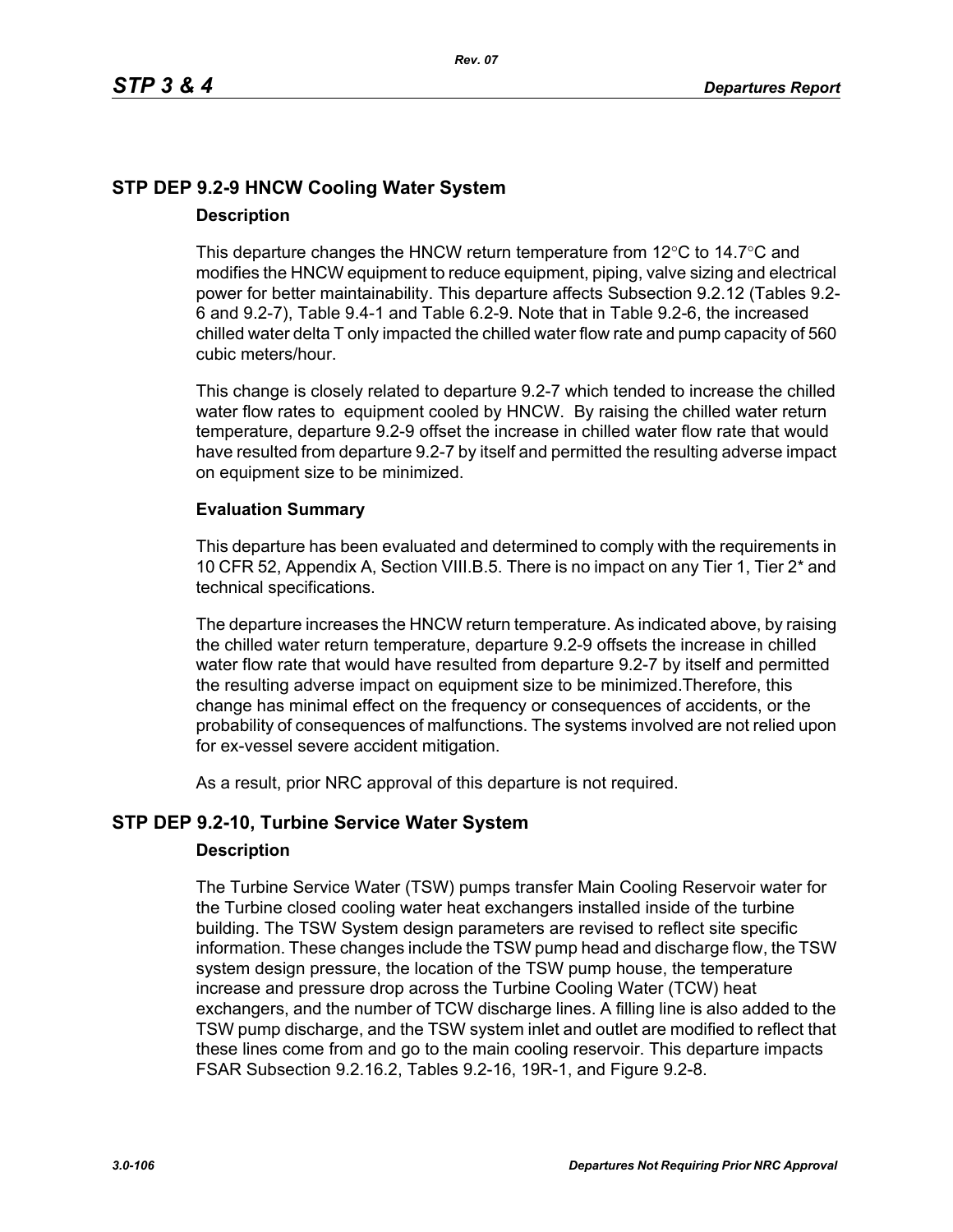## STP DEP 9.2-9 HNCW Cooling Water System

### Description

This departure changes the HNCW return temperature from 12°C to 14.7°C and modifies the HNCW equipment to reduce equipment, piping, valve sizing and electrical power for better maintainability. This departure affects Subsection 9.2.12 (Tables 9.2-6 and 9.2-7), Table 9.4-1 and Table 6.2-9. Note that in Table 9.2-6, the increased chilled water delta T only impacted the chilled water flow rate and pump capacity of 560 cubic meters/hour.

This change is closely related to departure 9.2-7 which tended to increase the chilled water flow rates to equipment cooled by HNCW. By raising the chilled water return temperature, departure 9.2-9 offset the increase in chilled water flow rate that would have resulted from departure 9.2-7 by itself and permitted the resulting adverse impact on equipment size to be minimized.

### Evaluation Summary

This departure has been evaluated and determined to comply with the requirements in 10 CFR 52, Appendix A, Section VIII.B.5. There is no impact on any Tier 1, Tier 2* and technical specifications.

The departure increases the HNCW return temperature. As indicated above, by raising the chilled water return temperature, departure 9.2-9 offsets the increase in chilled water flow rate that would have resulted from departure 9.2-7 by itself and permitted the resulting adverse impact on equipment size to be minimized.Therefore, this change has minimal effect on the frequency or consequences of accidents, or the probability of consequences of malfunctions. The systems involved are not relied upon for ex-vessel severe accident mitigation.

As a result, prior NRC approval of this departure is not required.

## STP DEP 9.2-10, Turbine Service Water System

### Description

The Turbine Service Water (TSW) pumps transfer Main Cooling Reservoir water for the Turbine closed cooling water heat exchangers installed inside of the turbine building. The TSW System design parameters are revised to reflect site specific information. These changes include the TSW pump head and discharge flow, the TSW system design pressure, the location of the TSW pump house, the temperature increase and pressure drop across the Turbine Cooling Water (TCW) heat exchangers, and the number of TCW discharge lines. A filling line is also added to the TSW pump discharge, and the TSW system inlet and outlet are modified to reflect that these lines come from and go to the main cooling reservoir. This departure impacts FSAR Subsection 9.2.16.2, Tables 9.2-16, 19R-1, and Figure 9.2-8.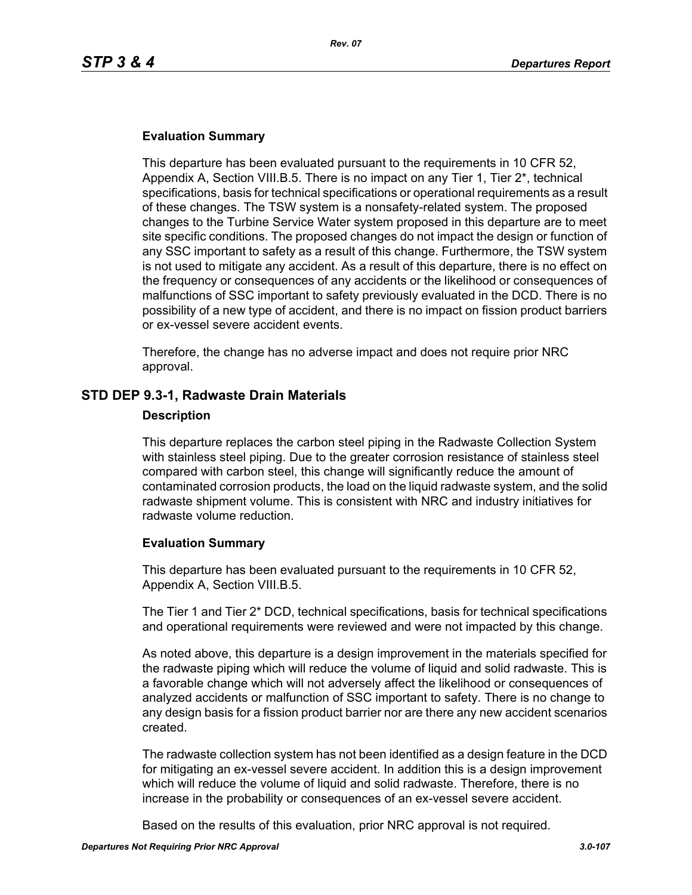#### Evaluation Summary

This departure has been evaluated pursuant to the requirements in 10 CFR 52, Appendix A, Section VIII.B.5. There is no impact on any Tier 1, Tier 2*, technical specifications, basis for technical specifications or operational requirements as a result of these changes. The TSW system is a nonsafety-related system. The proposed changes to the Turbine Service Water system proposed in this departure are to meet site specific conditions. The proposed changes do not impact the design or function of any SSC important to safety as a result of this change. Furthermore, the TSW system is not used to mitigate any accident. As a result of this departure, there is no effect on the frequency or consequences of any accidents or the likelihood or consequences of malfunctions of SSC important to safety previously evaluated in the DCD. There is no possibility of a new type of accident, and there is no impact on fission product barriers or ex-vessel severe accident events.

Therefore, the change has no adverse impact and does not require prior NRC approval.

## STD DEP 9.3-1, Radwaste Drain Materials

#### Description

This departure replaces the carbon steel piping in the Radwaste Collection System with stainless steel piping. Due to the greater corrosion resistance of stainless steel compared with carbon steel, this change will significantly reduce the amount of contaminated corrosion products, the load on the liquid radwaste system, and the solid radwaste shipment volume. This is consistent with NRC and industry initiatives for radwaste volume reduction.

#### Evaluation Summary

This departure has been evaluated pursuant to the requirements in 10 CFR 52, Appendix A, Section VIII.B.5.

The Tier 1 and Tier 2* DCD, technical specifications, basis for technical specifications and operational requirements were reviewed and were not impacted by this change.

As noted above, this departure is a design improvement in the materials specified for the radwaste piping which will reduce the volume of liquid and solid radwaste. This is a favorable change which will not adversely affect the likelihood or consequences of analyzed accidents or malfunction of SSC important to safety. There is no change to any design basis for a fission product barrier nor are there any new accident scenarios created.

The radwaste collection system has not been identified as a design feature in the DCD for mitigating an ex-vessel severe accident. In addition this is a design improvement which will reduce the volume of liquid and solid radwaste. Therefore, there is no increase in the probability or consequences of an ex-vessel severe accident.

Based on the results of this evaluation, prior NRC approval is not required.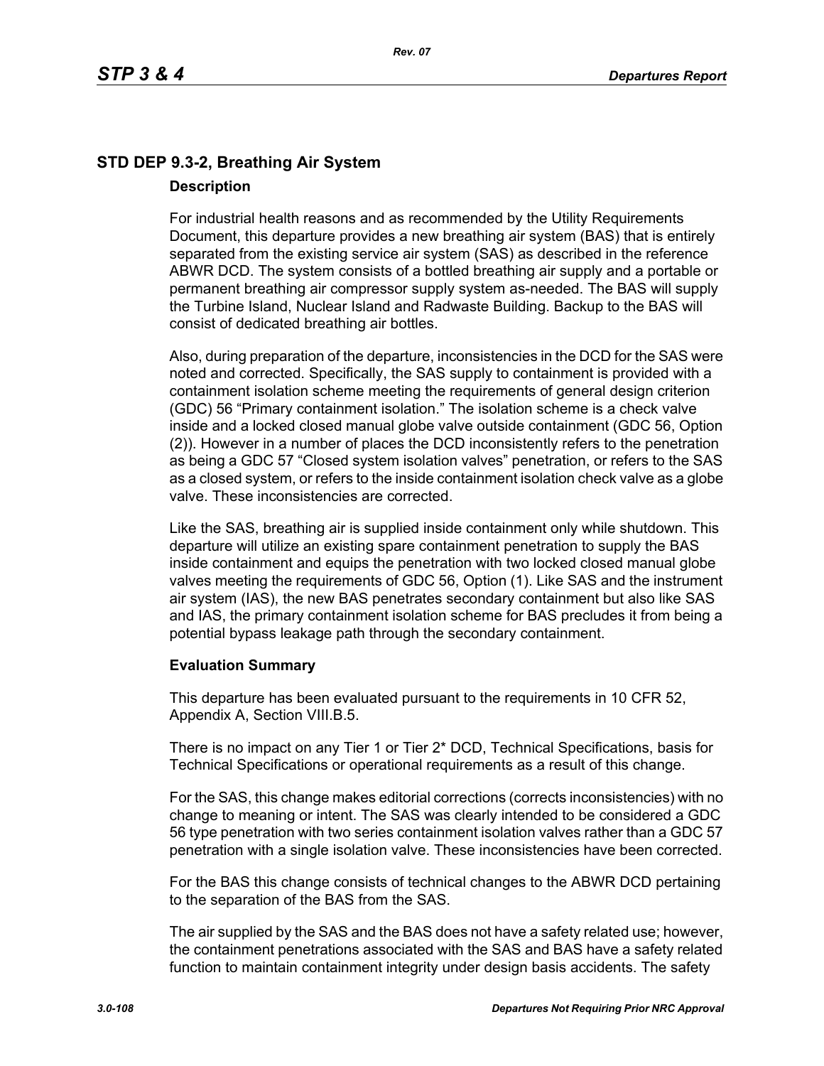## STD DEP 9.3-2, Breathing Air System

### Description

For industrial health reasons and as recommended by the Utility Requirements Document, this departure provides a new breathing air system (BAS) that is entirely separated from the existing service air system (SAS) as described in the reference ABWR DCD. The system consists of a bottled breathing air supply and a portable or permanent breathing air compressor supply system as-needed. The BAS will supply the Turbine Island, Nuclear Island and Radwaste Building. Backup to the BAS will consist of dedicated breathing air bottles.

Also, during preparation of the departure, inconsistencies in the DCD for the SAS were noted and corrected. Specifically, the SAS supply to containment is provided with a containment isolation scheme meeting the requirements of general design criterion (GDC) 56 "Primary containment isolation." The isolation scheme is a check valve inside and a locked closed manual globe valve outside containment (GDC 56, Option (2)). However in a number of places the DCD inconsistently refers to the penetration as being a GDC 57 "Closed system isolation valves" penetration, or refers to the SAS as a closed system, or refers to the inside containment isolation check valve as a globe valve. These inconsistencies are corrected.

Like the SAS, breathing air is supplied inside containment only while shutdown. This departure will utilize an existing spare containment penetration to supply the BAS inside containment and equips the penetration with two locked closed manual globe valves meeting the requirements of GDC 56, Option (1). Like SAS and the instrument air system (IAS), the new BAS penetrates secondary containment but also like SAS and IAS, the primary containment isolation scheme for BAS precludes it from being a potential bypass leakage path through the secondary containment.

### Evaluation Summary

This departure has been evaluated pursuant to the requirements in 10 CFR 52, Appendix A, Section VIII.B.5.

There is no impact on any Tier 1 or Tier 2* DCD, Technical Specifications, basis for Technical Specifications or operational requirements as a result of this change.

For the SAS, this change makes editorial corrections (corrects inconsistencies) with no change to meaning or intent. The SAS was clearly intended to be considered a GDC 56 type penetration with two series containment isolation valves rather than a GDC 57 penetration with a single isolation valve. These inconsistencies have been corrected.

For the BAS this change consists of technical changes to the ABWR DCD pertaining to the separation of the BAS from the SAS.

The air supplied by the SAS and the BAS does not have a safety related use; however, the containment penetrations associated with the SAS and BAS have a safety related function to maintain containment integrity under design basis accidents. The safety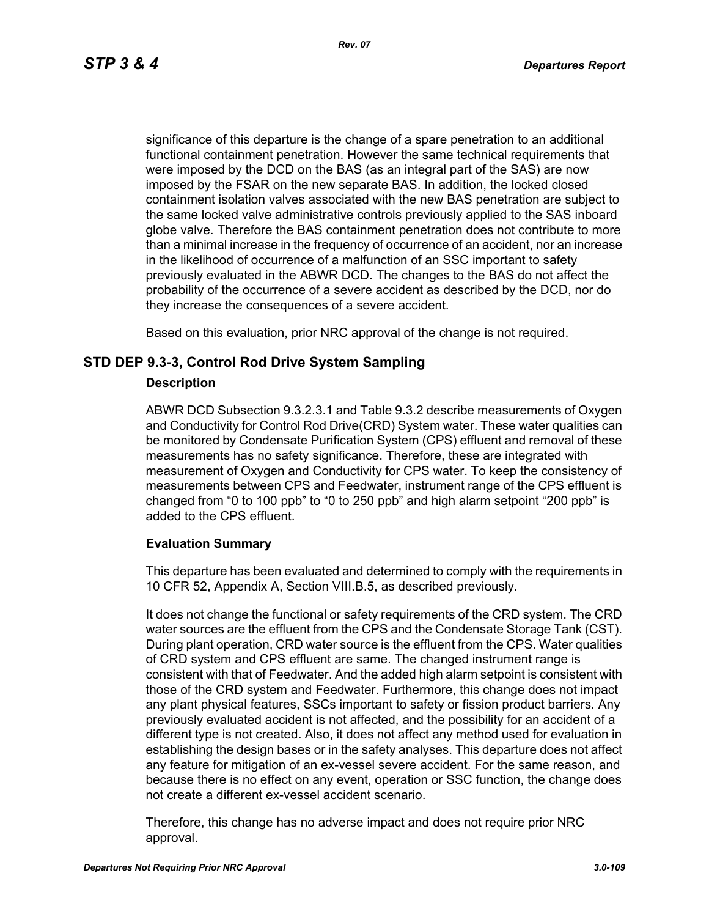significance of this departure is the change of a spare penetration to an additional functional containment penetration. However the same technical requirements that were imposed by the DCD on the BAS (as an integral part of the SAS) are now imposed by the FSAR on the new separate BAS. In addition, the locked closed containment isolation valves associated with the new BAS penetration are subject to the same locked valve administrative controls previously applied to the SAS inboard globe valve. Therefore the BAS containment penetration does not contribute to more than a minimal increase in the frequency of occurrence of an accident, nor an increase in the likelihood of occurrence of a malfunction of an SSC important to safety previously evaluated in the ABWR DCD. The changes to the BAS do not affect the probability of the occurrence of a severe accident as described by the DCD, nor do they increase the consequences of a severe accident.

Based on this evaluation, prior NRC approval of the change is not required.

## STD DEP 9.3-3, Control Rod Drive System Sampling

**Description**

ABWR DCD Subsection 9.3.2.3.1 and Table 9.3.2 describe measurements of Oxygen and Conductivity for Control Rod Drive(CRD) System water. These water qualities can be monitored by Condensate Purification System (CPS) effluent and removal of these measurements has no safety significance. Therefore, these are integrated with measurement of Oxygen and Conductivity for CPS water. To keep the consistency of measurements between CPS and Feedwater, instrument range of the CPS effluent is changed from “0 to 100 ppb” to “0 to 250 ppb” and high alarm setpoint “200 ppb” is added to the CPS effluent.

**Evaluation Summary**

This departure has been evaluated and determined to comply with the requirements in 10 CFR 52, Appendix A, Section VIII.B.5, as described previously.

It does not change the functional or safety requirements of the CRD system. The CRD water sources are the effluent from the CPS and the Condensate Storage Tank (CST). During plant operation, CRD water source is the effluent from the CPS. Water qualities of CRD system and CPS effluent are same. The changed instrument range is consistent with that of Feedwater. And the added high alarm setpoint is consistent with those of the CRD system and Feedwater. Furthermore, this change does not impact any plant physical features, SSCs important to safety or fission product barriers. Any previously evaluated accident is not affected, and the possibility for an accident of a different type is not created. Also, it does not affect any method used for evaluation in establishing the design bases or in the safety analyses. This departure does not affect any feature for mitigation of an ex-vessel severe accident. For the same reason, and because there is no effect on any event, operation or SSC function, the change does not create a different ex-vessel accident scenario.

Therefore, this change has no adverse impact and does not require prior NRC approval.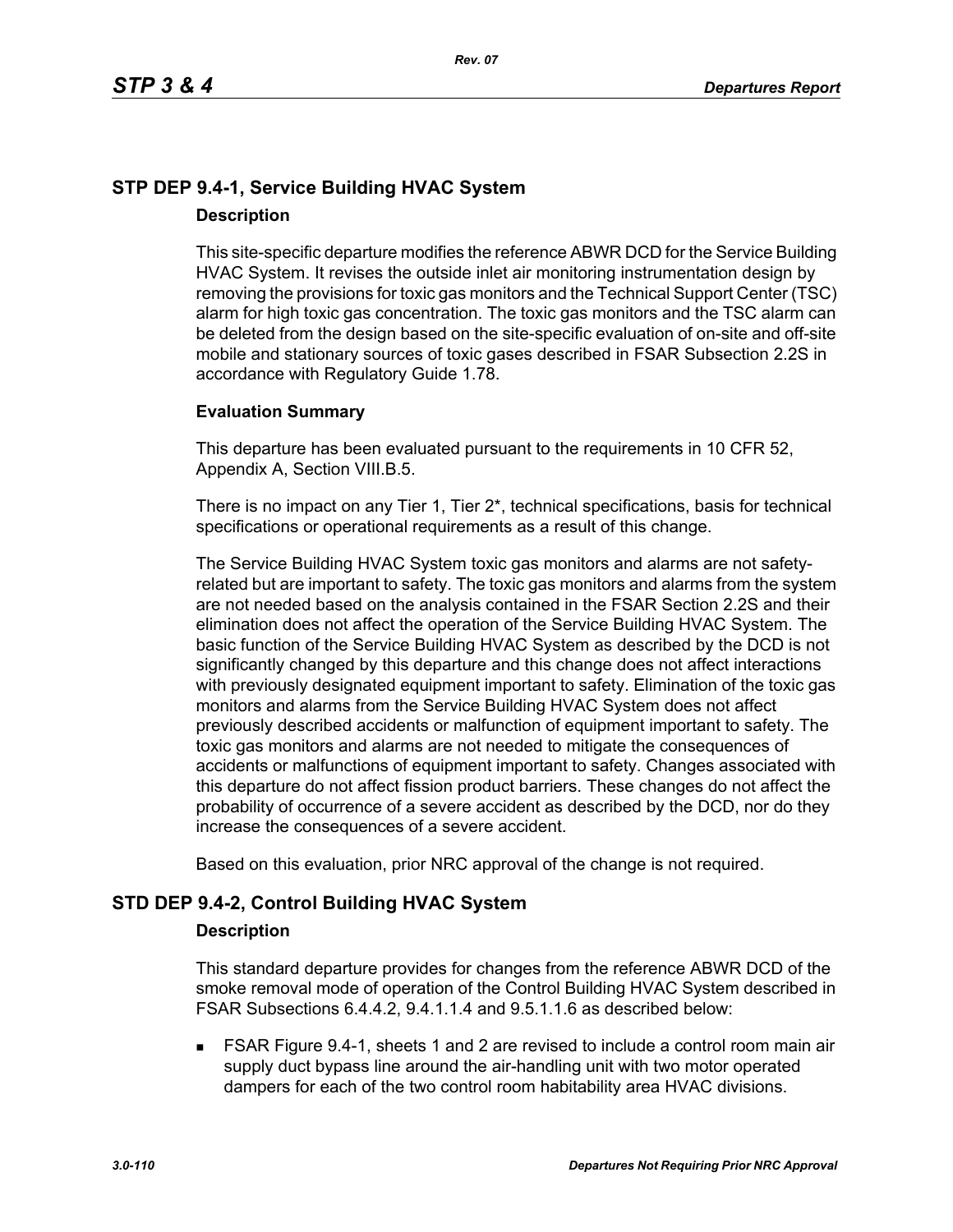## STP DEP 9.4-1, Service Building HVAC System

### Description

This site-specific departure modifies the reference ABWR DCD for the Service Building HVAC System. It revises the outside inlet air monitoring instrumentation design by removing the provisions for toxic gas monitors and the Technical Support Center (TSC) alarm for high toxic gas concentration. The toxic gas monitors and the TSC alarm can be deleted from the design based on the site-specific evaluation of on-site and off-site mobile and stationary sources of toxic gases described in FSAR Subsection 2.2S in accordance with Regulatory Guide 1.78.

### Evaluation Summary

This departure has been evaluated pursuant to the requirements in 10 CFR 52, Appendix A, Section VIII.B.5.

There is no impact on any Tier 1, Tier 2*, technical specifications, basis for technical specifications or operational requirements as a result of this change.

The Service Building HVAC System toxic gas monitors and alarms are not safety-related but are important to safety. The toxic gas monitors and alarms from the system are not needed based on the analysis contained in the FSAR Section 2.2S and their elimination does not affect the operation of the Service Building HVAC System. The basic function of the Service Building HVAC System as described by the DCD is not significantly changed by this departure and this change does not affect interactions with previously designated equipment important to safety. Elimination of the toxic gas monitors and alarms from the Service Building HVAC System does not affect previously described accidents or malfunction of equipment important to safety. The toxic gas monitors and alarms are not needed to mitigate the consequences of accidents or malfunctions of equipment important to safety. Changes associated with this departure do not affect fission product barriers. These changes do not affect the probability of occurrence of a severe accident as described by the DCD, nor do they increase the consequences of a severe accident.

Based on this evaluation, prior NRC approval of the change is not required.

## STD DEP 9.4-2, Control Building HVAC System

### Description

This standard departure provides for changes from the reference ABWR DCD of the smoke removal mode of operation of the Control Building HVAC System described in FSAR Subsections 6.4.4.2, 9.4.1.1.4 and 9.5.1.1.6 as described below:

- FSAR Figure 9.4-1, sheets 1 and 2 are revised to include a control room main air supply duct bypass line around the air-handling unit with two motor operated dampers for each of the two control room habitability area HVAC divisions.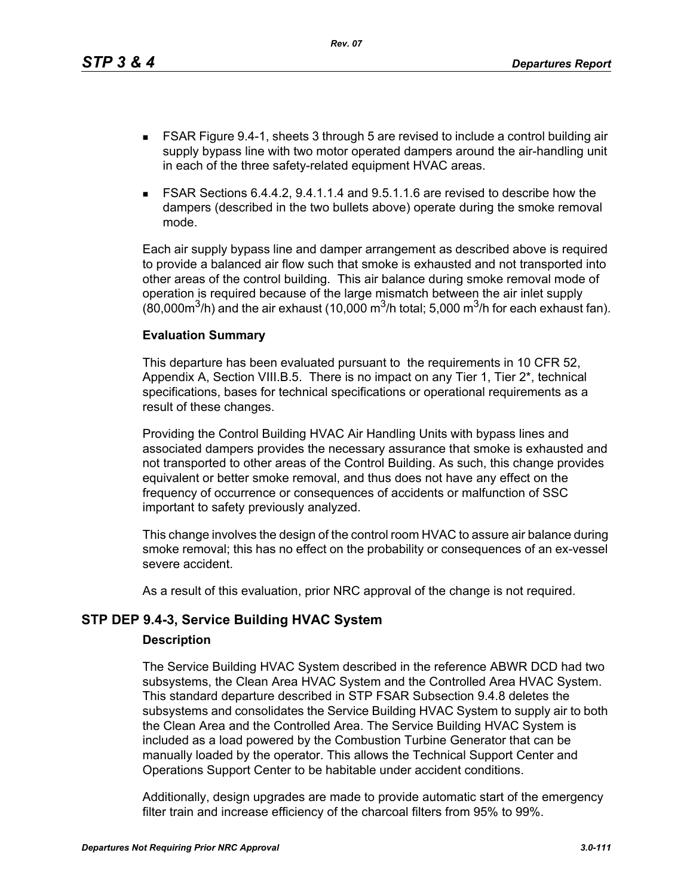- FSAR Figure 9.4-1, sheets 3 through 5 are revised to include a control building air supply bypass line with two motor operated dampers around the air-handling unit in each of the three safety-related equipment HVAC areas.
- FSAR Sections 6.4.4.2, 9.4.1.1.4 and 9.5.1.1.6 are revised to describe how the dampers (described in the two bullets above) operate during the smoke removal mode.

Each air supply bypass line and damper arrangement as described above is required to provide a balanced air flow such that smoke is exhausted and not transported into other areas of the control building. This air balance during smoke removal mode of operation is required because of the large mismatch between the air inlet supply (80,000$m^3$/h) and the air exhaust (10,000 $m^3$/h total; 5,000 $m^3$/h for each exhaust fan).

**Evaluation Summary**

This departure has been evaluated pursuant to the requirements in 10 CFR 52, Appendix A, Section VIII.B.5. There is no impact on any Tier 1, Tier 2*, technical specifications, bases for technical specifications or operational requirements as a result of these changes.

Providing the Control Building HVAC Air Handling Units with bypass lines and associated dampers provides the necessary assurance that smoke is exhausted and not transported to other areas of the Control Building. As such, this change provides equivalent or better smoke removal, and thus does not have any effect on the frequency of occurrence or consequences of accidents or malfunction of SSC important to safety previously analyzed.

This change involves the design of the control room HVAC to assure air balance during smoke removal; this has no effect on the probability or consequences of an ex-vessel severe accident.

As a result of this evaluation, prior NRC approval of the change is not required.

## STP DEP 9.4-3, Service Building HVAC System

**Description**

The Service Building HVAC System described in the reference ABWR DCD had two subsystems, the Clean Area HVAC System and the Controlled Area HVAC System. This standard departure described in STP FSAR Subsection 9.4.8 deletes the subsystems and consolidates the Service Building HVAC System to supply air to both the Clean Area and the Controlled Area. The Service Building HVAC System is included as a load powered by the Combustion Turbine Generator that can be manually loaded by the operator. This allows the Technical Support Center and Operations Support Center to be habitable under accident conditions.

Additionally, design upgrades are made to provide automatic start of the emergency filter train and increase efficiency of the charcoal filters from 95% to 99%.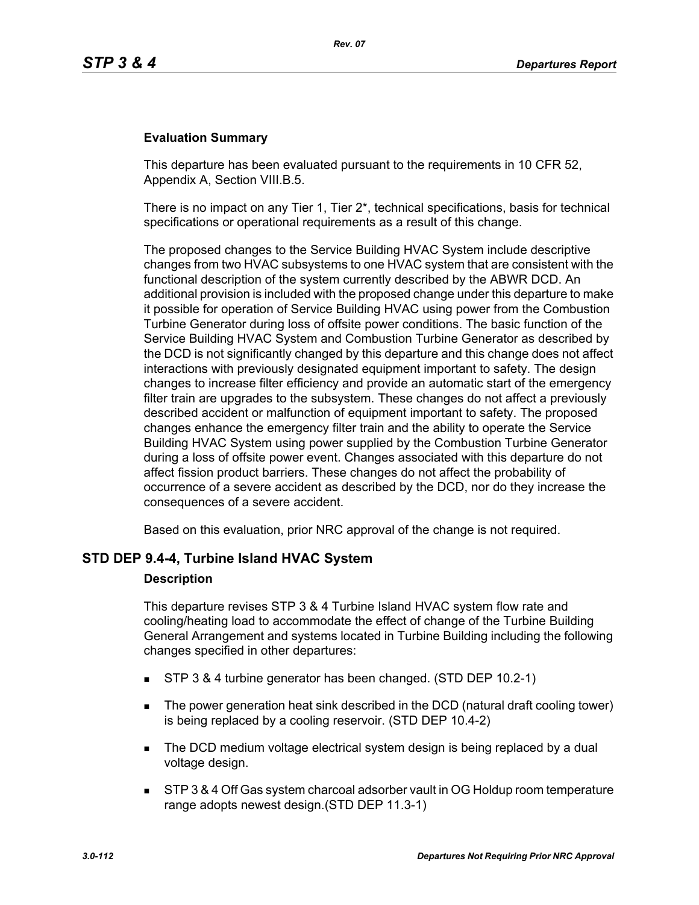### Evaluation Summary

This departure has been evaluated pursuant to the requirements in 10 CFR 52, Appendix A, Section VIII.B.5.

There is no impact on any Tier 1, Tier 2*, technical specifications, basis for technical specifications or operational requirements as a result of this change.

The proposed changes to the Service Building HVAC System include descriptive changes from two HVAC subsystems to one HVAC system that are consistent with the functional description of the system currently described by the ABWR DCD. An additional provision is included with the proposed change under this departure to make it possible for operation of Service Building HVAC using power from the Combustion Turbine Generator during loss of offsite power conditions. The basic function of the Service Building HVAC System and Combustion Turbine Generator as described by the DCD is not significantly changed by this departure and this change does not affect interactions with previously designated equipment important to safety. The design changes to increase filter efficiency and provide an automatic start of the emergency filter train are upgrades to the subsystem. These changes do not affect a previously described accident or malfunction of equipment important to safety. The proposed changes enhance the emergency filter train and the ability to operate the Service Building HVAC System using power supplied by the Combustion Turbine Generator during a loss of offsite power event. Changes associated with this departure do not affect fission product barriers. These changes do not affect the probability of occurrence of a severe accident as described by the DCD, nor do they increase the consequences of a severe accident.

Based on this evaluation, prior NRC approval of the change is not required.

## STD DEP 9.4-4, Turbine Island HVAC System

### Description

This departure revises STP 3 & 4 Turbine Island HVAC system flow rate and cooling/heating load to accommodate the effect of change of the Turbine Building General Arrangement and systems located in Turbine Building including the following changes specified in other departures:

- STP 3 & 4 turbine generator has been changed. (STD DEP 10.2-1)
- The power generation heat sink described in the DCD (natural draft cooling tower) is being replaced by a cooling reservoir. (STD DEP 10.4-2)
- The DCD medium voltage electrical system design is being replaced by a dual voltage design.
- STP 3 & 4 Off Gas system charcoal adsorber vault in OG Holdup room temperature range adopts newest design.(STD DEP 11.3-1)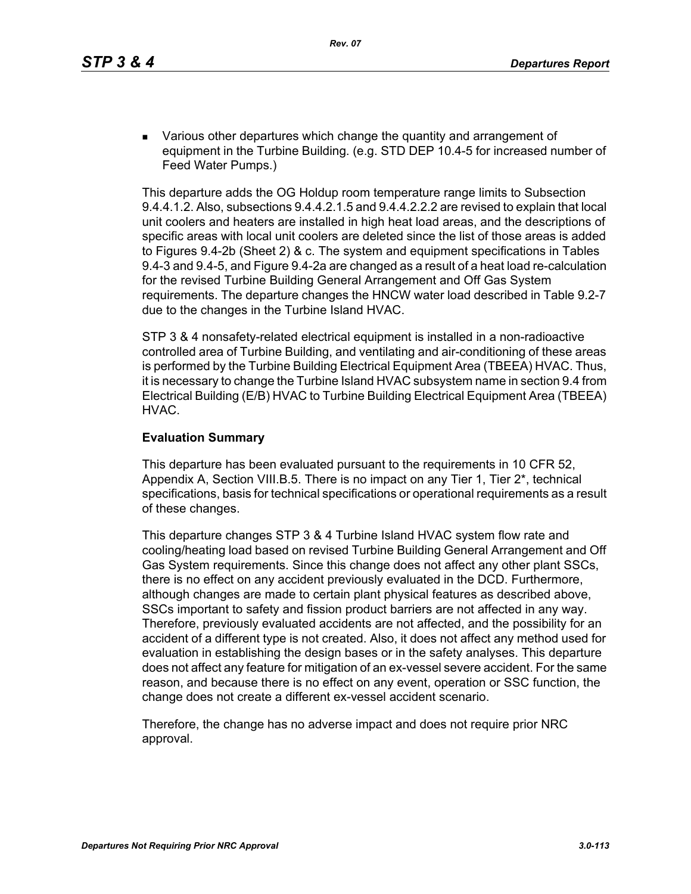- Various other departures which change the quantity and arrangement of equipment in the Turbine Building. (e.g. STD DEP 10.4-5 for increased number of Feed Water Pumps.)

This departure adds the OG Holdup room temperature range limits to Subsection 9.4.4.1.2. Also, subsections 9.4.4.2.1.5 and 9.4.4.2.2.2 are revised to explain that local unit coolers and heaters are installed in high heat load areas, and the descriptions of specific areas with local unit coolers are deleted since the list of those areas is added to Figures 9.4-2b (Sheet 2) & c. The system and equipment specifications in Tables 9.4-3 and 9.4-5, and Figure 9.4-2a are changed as a result of a heat load re-calculation for the revised Turbine Building General Arrangement and Off Gas System requirements. The departure changes the HNCW water load described in Table 9.2-7 due to the changes in the Turbine Island HVAC.

STP 3 & 4 nonsafety-related electrical equipment is installed in a non-radioactive controlled area of Turbine Building, and ventilating and air-conditioning of these areas is performed by the Turbine Building Electrical Equipment Area (TBEEA) HVAC. Thus, it is necessary to change the Turbine Island HVAC subsystem name in section 9.4 from Electrical Building (E/B) HVAC to Turbine Building Electrical Equipment Area (TBEEA) HVAC.

**Evaluation Summary**

This departure has been evaluated pursuant to the requirements in 10 CFR 52, Appendix A, Section VIII.B.5. There is no impact on any Tier 1, Tier 2*, technical specifications, basis for technical specifications or operational requirements as a result of these changes.

This departure changes STP 3 & 4 Turbine Island HVAC system flow rate and cooling/heating load based on revised Turbine Building General Arrangement and Off Gas System requirements. Since this change does not affect any other plant SSCs, there is no effect on any accident previously evaluated in the DCD. Furthermore, although changes are made to certain plant physical features as described above, SSCs important to safety and fission product barriers are not affected in any way. Therefore, previously evaluated accidents are not affected, and the possibility for an accident of a different type is not created. Also, it does not affect any method used for evaluation in establishing the design bases or in the safety analyses. This departure does not affect any feature for mitigation of an ex-vessel severe accident. For the same reason, and because there is no effect on any event, operation or SSC function, the change does not create a different ex-vessel accident scenario.

Therefore, the change has no adverse impact and does not require prior NRC approval.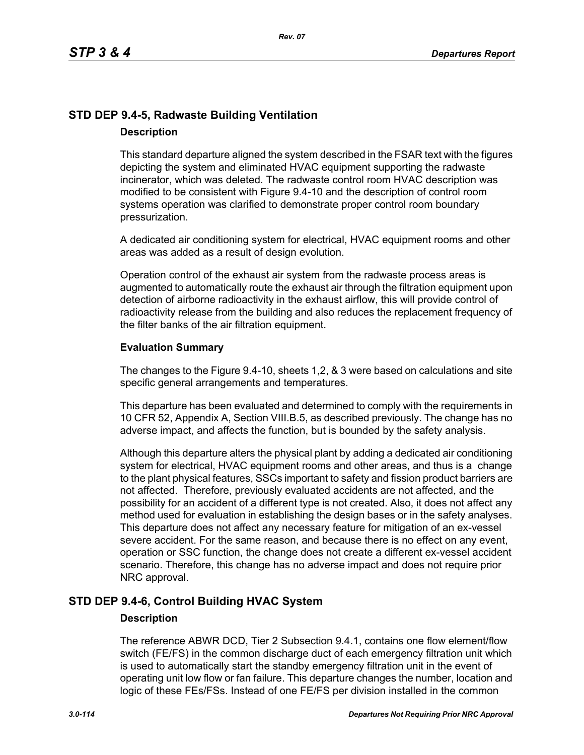## STD DEP 9.4-5, Radwaste Building Ventilation

### Description

This standard departure aligned the system described in the FSAR text with the figures depicting the system and eliminated HVAC equipment supporting the radwaste incinerator, which was deleted. The radwaste control room HVAC description was modified to be consistent with Figure 9.4-10 and the description of control room systems operation was clarified to demonstrate proper control room boundary pressurization.

A dedicated air conditioning system for electrical, HVAC equipment rooms and other areas was added as a result of design evolution.

Operation control of the exhaust air system from the radwaste process areas is augmented to automatically route the exhaust air through the filtration equipment upon detection of airborne radioactivity in the exhaust airflow, this will provide control of radioactivity release from the building and also reduces the replacement frequency of the filter banks of the air filtration equipment.

### Evaluation Summary

The changes to the Figure 9.4-10, sheets 1,2, & 3 were based on calculations and site specific general arrangements and temperatures.

This departure has been evaluated and determined to comply with the requirements in 10 CFR 52, Appendix A, Section VIII.B.5, as described previously. The change has no adverse impact, and affects the function, but is bounded by the safety analysis.

Although this departure alters the physical plant by adding a dedicated air conditioning system for electrical, HVAC equipment rooms and other areas, and thus is a change to the plant physical features, SSCs important to safety and fission product barriers are not affected. Therefore, previously evaluated accidents are not affected, and the possibility for an accident of a different type is not created. Also, it does not affect any method used for evaluation in establishing the design bases or in the safety analyses. This departure does not affect any necessary feature for mitigation of an ex-vessel severe accident. For the same reason, and because there is no effect on any event, operation or SSC function, the change does not create a different ex-vessel accident scenario. Therefore, this change has no adverse impact and does not require prior NRC approval.

## STD DEP 9.4-6, Control Building HVAC System

### Description

The reference ABWR DCD, Tier 2 Subsection 9.4.1, contains one flow element/flow switch (FE/FS) in the common discharge duct of each emergency filtration unit which is used to automatically start the standby emergency filtration unit in the event of operating unit low flow or fan failure. This departure changes the number, location and logic of these FEs/FSs. Instead of one FE/FS per division installed in the common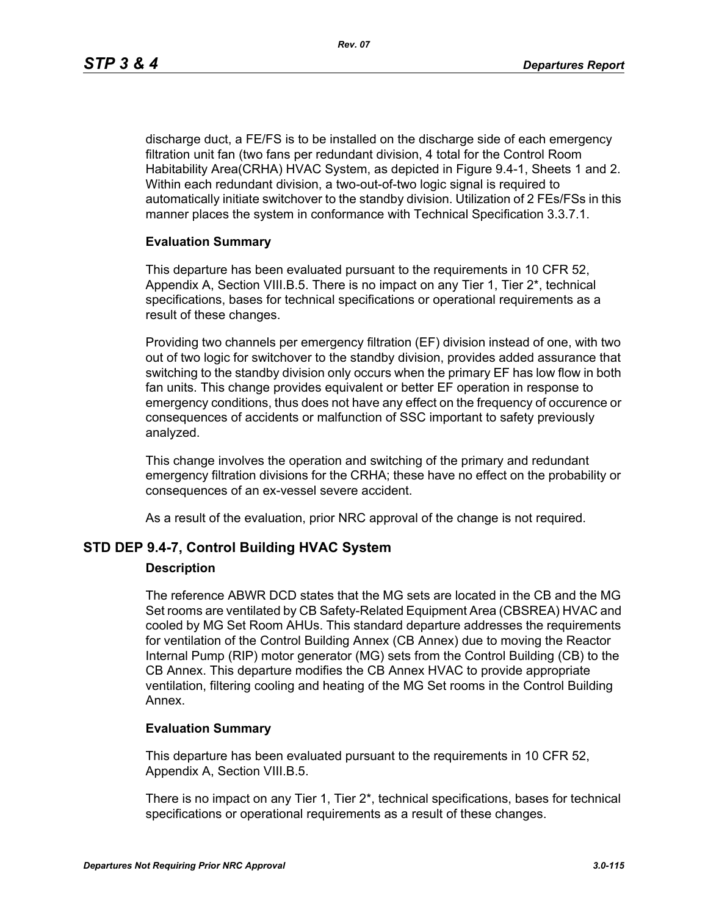discharge duct, a FE/FS is to be installed on the discharge side of each emergency filtration unit fan (two fans per redundant division, 4 total for the Control Room Habitability Area(CRHA) HVAC System, as depicted in Figure 9.4-1, Sheets 1 and 2. Within each redundant division, a two-out-of-two logic signal is required to automatically initiate switchover to the standby division. Utilization of 2 FEs/FSs in this manner places the system in conformance with Technical Specification 3.3.7.1.

**Evaluation Summary**

This departure has been evaluated pursuant to the requirements in 10 CFR 52, Appendix A, Section VIII.B.5. There is no impact on any Tier 1, Tier 2*, technical specifications, bases for technical specifications or operational requirements as a result of these changes.

Providing two channels per emergency filtration (EF) division instead of one, with two out of two logic for switchover to the standby division, provides added assurance that switching to the standby division only occurs when the primary EF has low flow in both fan units. This change provides equivalent or better EF operation in response to emergency conditions, thus does not have any effect on the frequency of occurence or consequences of accidents or malfunction of SSC important to safety previously analyzed.

This change involves the operation and switching of the primary and redundant emergency filtration divisions for the CRHA; these have no effect on the probability or consequences of an ex-vessel severe accident.

As a result of the evaluation, prior NRC approval of the change is not required.

## STD DEP 9.4-7, Control Building HVAC System

**Description**

The reference ABWR DCD states that the MG sets are located in the CB and the MG Set rooms are ventilated by CB Safety-Related Equipment Area (CBSREA) HVAC and cooled by MG Set Room AHUs. This standard departure addresses the requirements for ventilation of the Control Building Annex (CB Annex) due to moving the Reactor Internal Pump (RIP) motor generator (MG) sets from the Control Building (CB) to the CB Annex. This departure modifies the CB Annex HVAC to provide appropriate ventilation, filtering cooling and heating of the MG Set rooms in the Control Building Annex.

**Evaluation Summary**

This departure has been evaluated pursuant to the requirements in 10 CFR 52, Appendix A, Section VIII.B.5.

There is no impact on any Tier 1, Tier 2*, technical specifications, bases for technical specifications or operational requirements as a result of these changes.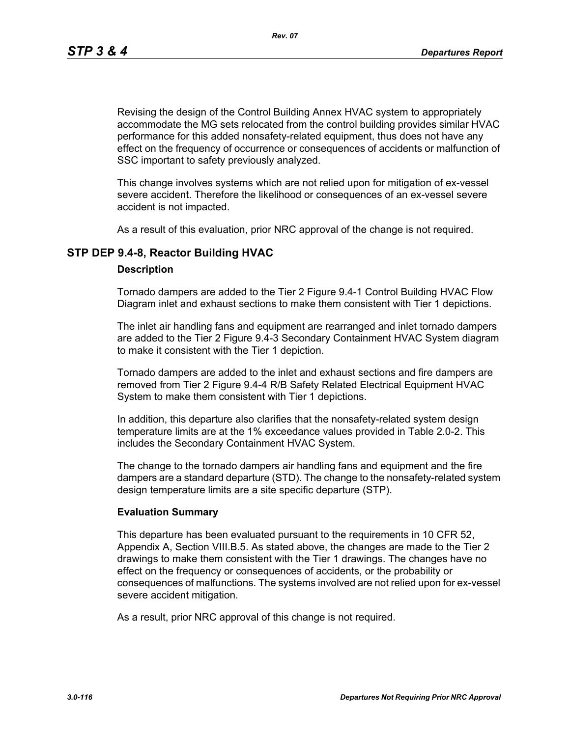Revising the design of the Control Building Annex HVAC system to appropriately accommodate the MG sets relocated from the control building provides similar HVAC performance for this added nonsafety-related equipment, thus does not have any effect on the frequency of occurrence or consequences of accidents or malfunction of SSC important to safety previously analyzed.

This change involves systems which are not relied upon for mitigation of ex-vessel severe accident. Therefore the likelihood or consequences of an ex-vessel severe accident is not impacted.

As a result of this evaluation, prior NRC approval of the change is not required.

## STP DEP 9.4-8, Reactor Building HVAC

### Description

Tornado dampers are added to the Tier 2 Figure 9.4-1 Control Building HVAC Flow Diagram inlet and exhaust sections to make them consistent with Tier 1 depictions.

The inlet air handling fans and equipment are rearranged and inlet tornado dampers are added to the Tier 2 Figure 9.4-3 Secondary Containment HVAC System diagram to make it consistent with the Tier 1 depiction.

Tornado dampers are added to the inlet and exhaust sections and fire dampers are removed from Tier 2 Figure 9.4-4 R/B Safety Related Electrical Equipment HVAC System to make them consistent with Tier 1 depictions.

In addition, this departure also clarifies that the nonsafety-related system design temperature limits are at the 1% exceedance values provided in Table 2.0-2. This includes the Secondary Containment HVAC System.

The change to the tornado dampers air handling fans and equipment and the fire dampers are a standard departure (STD). The change to the nonsafety-related system design temperature limits are a site specific departure (STP).

### Evaluation Summary

This departure has been evaluated pursuant to the requirements in 10 CFR 52, Appendix A, Section VIII.B.5. As stated above, the changes are made to the Tier 2 drawings to make them consistent with the Tier 1 drawings. The changes have no effect on the frequency or consequences of accidents, or the probability or consequences of malfunctions. The systems involved are not relied upon for ex-vessel severe accident mitigation.

As a result, prior NRC approval of this change is not required.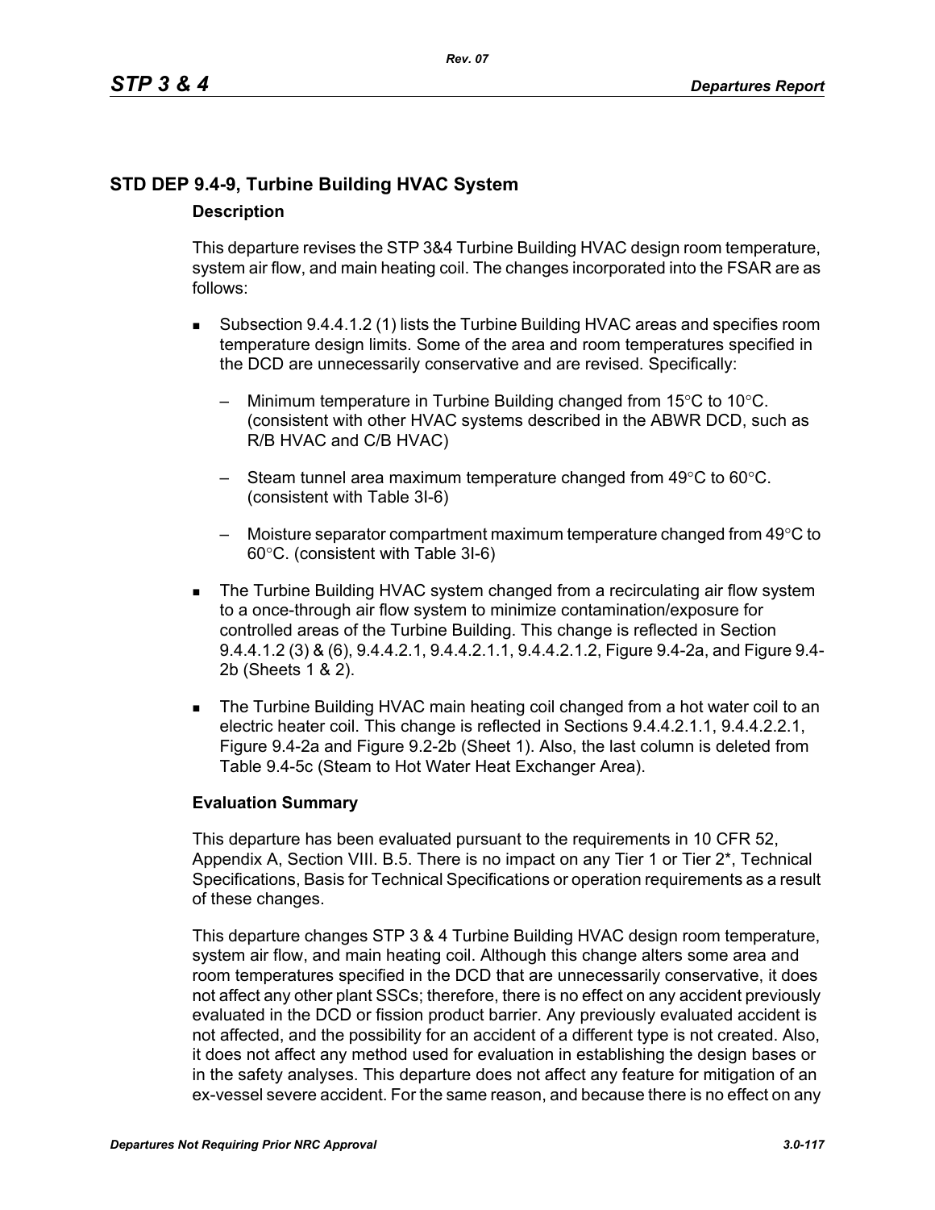## STD DEP 9.4-9, Turbine Building HVAC System

### Description

This departure revises the STP 3&4 Turbine Building HVAC design room temperature, system air flow, and main heating coil. The changes incorporated into the FSAR are as follows:

- Subsection 9.4.4.1.2 (1) lists the Turbine Building HVAC areas and specifies room temperature design limits. Some of the area and room temperatures specified in the DCD are unnecessarily conservative and are revised. Specifically:
  - Minimum temperature in Turbine Building changed from 15°C to 10°C. (consistent with other HVAC systems described in the ABWR DCD, such as R/B HVAC and C/B HVAC)
  - Steam tunnel area maximum temperature changed from 49°C to 60°C. (consistent with Table 3I-6)
  - Moisture separator compartment maximum temperature changed from 49°C to 60°C. (consistent with Table 3I-6)
- The Turbine Building HVAC system changed from a recirculating air flow system to a once-through air flow system to minimize contamination/exposure for controlled areas of the Turbine Building. This change is reflected in Section 9.4.4.1.2 (3) & (6), 9.4.4.2.1, 9.4.4.2.1.1, 9.4.4.2.1.2, Figure 9.4-2a, and Figure 9.4-2b (Sheets 1 & 2).
- The Turbine Building HVAC main heating coil changed from a hot water coil to an electric heater coil. This change is reflected in Sections 9.4.4.2.1.1, 9.4.4.2.2.1, Figure 9.4-2a and Figure 9.2-2b (Sheet 1). Also, the last column is deleted from Table 9.4-5c (Steam to Hot Water Heat Exchanger Area).

### Evaluation Summary

This departure has been evaluated pursuant to the requirements in 10 CFR 52, Appendix A, Section VIII. B.5. There is no impact on any Tier 1 or Tier 2*, Technical Specifications, Basis for Technical Specifications or operation requirements as a result of these changes.

This departure changes STP 3 & 4 Turbine Building HVAC design room temperature, system air flow, and main heating coil. Although this change alters some area and room temperatures specified in the DCD that are unnecessarily conservative, it does not affect any other plant SSCs; therefore, there is no effect on any accident previously evaluated in the DCD or fission product barrier. Any previously evaluated accident is not affected, and the possibility for an accident of a different type is not created. Also, it does not affect any method used for evaluation in establishing the design bases or in the safety analyses. This departure does not affect any feature for mitigation of an ex-vessel severe accident. For the same reason, and because there is no effect on any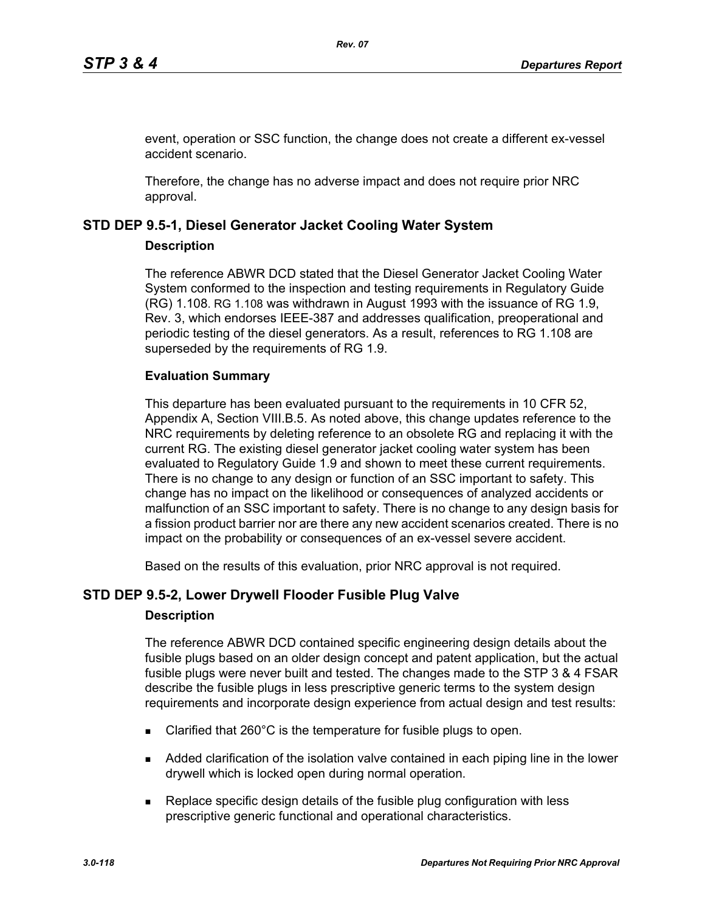event, operation or SSC function, the change does not create a different ex-vessel accident scenario.

Therefore, the change has no adverse impact and does not require prior NRC approval.

## STD DEP 9.5-1, Diesel Generator Jacket Cooling Water System

### Description

The reference ABWR DCD stated that the Diesel Generator Jacket Cooling Water System conformed to the inspection and testing requirements in Regulatory Guide (RG) 1.108. RG 1.108 was withdrawn in August 1993 with the issuance of RG 1.9, Rev. 3, which endorses IEEE-387 and addresses qualification, preoperational and periodic testing of the diesel generators. As a result, references to RG 1.108 are superseded by the requirements of RG 1.9.

### Evaluation Summary

This departure has been evaluated pursuant to the requirements in 10 CFR 52, Appendix A, Section VIII.B.5. As noted above, this change updates reference to the NRC requirements by deleting reference to an obsolete RG and replacing it with the current RG. The existing diesel generator jacket cooling water system has been evaluated to Regulatory Guide 1.9 and shown to meet these current requirements. There is no change to any design or function of an SSC important to safety. This change has no impact on the likelihood or consequences of analyzed accidents or malfunction of an SSC important to safety. There is no change to any design basis for a fission product barrier nor are there any new accident scenarios created. There is no impact on the probability or consequences of an ex-vessel severe accident.

Based on the results of this evaluation, prior NRC approval is not required.

## STD DEP 9.5-2, Lower Drywell Flooder Fusible Plug Valve

### Description

The reference ABWR DCD contained specific engineering design details about the fusible plugs based on an older design concept and patent application, but the actual fusible plugs were never built and tested. The changes made to the STP 3 & 4 FSAR describe the fusible plugs in less prescriptive generic terms to the system design requirements and incorporate design experience from actual design and test results:

- Clarified that 260°C is the temperature for fusible plugs to open.
- Added clarification of the isolation valve contained in each piping line in the lower drywell which is locked open during normal operation.
- Replace specific design details of the fusible plug configuration with less prescriptive generic functional and operational characteristics.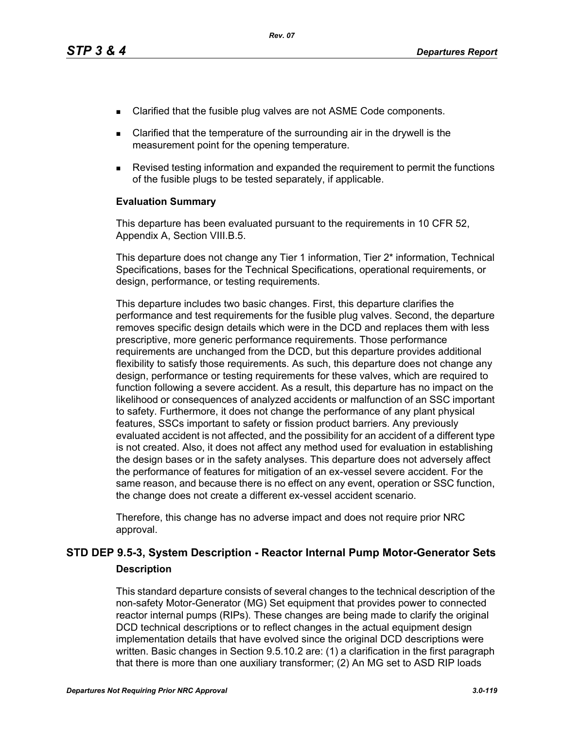- Clarified that the fusible plug valves are not ASME Code components.
- Clarified that the temperature of the surrounding air in the drywell is the measurement point for the opening temperature.
- Revised testing information and expanded the requirement to permit the functions of the fusible plugs to be tested separately, if applicable.

**Evaluation Summary**

This departure has been evaluated pursuant to the requirements in 10 CFR 52, Appendix A, Section VIII.B.5.

This departure does not change any Tier 1 information, Tier 2* information, Technical Specifications, bases for the Technical Specifications, operational requirements, or design, performance, or testing requirements.

This departure includes two basic changes. First, this departure clarifies the performance and test requirements for the fusible plug valves. Second, the departure removes specific design details which were in the DCD and replaces them with less prescriptive, more generic performance requirements. Those performance requirements are unchanged from the DCD, but this departure provides additional flexibility to satisfy those requirements. As such, this departure does not change any design, performance or testing requirements for these valves, which are required to function following a severe accident. As a result, this departure has no impact on the likelihood or consequences of analyzed accidents or malfunction of an SSC important to safety. Furthermore, it does not change the performance of any plant physical features, SSCs important to safety or fission product barriers. Any previously evaluated accident is not affected, and the possibility for an accident of a different type is not created. Also, it does not affect any method used for evaluation in establishing the design bases or in the safety analyses. This departure does not adversely affect the performance of features for mitigation of an ex-vessel severe accident. For the same reason, and because there is no effect on any event, operation or SSC function, the change does not create a different ex-vessel accident scenario.

Therefore, this change has no adverse impact and does not require prior NRC approval.

## STD DEP 9.5-3, System Description - Reactor Internal Pump Motor-Generator Sets

**Description**

This standard departure consists of several changes to the technical description of the non-safety Motor-Generator (MG) Set equipment that provides power to connected reactor internal pumps (RIPs). These changes are being made to clarify the original DCD technical descriptions or to reflect changes in the actual equipment design implementation details that have evolved since the original DCD descriptions were written. Basic changes in Section 9.5.10.2 are: (1) a clarification in the first paragraph that there is more than one auxiliary transformer; (2) An MG set to ASD RIP loads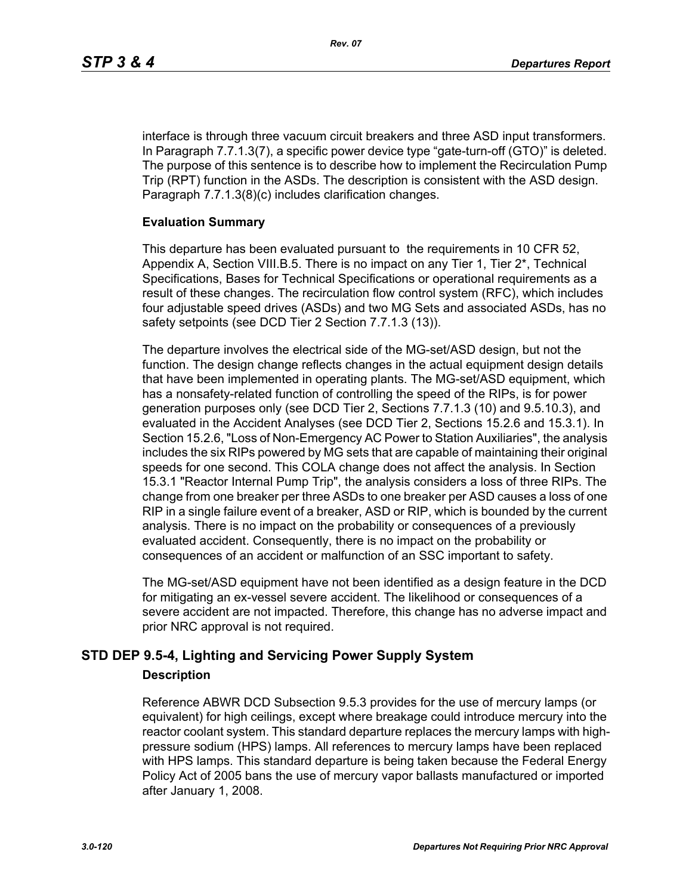interface is through three vacuum circuit breakers and three ASD input transformers. In Paragraph 7.7.1.3(7), a specific power device type “gate-turn-off (GTO)” is deleted. The purpose of this sentence is to describe how to implement the Recirculation Pump Trip (RPT) function in the ASDs. The description is consistent with the ASD design. Paragraph 7.7.1.3(8)(c) includes clarification changes.

**Evaluation Summary**

This departure has been evaluated pursuant to the requirements in 10 CFR 52, Appendix A, Section VIII.B.5. There is no impact on any Tier 1, Tier 2*, Technical Specifications, Bases for Technical Specifications or operational requirements as a result of these changes. The recirculation flow control system (RFC), which includes four adjustable speed drives (ASDs) and two MG Sets and associated ASDs, has no safety setpoints (see DCD Tier 2 Section 7.7.1.3 (13)).

The departure involves the electrical side of the MG-set/ASD design, but not the function. The design change reflects changes in the actual equipment design details that have been implemented in operating plants. The MG-set/ASD equipment, which has a nonsafety-related function of controlling the speed of the RIPs, is for power generation purposes only (see DCD Tier 2, Sections 7.7.1.3 (10) and 9.5.10.3), and evaluated in the Accident Analyses (see DCD Tier 2, Sections 15.2.6 and 15.3.1). In Section 15.2.6, "Loss of Non-Emergency AC Power to Station Auxiliaries", the analysis includes the six RIPs powered by MG sets that are capable of maintaining their original speeds for one second. This COLA change does not affect the analysis. In Section 15.3.1 "Reactor Internal Pump Trip", the analysis considers a loss of three RIPs. The change from one breaker per three ASDs to one breaker per ASD causes a loss of one RIP in a single failure event of a breaker, ASD or RIP, which is bounded by the current analysis. There is no impact on the probability or consequences of a previously evaluated accident. Consequently, there is no impact on the probability or consequences of an accident or malfunction of an SSC important to safety.

The MG-set/ASD equipment have not been identified as a design feature in the DCD for mitigating an ex-vessel severe accident. The likelihood or consequences of a severe accident are not impacted. Therefore, this change has no adverse impact and prior NRC approval is not required.

## STD DEP 9.5-4, Lighting and Servicing Power Supply System

**Description**

Reference ABWR DCD Subsection 9.5.3 provides for the use of mercury lamps (or equivalent) for high ceilings, except where breakage could introduce mercury into the reactor coolant system. This standard departure replaces the mercury lamps with high-pressure sodium (HPS) lamps. All references to mercury lamps have been replaced with HPS lamps. This standard departure is being taken because the Federal Energy Policy Act of 2005 bans the use of mercury vapor ballasts manufactured or imported after January 1, 2008.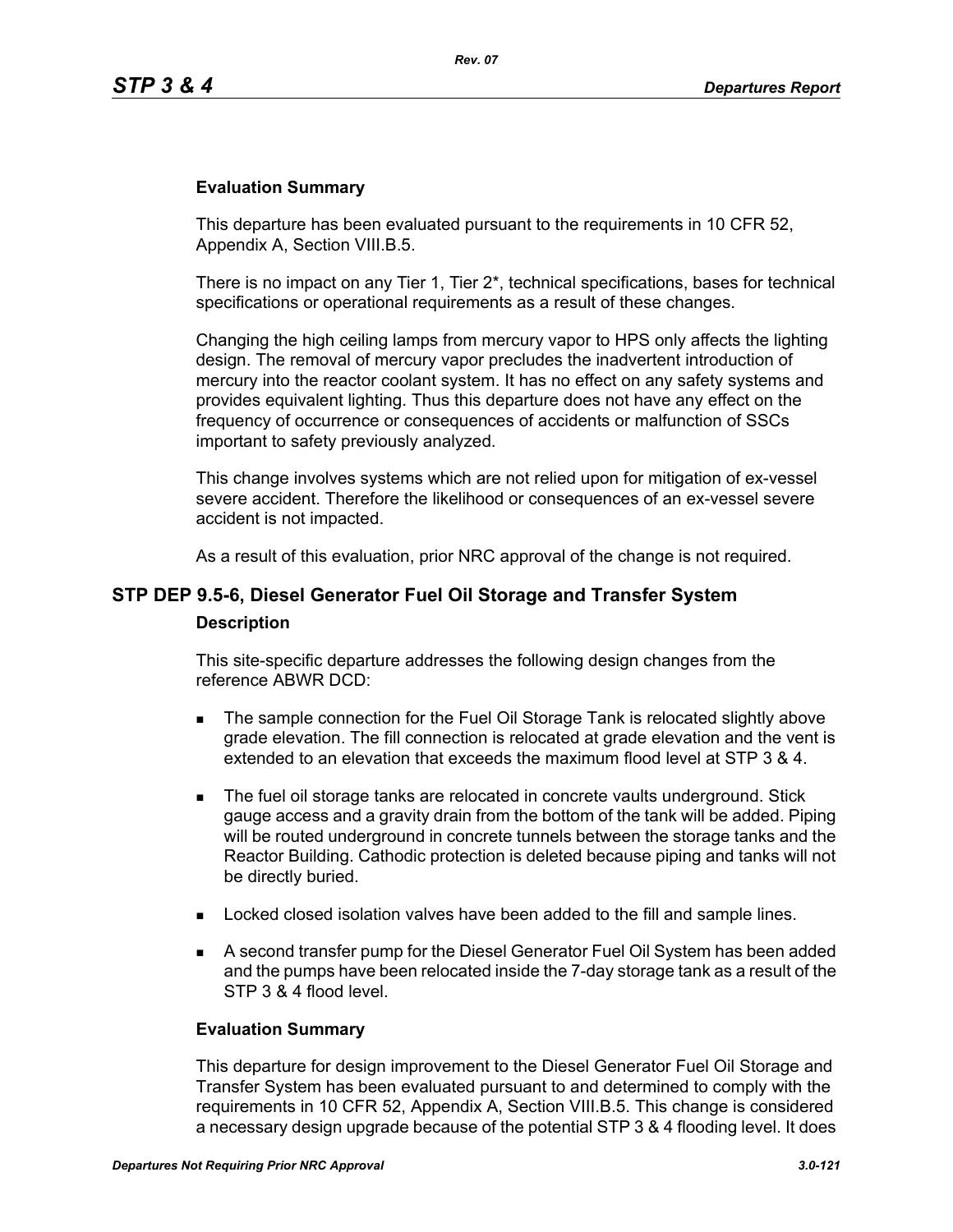**Evaluation Summary**

This departure has been evaluated pursuant to the requirements in 10 CFR 52, Appendix A, Section VIII.B.5.

There is no impact on any Tier 1, Tier 2*, technical specifications, bases for technical specifications or operational requirements as a result of these changes.

Changing the high ceiling lamps from mercury vapor to HPS only affects the lighting design. The removal of mercury vapor precludes the inadvertent introduction of mercury into the reactor coolant system. It has no effect on any safety systems and provides equivalent lighting. Thus this departure does not have any effect on the frequency of occurrence or consequences of accidents or malfunction of SSCs important to safety previously analyzed.

This change involves systems which are not relied upon for mitigation of ex-vessel severe accident. Therefore the likelihood or consequences of an ex-vessel severe accident is not impacted.

As a result of this evaluation, prior NRC approval of the change is not required.

## STP DEP 9.5-6, Diesel Generator Fuel Oil Storage and Transfer System

**Description**

This site-specific departure addresses the following design changes from the reference ABWR DCD:

- The sample connection for the Fuel Oil Storage Tank is relocated slightly above grade elevation. The fill connection is relocated at grade elevation and the vent is extended to an elevation that exceeds the maximum flood level at STP 3 & 4.
- The fuel oil storage tanks are relocated in concrete vaults underground. Stick gauge access and a gravity drain from the bottom of the tank will be added. Piping will be routed underground in concrete tunnels between the storage tanks and the Reactor Building. Cathodic protection is deleted because piping and tanks will not be directly buried.
- Locked closed isolation valves have been added to the fill and sample lines.
- A second transfer pump for the Diesel Generator Fuel Oil System has been added and the pumps have been relocated inside the 7-day storage tank as a result of the STP 3 & 4 flood level.

**Evaluation Summary**

This departure for design improvement to the Diesel Generator Fuel Oil Storage and Transfer System has been evaluated pursuant to and determined to comply with the requirements in 10 CFR 52, Appendix A, Section VIII.B.5. This change is considered a necessary design upgrade because of the potential STP 3 & 4 flooding level. It does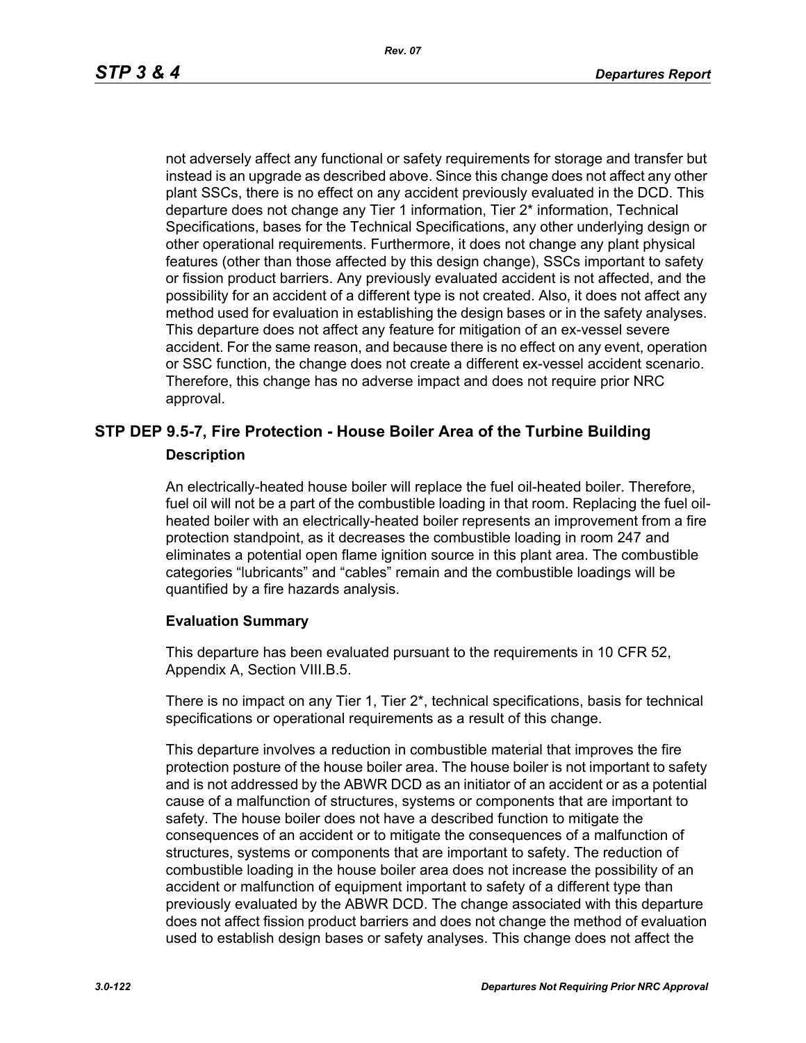not adversely affect any functional or safety requirements for storage and transfer but instead is an upgrade as described above. Since this change does not affect any other plant SSCs, there is no effect on any accident previously evaluated in the DCD. This departure does not change any Tier 1 information, Tier 2* information, Technical Specifications, bases for the Technical Specifications, any other underlying design or other operational requirements. Furthermore, it does not change any plant physical features (other than those affected by this design change), SSCs important to safety or fission product barriers. Any previously evaluated accident is not affected, and the possibility for an accident of a different type is not created. Also, it does not affect any method used for evaluation in establishing the design bases or in the safety analyses. This departure does not affect any feature for mitigation of an ex-vessel severe accident. For the same reason, and because there is no effect on any event, operation or SSC function, the change does not create a different ex-vessel accident scenario. Therefore, this change has no adverse impact and does not require prior NRC approval.

## STP DEP 9.5-7, Fire Protection - House Boiler Area of the Turbine Building

### Description

An electrically-heated house boiler will replace the fuel oil-heated boiler. Therefore, fuel oil will not be a part of the combustible loading in that room. Replacing the fuel oil-heated boiler with an electrically-heated boiler represents an improvement from a fire protection standpoint, as it decreases the combustible loading in room 247 and eliminates a potential open flame ignition source in this plant area. The combustible categories “lubricants” and “cables” remain and the combustible loadings will be quantified by a fire hazards analysis.

### Evaluation Summary

This departure has been evaluated pursuant to the requirements in 10 CFR 52, Appendix A, Section VIII.B.5.

There is no impact on any Tier 1, Tier 2*, technical specifications, basis for technical specifications or operational requirements as a result of this change.

This departure involves a reduction in combustible material that improves the fire protection posture of the house boiler area. The house boiler is not important to safety and is not addressed by the ABWR DCD as an initiator of an accident or as a potential cause of a malfunction of structures, systems or components that are important to safety. The house boiler does not have a described function to mitigate the consequences of an accident or to mitigate the consequences of a malfunction of structures, systems or components that are important to safety. The reduction of combustible loading in the house boiler area does not increase the possibility of an accident or malfunction of equipment important to safety of a different type than previously evaluated by the ABWR DCD. The change associated with this departure does not affect fission product barriers and does not change the method of evaluation used to establish design bases or safety analyses. This change does not affect the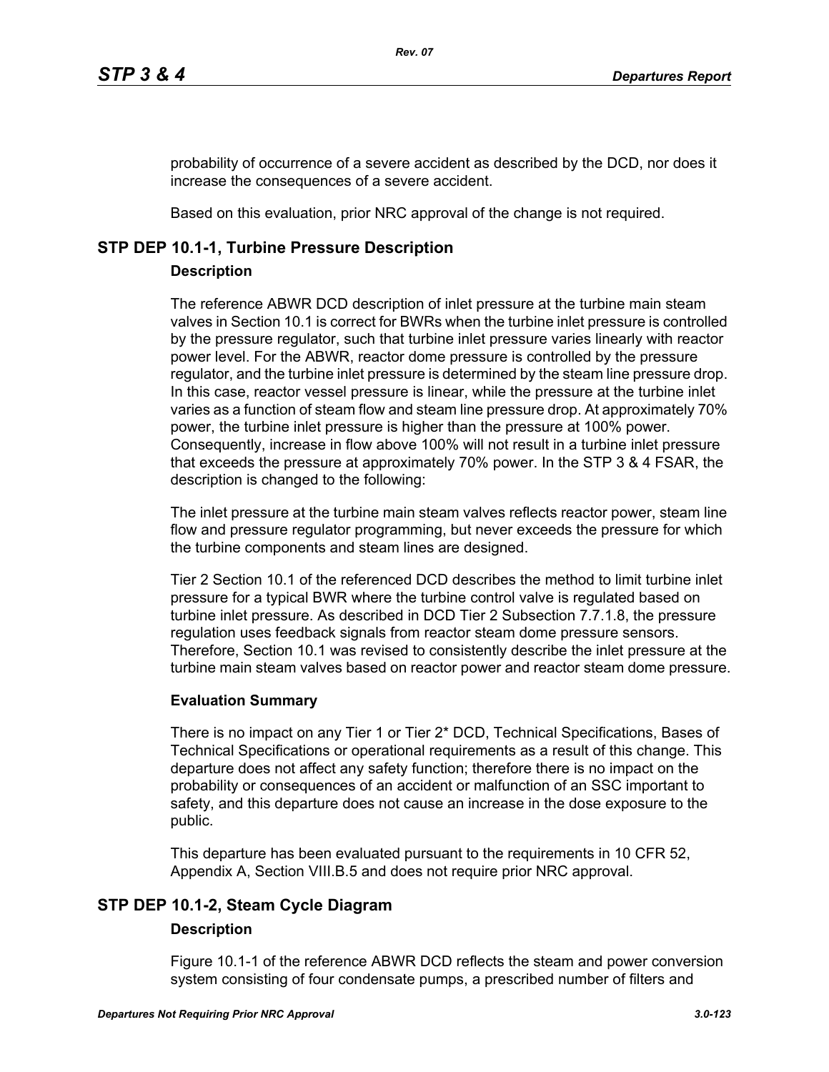probability of occurrence of a severe accident as described by the DCD, nor does it increase the consequences of a severe accident.

Based on this evaluation, prior NRC approval of the change is not required.

## STP DEP 10.1-1, Turbine Pressure Description

### Description

The reference ABWR DCD description of inlet pressure at the turbine main steam valves in Section 10.1 is correct for BWRs when the turbine inlet pressure is controlled by the pressure regulator, such that turbine inlet pressure varies linearly with reactor power level. For the ABWR, reactor dome pressure is controlled by the pressure regulator, and the turbine inlet pressure is determined by the steam line pressure drop. In this case, reactor vessel pressure is linear, while the pressure at the turbine inlet varies as a function of steam flow and steam line pressure drop. At approximately 70% power, the turbine inlet pressure is higher than the pressure at 100% power. Consequently, increase in flow above 100% will not result in a turbine inlet pressure that exceeds the pressure at approximately 70% power. In the STP 3 & 4 FSAR, the description is changed to the following:

The inlet pressure at the turbine main steam valves reflects reactor power, steam line flow and pressure regulator programming, but never exceeds the pressure for which the turbine components and steam lines are designed.

Tier 2 Section 10.1 of the referenced DCD describes the method to limit turbine inlet pressure for a typical BWR where the turbine control valve is regulated based on turbine inlet pressure. As described in DCD Tier 2 Subsection 7.7.1.8, the pressure regulation uses feedback signals from reactor steam dome pressure sensors. Therefore, Section 10.1 was revised to consistently describe the inlet pressure at the turbine main steam valves based on reactor power and reactor steam dome pressure.

### Evaluation Summary

There is no impact on any Tier 1 or Tier 2* DCD, Technical Specifications, Bases of Technical Specifications or operational requirements as a result of this change. This departure does not affect any safety function; therefore there is no impact on the probability or consequences of an accident or malfunction of an SSC important to safety, and this departure does not cause an increase in the dose exposure to the public.

This departure has been evaluated pursuant to the requirements in 10 CFR 52, Appendix A, Section VIII.B.5 and does not require prior NRC approval.

## STP DEP 10.1-2, Steam Cycle Diagram

### Description

Figure 10.1-1 of the reference ABWR DCD reflects the steam and power conversion system consisting of four condensate pumps, a prescribed number of filters and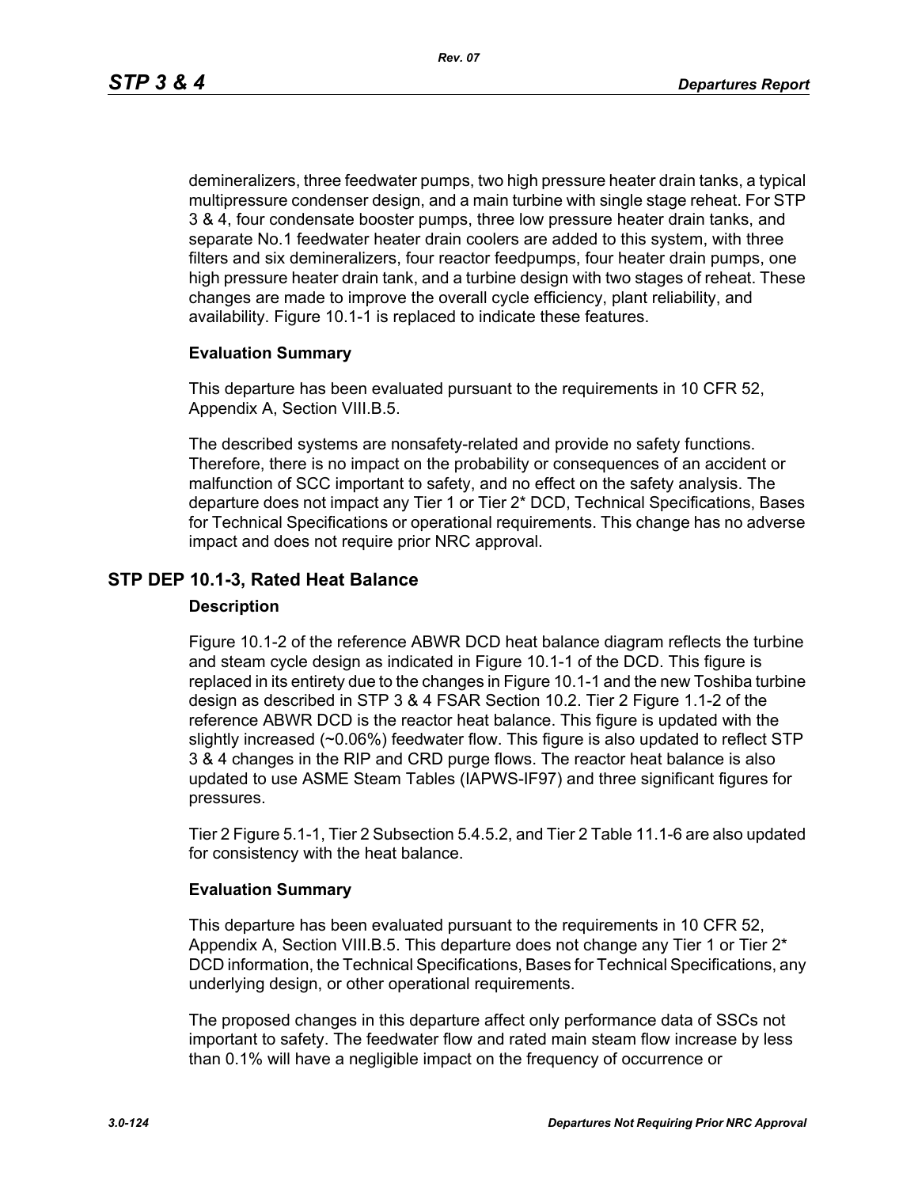demineralizers, three feedwater pumps, two high pressure heater drain tanks, a typical multipressure condenser design, and a main turbine with single stage reheat. For STP 3 & 4, four condensate booster pumps, three low pressure heater drain tanks, and separate No.1 feedwater heater drain coolers are added to this system, with three filters and six demineralizers, four reactor feedpumps, four heater drain pumps, one high pressure heater drain tank, and a turbine design with two stages of reheat. These changes are made to improve the overall cycle efficiency, plant reliability, and availability. Figure 10.1-1 is replaced to indicate these features.

**Evaluation Summary**

This departure has been evaluated pursuant to the requirements in 10 CFR 52, Appendix A, Section VIII.B.5.

The described systems are nonsafety-related and provide no safety functions. Therefore, there is no impact on the probability or consequences of an accident or malfunction of SCC important to safety, and no effect on the safety analysis. The departure does not impact any Tier 1 or Tier 2* DCD, Technical Specifications, Bases for Technical Specifications or operational requirements. This change has no adverse impact and does not require prior NRC approval.

## STP DEP 10.1-3, Rated Heat Balance

**Description**

Figure 10.1-2 of the reference ABWR DCD heat balance diagram reflects the turbine and steam cycle design as indicated in Figure 10.1-1 of the DCD. This figure is replaced in its entirety due to the changes in Figure 10.1-1 and the new Toshiba turbine design as described in STP 3 & 4 FSAR Section 10.2. Tier 2 Figure 1.1-2 of the reference ABWR DCD is the reactor heat balance. This figure is updated with the slightly increased (~0.06%) feedwater flow. This figure is also updated to reflect STP 3 & 4 changes in the RIP and CRD purge flows. The reactor heat balance is also updated to use ASME Steam Tables (IAPWS-IF97) and three significant figures for pressures.

Tier 2 Figure 5.1-1, Tier 2 Subsection 5.4.5.2, and Tier 2 Table 11.1-6 are also updated for consistency with the heat balance.

**Evaluation Summary**

This departure has been evaluated pursuant to the requirements in 10 CFR 52, Appendix A, Section VIII.B.5. This departure does not change any Tier 1 or Tier 2* DCD information, the Technical Specifications, Bases for Technical Specifications, any underlying design, or other operational requirements.

The proposed changes in this departure affect only performance data of SSCs not important to safety. The feedwater flow and rated main steam flow increase by less than 0.1% will have a negligible impact on the frequency of occurrence or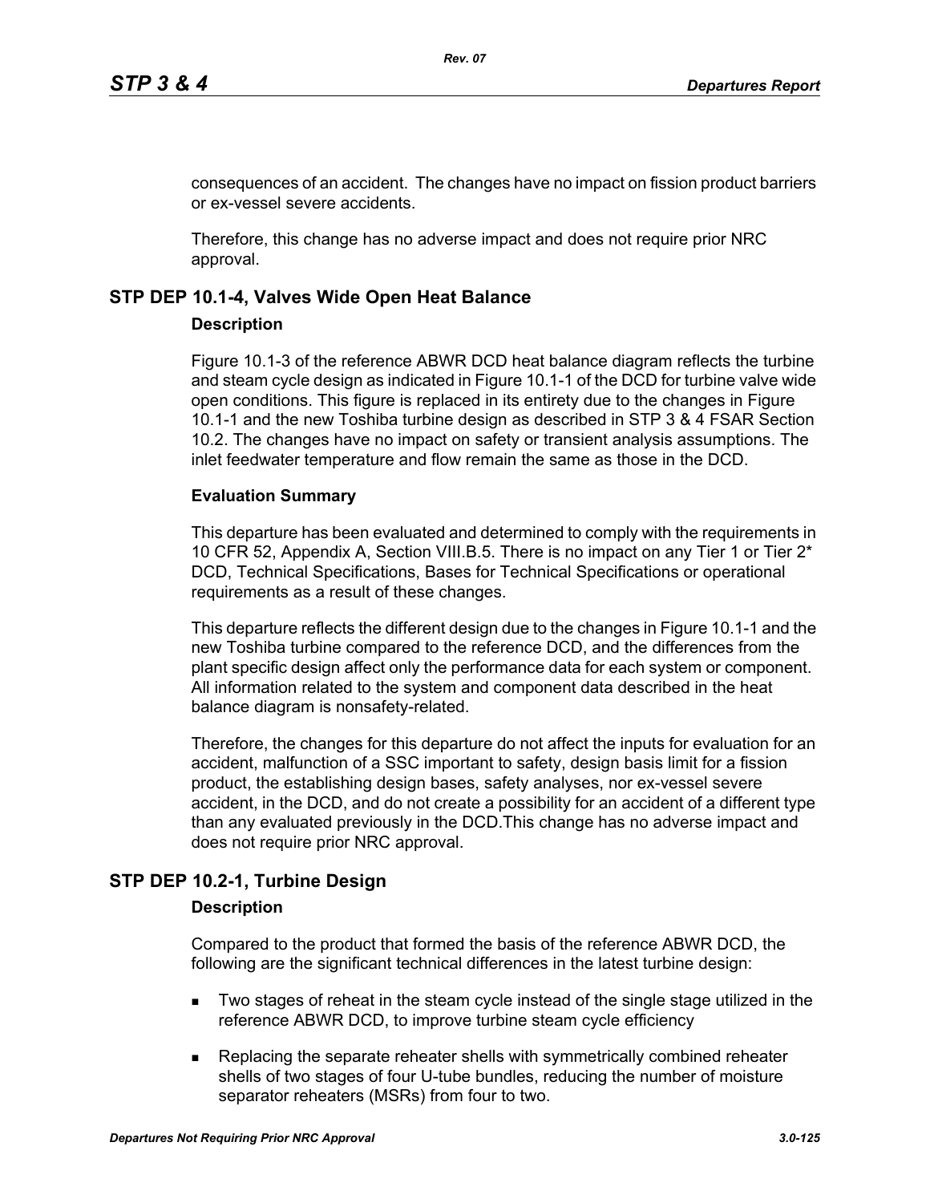consequences of an accident. The changes have no impact on fission product barriers or ex-vessel severe accidents.

Therefore, this change has no adverse impact and does not require prior NRC approval.

## STP DEP 10.1-4, Valves Wide Open Heat Balance

### Description

Figure 10.1-3 of the reference ABWR DCD heat balance diagram reflects the turbine and steam cycle design as indicated in Figure 10.1-1 of the DCD for turbine valve wide open conditions. This figure is replaced in its entirety due to the changes in Figure 10.1-1 and the new Toshiba turbine design as described in STP 3 & 4 FSAR Section 10.2. The changes have no impact on safety or transient analysis assumptions. The inlet feedwater temperature and flow remain the same as those in the DCD.

### Evaluation Summary

This departure has been evaluated and determined to comply with the requirements in 10 CFR 52, Appendix A, Section VIII.B.5. There is no impact on any Tier 1 or Tier 2* DCD, Technical Specifications, Bases for Technical Specifications or operational requirements as a result of these changes.

This departure reflects the different design due to the changes in Figure 10.1-1 and the new Toshiba turbine compared to the reference DCD, and the differences from the plant specific design affect only the performance data for each system or component. All information related to the system and component data described in the heat balance diagram is nonsafety-related.

Therefore, the changes for this departure do not affect the inputs for evaluation for an accident, malfunction of a SSC important to safety, design basis limit for a fission product, the establishing design bases, safety analyses, nor ex-vessel severe accident, in the DCD, and do not create a possibility for an accident of a different type than any evaluated previously in the DCD.This change has no adverse impact and does not require prior NRC approval.

## STP DEP 10.2-1, Turbine Design

### Description

Compared to the product that formed the basis of the reference ABWR DCD, the following are the significant technical differences in the latest turbine design:

- Two stages of reheat in the steam cycle instead of the single stage utilized in the reference ABWR DCD, to improve turbine steam cycle efficiency
- Replacing the separate reheater shells with symmetrically combined reheater shells of two stages of four U-tube bundles, reducing the number of moisture separator reheaters (MSRs) from four to two.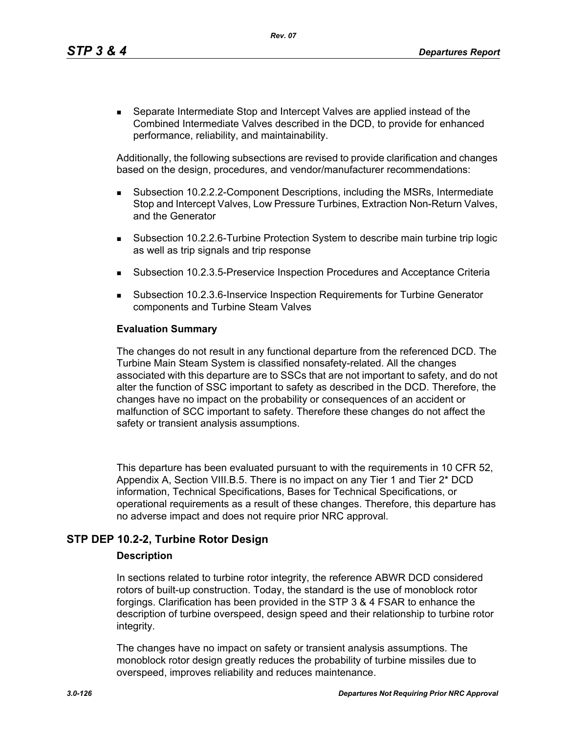- Separate Intermediate Stop and Intercept Valves are applied instead of the Combined Intermediate Valves described in the DCD, to provide for enhanced performance, reliability, and maintainability.

Additionally, the following subsections are revised to provide clarification and changes based on the design, procedures, and vendor/manufacturer recommendations:

- Subsection 10.2.2.2-Component Descriptions, including the MSRs, Intermediate Stop and Intercept Valves, Low Pressure Turbines, Extraction Non-Return Valves, and the Generator
- Subsection 10.2.2.6-Turbine Protection System to describe main turbine trip logic as well as trip signals and trip response
- Subsection 10.2.3.5-Preservice Inspection Procedures and Acceptance Criteria
- Subsection 10.2.3.6-Inservice Inspection Requirements for Turbine Generator components and Turbine Steam Valves

**Evaluation Summary**

The changes do not result in any functional departure from the referenced DCD. The Turbine Main Steam System is classified nonsafety-related. All the changes associated with this departure are to SSCs that are not important to safety, and do not alter the function of SSC important to safety as described in the DCD. Therefore, the changes have no impact on the probability or consequences of an accident or malfunction of SCC important to safety. Therefore these changes do not affect the safety or transient analysis assumptions.

This departure has been evaluated pursuant to with the requirements in 10 CFR 52, Appendix A, Section VIII.B.5. There is no impact on any Tier 1 and Tier 2* DCD information, Technical Specifications, Bases for Technical Specifications, or operational requirements as a result of these changes. Therefore, this departure has no adverse impact and does not require prior NRC approval.

## STP DEP 10.2-2, Turbine Rotor Design

**Description**

In sections related to turbine rotor integrity, the reference ABWR DCD considered rotors of built-up construction. Today, the standard is the use of monoblock rotor forgings. Clarification has been provided in the STP 3 & 4 FSAR to enhance the description of turbine overspeed, design speed and their relationship to turbine rotor integrity.

The changes have no impact on safety or transient analysis assumptions. The monoblock rotor design greatly reduces the probability of turbine missiles due to overspeed, improves reliability and reduces maintenance.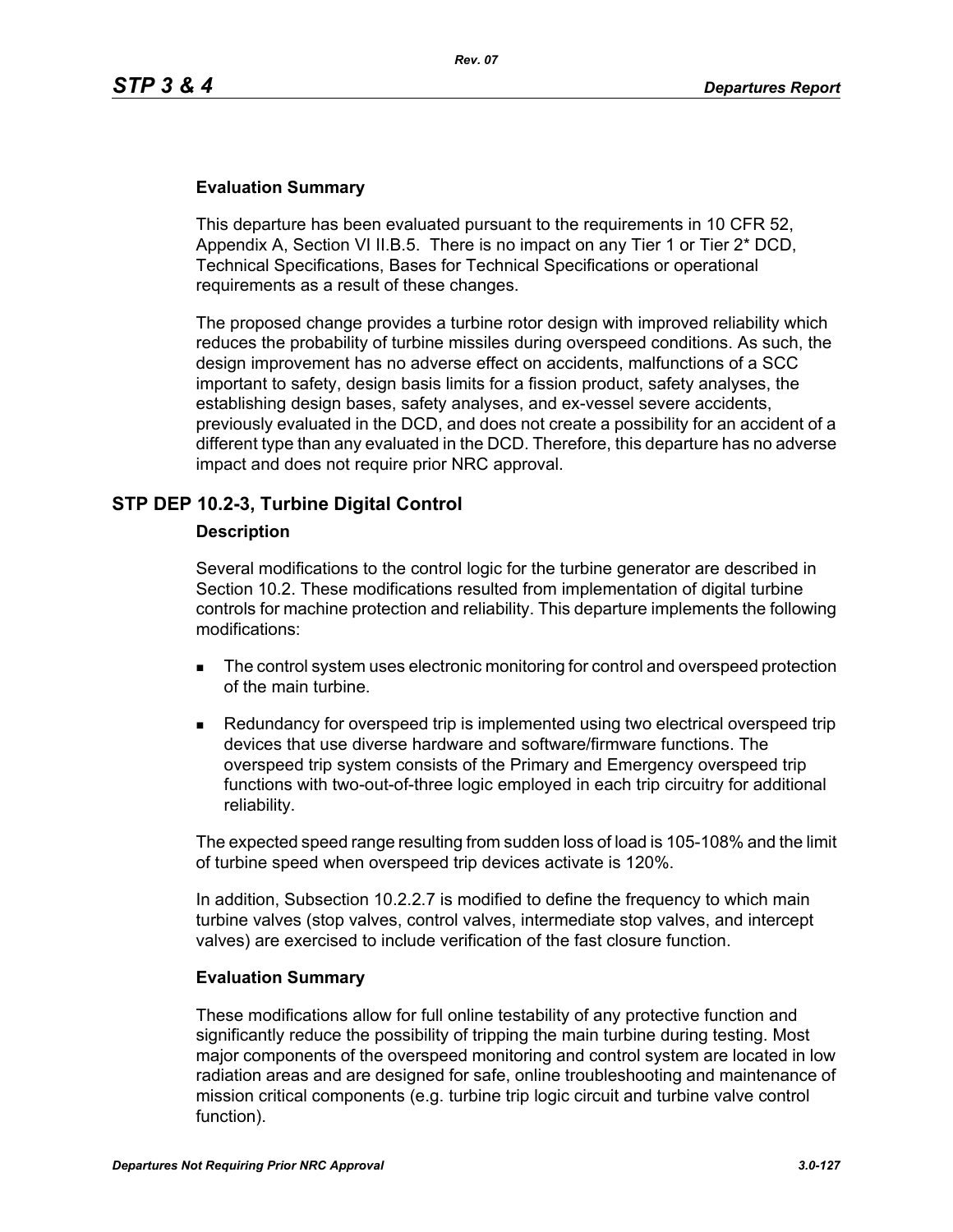**Evaluation Summary**

This departure has been evaluated pursuant to the requirements in 10 CFR 52, Appendix A, Section VI II.B.5. There is no impact on any Tier 1 or Tier 2* DCD, Technical Specifications, Bases for Technical Specifications or operational requirements as a result of these changes.

The proposed change provides a turbine rotor design with improved reliability which reduces the probability of turbine missiles during overspeed conditions. As such, the design improvement has no adverse effect on accidents, malfunctions of a SCC important to safety, design basis limits for a fission product, safety analyses, the establishing design bases, safety analyses, and ex-vessel severe accidents, previously evaluated in the DCD, and does not create a possibility for an accident of a different type than any evaluated in the DCD. Therefore, this departure has no adverse impact and does not require prior NRC approval.

## STP DEP 10.2-3, Turbine Digital Control

**Description**

Several modifications to the control logic for the turbine generator are described in Section 10.2. These modifications resulted from implementation of digital turbine controls for machine protection and reliability. This departure implements the following modifications:

- The control system uses electronic monitoring for control and overspeed protection of the main turbine.
- Redundancy for overspeed trip is implemented using two electrical overspeed trip devices that use diverse hardware and software/firmware functions. The overspeed trip system consists of the Primary and Emergency overspeed trip functions with two-out-of-three logic employed in each trip circuitry for additional reliability.

The expected speed range resulting from sudden loss of load is 105-108% and the limit of turbine speed when overspeed trip devices activate is 120%.

In addition, Subsection 10.2.2.7 is modified to define the frequency to which main turbine valves (stop valves, control valves, intermediate stop valves, and intercept valves) are exercised to include verification of the fast closure function.

**Evaluation Summary**

These modifications allow for full online testability of any protective function and significantly reduce the possibility of tripping the main turbine during testing. Most major components of the overspeed monitoring and control system are located in low radiation areas and are designed for safe, online troubleshooting and maintenance of mission critical components (e.g. turbine trip logic circuit and turbine valve control function).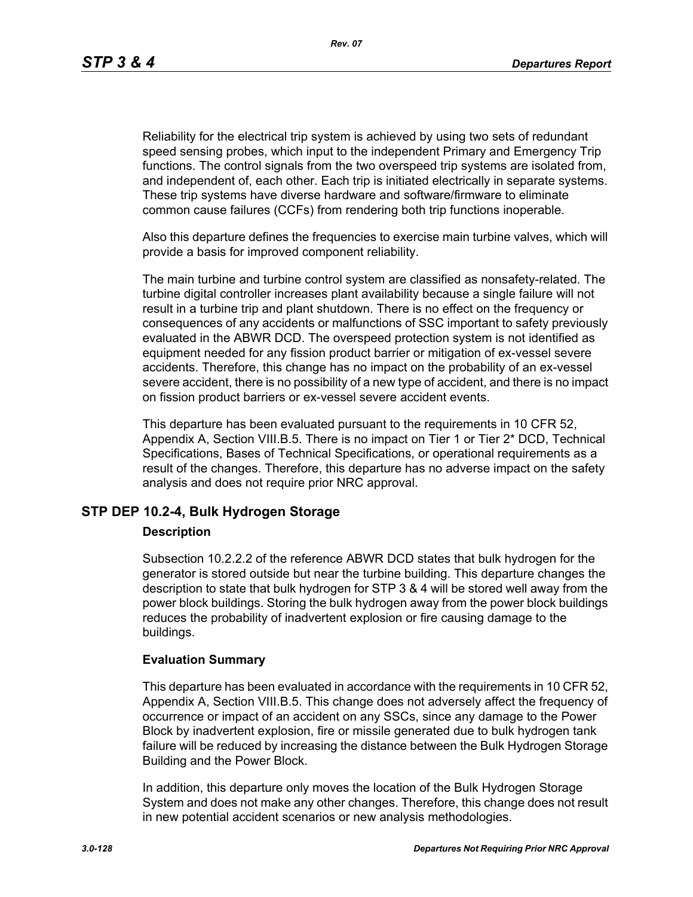Reliability for the electrical trip system is achieved by using two sets of redundant speed sensing probes, which input to the independent Primary and Emergency Trip functions. The control signals from the two overspeed trip systems are isolated from, and independent of, each other. Each trip is initiated electrically in separate systems. These trip systems have diverse hardware and software/firmware to eliminate common cause failures (CCFs) from rendering both trip functions inoperable.

Also this departure defines the frequencies to exercise main turbine valves, which will provide a basis for improved component reliability.

The main turbine and turbine control system are classified as nonsafety-related. The turbine digital controller increases plant availability because a single failure will not result in a turbine trip and plant shutdown. There is no effect on the frequency or consequences of any accidents or malfunctions of SSC important to safety previously evaluated in the ABWR DCD. The overspeed protection system is not identified as equipment needed for any fission product barrier or mitigation of ex-vessel severe accidents. Therefore, this change has no impact on the probability of an ex-vessel severe accident, there is no possibility of a new type of accident, and there is no impact on fission product barriers or ex-vessel severe accident events.

This departure has been evaluated pursuant to the requirements in 10 CFR 52, Appendix A, Section VIII.B.5. There is no impact on Tier 1 or Tier 2* DCD, Technical Specifications, Bases of Technical Specifications, or operational requirements as a result of the changes. Therefore, this departure has no adverse impact on the safety analysis and does not require prior NRC approval.

## STP DEP 10.2-4, Bulk Hydrogen Storage

### Description

Subsection 10.2.2.2 of the reference ABWR DCD states that bulk hydrogen for the generator is stored outside but near the turbine building. This departure changes the description to state that bulk hydrogen for STP 3 & 4 will be stored well away from the power block buildings. Storing the bulk hydrogen away from the power block buildings reduces the probability of inadvertent explosion or fire causing damage to the buildings.

### Evaluation Summary

This departure has been evaluated in accordance with the requirements in 10 CFR 52, Appendix A, Section VIII.B.5. This change does not adversely affect the frequency of occurrence or impact of an accident on any SSCs, since any damage to the Power Block by inadvertent explosion, fire or missile generated due to bulk hydrogen tank failure will be reduced by increasing the distance between the Bulk Hydrogen Storage Building and the Power Block.

In addition, this departure only moves the location of the Bulk Hydrogen Storage System and does not make any other changes. Therefore, this change does not result in new potential accident scenarios or new analysis methodologies.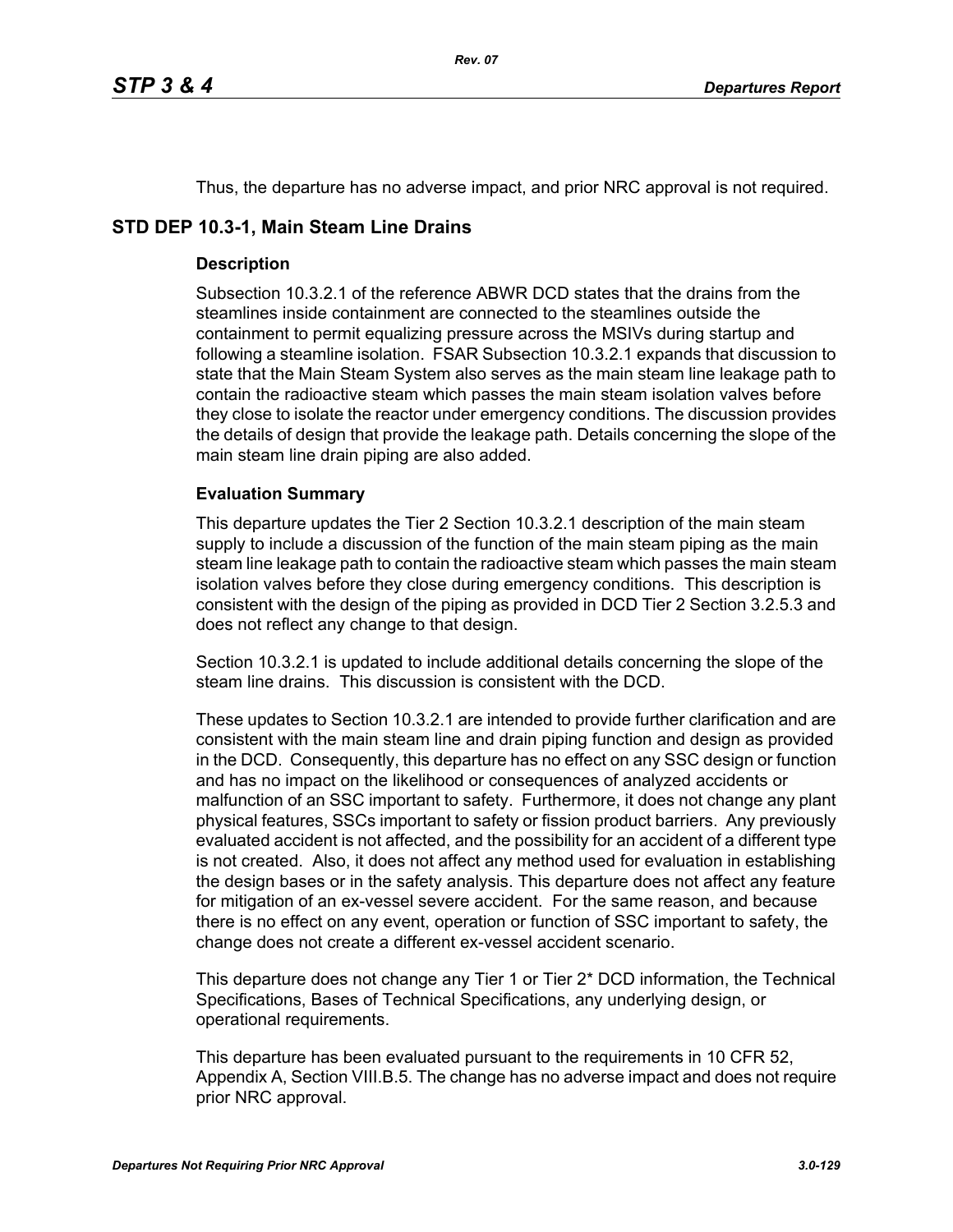Thus, the departure has no adverse impact, and prior NRC approval is not required.

## STD DEP 10.3-1, Main Steam Line Drains

### Description

Subsection 10.3.2.1 of the reference ABWR DCD states that the drains from the steamlines inside containment are connected to the steamlines outside the containment to permit equalizing pressure across the MSIVs during startup and following a steamline isolation. FSAR Subsection 10.3.2.1 expands that discussion to state that the Main Steam System also serves as the main steam line leakage path to contain the radioactive steam which passes the main steam isolation valves before they close to isolate the reactor under emergency conditions. The discussion provides the details of design that provide the leakage path. Details concerning the slope of the main steam line drain piping are also added.

### Evaluation Summary

This departure updates the Tier 2 Section 10.3.2.1 description of the main steam supply to include a discussion of the function of the main steam piping as the main steam line leakage path to contain the radioactive steam which passes the main steam isolation valves before they close during emergency conditions. This description is consistent with the design of the piping as provided in DCD Tier 2 Section 3.2.5.3 and does not reflect any change to that design.

Section 10.3.2.1 is updated to include additional details concerning the slope of the steam line drains. This discussion is consistent with the DCD.

These updates to Section 10.3.2.1 are intended to provide further clarification and are consistent with the main steam line and drain piping function and design as provided in the DCD. Consequently, this departure has no effect on any SSC design or function and has no impact on the likelihood or consequences of analyzed accidents or malfunction of an SSC important to safety. Furthermore, it does not change any plant physical features, SSCs important to safety or fission product barriers. Any previously evaluated accident is not affected, and the possibility for an accident of a different type is not created. Also, it does not affect any method used for evaluation in establishing the design bases or in the safety analysis. This departure does not affect any feature for mitigation of an ex-vessel severe accident. For the same reason, and because there is no effect on any event, operation or function of SSC important to safety, the change does not create a different ex-vessel accident scenario.

This departure does not change any Tier 1 or Tier 2* DCD information, the Technical Specifications, Bases of Technical Specifications, any underlying design, or operational requirements.

This departure has been evaluated pursuant to the requirements in 10 CFR 52, Appendix A, Section VIII.B.5. The change has no adverse impact and does not require prior NRC approval.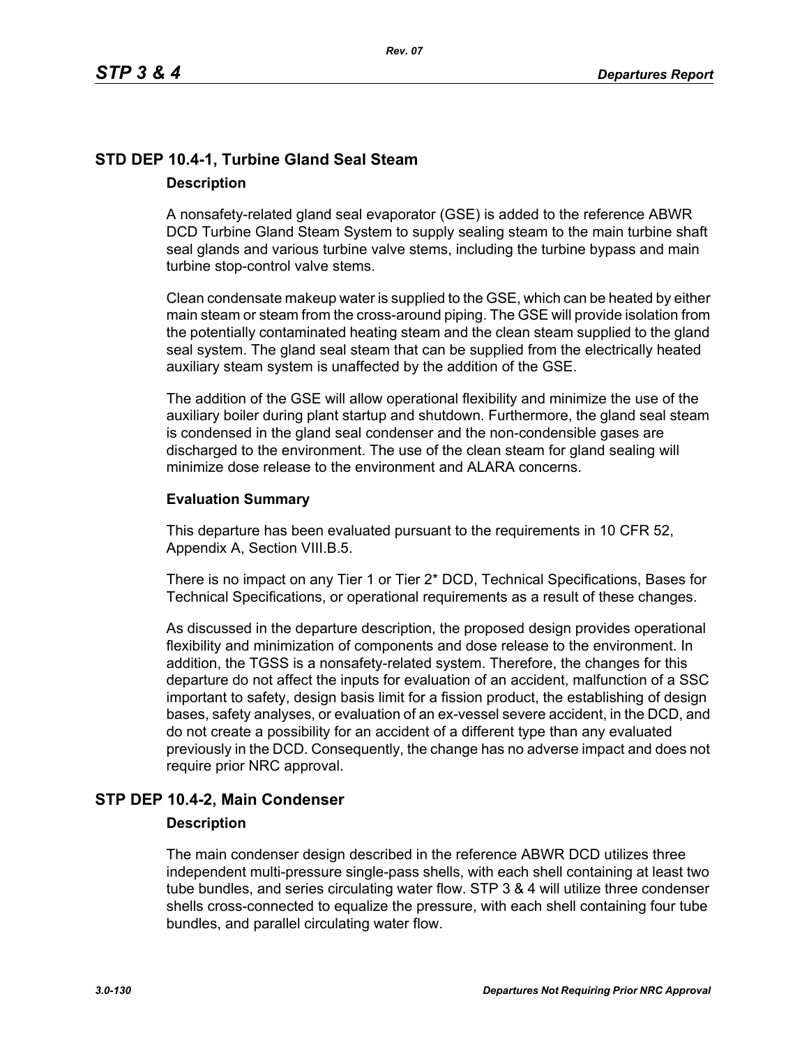## STD DEP 10.4-1, Turbine Gland Seal Steam

### Description

A nonsafety-related gland seal evaporator (GSE) is added to the reference ABWR DCD Turbine Gland Steam System to supply sealing steam to the main turbine shaft seal glands and various turbine valve stems, including the turbine bypass and main turbine stop-control valve stems.

Clean condensate makeup water is supplied to the GSE, which can be heated by either main steam or steam from the cross-around piping. The GSE will provide isolation from the potentially contaminated heating steam and the clean steam supplied to the gland seal system. The gland seal steam that can be supplied from the electrically heated auxiliary steam system is unaffected by the addition of the GSE.

The addition of the GSE will allow operational flexibility and minimize the use of the auxiliary boiler during plant startup and shutdown. Furthermore, the gland seal steam is condensed in the gland seal condenser and the non-condensible gases are discharged to the environment. The use of the clean steam for gland sealing will minimize dose release to the environment and ALARA concerns.

### Evaluation Summary

This departure has been evaluated pursuant to the requirements in 10 CFR 52, Appendix A, Section VIII.B.5.

There is no impact on any Tier 1 or Tier 2* DCD, Technical Specifications, Bases for Technical Specifications, or operational requirements as a result of these changes.

As discussed in the departure description, the proposed design provides operational flexibility and minimization of components and dose release to the environment. In addition, the TGSS is a nonsafety-related system. Therefore, the changes for this departure do not affect the inputs for evaluation of an accident, malfunction of a SSC important to safety, design basis limit for a fission product, the establishing of design bases, safety analyses, or evaluation of an ex-vessel severe accident, in the DCD, and do not create a possibility for an accident of a different type than any evaluated previously in the DCD. Consequently, the change has no adverse impact and does not require prior NRC approval.

## STP DEP 10.4-2, Main Condenser

### Description

The main condenser design described in the reference ABWR DCD utilizes three independent multi-pressure single-pass shells, with each shell containing at least two tube bundles, and series circulating water flow. STP 3 & 4 will utilize three condenser shells cross-connected to equalize the pressure, with each shell containing four tube bundles, and parallel circulating water flow.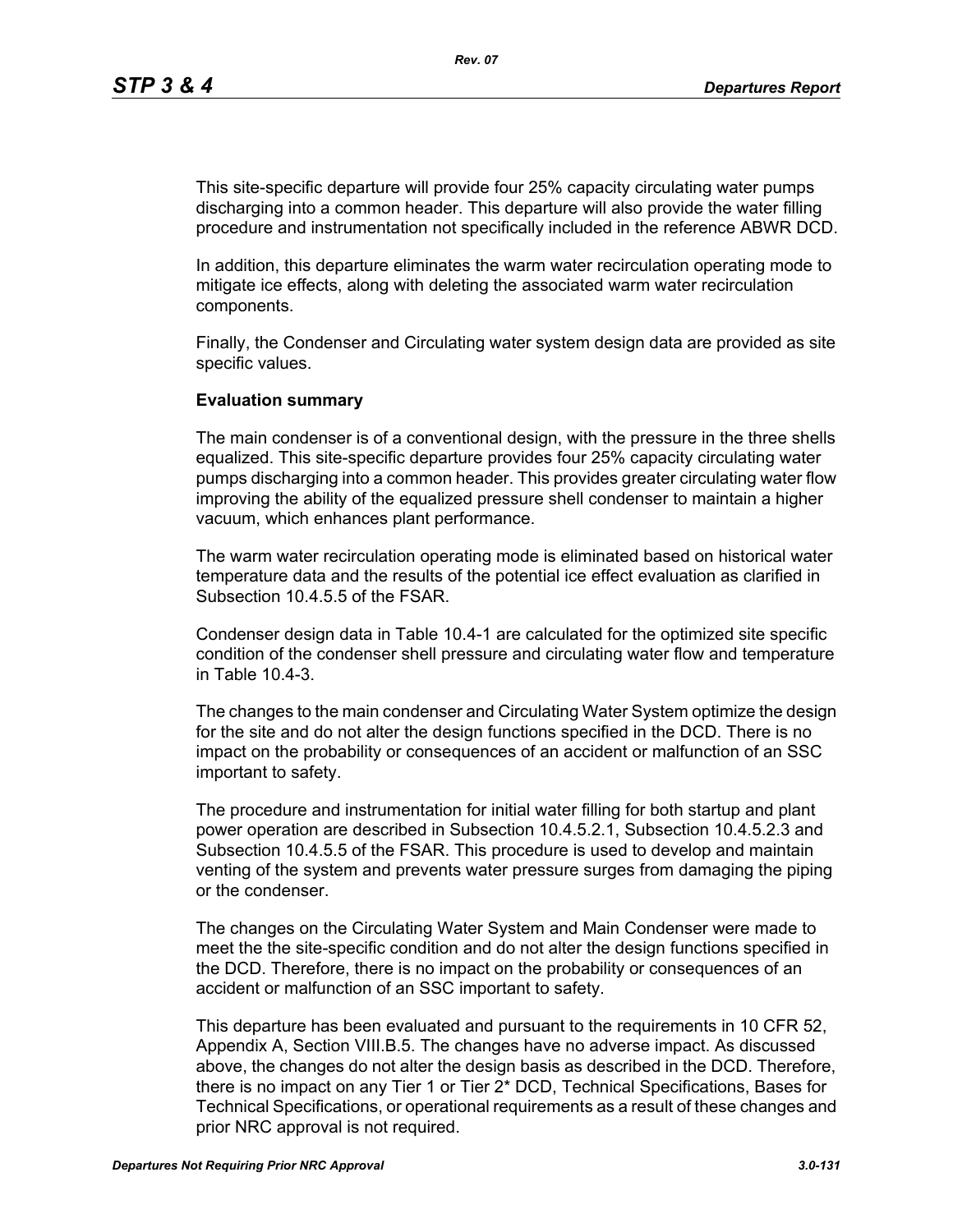This site-specific departure will provide four 25% capacity circulating water pumps discharging into a common header. This departure will also provide the water filling procedure and instrumentation not specifically included in the reference ABWR DCD.

In addition, this departure eliminates the warm water recirculation operating mode to mitigate ice effects, along with deleting the associated warm water recirculation components.

Finally, the Condenser and Circulating water system design data are provided as site specific values.

**Evaluation summary**

The main condenser is of a conventional design, with the pressure in the three shells equalized. This site-specific departure provides four 25% capacity circulating water pumps discharging into a common header. This provides greater circulating water flow improving the ability of the equalized pressure shell condenser to maintain a higher vacuum, which enhances plant performance.

The warm water recirculation operating mode is eliminated based on historical water temperature data and the results of the potential ice effect evaluation as clarified in Subsection 10.4.5.5 of the FSAR.

Condenser design data in Table 10.4-1 are calculated for the optimized site specific condition of the condenser shell pressure and circulating water flow and temperature in Table 10.4-3.

The changes to the main condenser and Circulating Water System optimize the design for the site and do not alter the design functions specified in the DCD. There is no impact on the probability or consequences of an accident or malfunction of an SSC important to safety.

The procedure and instrumentation for initial water filling for both startup and plant power operation are described in Subsection 10.4.5.2.1, Subsection 10.4.5.2.3 and Subsection 10.4.5.5 of the FSAR. This procedure is used to develop and maintain venting of the system and prevents water pressure surges from damaging the piping or the condenser.

The changes on the Circulating Water System and Main Condenser were made to meet the the site-specific condition and do not alter the design functions specified in the DCD. Therefore, there is no impact on the probability or consequences of an accident or malfunction of an SSC important to safety.

This departure has been evaluated and pursuant to the requirements in 10 CFR 52, Appendix A, Section VIII.B.5. The changes have no adverse impact. As discussed above, the changes do not alter the design basis as described in the DCD. Therefore, there is no impact on any Tier 1 or Tier 2* DCD, Technical Specifications, Bases for Technical Specifications, or operational requirements as a result of these changes and prior NRC approval is not required.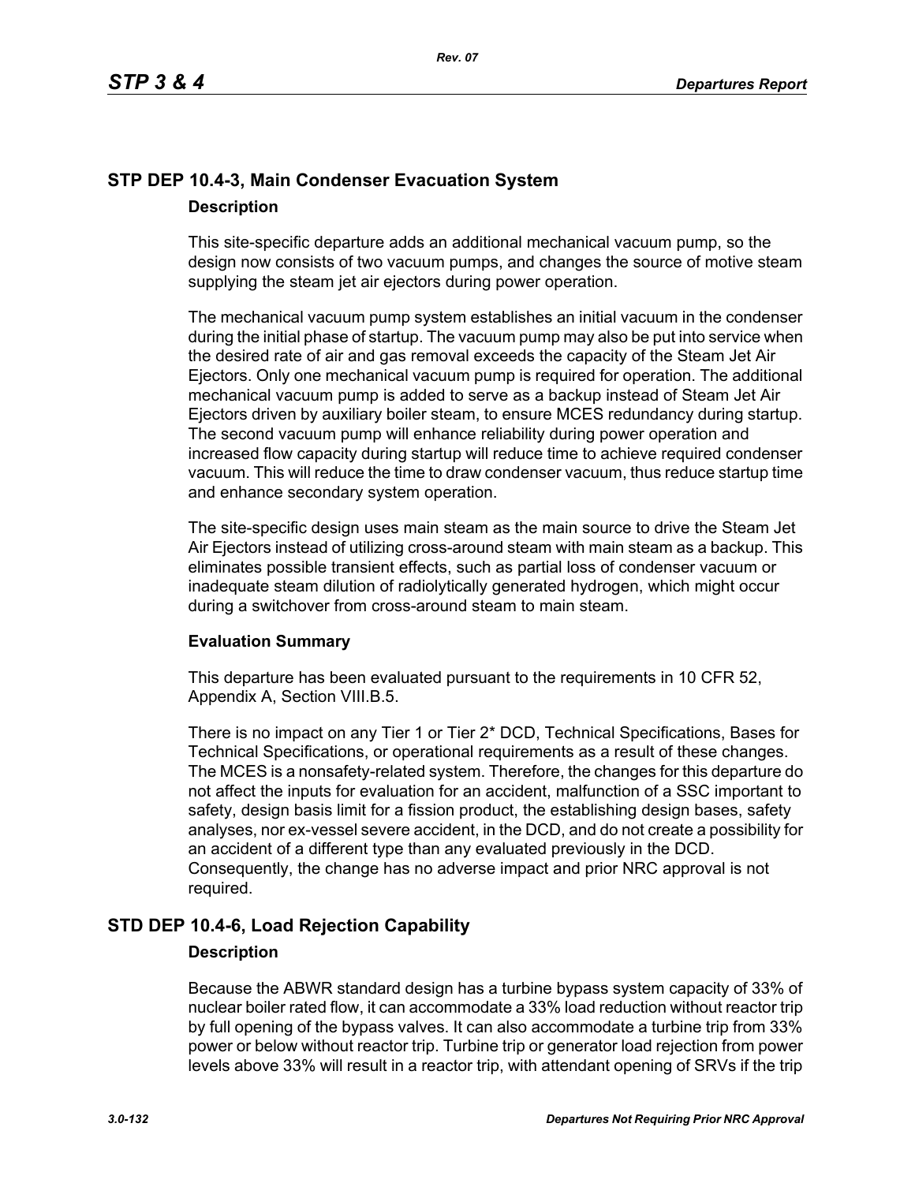## STP DEP 10.4-3, Main Condenser Evacuation System

### Description

This site-specific departure adds an additional mechanical vacuum pump, so the design now consists of two vacuum pumps, and changes the source of motive steam supplying the steam jet air ejectors during power operation.

The mechanical vacuum pump system establishes an initial vacuum in the condenser during the initial phase of startup. The vacuum pump may also be put into service when the desired rate of air and gas removal exceeds the capacity of the Steam Jet Air Ejectors. Only one mechanical vacuum pump is required for operation. The additional mechanical vacuum pump is added to serve as a backup instead of Steam Jet Air Ejectors driven by auxiliary boiler steam, to ensure MCES redundancy during startup. The second vacuum pump will enhance reliability during power operation and increased flow capacity during startup will reduce time to achieve required condenser vacuum. This will reduce the time to draw condenser vacuum, thus reduce startup time and enhance secondary system operation.

The site-specific design uses main steam as the main source to drive the Steam Jet Air Ejectors instead of utilizing cross-around steam with main steam as a backup. This eliminates possible transient effects, such as partial loss of condenser vacuum or inadequate steam dilution of radiolytically generated hydrogen, which might occur during a switchover from cross-around steam to main steam.

### Evaluation Summary

This departure has been evaluated pursuant to the requirements in 10 CFR 52, Appendix A, Section VIII.B.5.

There is no impact on any Tier 1 or Tier 2* DCD, Technical Specifications, Bases for Technical Specifications, or operational requirements as a result of these changes. The MCES is a nonsafety-related system. Therefore, the changes for this departure do not affect the inputs for evaluation for an accident, malfunction of a SSC important to safety, design basis limit for a fission product, the establishing design bases, safety analyses, nor ex-vessel severe accident, in the DCD, and do not create a possibility for an accident of a different type than any evaluated previously in the DCD. Consequently, the change has no adverse impact and prior NRC approval is not required.

## STD DEP 10.4-6, Load Rejection Capability

### Description

Because the ABWR standard design has a turbine bypass system capacity of 33% of nuclear boiler rated flow, it can accommodate a 33% load reduction without reactor trip by full opening of the bypass valves. It can also accommodate a turbine trip from 33% power or below without reactor trip. Turbine trip or generator load rejection from power levels above 33% will result in a reactor trip, with attendant opening of SRVs if the trip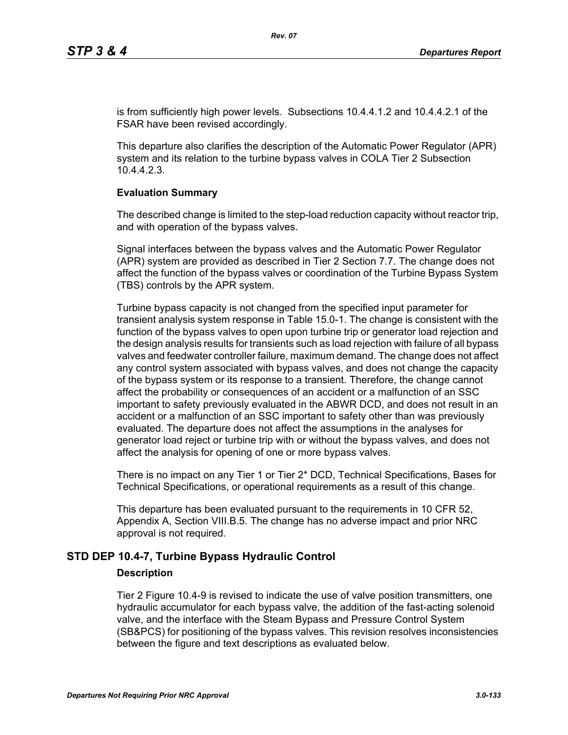is from sufficiently high power levels. Subsections 10.4.4.1.2 and 10.4.4.2.1 of the FSAR have been revised accordingly.

This departure also clarifies the description of the Automatic Power Regulator (APR) system and its relation to the turbine bypass valves in COLA Tier 2 Subsection 10.4.4.2.3.

**Evaluation Summary**

The described change is limited to the step-load reduction capacity without reactor trip, and with operation of the bypass valves.

Signal interfaces between the bypass valves and the Automatic Power Regulator (APR) system are provided as described in Tier 2 Section 7.7. The change does not affect the function of the bypass valves or coordination of the Turbine Bypass System (TBS) controls by the APR system.

Turbine bypass capacity is not changed from the specified input parameter for transient analysis system response in Table 15.0-1. The change is consistent with the function of the bypass valves to open upon turbine trip or generator load rejection and the design analysis results for transients such as load rejection with failure of all bypass valves and feedwater controller failure, maximum demand. The change does not affect any control system associated with bypass valves, and does not change the capacity of the bypass system or its response to a transient. Therefore, the change cannot affect the probability or consequences of an accident or a malfunction of an SSC important to safety previously evaluated in the ABWR DCD, and does not result in an accident or a malfunction of an SSC important to safety other than was previously evaluated. The departure does not affect the assumptions in the analyses for generator load reject or turbine trip with or without the bypass valves, and does not affect the analysis for opening of one or more bypass valves.

There is no impact on any Tier 1 or Tier 2* DCD, Technical Specifications, Bases for Technical Specifications, or operational requirements as a result of this change.

This departure has been evaluated pursuant to the requirements in 10 CFR 52, Appendix A, Section VIII.B.5. The change has no adverse impact and prior NRC approval is not required.

## STD DEP 10.4-7, Turbine Bypass Hydraulic Control

**Description**

Tier 2 Figure 10.4-9 is revised to indicate the use of valve position transmitters, one hydraulic accumulator for each bypass valve, the addition of the fast-acting solenoid valve, and the interface with the Steam Bypass and Pressure Control System (SB&PCS) for positioning of the bypass valves. This revision resolves inconsistencies between the figure and text descriptions as evaluated below.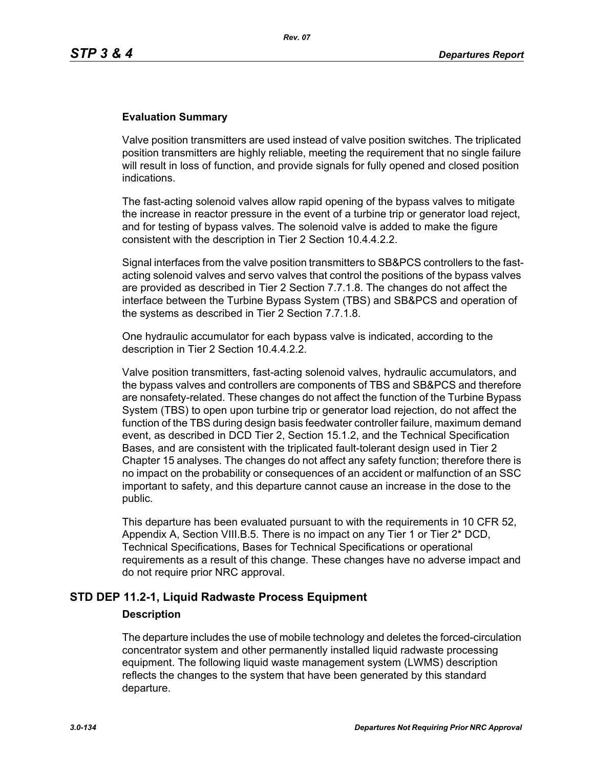### Evaluation Summary

Valve position transmitters are used instead of valve position switches. The triplicated position transmitters are highly reliable, meeting the requirement that no single failure will result in loss of function, and provide signals for fully opened and closed position indications.

The fast-acting solenoid valves allow rapid opening of the bypass valves to mitigate the increase in reactor pressure in the event of a turbine trip or generator load reject, and for testing of bypass valves. The solenoid valve is added to make the figure consistent with the description in Tier 2 Section 10.4.4.2.2.

Signal interfaces from the valve position transmitters to SB&PCS controllers to the fast-acting solenoid valves and servo valves that control the positions of the bypass valves are provided as described in Tier 2 Section 7.7.1.8. The changes do not affect the interface between the Turbine Bypass System (TBS) and SB&PCS and operation of the systems as described in Tier 2 Section 7.7.1.8.

One hydraulic accumulator for each bypass valve is indicated, according to the description in Tier 2 Section 10.4.4.2.2.

Valve position transmitters, fast-acting solenoid valves, hydraulic accumulators, and the bypass valves and controllers are components of TBS and SB&PCS and therefore are nonsafety-related. These changes do not affect the function of the Turbine Bypass System (TBS) to open upon turbine trip or generator load rejection, do not affect the function of the TBS during design basis feedwater controller failure, maximum demand event, as described in DCD Tier 2, Section 15.1.2, and the Technical Specification Bases, and are consistent with the triplicated fault-tolerant design used in Tier 2 Chapter 15 analyses. The changes do not affect any safety function; therefore there is no impact on the probability or consequences of an accident or malfunction of an SSC important to safety, and this departure cannot cause an increase in the dose to the public.

This departure has been evaluated pursuant to with the requirements in 10 CFR 52, Appendix A, Section VIII.B.5. There is no impact on any Tier 1 or Tier 2* DCD, Technical Specifications, Bases for Technical Specifications or operational requirements as a result of this change. These changes have no adverse impact and do not require prior NRC approval.

## STD DEP 11.2-1, Liquid Radwaste Process Equipment

### Description

The departure includes the use of mobile technology and deletes the forced-circulation concentrator system and other permanently installed liquid radwaste processing equipment. The following liquid waste management system (LWMS) description reflects the changes to the system that have been generated by this standard departure.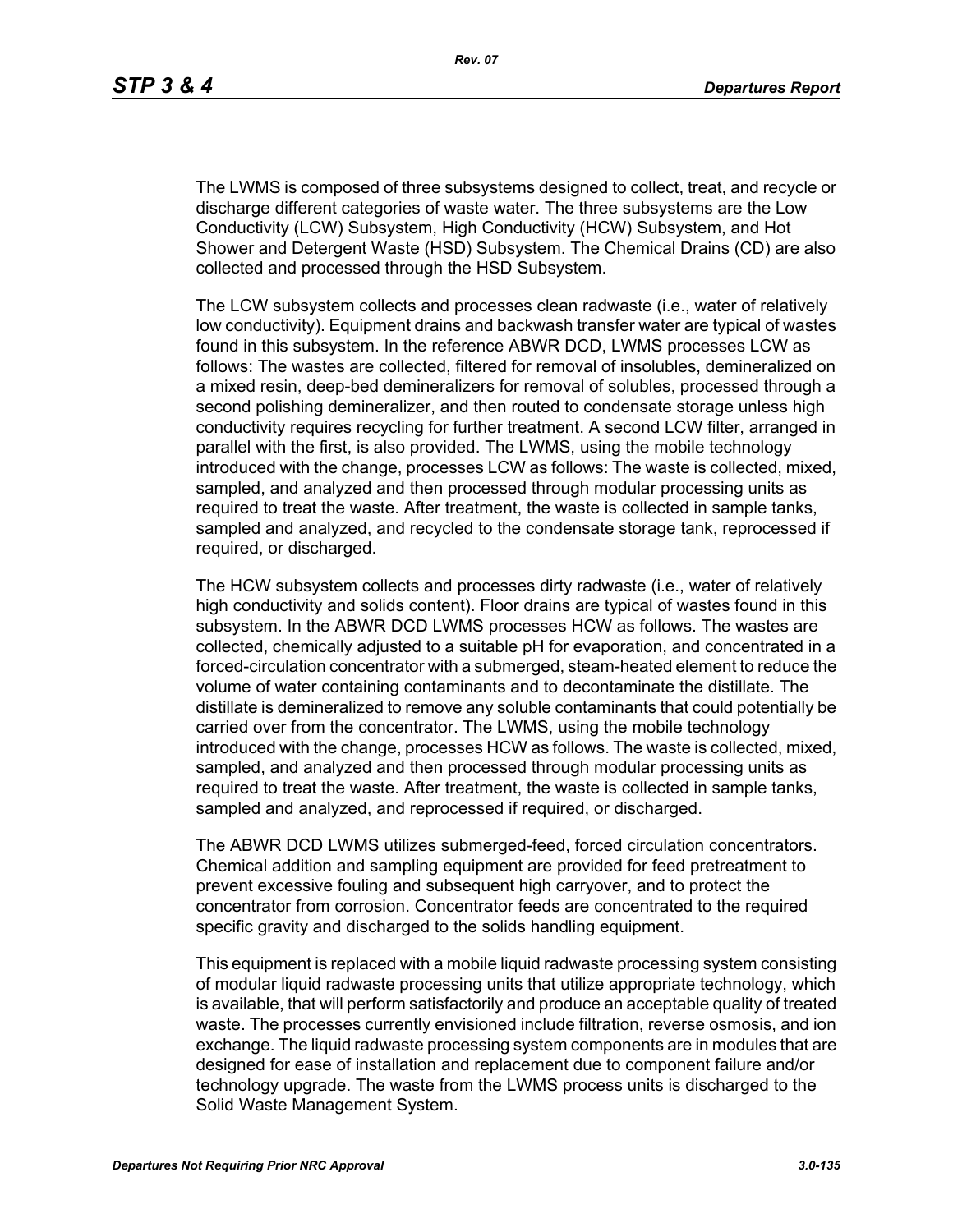The LWMS is composed of three subsystems designed to collect, treat, and recycle or discharge different categories of waste water. The three subsystems are the Low Conductivity (LCW) Subsystem, High Conductivity (HCW) Subsystem, and Hot Shower and Detergent Waste (HSD) Subsystem. The Chemical Drains (CD) are also collected and processed through the HSD Subsystem.

The LCW subsystem collects and processes clean radwaste (i.e., water of relatively low conductivity). Equipment drains and backwash transfer water are typical of wastes found in this subsystem. In the reference ABWR DCD, LWMS processes LCW as follows: The wastes are collected, filtered for removal of insolubles, demineralized on a mixed resin, deep-bed demineralizers for removal of solubles, processed through a second polishing demineralizer, and then routed to condensate storage unless high conductivity requires recycling for further treatment. A second LCW filter, arranged in parallel with the first, is also provided. The LWMS, using the mobile technology introduced with the change, processes LCW as follows: The waste is collected, mixed, sampled, and analyzed and then processed through modular processing units as required to treat the waste. After treatment, the waste is collected in sample tanks, sampled and analyzed, and recycled to the condensate storage tank, reprocessed if required, or discharged.

The HCW subsystem collects and processes dirty radwaste (i.e., water of relatively high conductivity and solids content). Floor drains are typical of wastes found in this subsystem. In the ABWR DCD LWMS processes HCW as follows. The wastes are collected, chemically adjusted to a suitable pH for evaporation, and concentrated in a forced-circulation concentrator with a submerged, steam-heated element to reduce the volume of water containing contaminants and to decontaminate the distillate. The distillate is demineralized to remove any soluble contaminants that could potentially be carried over from the concentrator. The LWMS, using the mobile technology introduced with the change, processes HCW as follows. The waste is collected, mixed, sampled, and analyzed and then processed through modular processing units as required to treat the waste. After treatment, the waste is collected in sample tanks, sampled and analyzed, and reprocessed if required, or discharged.

The ABWR DCD LWMS utilizes submerged-feed, forced circulation concentrators. Chemical addition and sampling equipment are provided for feed pretreatment to prevent excessive fouling and subsequent high carryover, and to protect the concentrator from corrosion. Concentrator feeds are concentrated to the required specific gravity and discharged to the solids handling equipment.

This equipment is replaced with a mobile liquid radwaste processing system consisting of modular liquid radwaste processing units that utilize appropriate technology, which is available, that will perform satisfactorily and produce an acceptable quality of treated waste. The processes currently envisioned include filtration, reverse osmosis, and ion exchange. The liquid radwaste processing system components are in modules that are designed for ease of installation and replacement due to component failure and/or technology upgrade. The waste from the LWMS process units is discharged to the Solid Waste Management System.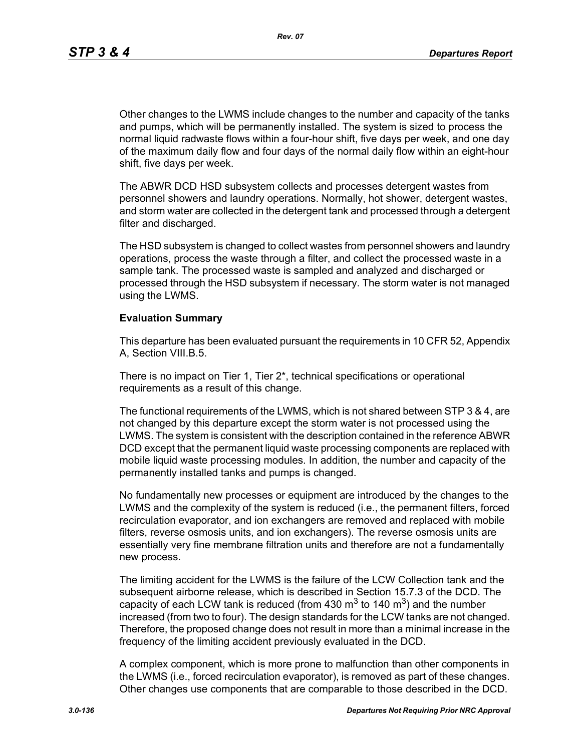Other changes to the LWMS include changes to the number and capacity of the tanks and pumps, which will be permanently installed. The system is sized to process the normal liquid radwaste flows within a four-hour shift, five days per week, and one day of the maximum daily flow and four days of the normal daily flow within an eight-hour shift, five days per week.

The ABWR DCD HSD subsystem collects and processes detergent wastes from personnel showers and laundry operations. Normally, hot shower, detergent wastes, and storm water are collected in the detergent tank and processed through a detergent filter and discharged.

The HSD subsystem is changed to collect wastes from personnel showers and laundry operations, process the waste through a filter, and collect the processed waste in a sample tank. The processed waste is sampled and analyzed and discharged or processed through the HSD subsystem if necessary. The storm water is not managed using the LWMS.

**Evaluation Summary**

This departure has been evaluated pursuant the requirements in 10 CFR 52, Appendix A, Section VIII.B.5.

There is no impact on Tier 1, Tier 2*, technical specifications or operational requirements as a result of this change.

The functional requirements of the LWMS, which is not shared between STP 3 & 4, are not changed by this departure except the storm water is not processed using the LWMS. The system is consistent with the description contained in the reference ABWR DCD except that the permanent liquid waste processing components are replaced with mobile liquid waste processing modules. In addition, the number and capacity of the permanently installed tanks and pumps is changed.

No fundamentally new processes or equipment are introduced by the changes to the LWMS and the complexity of the system is reduced (i.e., the permanent filters, forced recirculation evaporator, and ion exchangers are removed and replaced with mobile filters, reverse osmosis units, and ion exchangers). The reverse osmosis units are essentially very fine membrane filtration units and therefore are not a fundamentally new process.

The limiting accident for the LWMS is the failure of the LCW Collection tank and the subsequent airborne release, which is described in Section 15.7.3 of the DCD. The capacity of each LCW tank is reduced (from 430 $m^3$ to 140 $m^3$) and the number increased (from two to four). The design standards for the LCW tanks are not changed. Therefore, the proposed change does not result in more than a minimal increase in the frequency of the limiting accident previously evaluated in the DCD.

A complex component, which is more prone to malfunction than other components in the LWMS (i.e., forced recirculation evaporator), is removed as part of these changes. Other changes use components that are comparable to those described in the DCD.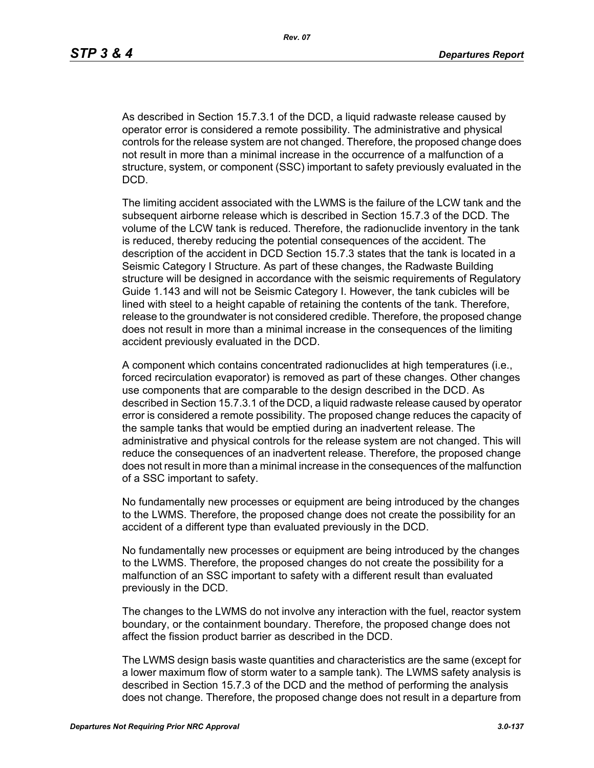As described in Section 15.7.3.1 of the DCD, a liquid radwaste release caused by operator error is considered a remote possibility. The administrative and physical controls for the release system are not changed. Therefore, the proposed change does not result in more than a minimal increase in the occurrence of a malfunction of a structure, system, or component (SSC) important to safety previously evaluated in the DCD.

The limiting accident associated with the LWMS is the failure of the LCW tank and the subsequent airborne release which is described in Section 15.7.3 of the DCD. The volume of the LCW tank is reduced. Therefore, the radionuclide inventory in the tank is reduced, thereby reducing the potential consequences of the accident. The description of the accident in DCD Section 15.7.3 states that the tank is located in a Seismic Category I Structure. As part of these changes, the Radwaste Building structure will be designed in accordance with the seismic requirements of Regulatory Guide 1.143 and will not be Seismic Category I. However, the tank cubicles will be lined with steel to a height capable of retaining the contents of the tank. Therefore, release to the groundwater is not considered credible. Therefore, the proposed change does not result in more than a minimal increase in the consequences of the limiting accident previously evaluated in the DCD.

A component which contains concentrated radionuclides at high temperatures (i.e., forced recirculation evaporator) is removed as part of these changes. Other changes use components that are comparable to the design described in the DCD. As described in Section 15.7.3.1 of the DCD, a liquid radwaste release caused by operator error is considered a remote possibility. The proposed change reduces the capacity of the sample tanks that would be emptied during an inadvertent release. The administrative and physical controls for the release system are not changed. This will reduce the consequences of an inadvertent release. Therefore, the proposed change does not result in more than a minimal increase in the consequences of the malfunction of a SSC important to safety.

No fundamentally new processes or equipment are being introduced by the changes to the LWMS. Therefore, the proposed change does not create the possibility for an accident of a different type than evaluated previously in the DCD.

No fundamentally new processes or equipment are being introduced by the changes to the LWMS. Therefore, the proposed changes do not create the possibility for a malfunction of an SSC important to safety with a different result than evaluated previously in the DCD.

The changes to the LWMS do not involve any interaction with the fuel, reactor system boundary, or the containment boundary. Therefore, the proposed change does not affect the fission product barrier as described in the DCD.

The LWMS design basis waste quantities and characteristics are the same (except for a lower maximum flow of storm water to a sample tank). The LWMS safety analysis is described in Section 15.7.3 of the DCD and the method of performing the analysis does not change. Therefore, the proposed change does not result in a departure from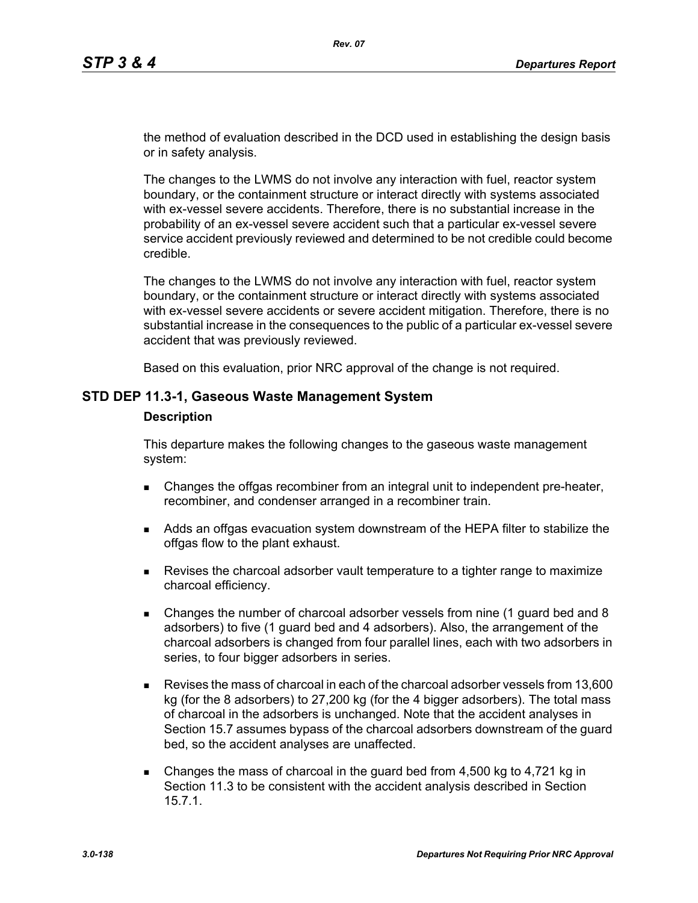the method of evaluation described in the DCD used in establishing the design basis or in safety analysis.

The changes to the LWMS do not involve any interaction with fuel, reactor system boundary, or the containment structure or interact directly with systems associated with ex-vessel severe accidents. Therefore, there is no substantial increase in the probability of an ex-vessel severe accident such that a particular ex-vessel severe service accident previously reviewed and determined to be not credible could become credible.

The changes to the LWMS do not involve any interaction with fuel, reactor system boundary, or the containment structure or interact directly with systems associated with ex-vessel severe accidents or severe accident mitigation. Therefore, there is no substantial increase in the consequences to the public of a particular ex-vessel severe accident that was previously reviewed.

Based on this evaluation, prior NRC approval of the change is not required.

## STD DEP 11.3-1, Gaseous Waste Management System

### Description

This departure makes the following changes to the gaseous waste management system:

- Changes the offgas recombiner from an integral unit to independent pre-heater, recombiner, and condenser arranged in a recombiner train.
- Adds an offgas evacuation system downstream of the HEPA filter to stabilize the offgas flow to the plant exhaust.
- Revises the charcoal adsorber vault temperature to a tighter range to maximize charcoal efficiency.
- Changes the number of charcoal adsorber vessels from nine (1 guard bed and 8 adsorbers) to five (1 guard bed and 4 adsorbers). Also, the arrangement of the charcoal adsorbers is changed from four parallel lines, each with two adsorbers in series, to four bigger adsorbers in series.
- Revises the mass of charcoal in each of the charcoal adsorber vessels from 13,600 kg (for the 8 adsorbers) to 27,200 kg (for the 4 bigger adsorbers). The total mass of charcoal in the adsorbers is unchanged. Note that the accident analyses in Section 15.7 assumes bypass of the charcoal adsorbers downstream of the guard bed, so the accident analyses are unaffected.
- Changes the mass of charcoal in the guard bed from 4,500 kg to 4,721 kg in Section 11.3 to be consistent with the accident analysis described in Section 15.7.1.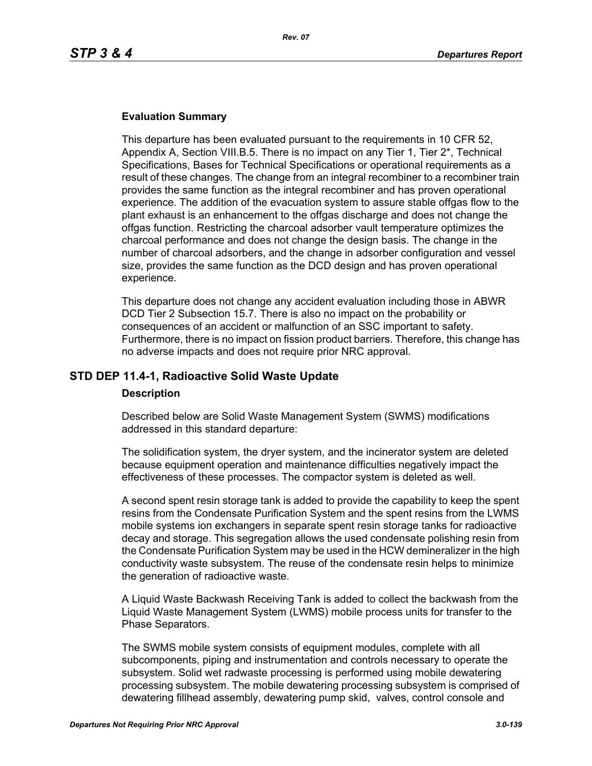### Evaluation Summary

This departure has been evaluated pursuant to the requirements in 10 CFR 52, Appendix A, Section VIII.B.5. There is no impact on any Tier 1, Tier 2*, Technical Specifications, Bases for Technical Specifications or operational requirements as a result of these changes. The change from an integral recombiner to a recombiner train provides the same function as the integral recombiner and has proven operational experience. The addition of the evacuation system to assure stable offgas flow to the plant exhaust is an enhancement to the offgas discharge and does not change the offgas function. Restricting the charcoal adsorber vault temperature optimizes the charcoal performance and does not change the design basis. The change in the number of charcoal adsorbers, and the change in adsorber configuration and vessel size, provides the same function as the DCD design and has proven operational experience.

This departure does not change any accident evaluation including those in ABWR DCD Tier 2 Subsection 15.7. There is also no impact on the probability or consequences of an accident or malfunction of an SSC important to safety. Furthermore, there is no impact on fission product barriers. Therefore, this change has no adverse impacts and does not require prior NRC approval.

## STD DEP 11.4-1, Radioactive Solid Waste Update

### Description

Described below are Solid Waste Management System (SWMS) modifications addressed in this standard departure:

The solidification system, the dryer system, and the incinerator system are deleted because equipment operation and maintenance difficulties negatively impact the effectiveness of these processes. The compactor system is deleted as well.

A second spent resin storage tank is added to provide the capability to keep the spent resins from the Condensate Purification System and the spent resins from the LWMS mobile systems ion exchangers in separate spent resin storage tanks for radioactive decay and storage. This segregation allows the used condensate polishing resin from the Condensate Purification System may be used in the HCW demineralizer in the high conductivity waste subsystem. The reuse of the condensate resin helps to minimize the generation of radioactive waste.

A Liquid Waste Backwash Receiving Tank is added to collect the backwash from the Liquid Waste Management System (LWMS) mobile process units for transfer to the Phase Separators.

The SWMS mobile system consists of equipment modules, complete with all subcomponents, piping and instrumentation and controls necessary to operate the subsystem. Solid wet radwaste processing is performed using mobile dewatering processing subsystem. The mobile dewatering processing subsystem is comprised of dewatering fillhead assembly, dewatering pump skid, valves, control console and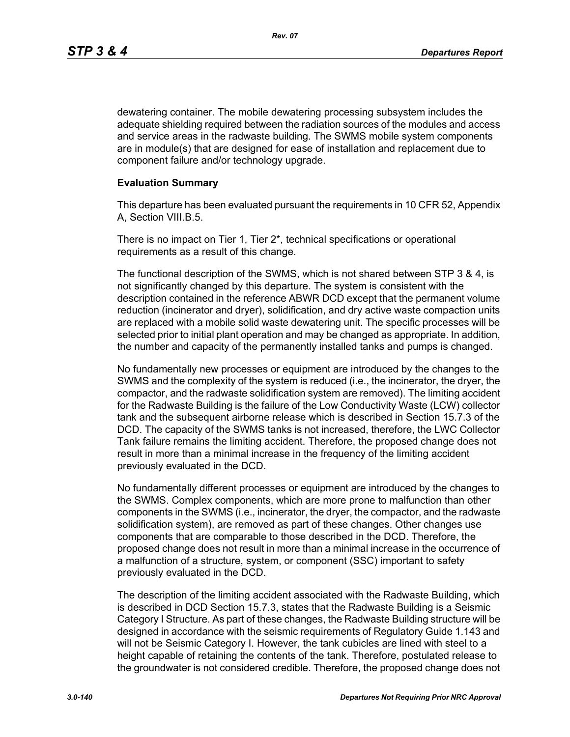dewatering container. The mobile dewatering processing subsystem includes the adequate shielding required between the radiation sources of the modules and access and service areas in the radwaste building. The SWMS mobile system components are in module(s) that are designed for ease of installation and replacement due to component failure and/or technology upgrade.

**Evaluation Summary**

This departure has been evaluated pursuant the requirements in 10 CFR 52, Appendix A, Section VIII.B.5.

There is no impact on Tier 1, Tier 2*, technical specifications or operational requirements as a result of this change.

The functional description of the SWMS, which is not shared between STP 3 & 4, is not significantly changed by this departure. The system is consistent with the description contained in the reference ABWR DCD except that the permanent volume reduction (incinerator and dryer), solidification, and dry active waste compaction units are replaced with a mobile solid waste dewatering unit. The specific processes will be selected prior to initial plant operation and may be changed as appropriate. In addition, the number and capacity of the permanently installed tanks and pumps is changed.

No fundamentally new processes or equipment are introduced by the changes to the SWMS and the complexity of the system is reduced (i.e., the incinerator, the dryer, the compactor, and the radwaste solidification system are removed). The limiting accident for the Radwaste Building is the failure of the Low Conductivity Waste (LCW) collector tank and the subsequent airborne release which is described in Section 15.7.3 of the DCD. The capacity of the SWMS tanks is not increased, therefore, the LWC Collector Tank failure remains the limiting accident. Therefore, the proposed change does not result in more than a minimal increase in the frequency of the limiting accident previously evaluated in the DCD.

No fundamentally different processes or equipment are introduced by the changes to the SWMS. Complex components, which are more prone to malfunction than other components in the SWMS (i.e., incinerator, the dryer, the compactor, and the radwaste solidification system), are removed as part of these changes. Other changes use components that are comparable to those described in the DCD. Therefore, the proposed change does not result in more than a minimal increase in the occurrence of a malfunction of a structure, system, or component (SSC) important to safety previously evaluated in the DCD.

The description of the limiting accident associated with the Radwaste Building, which is described in DCD Section 15.7.3, states that the Radwaste Building is a Seismic Category I Structure. As part of these changes, the Radwaste Building structure will be designed in accordance with the seismic requirements of Regulatory Guide 1.143 and will not be Seismic Category I. However, the tank cubicles are lined with steel to a height capable of retaining the contents of the tank. Therefore, postulated release to the groundwater is not considered credible. Therefore, the proposed change does not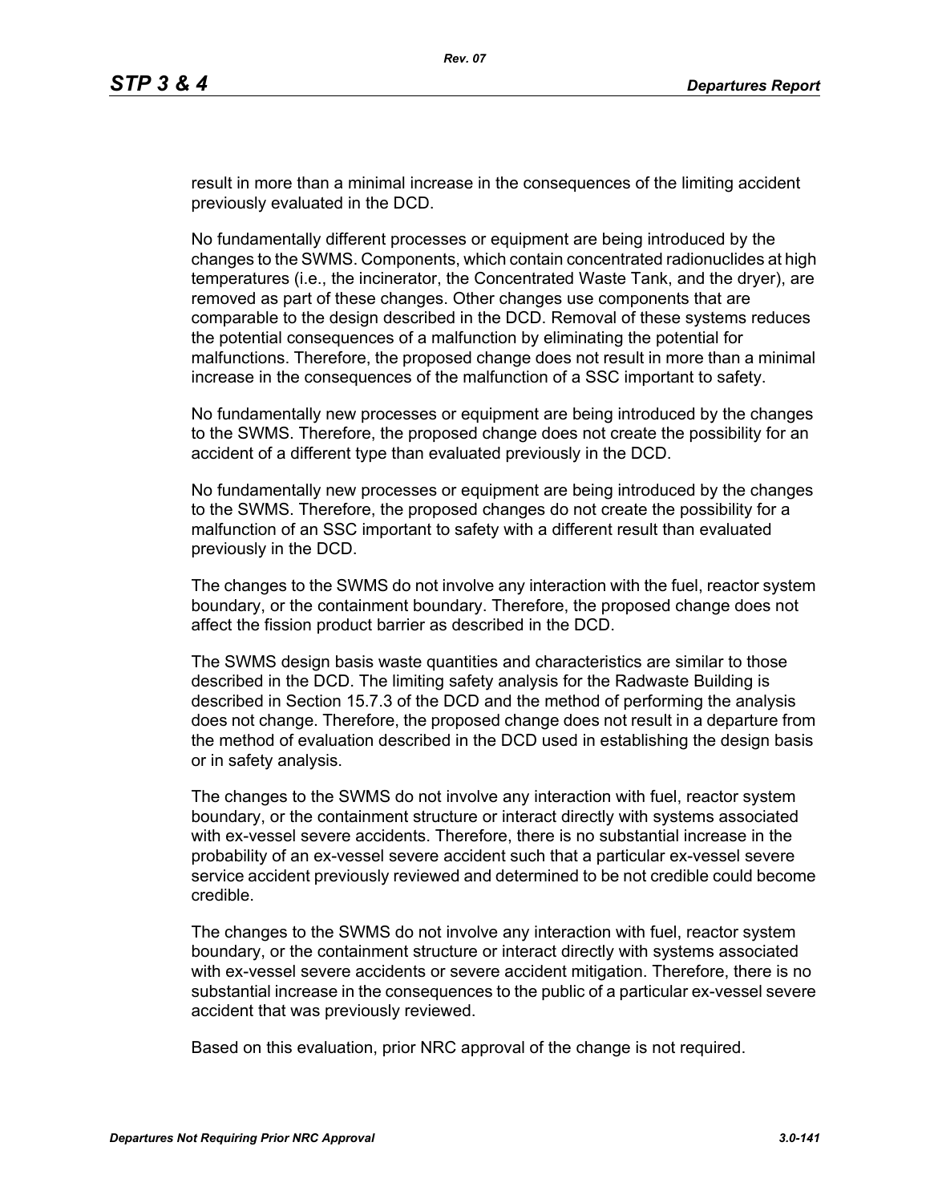result in more than a minimal increase in the consequences of the limiting accident previously evaluated in the DCD.

No fundamentally different processes or equipment are being introduced by the changes to the SWMS. Components, which contain concentrated radionuclides at high temperatures (i.e., the incinerator, the Concentrated Waste Tank, and the dryer), are removed as part of these changes. Other changes use components that are comparable to the design described in the DCD. Removal of these systems reduces the potential consequences of a malfunction by eliminating the potential for malfunctions. Therefore, the proposed change does not result in more than a minimal increase in the consequences of the malfunction of a SSC important to safety.

No fundamentally new processes or equipment are being introduced by the changes to the SWMS. Therefore, the proposed change does not create the possibility for an accident of a different type than evaluated previously in the DCD.

No fundamentally new processes or equipment are being introduced by the changes to the SWMS. Therefore, the proposed changes do not create the possibility for a malfunction of an SSC important to safety with a different result than evaluated previously in the DCD.

The changes to the SWMS do not involve any interaction with the fuel, reactor system boundary, or the containment boundary. Therefore, the proposed change does not affect the fission product barrier as described in the DCD.

The SWMS design basis waste quantities and characteristics are similar to those described in the DCD. The limiting safety analysis for the Radwaste Building is described in Section 15.7.3 of the DCD and the method of performing the analysis does not change. Therefore, the proposed change does not result in a departure from the method of evaluation described in the DCD used in establishing the design basis or in safety analysis.

The changes to the SWMS do not involve any interaction with fuel, reactor system boundary, or the containment structure or interact directly with systems associated with ex-vessel severe accidents. Therefore, there is no substantial increase in the probability of an ex-vessel severe accident such that a particular ex-vessel severe service accident previously reviewed and determined to be not credible could become credible.

The changes to the SWMS do not involve any interaction with fuel, reactor system boundary, or the containment structure or interact directly with systems associated with ex-vessel severe accidents or severe accident mitigation. Therefore, there is no substantial increase in the consequences to the public of a particular ex-vessel severe accident that was previously reviewed.

Based on this evaluation, prior NRC approval of the change is not required.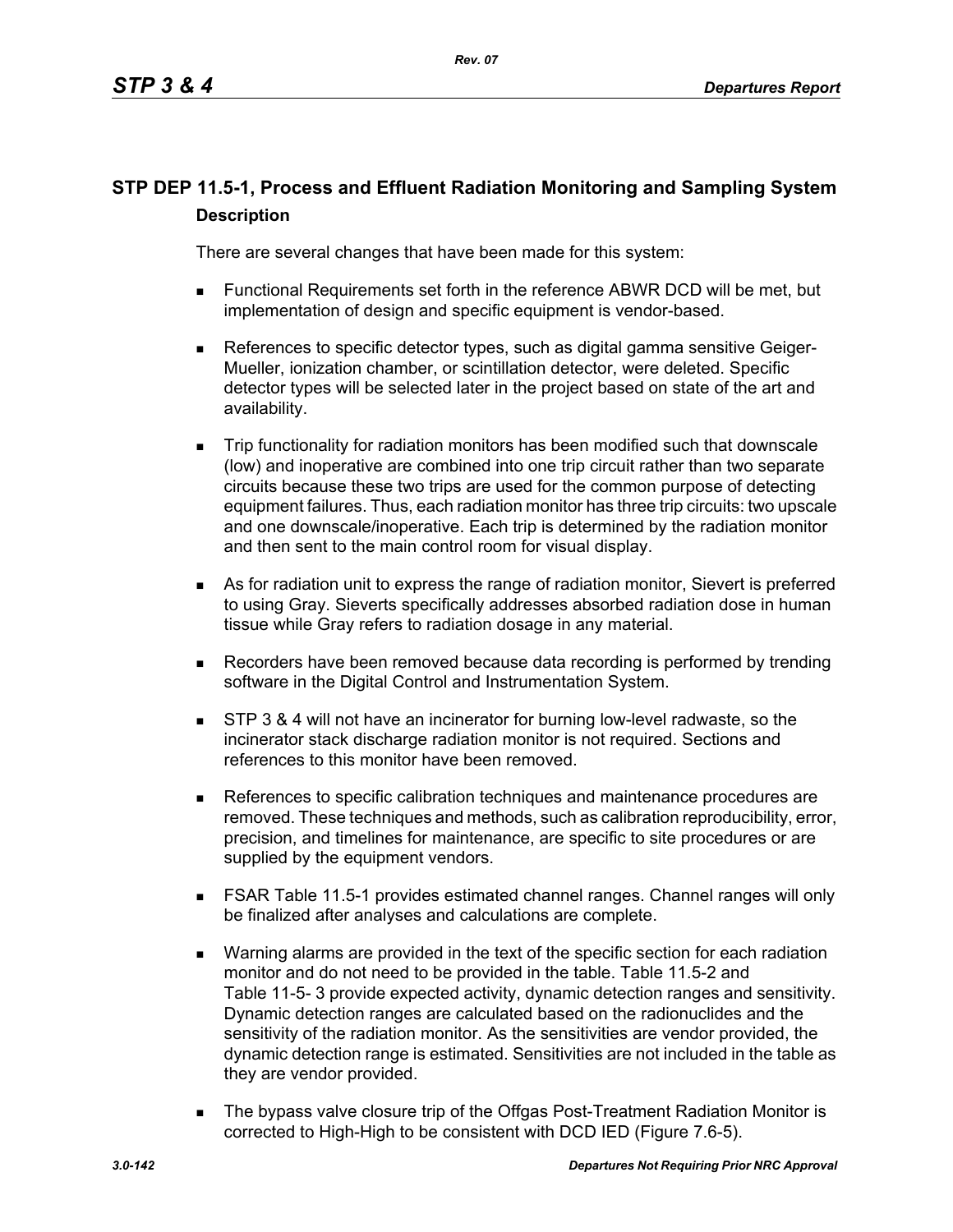## STP DEP 11.5-1, Process and Effluent Radiation Monitoring and Sampling System

### Description

There are several changes that have been made for this system:

- Functional Requirements set forth in the reference ABWR DCD will be met, but implementation of design and specific equipment is vendor-based.
- References to specific detector types, such as digital gamma sensitive Geiger-Mueller, ionization chamber, or scintillation detector, were deleted. Specific detector types will be selected later in the project based on state of the art and availability.
- Trip functionality for radiation monitors has been modified such that downscale (low) and inoperative are combined into one trip circuit rather than two separate circuits because these two trips are used for the common purpose of detecting equipment failures. Thus, each radiation monitor has three trip circuits: two upscale and one downscale/inoperative. Each trip is determined by the radiation monitor and then sent to the main control room for visual display.
- As for radiation unit to express the range of radiation monitor, Sievert is preferred to using Gray. Sieverts specifically addresses absorbed radiation dose in human tissue while Gray refers to radiation dosage in any material.
- Recorders have been removed because data recording is performed by trending software in the Digital Control and Instrumentation System.
- STP 3 & 4 will not have an incinerator for burning low-level radwaste, so the incinerator stack discharge radiation monitor is not required. Sections and references to this monitor have been removed.
- References to specific calibration techniques and maintenance procedures are removed. These techniques and methods, such as calibration reproducibility, error, precision, and timelines for maintenance, are specific to site procedures or are supplied by the equipment vendors.
- FSAR Table 11.5-1 provides estimated channel ranges. Channel ranges will only be finalized after analyses and calculations are complete.
- Warning alarms are provided in the text of the specific section for each radiation monitor and do not need to be provided in the table. Table 11.5-2 and Table 11-5- 3 provide expected activity, dynamic detection ranges and sensitivity. Dynamic detection ranges are calculated based on the radionuclides and the sensitivity of the radiation monitor. As the sensitivities are vendor provided, the dynamic detection range is estimated. Sensitivities are not included in the table as they are vendor provided.
- The bypass valve closure trip of the Offgas Post-Treatment Radiation Monitor is corrected to High-High to be consistent with DCD IED (Figure 7.6-5).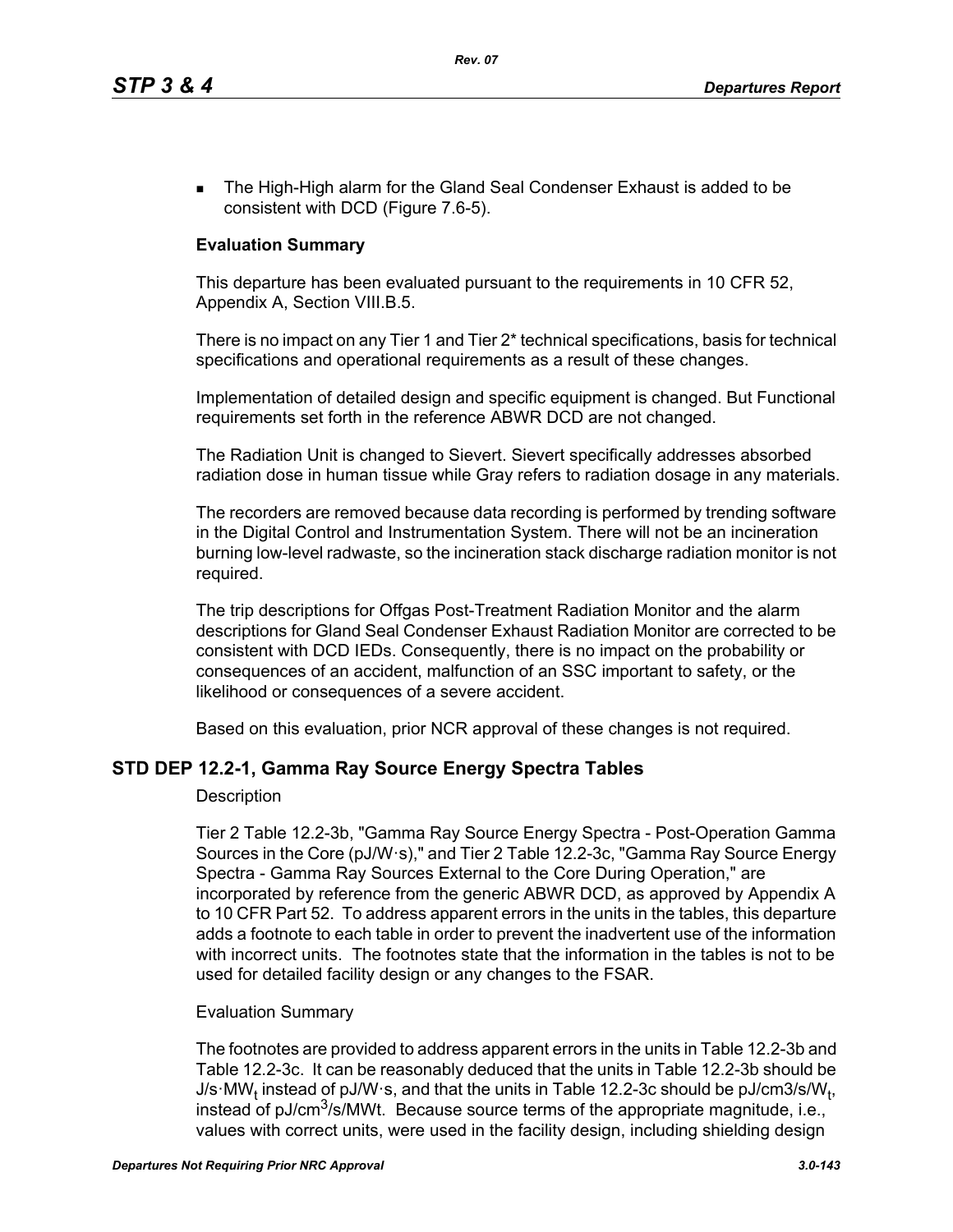- The High-High alarm for the Gland Seal Condenser Exhaust is added to be consistent with DCD (Figure 7.6-5).

**Evaluation Summary**

This departure has been evaluated pursuant to the requirements in 10 CFR 52, Appendix A, Section VIII.B.5.

There is no impact on any Tier 1 and Tier 2* technical specifications, basis for technical specifications and operational requirements as a result of these changes.

Implementation of detailed design and specific equipment is changed. But Functional requirements set forth in the reference ABWR DCD are not changed.

The Radiation Unit is changed to Sievert. Sievert specifically addresses absorbed radiation dose in human tissue while Gray refers to radiation dosage in any materials.

The recorders are removed because data recording is performed by trending software in the Digital Control and Instrumentation System. There will not be an incineration burning low-level radwaste, so the incineration stack discharge radiation monitor is not required.

The trip descriptions for Offgas Post-Treatment Radiation Monitor and the alarm descriptions for Gland Seal Condenser Exhaust Radiation Monitor are corrected to be consistent with DCD IEDs. Consequently, there is no impact on the probability or consequences of an accident, malfunction of an SSC important to safety, or the likelihood or consequences of a severe accident.

Based on this evaluation, prior NCR approval of these changes is not required.

## STD DEP 12.2-1, Gamma Ray Source Energy Spectra Tables

Description

Tier 2 Table 12.2-3b, "Gamma Ray Source Energy Spectra - Post-Operation Gamma Sources in the Core (pJ/W·s)," and Tier 2 Table 12.2-3c, "Gamma Ray Source Energy Spectra - Gamma Ray Sources External to the Core During Operation," are incorporated by reference from the generic ABWR DCD, as approved by Appendix A to 10 CFR Part 52. To address apparent errors in the units in the tables, this departure adds a footnote to each table in order to prevent the inadvertent use of the information with incorrect units. The footnotes state that the information in the tables is not to be used for detailed facility design or any changes to the FSAR.

Evaluation Summary

The footnotes are provided to address apparent errors in the units in Table 12.2-3b and Table 12.2-3c. It can be reasonably deduced that the units in Table 12.2-3b should be J/s·$MW_t$ instead of pJ/W·s, and that the units in Table 12.2-3c should be pJ/cm3/s/$W_t$, instead of pJ/$cm^3$/s/MWt. Because source terms of the appropriate magnitude, i.e., values with correct units, were used in the facility design, including shielding design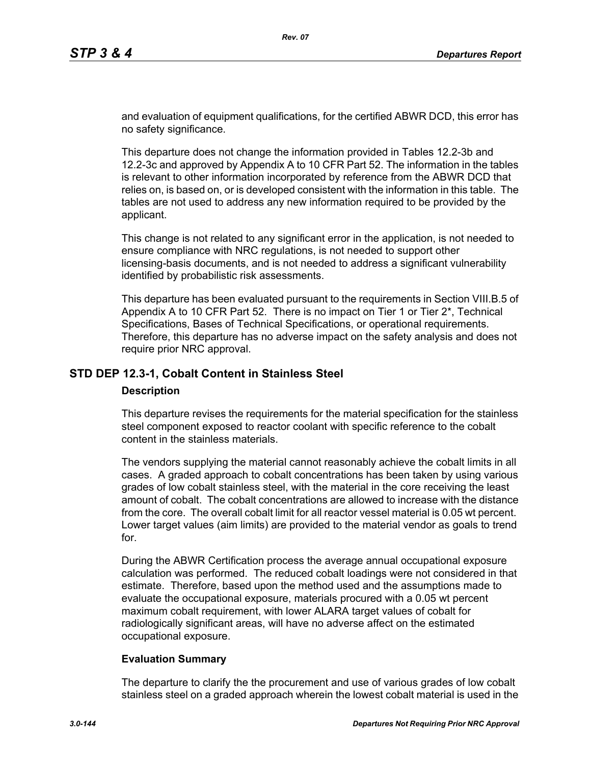and evaluation of equipment qualifications, for the certified ABWR DCD, this error has no safety significance.

This departure does not change the information provided in Tables 12.2-3b and 12.2-3c and approved by Appendix A to 10 CFR Part 52. The information in the tables is relevant to other information incorporated by reference from the ABWR DCD that relies on, is based on, or is developed consistent with the information in this table. The tables are not used to address any new information required to be provided by the applicant.

This change is not related to any significant error in the application, is not needed to ensure compliance with NRC regulations, is not needed to support other licensing-basis documents, and is not needed to address a significant vulnerability identified by probabilistic risk assessments.

This departure has been evaluated pursuant to the requirements in Section VIII.B.5 of Appendix A to 10 CFR Part 52. There is no impact on Tier 1 or Tier 2*, Technical Specifications, Bases of Technical Specifications, or operational requirements. Therefore, this departure has no adverse impact on the safety analysis and does not require prior NRC approval.

## STD DEP 12.3-1, Cobalt Content in Stainless Steel

### Description

This departure revises the requirements for the material specification for the stainless steel component exposed to reactor coolant with specific reference to the cobalt content in the stainless materials.

The vendors supplying the material cannot reasonably achieve the cobalt limits in all cases. A graded approach to cobalt concentrations has been taken by using various grades of low cobalt stainless steel, with the material in the core receiving the least amount of cobalt. The cobalt concentrations are allowed to increase with the distance from the core. The overall cobalt limit for all reactor vessel material is 0.05 wt percent. Lower target values (aim limits) are provided to the material vendor as goals to trend for.

During the ABWR Certification process the average annual occupational exposure calculation was performed. The reduced cobalt loadings were not considered in that estimate. Therefore, based upon the method used and the assumptions made to evaluate the occupational exposure, materials procured with a 0.05 wt percent maximum cobalt requirement, with lower ALARA target values of cobalt for radiologically significant areas, will have no adverse affect on the estimated occupational exposure.

### Evaluation Summary

The departure to clarify the the procurement and use of various grades of low cobalt stainless steel on a graded approach wherein the lowest cobalt material is used in the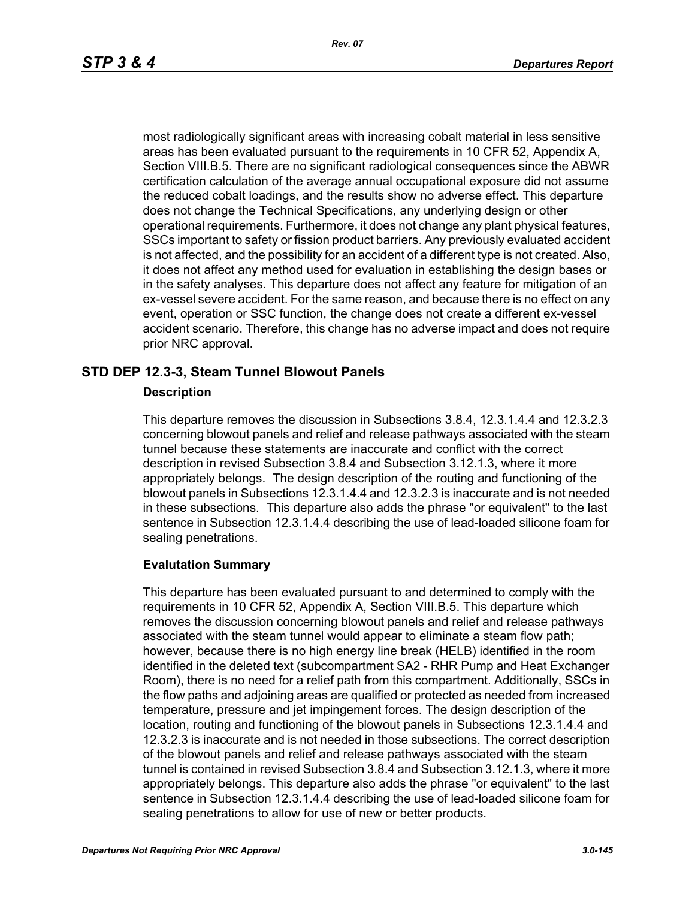most radiologically significant areas with increasing cobalt material in less sensitive areas has been evaluated pursuant to the requirements in 10 CFR 52, Appendix A, Section VIII.B.5. There are no significant radiological consequences since the ABWR certification calculation of the average annual occupational exposure did not assume the reduced cobalt loadings, and the results show no adverse effect. This departure does not change the Technical Specifications, any underlying design or other operational requirements. Furthermore, it does not change any plant physical features, SSCs important to safety or fission product barriers. Any previously evaluated accident is not affected, and the possibility for an accident of a different type is not created. Also, it does not affect any method used for evaluation in establishing the design bases or in the safety analyses. This departure does not affect any feature for mitigation of an ex-vessel severe accident. For the same reason, and because there is no effect on any event, operation or SSC function, the change does not create a different ex-vessel accident scenario. Therefore, this change has no adverse impact and does not require prior NRC approval.

## STD DEP 12.3-3, Steam Tunnel Blowout Panels

### Description

This departure removes the discussion in Subsections 3.8.4, 12.3.1.4.4 and 12.3.2.3 concerning blowout panels and relief and release pathways associated with the steam tunnel because these statements are inaccurate and conflict with the correct description in revised Subsection 3.8.4 and Subsection 3.12.1.3, where it more appropriately belongs. The design description of the routing and functioning of the blowout panels in Subsections 12.3.1.4.4 and 12.3.2.3 is inaccurate and is not needed in these subsections. This departure also adds the phrase "or equivalent" to the last sentence in Subsection 12.3.1.4.4 describing the use of lead-loaded silicone foam for sealing penetrations.

### Evalutation Summary

This departure has been evaluated pursuant to and determined to comply with the requirements in 10 CFR 52, Appendix A, Section VIII.B.5. This departure which removes the discussion concerning blowout panels and relief and release pathways associated with the steam tunnel would appear to eliminate a steam flow path; however, because there is no high energy line break (HELB) identified in the room identified in the deleted text (subcompartment SA2 - RHR Pump and Heat Exchanger Room), there is no need for a relief path from this compartment. Additionally, SSCs in the flow paths and adjoining areas are qualified or protected as needed from increased temperature, pressure and jet impingement forces. The design description of the location, routing and functioning of the blowout panels in Subsections 12.3.1.4.4 and 12.3.2.3 is inaccurate and is not needed in those subsections. The correct description of the blowout panels and relief and release pathways associated with the steam tunnel is contained in revised Subsection 3.8.4 and Subsection 3.12.1.3, where it more appropriately belongs. This departure also adds the phrase "or equivalent" to the last sentence in Subsection 12.3.1.4.4 describing the use of lead-loaded silicone foam for sealing penetrations to allow for use of new or better products.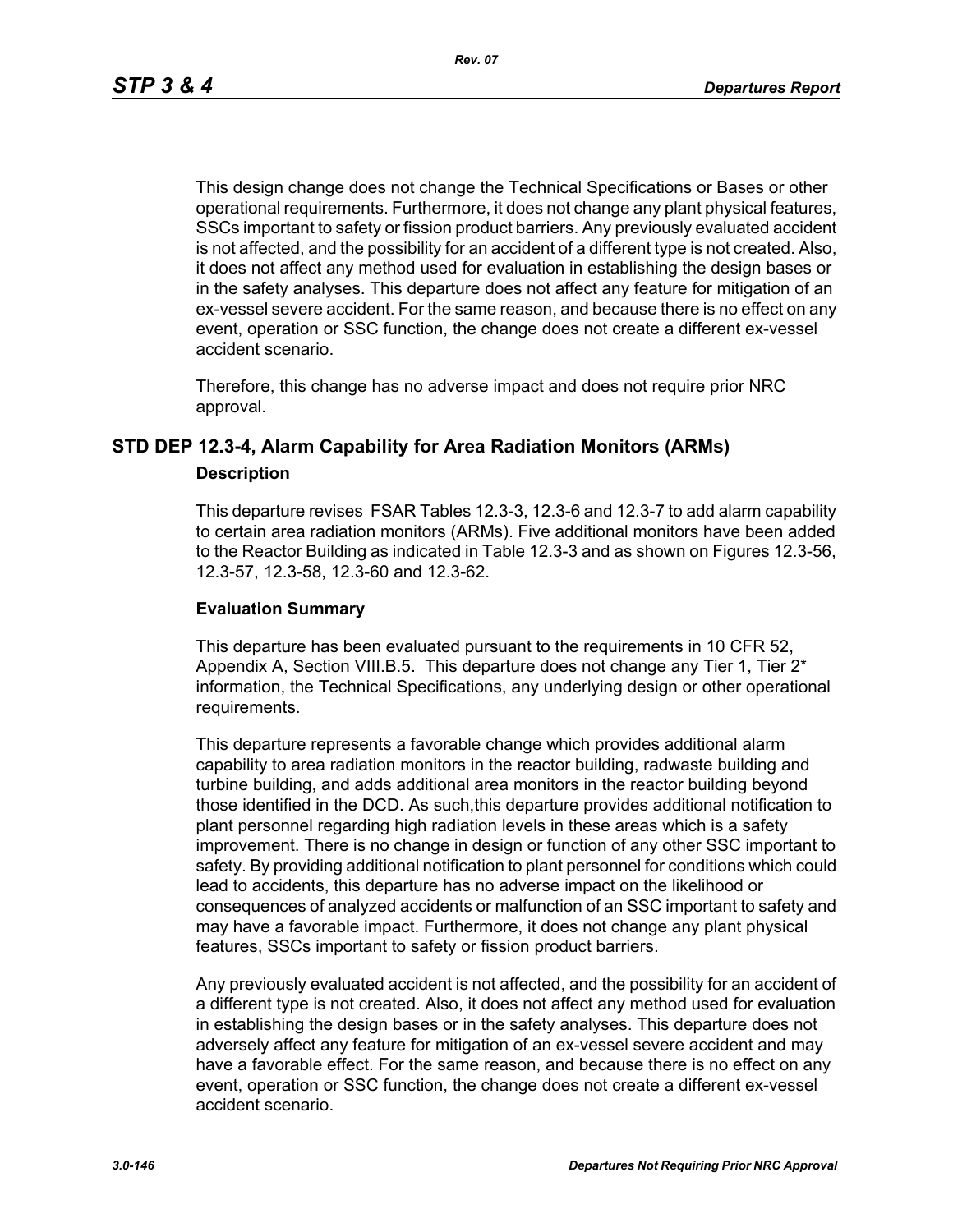This design change does not change the Technical Specifications or Bases or other operational requirements. Furthermore, it does not change any plant physical features, SSCs important to safety or fission product barriers. Any previously evaluated accident is not affected, and the possibility for an accident of a different type is not created. Also, it does not affect any method used for evaluation in establishing the design bases or in the safety analyses. This departure does not affect any feature for mitigation of an ex-vessel severe accident. For the same reason, and because there is no effect on any event, operation or SSC function, the change does not create a different ex-vessel accident scenario.

Therefore, this change has no adverse impact and does not require prior NRC approval.

## STD DEP 12.3-4, Alarm Capability for Area Radiation Monitors (ARMs)

### Description

This departure revises FSAR Tables 12.3-3, 12.3-6 and 12.3-7 to add alarm capability to certain area radiation monitors (ARMs). Five additional monitors have been added to the Reactor Building as indicated in Table 12.3-3 and as shown on Figures 12.3-56, 12.3-57, 12.3-58, 12.3-60 and 12.3-62.

### Evaluation Summary

This departure has been evaluated pursuant to the requirements in 10 CFR 52, Appendix A, Section VIII.B.5. This departure does not change any Tier 1, Tier 2* information, the Technical Specifications, any underlying design or other operational requirements.

This departure represents a favorable change which provides additional alarm capability to area radiation monitors in the reactor building, radwaste building and turbine building, and adds additional area monitors in the reactor building beyond those identified in the DCD. As such,this departure provides additional notification to plant personnel regarding high radiation levels in these areas which is a safety improvement. There is no change in design or function of any other SSC important to safety. By providing additional notification to plant personnel for conditions which could lead to accidents, this departure has no adverse impact on the likelihood or consequences of analyzed accidents or malfunction of an SSC important to safety and may have a favorable impact. Furthermore, it does not change any plant physical features, SSCs important to safety or fission product barriers.

Any previously evaluated accident is not affected, and the possibility for an accident of a different type is not created. Also, it does not affect any method used for evaluation in establishing the design bases or in the safety analyses. This departure does not adversely affect any feature for mitigation of an ex-vessel severe accident and may have a favorable effect. For the same reason, and because there is no effect on any event, operation or SSC function, the change does not create a different ex-vessel accident scenario.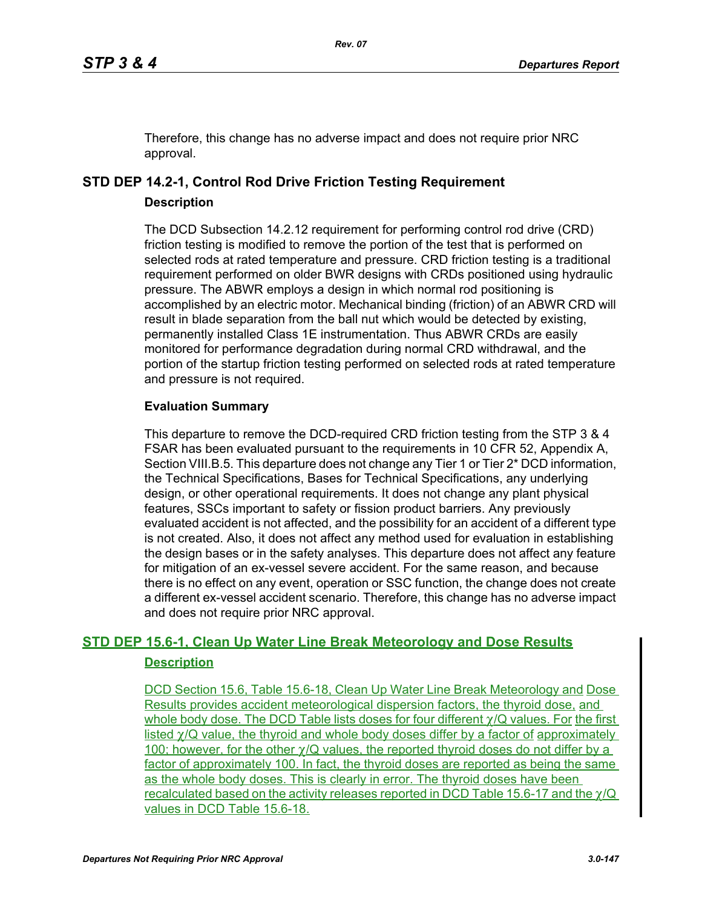Therefore, this change has no adverse impact and does not require prior NRC approval.

## STD DEP 14.2-1, Control Rod Drive Friction Testing Requirement

### Description

The DCD Subsection 14.2.12 requirement for performing control rod drive (CRD) friction testing is modified to remove the portion of the test that is performed on selected rods at rated temperature and pressure. CRD friction testing is a traditional requirement performed on older BWR designs with CRDs positioned using hydraulic pressure. The ABWR employs a design in which normal rod positioning is accomplished by an electric motor. Mechanical binding (friction) of an ABWR CRD will result in blade separation from the ball nut which would be detected by existing, permanently installed Class 1E instrumentation. Thus ABWR CRDs are easily monitored for performance degradation during normal CRD withdrawal, and the portion of the startup friction testing performed on selected rods at rated temperature and pressure is not required.

### Evaluation Summary

This departure to remove the DCD-required CRD friction testing from the STP 3 & 4 FSAR has been evaluated pursuant to the requirements in 10 CFR 52, Appendix A, Section VIII.B.5. This departure does not change any Tier 1 or Tier 2* DCD information, the Technical Specifications, Bases for Technical Specifications, any underlying design, or other operational requirements. It does not change any plant physical features, SSCs important to safety or fission product barriers. Any previously evaluated accident is not affected, and the possibility for an accident of a different type is not created. Also, it does not affect any method used for evaluation in establishing the design bases or in the safety analyses. This departure does not affect any feature for mitigation of an ex-vessel severe accident. For the same reason, and because there is no effect on any event, operation or SSC function, the change does not create a different ex-vessel accident scenario. Therefore, this change has no adverse impact and does not require prior NRC approval.

## STD DEP 15.6-1, Clean Up Water Line Break Meteorology and Dose Results

### Description

DCD Section 15.6, Table 15.6-18, Clean Up Water Line Break Meteorology and Dose Results provides accident meteorological dispersion factors, the thyroid dose, and whole body dose. The DCD Table lists doses for four different $\chi/Q$ values. For the first listed $\chi/Q$ value, the thyroid and whole body doses differ by a factor of approximately 100; however, for the other $\chi/Q$ values, the reported thyroid doses do not differ by a factor of approximately 100. In fact, the thyroid doses are reported as being the same as the whole body doses. This is clearly in error. The thyroid doses have been recalculated based on the activity releases reported in DCD Table 15.6-17 and the $\chi/Q$ values in DCD Table 15.6-18.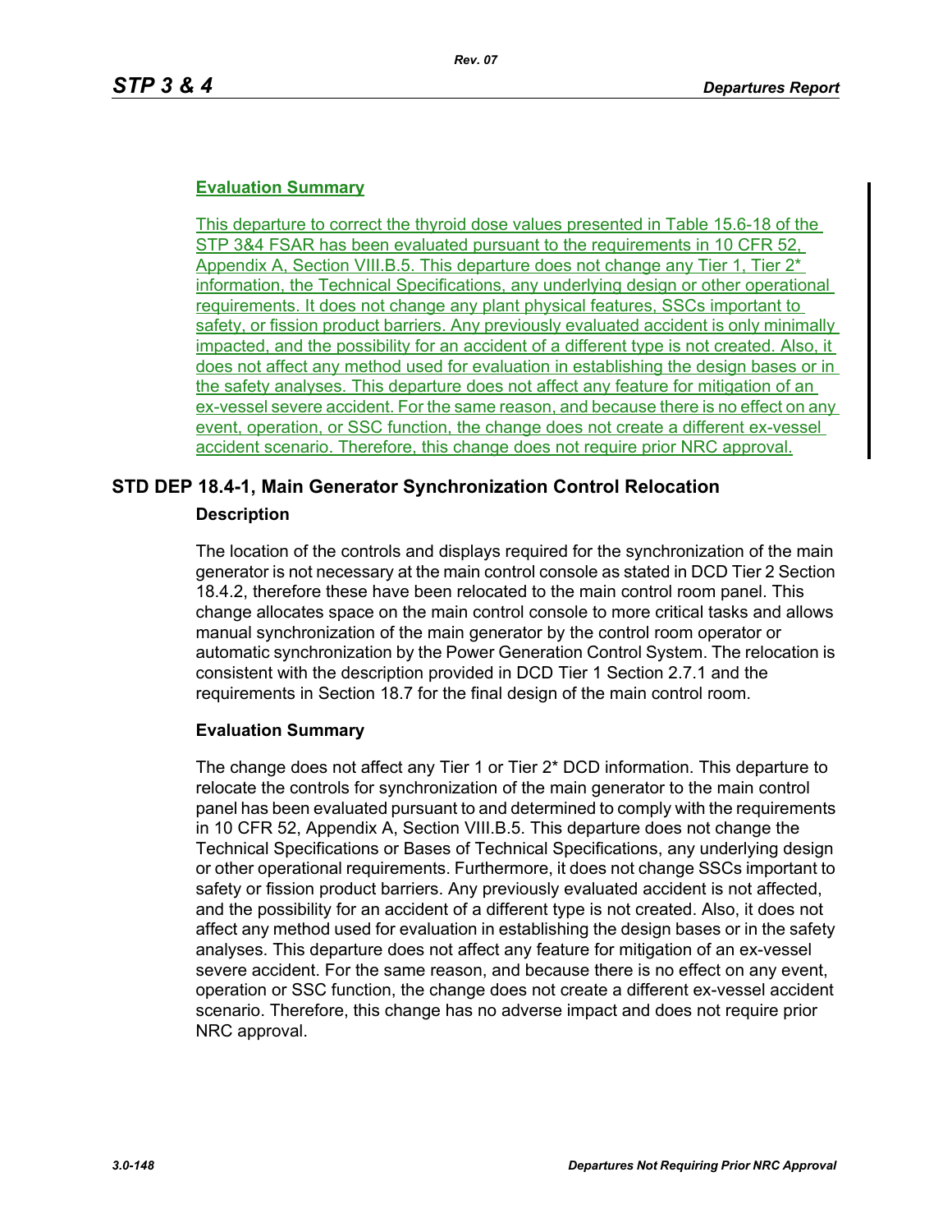**Evaluation Summary**

This departure to correct the thyroid dose values presented in Table 15.6-18 of the STP 3&4 FSAR has been evaluated pursuant to the requirements in 10 CFR 52, Appendix A, Section VIII.B.5. This departure does not change any Tier 1, Tier 2* information, the Technical Specifications, any underlying design or other operational requirements. It does not change any plant physical features, SSCs important to safety, or fission product barriers. Any previously evaluated accident is only minimally impacted, and the possibility for an accident of a different type is not created. Also, it does not affect any method used for evaluation in establishing the design bases or in the safety analyses. This departure does not affect any feature for mitigation of an ex-vessel severe accident. For the same reason, and because there is no effect on any event, operation, or SSC function, the change does not create a different ex-vessel accident scenario. Therefore, this change does not require prior NRC approval.

## STD DEP 18.4-1, Main Generator Synchronization Control Relocation

### Description

The location of the controls and displays required for the synchronization of the main generator is not necessary at the main control console as stated in DCD Tier 2 Section 18.4.2, therefore these have been relocated to the main control room panel. This change allocates space on the main control console to more critical tasks and allows manual synchronization of the main generator by the control room operator or automatic synchronization by the Power Generation Control System. The relocation is consistent with the description provided in DCD Tier 1 Section 2.7.1 and the requirements in Section 18.7 for the final design of the main control room.

### Evaluation Summary

The change does not affect any Tier 1 or Tier 2* DCD information. This departure to relocate the controls for synchronization of the main generator to the main control panel has been evaluated pursuant to and determined to comply with the requirements in 10 CFR 52, Appendix A, Section VIII.B.5. This departure does not change the Technical Specifications or Bases of Technical Specifications, any underlying design or other operational requirements. Furthermore, it does not change SSCs important to safety or fission product barriers. Any previously evaluated accident is not affected, and the possibility for an accident of a different type is not created. Also, it does not affect any method used for evaluation in establishing the design bases or in the safety analyses. This departure does not affect any feature for mitigation of an ex-vessel severe accident. For the same reason, and because there is no effect on any event, operation or SSC function, the change does not create a different ex-vessel accident scenario. Therefore, this change has no adverse impact and does not require prior NRC approval.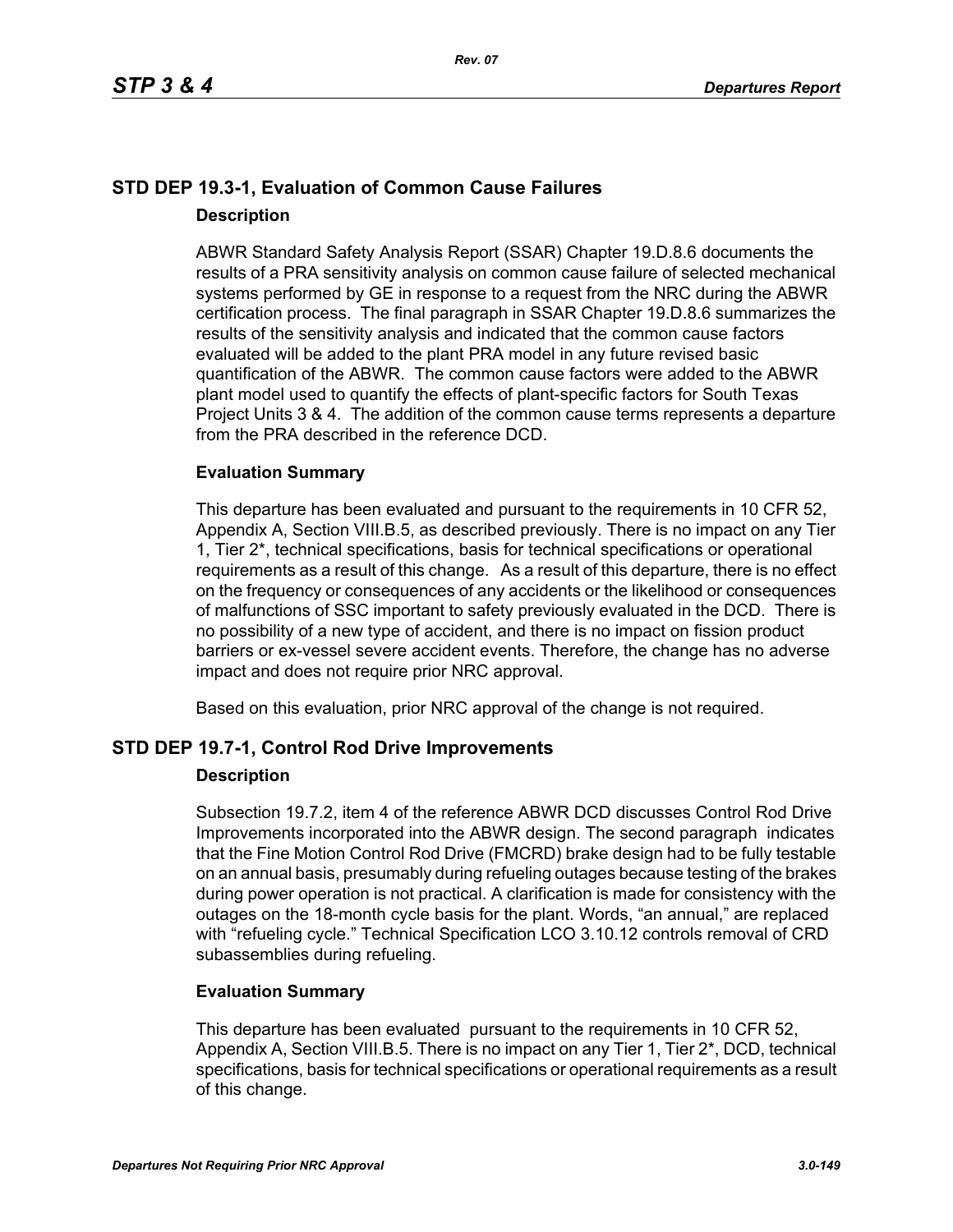## STD DEP 19.3-1, Evaluation of Common Cause Failures

### Description

ABWR Standard Safety Analysis Report (SSAR) Chapter 19.D.8.6 documents the results of a PRA sensitivity analysis on common cause failure of selected mechanical systems performed by GE in response to a request from the NRC during the ABWR certification process. The final paragraph in SSAR Chapter 19.D.8.6 summarizes the results of the sensitivity analysis and indicated that the common cause factors evaluated will be added to the plant PRA model in any future revised basic quantification of the ABWR. The common cause factors were added to the ABWR plant model used to quantify the effects of plant-specific factors for South Texas Project Units 3 & 4. The addition of the common cause terms represents a departure from the PRA described in the reference DCD.

### Evaluation Summary

This departure has been evaluated and pursuant to the requirements in 10 CFR 52, Appendix A, Section VIII.B.5, as described previously. There is no impact on any Tier 1, Tier 2*, technical specifications, basis for technical specifications or operational requirements as a result of this change. As a result of this departure, there is no effect on the frequency or consequences of any accidents or the likelihood or consequences of malfunctions of SSC important to safety previously evaluated in the DCD. There is no possibility of a new type of accident, and there is no impact on fission product barriers or ex-vessel severe accident events. Therefore, the change has no adverse impact and does not require prior NRC approval.

Based on this evaluation, prior NRC approval of the change is not required.

## STD DEP 19.7-1, Control Rod Drive Improvements

### Description

Subsection 19.7.2, item 4 of the reference ABWR DCD discusses Control Rod Drive Improvements incorporated into the ABWR design. The second paragraph indicates that the Fine Motion Control Rod Drive (FMCRD) brake design had to be fully testable on an annual basis, presumably during refueling outages because testing of the brakes during power operation is not practical. A clarification is made for consistency with the outages on the 18-month cycle basis for the plant. Words, “an annual,” are replaced with “refueling cycle.” Technical Specification LCO 3.10.12 controls removal of CRD subassemblies during refueling.

### Evaluation Summary

This departure has been evaluated pursuant to the requirements in 10 CFR 52, Appendix A, Section VIII.B.5. There is no impact on any Tier 1, Tier 2*, DCD, technical specifications, basis for technical specifications or operational requirements as a result of this change.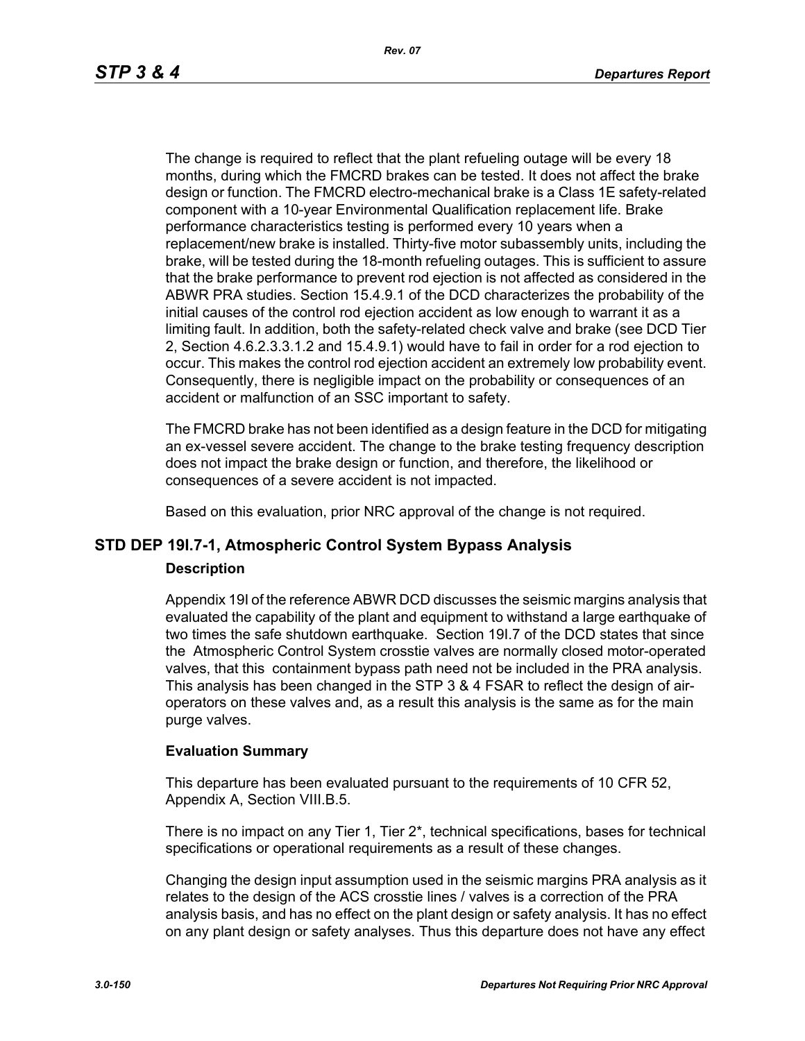The change is required to reflect that the plant refueling outage will be every 18 months, during which the FMCRD brakes can be tested. It does not affect the brake design or function. The FMCRD electro-mechanical brake is a Class 1E safety-related component with a 10-year Environmental Qualification replacement life. Brake performance characteristics testing is performed every 10 years when a replacement/new brake is installed. Thirty-five motor subassembly units, including the brake, will be tested during the 18-month refueling outages. This is sufficient to assure that the brake performance to prevent rod ejection is not affected as considered in the ABWR PRA studies. Section 15.4.9.1 of the DCD characterizes the probability of the initial causes of the control rod ejection accident as low enough to warrant it as a limiting fault. In addition, both the safety-related check valve and brake (see DCD Tier 2, Section 4.6.2.3.3.1.2 and 15.4.9.1) would have to fail in order for a rod ejection to occur. This makes the control rod ejection accident an extremely low probability event. Consequently, there is negligible impact on the probability or consequences of an accident or malfunction of an SSC important to safety.

The FMCRD brake has not been identified as a design feature in the DCD for mitigating an ex-vessel severe accident. The change to the brake testing frequency description does not impact the brake design or function, and therefore, the likelihood or consequences of a severe accident is not impacted.

Based on this evaluation, prior NRC approval of the change is not required.

## STD DEP 19I.7-1, Atmospheric Control System Bypass Analysis

### Description

Appendix 19I of the reference ABWR DCD discusses the seismic margins analysis that evaluated the capability of the plant and equipment to withstand a large earthquake of two times the safe shutdown earthquake. Section 19I.7 of the DCD states that since the Atmospheric Control System crosstie valves are normally closed motor-operated valves, that this containment bypass path need not be included in the PRA analysis. This analysis has been changed in the STP 3 & 4 FSAR to reflect the design of air-operators on these valves and, as a result this analysis is the same as for the main purge valves.

### Evaluation Summary

This departure has been evaluated pursuant to the requirements of 10 CFR 52, Appendix A, Section VIII.B.5.

There is no impact on any Tier 1, Tier 2*, technical specifications, bases for technical specifications or operational requirements as a result of these changes.

Changing the design input assumption used in the seismic margins PRA analysis as it relates to the design of the ACS crosstie lines / valves is a correction of the PRA analysis basis, and has no effect on the plant design or safety analysis. It has no effect on any plant design or safety analyses. Thus this departure does not have any effect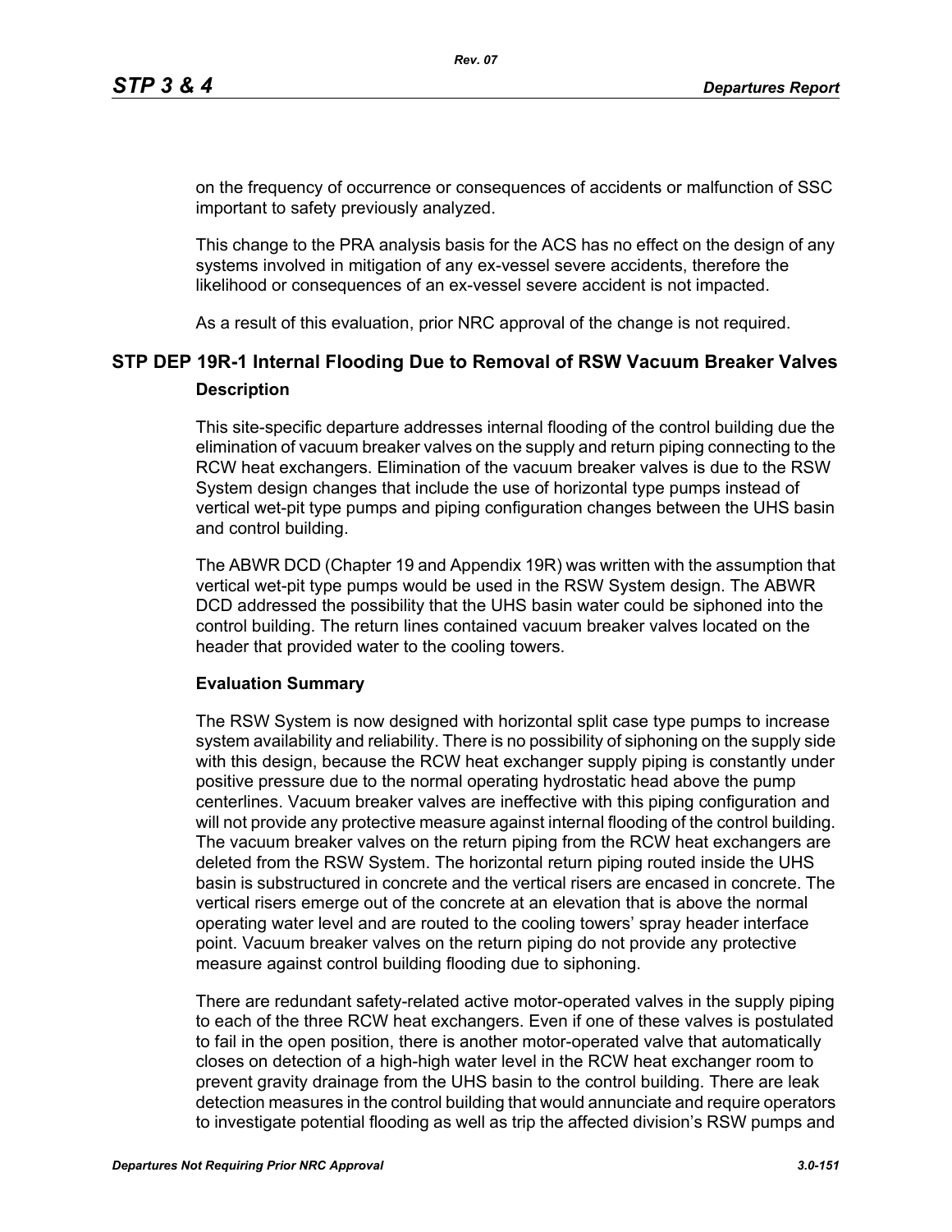on the frequency of occurrence or consequences of accidents or malfunction of SSC important to safety previously analyzed.

This change to the PRA analysis basis for the ACS has no effect on the design of any systems involved in mitigation of any ex-vessel severe accidents, therefore the likelihood or consequences of an ex-vessel severe accident is not impacted.

As a result of this evaluation, prior NRC approval of the change is not required.

## STP DEP 19R-1 Internal Flooding Due to Removal of RSW Vacuum Breaker Valves

### Description

This site-specific departure addresses internal flooding of the control building due the elimination of vacuum breaker valves on the supply and return piping connecting to the RCW heat exchangers. Elimination of the vacuum breaker valves is due to the RSW System design changes that include the use of horizontal type pumps instead of vertical wet-pit type pumps and piping configuration changes between the UHS basin and control building.

The ABWR DCD (Chapter 19 and Appendix 19R) was written with the assumption that vertical wet-pit type pumps would be used in the RSW System design. The ABWR DCD addressed the possibility that the UHS basin water could be siphoned into the control building. The return lines contained vacuum breaker valves located on the header that provided water to the cooling towers.

### Evaluation Summary

The RSW System is now designed with horizontal split case type pumps to increase system availability and reliability. There is no possibility of siphoning on the supply side with this design, because the RCW heat exchanger supply piping is constantly under positive pressure due to the normal operating hydrostatic head above the pump centerlines. Vacuum breaker valves are ineffective with this piping configuration and will not provide any protective measure against internal flooding of the control building. The vacuum breaker valves on the return piping from the RCW heat exchangers are deleted from the RSW System. The horizontal return piping routed inside the UHS basin is substructured in concrete and the vertical risers are encased in concrete. The vertical risers emerge out of the concrete at an elevation that is above the normal operating water level and are routed to the cooling towers' spray header interface point. Vacuum breaker valves on the return piping do not provide any protective measure against control building flooding due to siphoning.

There are redundant safety-related active motor-operated valves in the supply piping to each of the three RCW heat exchangers. Even if one of these valves is postulated to fail in the open position, there is another motor-operated valve that automatically closes on detection of a high-high water level in the RCW heat exchanger room to prevent gravity drainage from the UHS basin to the control building. There are leak detection measures in the control building that would annunciate and require operators to investigate potential flooding as well as trip the affected division's RSW pumps and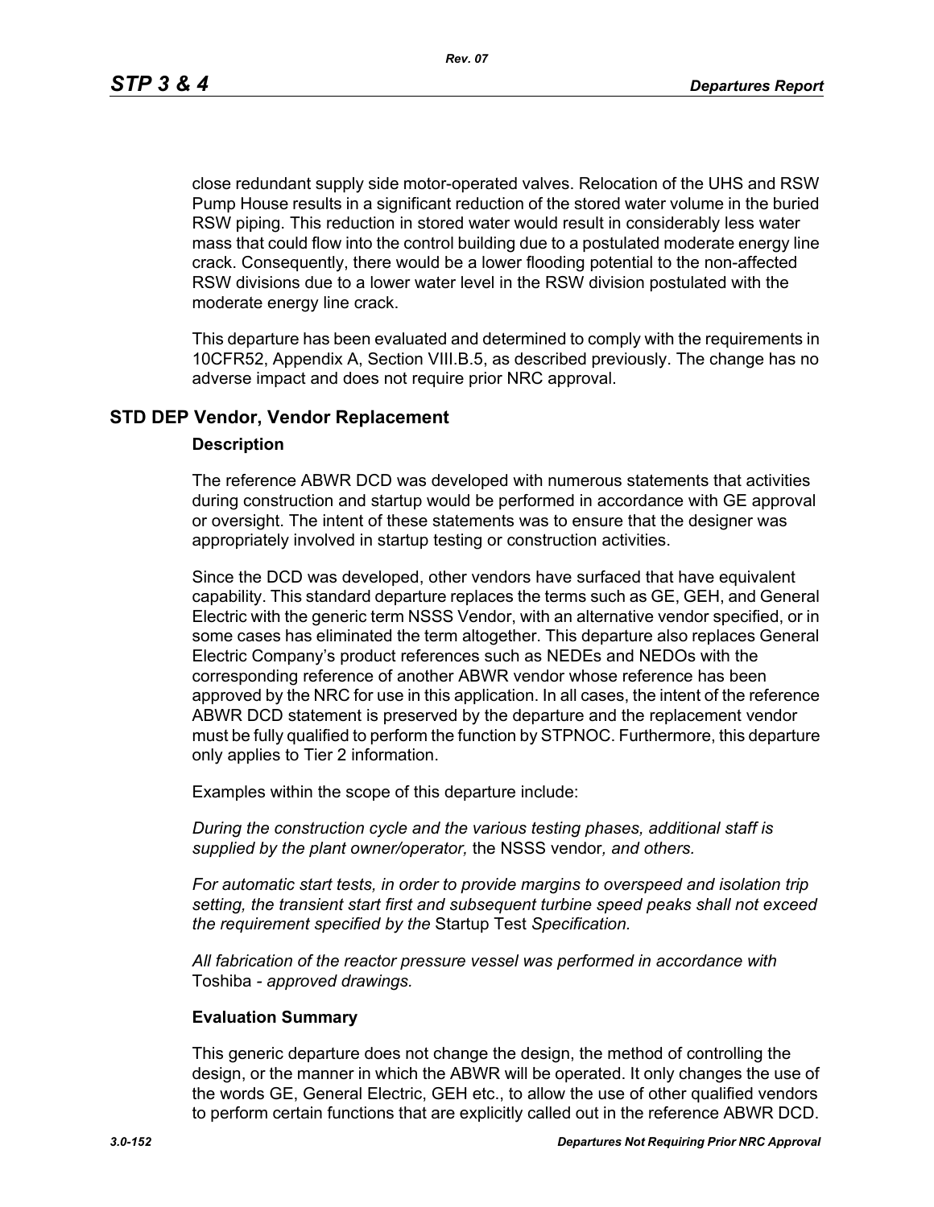close redundant supply side motor-operated valves. Relocation of the UHS and RSW Pump House results in a significant reduction of the stored water volume in the buried RSW piping. This reduction in stored water would result in considerably less water mass that could flow into the control building due to a postulated moderate energy line crack. Consequently, there would be a lower flooding potential to the non-affected RSW divisions due to a lower water level in the RSW division postulated with the moderate energy line crack.

This departure has been evaluated and determined to comply with the requirements in 10CFR52, Appendix A, Section VIII.B.5, as described previously. The change has no adverse impact and does not require prior NRC approval.

## STD DEP Vendor, Vendor Replacement

### Description

The reference ABWR DCD was developed with numerous statements that activities during construction and startup would be performed in accordance with GE approval or oversight. The intent of these statements was to ensure that the designer was appropriately involved in startup testing or construction activities.

Since the DCD was developed, other vendors have surfaced that have equivalent capability. This standard departure replaces the terms such as GE, GEH, and General Electric with the generic term NSSS Vendor, with an alternative vendor specified, or in some cases has eliminated the term altogether. This departure also replaces General Electric Company's product references such as NEDEs and NEDOs with the corresponding reference of another ABWR vendor whose reference has been approved by the NRC for use in this application. In all cases, the intent of the reference ABWR DCD statement is preserved by the departure and the replacement vendor must be fully qualified to perform the function by STPNOC. Furthermore, this departure only applies to Tier 2 information.

Examples within the scope of this departure include:

*During the construction cycle and the various testing phases, additional staff is supplied by the plant owner/operator,* the NSSS vendor*, and others.*

*For automatic start tests, in order to provide margins to overspeed and isolation trip setting, the transient start first and subsequent turbine speed peaks shall not exceed the requirement specified by the* Startup Test *Specification.*

*All fabrication of the reactor pressure vessel was performed in accordance with* Toshiba *- approved drawings.*

### Evaluation Summary

This generic departure does not change the design, the method of controlling the design, or the manner in which the ABWR will be operated. It only changes the use of the words GE, General Electric, GEH etc., to allow the use of other qualified vendors to perform certain functions that are explicitly called out in the reference ABWR DCD.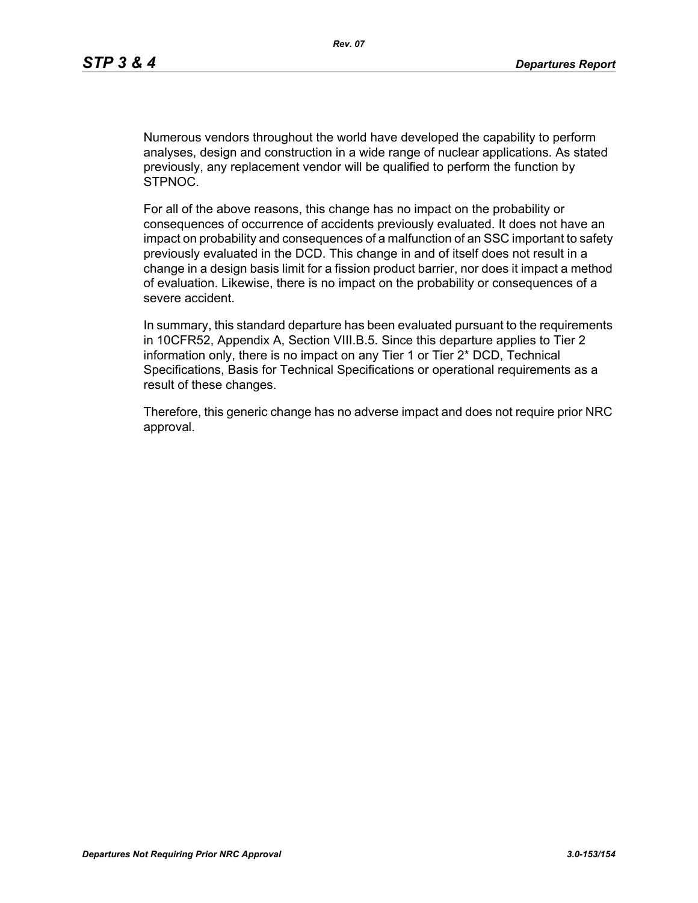Numerous vendors throughout the world have developed the capability to perform analyses, design and construction in a wide range of nuclear applications. As stated previously, any replacement vendor will be qualified to perform the function by STPNOC.

For all of the above reasons, this change has no impact on the probability or consequences of occurrence of accidents previously evaluated. It does not have an impact on probability and consequences of a malfunction of an SSC important to safety previously evaluated in the DCD. This change in and of itself does not result in a change in a design basis limit for a fission product barrier, nor does it impact a method of evaluation. Likewise, there is no impact on the probability or consequences of a severe accident.

In summary, this standard departure has been evaluated pursuant to the requirements in 10CFR52, Appendix A, Section VIII.B.5. Since this departure applies to Tier 2 information only, there is no impact on any Tier 1 or Tier 2* DCD, Technical Specifications, Basis for Technical Specifications or operational requirements as a result of these changes.

Therefore, this generic change has no adverse impact and does not require prior NRC approval.